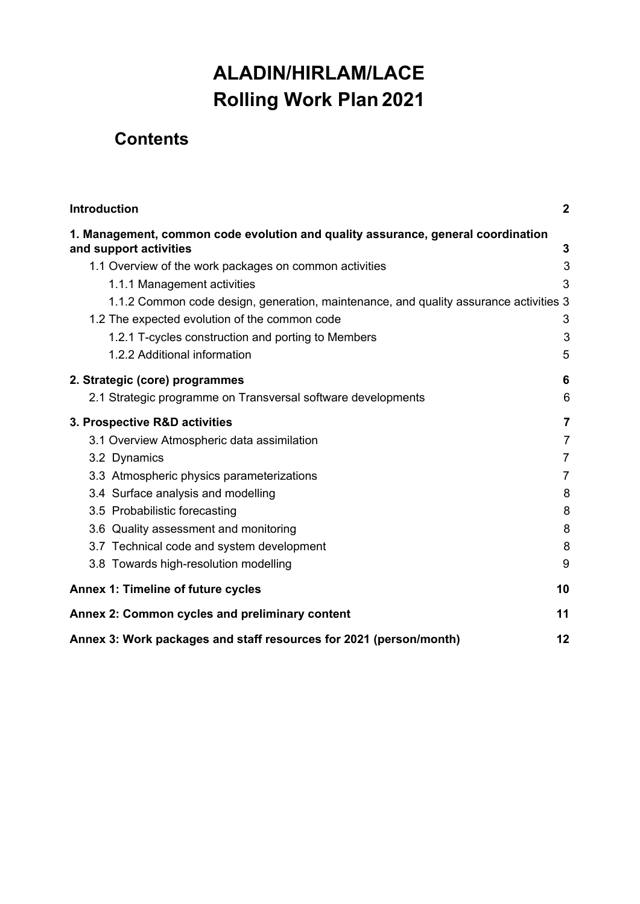# ALADIN/HIRLAM/LACE
# Rolling Work Plan 2021

## Contents

**Introduction** **2**

**1. Management, common code evolution and quality assurance, general coordination and support activities** **3**

- 1.1 Overview of the work packages on common activities 3
  - 1.1.1 Management activities 3
  - 1.1.2 Common code design, generation, maintenance, and quality assurance activities 3
- 1.2 The expected evolution of the common code 3
  - 1.2.1 T-cycles construction and porting to Members 3
  - 1.2.2 Additional information 5

**2. Strategic (core) programmes** **6**

- 2.1 Strategic programme on Transversal software developments 6

**3. Prospective R&D activities** **7**

- 3.1 Overview Atmospheric data assimilation 7
- 3.2 Dynamics 7
- 3.3 Atmospheric physics parameterizations 7
- 3.4 Surface analysis and modelling 8
- 3.5 Probabilistic forecasting 8
- 3.6 Quality assessment and monitoring 8
- 3.7 Technical code and system development 8
- 3.8 Towards high-resolution modelling 9

**Annex 1: Timeline of future cycles** **10**

**Annex 2: Common cycles and preliminary content** **11**

**Annex 3: Work packages and staff resources for 2021 (person/month)** **12**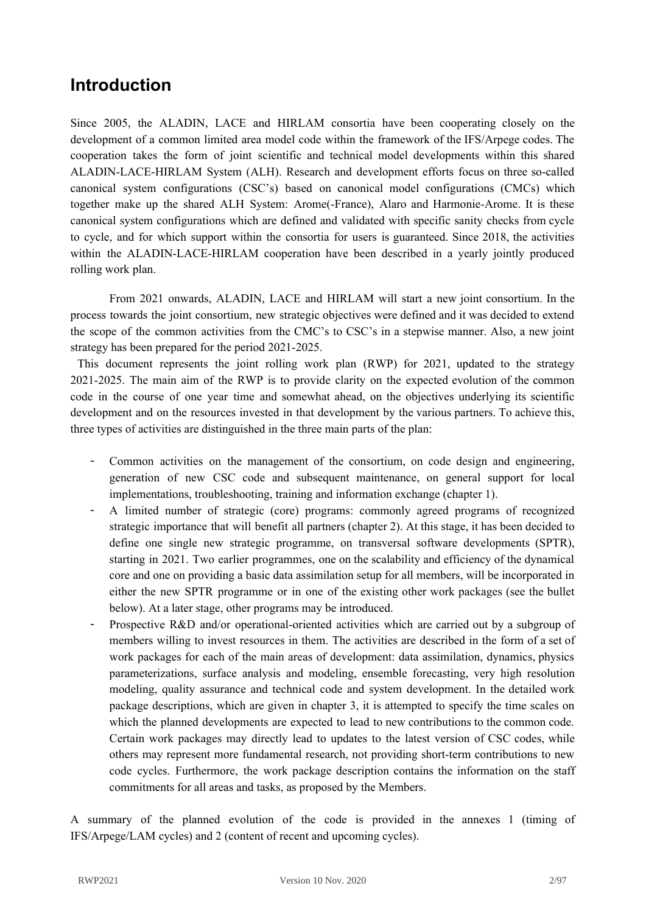# Introduction

Since 2005, the ALADIN, LACE and HIRLAM consortia have been cooperating closely on the development of a common limited area model code within the framework of the IFS/Arpege codes. The cooperation takes the form of joint scientific and technical model developments within this shared ALADIN-LACE-HIRLAM System (ALH). Research and development efforts focus on three so-called canonical system configurations (CSC's) based on canonical model configurations (CMCs) which together make up the shared ALH System: Arome(-France), Alaro and Harmonie-Arome. It is these canonical system configurations which are defined and validated with specific sanity checks from cycle to cycle, and for which support within the consortia for users is guaranteed. Since 2018, the activities within the ALADIN-LACE-HIRLAM cooperation have been described in a yearly jointly produced rolling work plan.

From 2021 onwards, ALADIN, LACE and HIRLAM will start a new joint consortium. In the process towards the joint consortium, new strategic objectives were defined and it was decided to extend the scope of the common activities from the CMC's to CSC's in a stepwise manner. Also, a new joint strategy has been prepared for the period 2021-2025.

This document represents the joint rolling work plan (RWP) for 2021, updated to the strategy 2021-2025. The main aim of the RWP is to provide clarity on the expected evolution of the common code in the course of one year time and somewhat ahead, on the objectives underlying its scientific development and on the resources invested in that development by the various partners. To achieve this, three types of activities are distinguished in the three main parts of the plan:

- Common activities on the management of the consortium, on code design and engineering, generation of new CSC code and subsequent maintenance, on general support for local implementations, troubleshooting, training and information exchange (chapter 1).
- A limited number of strategic (core) programs: commonly agreed programs of recognized strategic importance that will benefit all partners (chapter 2). At this stage, it has been decided to define one single new strategic programme, on transversal software developments (SPTR), starting in 2021. Two earlier programmes, one on the scalability and efficiency of the dynamical core and one on providing a basic data assimilation setup for all members, will be incorporated in either the new SPTR programme or in one of the existing other work packages (see the bullet below). At a later stage, other programs may be introduced.
- Prospective R&D and/or operational-oriented activities which are carried out by a subgroup of members willing to invest resources in them. The activities are described in the form of a set of work packages for each of the main areas of development: data assimilation, dynamics, physics parameterizations, surface analysis and modeling, ensemble forecasting, very high resolution modeling, quality assurance and technical code and system development. In the detailed work package descriptions, which are given in chapter 3, it is attempted to specify the time scales on which the planned developments are expected to lead to new contributions to the common code. Certain work packages may directly lead to updates to the latest version of CSC codes, while others may represent more fundamental research, not providing short-term contributions to new code cycles. Furthermore, the work package description contains the information on the staff commitments for all areas and tasks, as proposed by the Members.

A summary of the planned evolution of the code is provided in the annexes 1 (timing of IFS/Arpege/LAM cycles) and 2 (content of recent and upcoming cycles).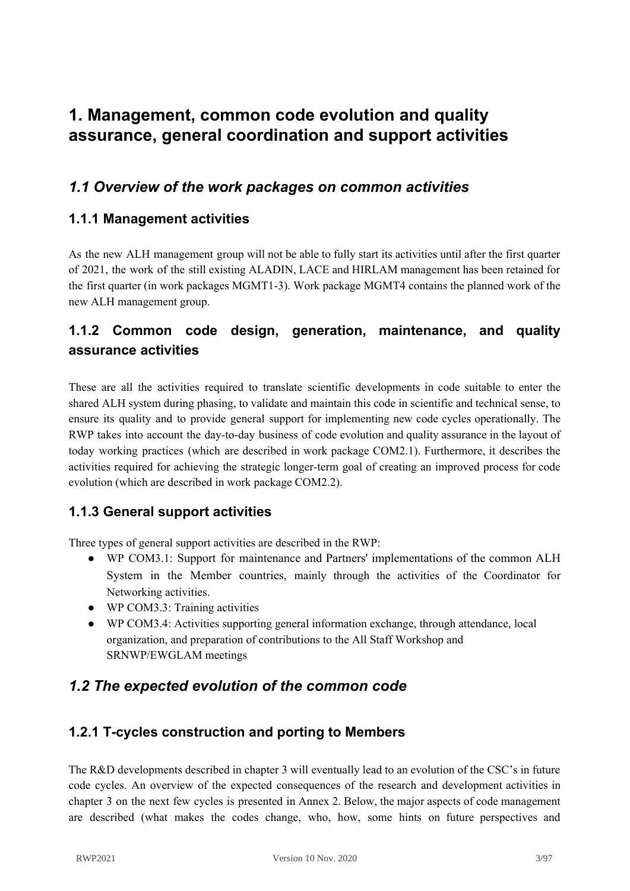# 1. Management, common code evolution and quality assurance, general coordination and support activities

## *1.1 Overview of the work packages on common activities*

### 1.1.1 Management activities

As the new ALH management group will not be able to fully start its activities until after the first quarter of 2021, the work of the still existing ALADIN, LACE and HIRLAM management has been retained for the first quarter (in work packages MGMT1-3). Work package MGMT4 contains the planned work of the new ALH management group.

### 1.1.2 Common code design, generation, maintenance, and quality assurance activities

These are all the activities required to translate scientific developments in code suitable to enter the shared ALH system during phasing, to validate and maintain this code in scientific and technical sense, to ensure its quality and to provide general support for implementing new code cycles operationally. The RWP takes into account the day-to-day business of code evolution and quality assurance in the layout of today working practices (which are described in work package COM2.1). Furthermore, it describes the activities required for achieving the strategic longer-term goal of creating an improved process for code evolution (which are described in work package COM2.2).

### 1.1.3 General support activities

Three types of general support activities are described in the RWP:

- WP COM3.1: Support for maintenance and Partners' implementations of the common ALH System in the Member countries, mainly through the activities of the Coordinator for Networking activities.
- WP COM3.3: Training activities
- WP COM3.4: Activities supporting general information exchange, through attendance, local organization, and preparation of contributions to the All Staff Workshop and SRNWP/EWGLAM meetings

## *1.2 The expected evolution of the common code*

### 1.2.1 T-cycles construction and porting to Members

The R&D developments described in chapter 3 will eventually lead to an evolution of the CSC's in future code cycles. An overview of the expected consequences of the research and development activities in chapter 3 on the next few cycles is presented in Annex 2. Below, the major aspects of code management are described (what makes the codes change, who, how, some hints on future perspectives and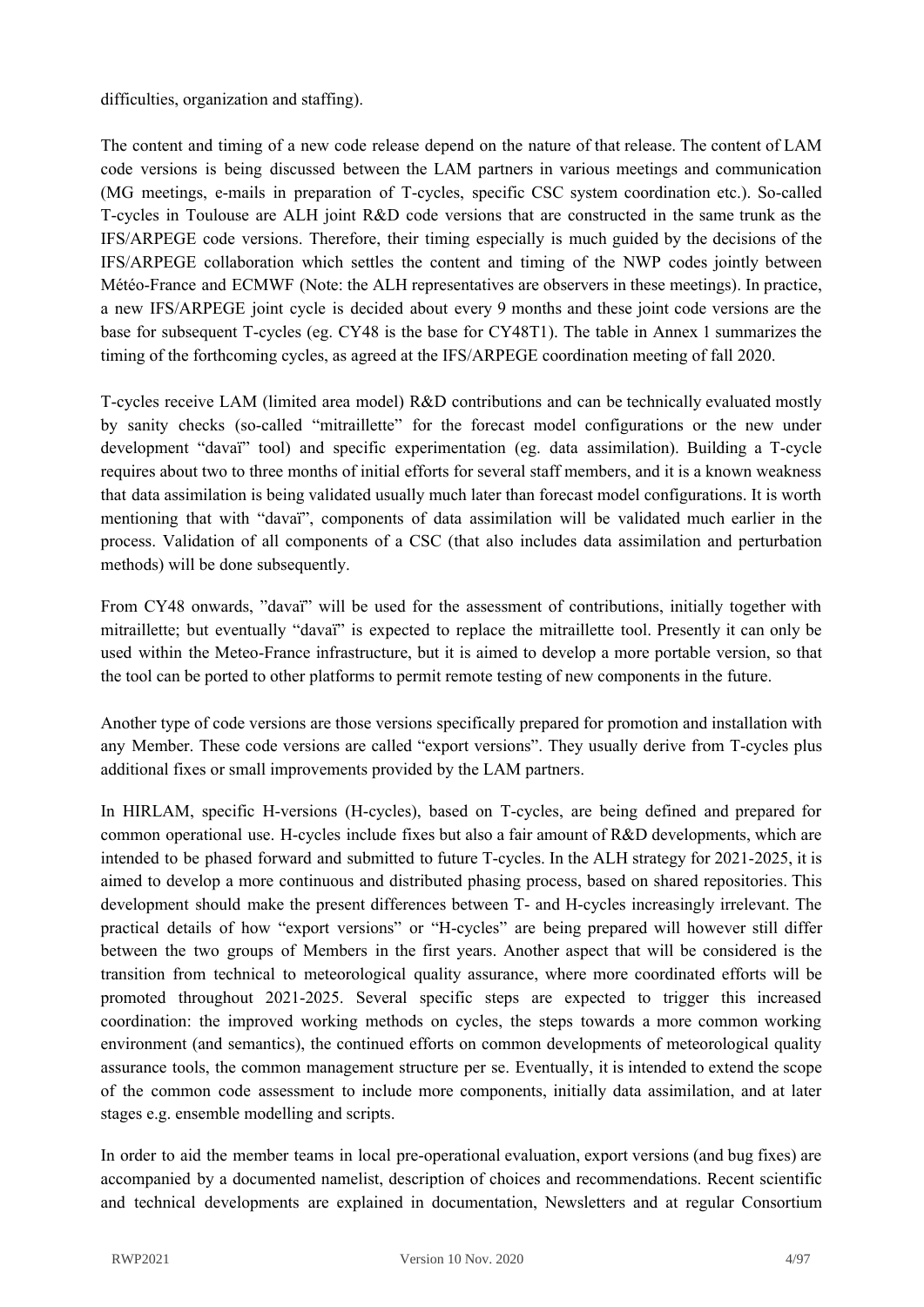difficulties, organization and staffing).

The content and timing of a new code release depend on the nature of that release. The content of LAM code versions is being discussed between the LAM partners in various meetings and communication (MG meetings, e-mails in preparation of T-cycles, specific CSC system coordination etc.). So-called T-cycles in Toulouse are ALH joint R&D code versions that are constructed in the same trunk as the IFS/ARPEGE code versions. Therefore, their timing especially is much guided by the decisions of the IFS/ARPEGE collaboration which settles the content and timing of the NWP codes jointly between Météo-France and ECMWF (Note: the ALH representatives are observers in these meetings). In practice, a new IFS/ARPEGE joint cycle is decided about every 9 months and these joint code versions are the base for subsequent T-cycles (eg. CY48 is the base for CY48T1). The table in Annex 1 summarizes the timing of the forthcoming cycles, as agreed at the IFS/ARPEGE coordination meeting of fall 2020.

T-cycles receive LAM (limited area model) R&D contributions and can be technically evaluated mostly by sanity checks (so-called "mitraillette" for the forecast model configurations or the new under development "davaï" tool) and specific experimentation (eg. data assimilation). Building a T-cycle requires about two to three months of initial efforts for several staff members, and it is a known weakness that data assimilation is being validated usually much later than forecast model configurations. It is worth mentioning that with "davaï", components of data assimilation will be validated much earlier in the process. Validation of all components of a CSC (that also includes data assimilation and perturbation methods) will be done subsequently.

From CY48 onwards, "davaï" will be used for the assessment of contributions, initially together with mitraillette; but eventually "davaï" is expected to replace the mitraillette tool. Presently it can only be used within the Meteo-France infrastructure, but it is aimed to develop a more portable version, so that the tool can be ported to other platforms to permit remote testing of new components in the future.

Another type of code versions are those versions specifically prepared for promotion and installation with any Member. These code versions are called "export versions". They usually derive from T-cycles plus additional fixes or small improvements provided by the LAM partners.

In HIRLAM, specific H-versions (H-cycles), based on T-cycles, are being defined and prepared for common operational use. H-cycles include fixes but also a fair amount of R&D developments, which are intended to be phased forward and submitted to future T-cycles. In the ALH strategy for 2021-2025, it is aimed to develop a more continuous and distributed phasing process, based on shared repositories. This development should make the present differences between T- and H-cycles increasingly irrelevant. The practical details of how "export versions" or "H-cycles" are being prepared will however still differ between the two groups of Members in the first years. Another aspect that will be considered is the transition from technical to meteorological quality assurance, where more coordinated efforts will be promoted throughout 2021-2025. Several specific steps are expected to trigger this increased coordination: the improved working methods on cycles, the steps towards a more common working environment (and semantics), the continued efforts on common developments of meteorological quality assurance tools, the common management structure per se. Eventually, it is intended to extend the scope of the common code assessment to include more components, initially data assimilation, and at later stages e.g. ensemble modelling and scripts.

In order to aid the member teams in local pre-operational evaluation, export versions (and bug fixes) are accompanied by a documented namelist, description of choices and recommendations. Recent scientific and technical developments are explained in documentation, Newsletters and at regular Consortium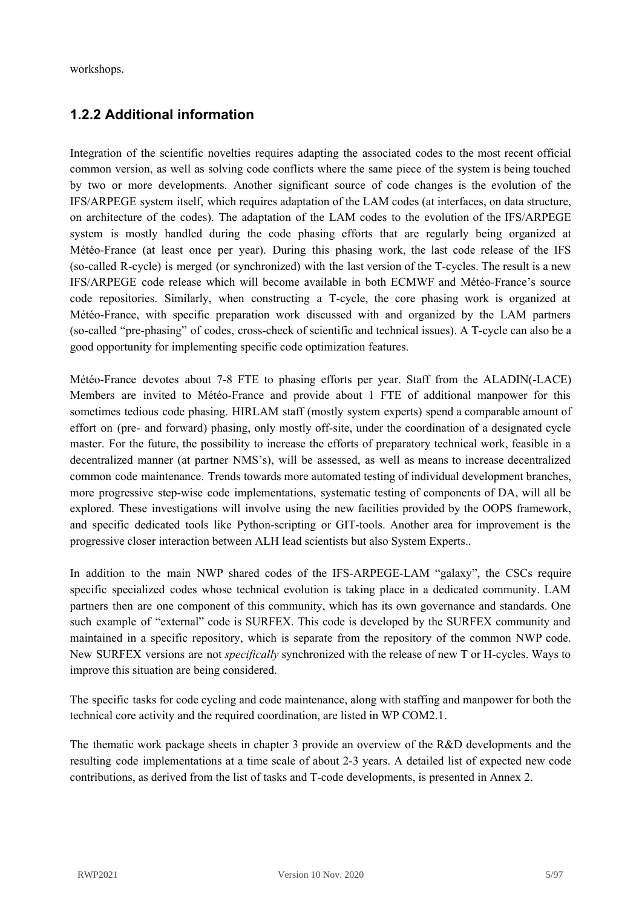workshops.

## 1.2.2 Additional information

Integration of the scientific novelties requires adapting the associated codes to the most recent official common version, as well as solving code conflicts where the same piece of the system is being touched by two or more developments. Another significant source of code changes is the evolution of the IFS/ARPEGE system itself, which requires adaptation of the LAM codes (at interfaces, on data structure, on architecture of the codes). The adaptation of the LAM codes to the evolution of the IFS/ARPEGE system is mostly handled during the code phasing efforts that are regularly being organized at Météo-France (at least once per year). During this phasing work, the last code release of the IFS (so-called R-cycle) is merged (or synchronized) with the last version of the T-cycles. The result is a new IFS/ARPEGE code release which will become available in both ECMWF and Météo-France's source code repositories. Similarly, when constructing a T-cycle, the core phasing work is organized at Météo-France, with specific preparation work discussed with and organized by the LAM partners (so-called "pre-phasing" of codes, cross-check of scientific and technical issues). A T-cycle can also be a good opportunity for implementing specific code optimization features.

Météo-France devotes about 7-8 FTE to phasing efforts per year. Staff from the ALADIN(-LACE) Members are invited to Météo-France and provide about 1 FTE of additional manpower for this sometimes tedious code phasing. HIRLAM staff (mostly system experts) spend a comparable amount of effort on (pre- and forward) phasing, only mostly off-site, under the coordination of a designated cycle master. For the future, the possibility to increase the efforts of preparatory technical work, feasible in a decentralized manner (at partner NMS's), will be assessed, as well as means to increase decentralized common code maintenance. Trends towards more automated testing of individual development branches, more progressive step-wise code implementations, systematic testing of components of DA, will all be explored. These investigations will involve using the new facilities provided by the OOPS framework, and specific dedicated tools like Python-scripting or GIT-tools. Another area for improvement is the progressive closer interaction between ALH lead scientists but also System Experts..

In addition to the main NWP shared codes of the IFS-ARPEGE-LAM "galaxy", the CSCs require specific specialized codes whose technical evolution is taking place in a dedicated community. LAM partners then are one component of this community, which has its own governance and standards. One such example of "external" code is SURFEX. This code is developed by the SURFEX community and maintained in a specific repository, which is separate from the repository of the common NWP code. New SURFEX versions are not *specifically* synchronized with the release of new T or H-cycles. Ways to improve this situation are being considered.

The specific tasks for code cycling and code maintenance, along with staffing and manpower for both the technical core activity and the required coordination, are listed in WP COM2.1.

The thematic work package sheets in chapter 3 provide an overview of the R&D developments and the resulting code implementations at a time scale of about 2-3 years. A detailed list of expected new code contributions, as derived from the list of tasks and T-code developments, is presented in Annex 2.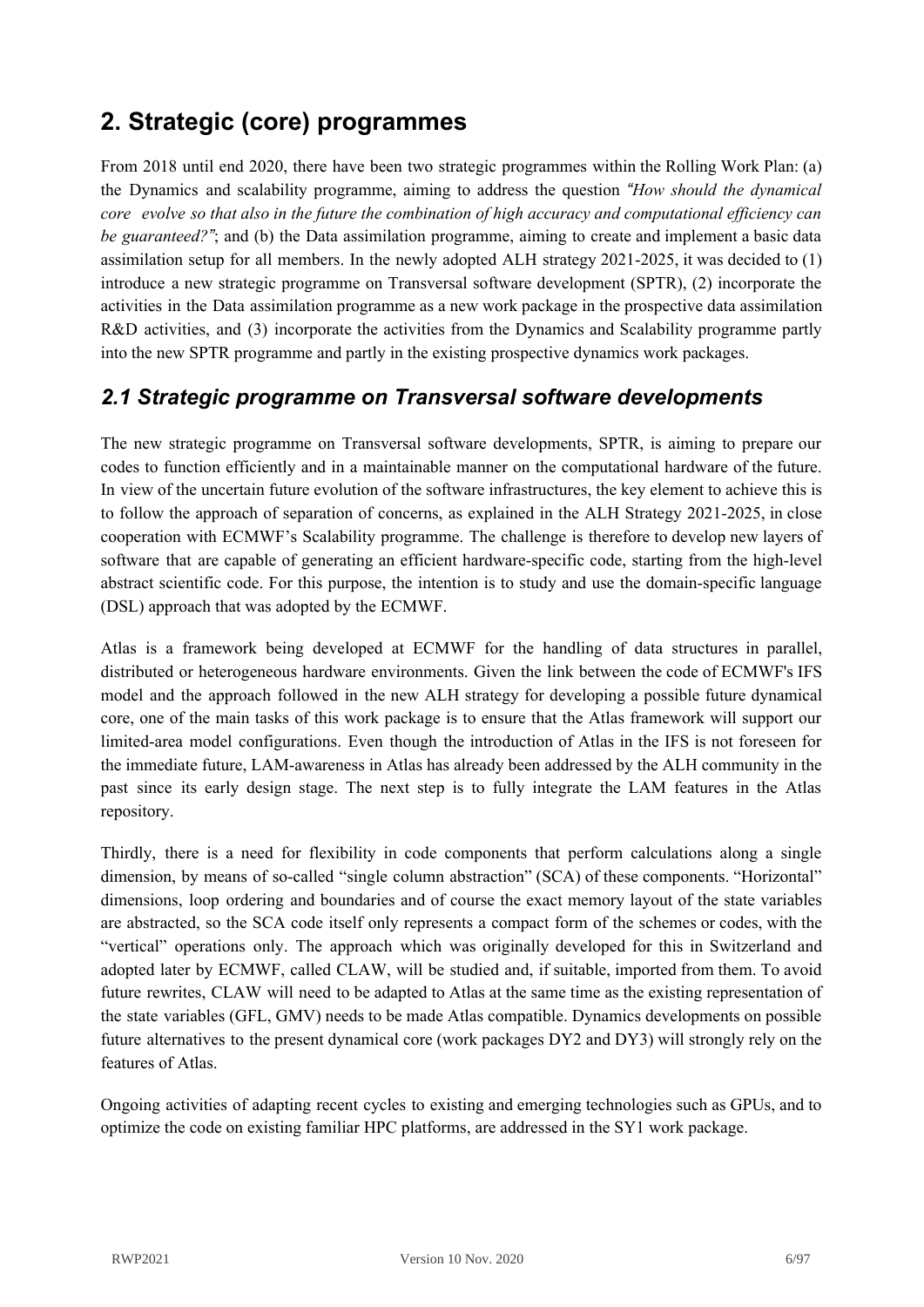# 2. Strategic (core) programmes

From 2018 until end 2020, there have been two strategic programmes within the Rolling Work Plan: (a) the Dynamics and scalability programme, aiming to address the question *"How should the dynamical core evolve so that also in the future the combination of high accuracy and computational efficiency can be guaranteed?"*; and (b) the Data assimilation programme, aiming to create and implement a basic data assimilation setup for all members. In the newly adopted ALH strategy 2021-2025, it was decided to (1) introduce a new strategic programme on Transversal software development (SPTR), (2) incorporate the activities in the Data assimilation programme as a new work package in the prospective data assimilation R&D activities, and (3) incorporate the activities from the Dynamics and Scalability programme partly into the new SPTR programme and partly in the existing prospective dynamics work packages.

## *2.1 Strategic programme on Transversal software developments*

The new strategic programme on Transversal software developments, SPTR, is aiming to prepare our codes to function efficiently and in a maintainable manner on the computational hardware of the future. In view of the uncertain future evolution of the software infrastructures, the key element to achieve this is to follow the approach of separation of concerns, as explained in the ALH Strategy 2021-2025, in close cooperation with ECMWF's Scalability programme. The challenge is therefore to develop new layers of software that are capable of generating an efficient hardware-specific code, starting from the high-level abstract scientific code. For this purpose, the intention is to study and use the domain-specific language (DSL) approach that was adopted by the ECMWF.

Atlas is a framework being developed at ECMWF for the handling of data structures in parallel, distributed or heterogeneous hardware environments. Given the link between the code of ECMWF's IFS model and the approach followed in the new ALH strategy for developing a possible future dynamical core, one of the main tasks of this work package is to ensure that the Atlas framework will support our limited-area model configurations. Even though the introduction of Atlas in the IFS is not foreseen for the immediate future, LAM-awareness in Atlas has already been addressed by the ALH community in the past since its early design stage. The next step is to fully integrate the LAM features in the Atlas repository.

Thirdly, there is a need for flexibility in code components that perform calculations along a single dimension, by means of so-called "single column abstraction" (SCA) of these components. "Horizontal" dimensions, loop ordering and boundaries and of course the exact memory layout of the state variables are abstracted, so the SCA code itself only represents a compact form of the schemes or codes, with the "vertical" operations only. The approach which was originally developed for this in Switzerland and adopted later by ECMWF, called CLAW, will be studied and, if suitable, imported from them. To avoid future rewrites, CLAW will need to be adapted to Atlas at the same time as the existing representation of the state variables (GFL, GMV) needs to be made Atlas compatible. Dynamics developments on possible future alternatives to the present dynamical core (work packages DY2 and DY3) will strongly rely on the features of Atlas.

Ongoing activities of adapting recent cycles to existing and emerging technologies such as GPUs, and to optimize the code on existing familiar HPC platforms, are addressed in the SY1 work package.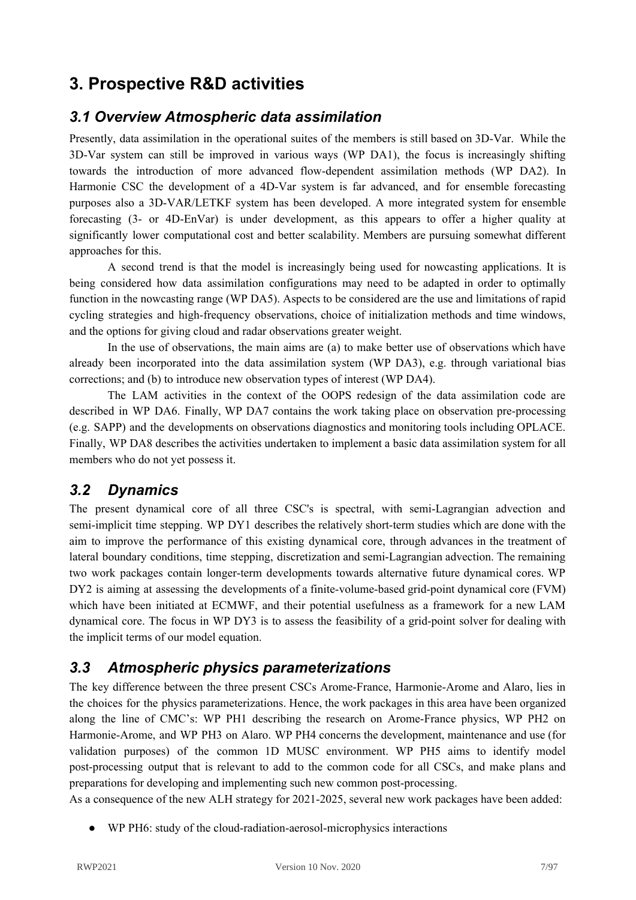# 3. Prospective R&D activities

## *3.1 Overview Atmospheric data assimilation*

Presently, data assimilation in the operational suites of the members is still based on 3D-Var. While the 3D-Var system can still be improved in various ways (WP DA1), the focus is increasingly shifting towards the introduction of more advanced flow-dependent assimilation methods (WP DA2). In Harmonie CSC the development of a 4D-Var system is far advanced, and for ensemble forecasting purposes also a 3D-VAR/LETKF system has been developed. A more integrated system for ensemble forecasting (3- or 4D-EnVar) is under development, as this appears to offer a higher quality at significantly lower computational cost and better scalability. Members are pursuing somewhat different approaches for this.

A second trend is that the model is increasingly being used for nowcasting applications. It is being considered how data assimilation configurations may need to be adapted in order to optimally function in the nowcasting range (WP DA5). Aspects to be considered are the use and limitations of rapid cycling strategies and high-frequency observations, choice of initialization methods and time windows, and the options for giving cloud and radar observations greater weight.

In the use of observations, the main aims are (a) to make better use of observations which have already been incorporated into the data assimilation system (WP DA3), e.g. through variational bias corrections; and (b) to introduce new observation types of interest (WP DA4).

The LAM activities in the context of the OOPS redesign of the data assimilation code are described in WP DA6. Finally, WP DA7 contains the work taking place on observation pre-processing (e.g. SAPP) and the developments on observations diagnostics and monitoring tools including OPLACE. Finally, WP DA8 describes the activities undertaken to implement a basic data assimilation system for all members who do not yet possess it.

## *3.2 Dynamics*

The present dynamical core of all three CSC's is spectral, with semi-Lagrangian advection and semi-implicit time stepping. WP DY1 describes the relatively short-term studies which are done with the aim to improve the performance of this existing dynamical core, through advances in the treatment of lateral boundary conditions, time stepping, discretization and semi-Lagrangian advection. The remaining two work packages contain longer-term developments towards alternative future dynamical cores. WP DY2 is aiming at assessing the developments of a finite-volume-based grid-point dynamical core (FVM) which have been initiated at ECMWF, and their potential usefulness as a framework for a new LAM dynamical core. The focus in WP DY3 is to assess the feasibility of a grid-point solver for dealing with the implicit terms of our model equation.

## *3.3 Atmospheric physics parameterizations*

The key difference between the three present CSCs Arome-France, Harmonie-Arome and Alaro, lies in the choices for the physics parameterizations. Hence, the work packages in this area have been organized along the line of CMC's: WP PH1 describing the research on Arome-France physics, WP PH2 on Harmonie-Arome, and WP PH3 on Alaro. WP PH4 concerns the development, maintenance and use (for validation purposes) of the common 1D MUSC environment. WP PH5 aims to identify model post-processing output that is relevant to add to the common code for all CSCs, and make plans and preparations for developing and implementing such new common post-processing.

As a consequence of the new ALH strategy for 2021-2025, several new work packages have been added:

- WP PH6: study of the cloud-radiation-aerosol-microphysics interactions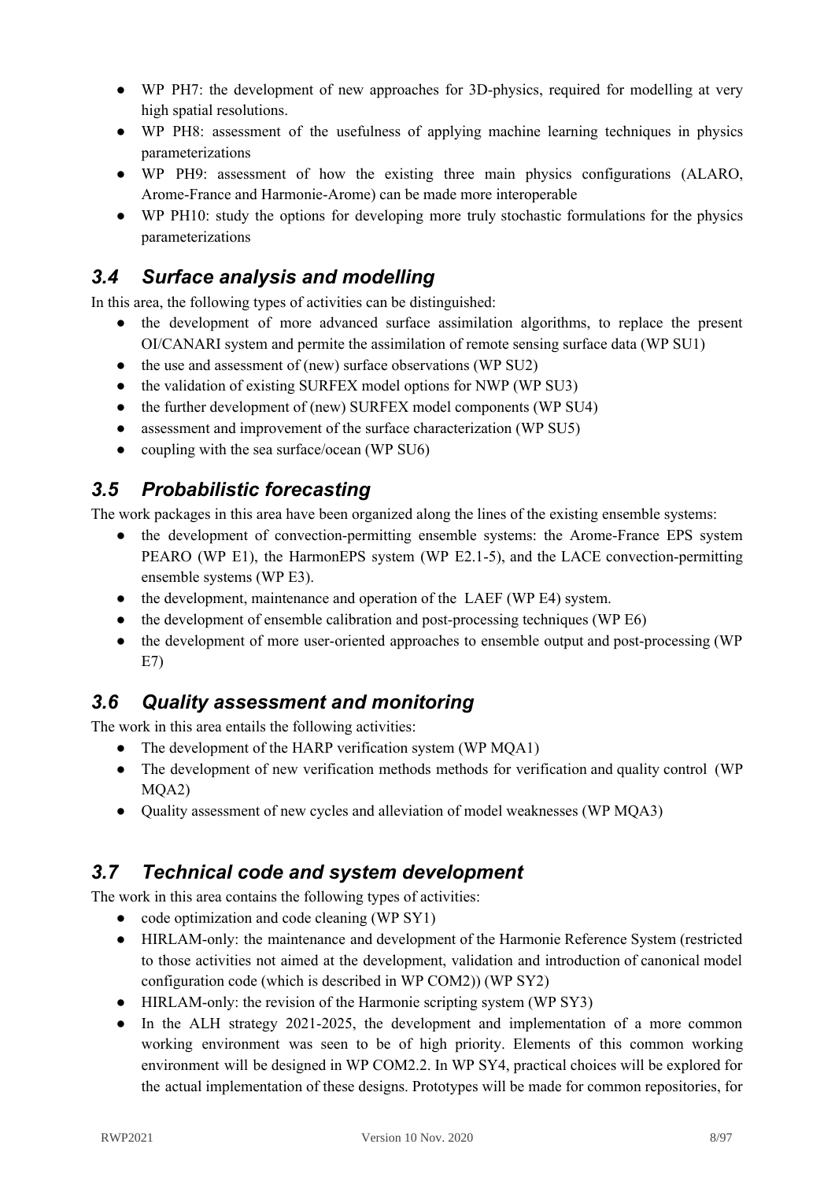- WP PH7: the development of new approaches for 3D-physics, required for modelling at very high spatial resolutions.
- WP PH8: assessment of the usefulness of applying machine learning techniques in physics parameterizations
- WP PH9: assessment of how the existing three main physics configurations (ALARO, Arome-France and Harmonie-Arome) can be made more interoperable
- WP PH10: study the options for developing more truly stochastic formulations for the physics parameterizations

## *3.4 Surface analysis and modelling*

In this area, the following types of activities can be distinguished:

- the development of more advanced surface assimilation algorithms, to replace the present OI/CANARI system and permite the assimilation of remote sensing surface data (WP SU1)
- the use and assessment of (new) surface observations (WP SU2)
- the validation of existing SURFEX model options for NWP (WP SU3)
- the further development of (new) SURFEX model components (WP SU4)
- assessment and improvement of the surface characterization (WP SU5)
- coupling with the sea surface/ocean (WP SU6)

## *3.5 Probabilistic forecasting*

The work packages in this area have been organized along the lines of the existing ensemble systems:

- the development of convection-permitting ensemble systems: the Arome-France EPS system PEARO (WP E1), the HarmonEPS system (WP E2.1-5), and the LACE convection-permitting ensemble systems (WP E3).
- the development, maintenance and operation of the LAEF (WP E4) system.
- the development of ensemble calibration and post-processing techniques (WP E6)
- the development of more user-oriented approaches to ensemble output and post-processing (WP E7)

## *3.6 Quality assessment and monitoring*

The work in this area entails the following activities:

- The development of the HARP verification system (WP MQA1)
- The development of new verification methods methods for verification and quality control (WP MQA2)
- Quality assessment of new cycles and alleviation of model weaknesses (WP MQA3)

## *3.7 Technical code and system development*

The work in this area contains the following types of activities:

- code optimization and code cleaning (WP SY1)
- HIRLAM-only: the maintenance and development of the Harmonie Reference System (restricted to those activities not aimed at the development, validation and introduction of canonical model configuration code (which is described in WP COM2)) (WP SY2)
- HIRLAM-only: the revision of the Harmonie scripting system (WP SY3)
- In the ALH strategy 2021-2025, the development and implementation of a more common working environment was seen to be of high priority. Elements of this common working environment will be designed in WP COM2.2. In WP SY4, practical choices will be explored for the actual implementation of these designs. Prototypes will be made for common repositories, for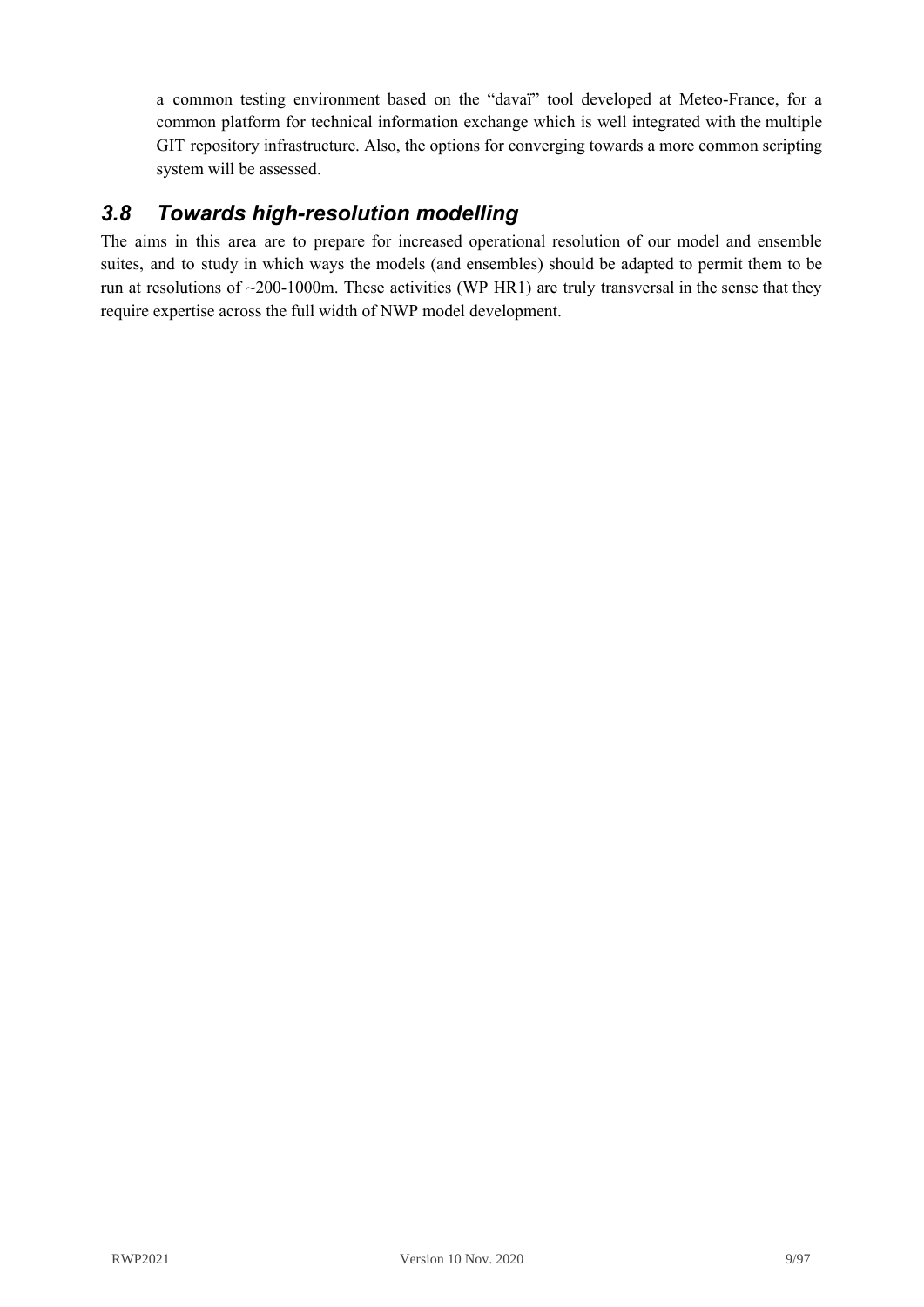a common testing environment based on the "davaï" tool developed at Meteo-France, for a common platform for technical information exchange which is well integrated with the multiple GIT repository infrastructure. Also, the options for converging towards a more common scripting system will be assessed.

## 3.8 Towards high-resolution modelling

The aims in this area are to prepare for increased operational resolution of our model and ensemble suites, and to study in which ways the models (and ensembles) should be adapted to permit them to be run at resolutions of ~200-1000m. These activities (WP HR1) are truly transversal in the sense that they require expertise across the full width of NWP model development.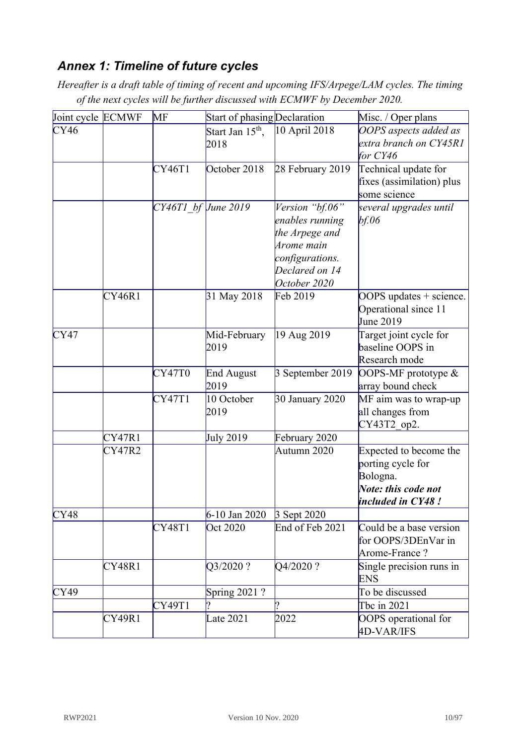## *Annex 1: Timeline of future cycles*

*Hereafter is a draft table of timing of recent and upcoming IFS/Arpege/LAM cycles. The timing of the next cycles will be further discussed with ECMWF by December 2020.*

| Joint cycle | ECMWF | MF | Start of phasing | Declaration | Misc. / Oper plans |
|---|---|---|---|---|---|
| CY46 | | | Start Jan 15th, 2018 | 10 April 2018 | *OOPS aspects added as extra branch on CY45R1 for CY46* |
| | | CY46T1 | October 2018 | 28 February 2019 | Technical update for fixes (assimilation) plus some science |
| | | *CY46T1_bf* | *June 2019* | *Version "bf.06" enables running the Arpege and Arome main configurations. Declared on 14 October 2020* | *several upgrades until bf.06* |
| | CY46R1 | | 31 May 2018 | Feb 2019 | OOPS updates + science. Operational since 11 June 2019 |
| CY47 | | | Mid-February 2019 | 19 Aug 2019 | Target joint cycle for baseline OOPS in Research mode |
| | | CY47T0 | End August 2019 | 3 September 2019 | OOPS-MF prototype & array bound check |
| | | CY47T1 | 10 October 2019 | 30 January 2020 | MF aim was to wrap-up all changes from CY43T2_op2. |
| | CY47R1 | | July 2019 | February 2020 | |
| | CY47R2 | | | Autumn 2020 | Expected to become the porting cycle for Bologna. ***Note: this code not included in CY48 !*** |
| CY48 | | | 6-10 Jan 2020 | 3 Sept 2020 | |
| | | CY48T1 | Oct 2020 | End of Feb 2021 | Could be a base version for OOPS/3DEnVar in Arome-France ? |
| | CY48R1 | | Q3/2020 ? | Q4/2020 ? | Single precision runs in ENS |
| CY49 | | | Spring 2021 ? | | To be discussed |
| | | CY49T1 | ? | ? | Tbc in 2021 |
| | CY49R1 | | Late 2021 | 2022 | OOPS operational for 4D-VAR/IFS |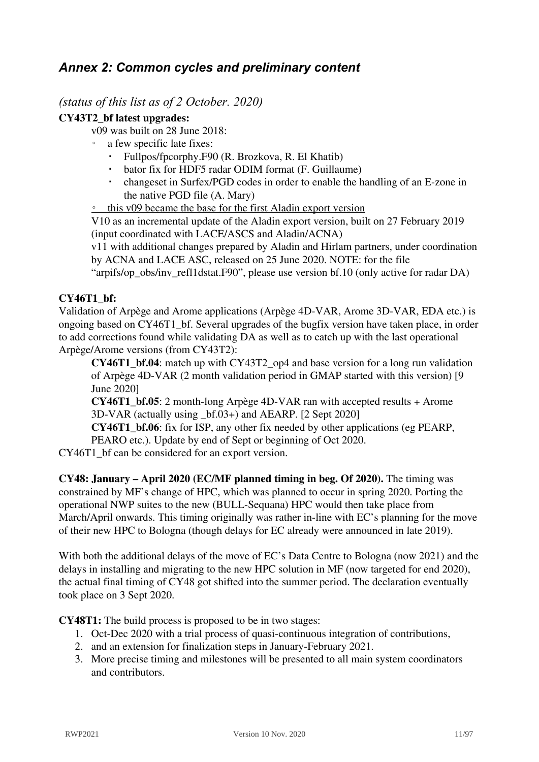## *Annex 2: Common cycles and preliminary content*

*(status of this list as of 2 October. 2020)*

**CY43T2_bf latest upgrades:**

v09 was built on 28 June 2018:

- a few specific late fixes:
  - Fullpos/fpcorphy.F90 (R. Brozkova, R. El Khatib)
  - bator fix for HDF5 radar ODIM format (F. Guillaume)
  - changeset in Surfex/PGD codes in order to enable the handling of an E-zone in the native PGD file (A. Mary)
- <u>this v09 became the base for the first Aladin export version</u>

V10 as an incremental update of the Aladin export version, built on 27 February 2019 (input coordinated with LACE/ASCS and Aladin/ACNA)

v11 with additional changes prepared by Aladin and Hirlam partners, under coordination by ACNA and LACE ASC, released on 25 June 2020. NOTE: for the file "arpifs/op_obs/inv_refl1dstat.F90", please use version bf.10 (only active for radar DA)

**CY46T1_bf:**

Validation of Arpège and Arome applications (Arpège 4D-VAR, Arome 3D-VAR, EDA etc.) is ongoing based on CY46T1_bf. Several upgrades of the bugfix version have taken place, in order to add corrections found while validating DA as well as to catch up with the last operational Arpège/Arome versions (from CY43T2):

**CY46T1_bf.04**: match up with CY43T2_op4 and base version for a long run validation of Arpège 4D-VAR (2 month validation period in GMAP started with this version) [9 June 2020]

**CY46T1_bf.05**: 2 month-long Arpège 4D-VAR ran with accepted results + Arome 3D-VAR (actually using _bf.03+) and AEARP. [2 Sept 2020]

**CY46T1_bf.06**: fix for ISP, any other fix needed by other applications (eg PEARP, PEARO etc.). Update by end of Sept or beginning of Oct 2020.

CY46T1_bf can be considered for an export version.

**CY48: January – April 2020 (EC/MF planned timing in beg. Of 2020).** The timing was constrained by MF's change of HPC, which was planned to occur in spring 2020. Porting the operational NWP suites to the new (BULL-Sequana) HPC would then take place from March/April onwards. This timing originally was rather in-line with EC's planning for the move of their new HPC to Bologna (though delays for EC already were announced in late 2019).

With both the additional delays of the move of EC's Data Centre to Bologna (now 2021) and the delays in installing and migrating to the new HPC solution in MF (now targeted for end 2020), the actual final timing of CY48 got shifted into the summer period. The declaration eventually took place on 3 Sept 2020.

**CY48T1:** The build process is proposed to be in two stages:

1. Oct-Dec 2020 with a trial process of quasi-continuous integration of contributions,
2. and an extension for finalization steps in January-February 2021.
3. More precise timing and milestones will be presented to all main system coordinators and contributors.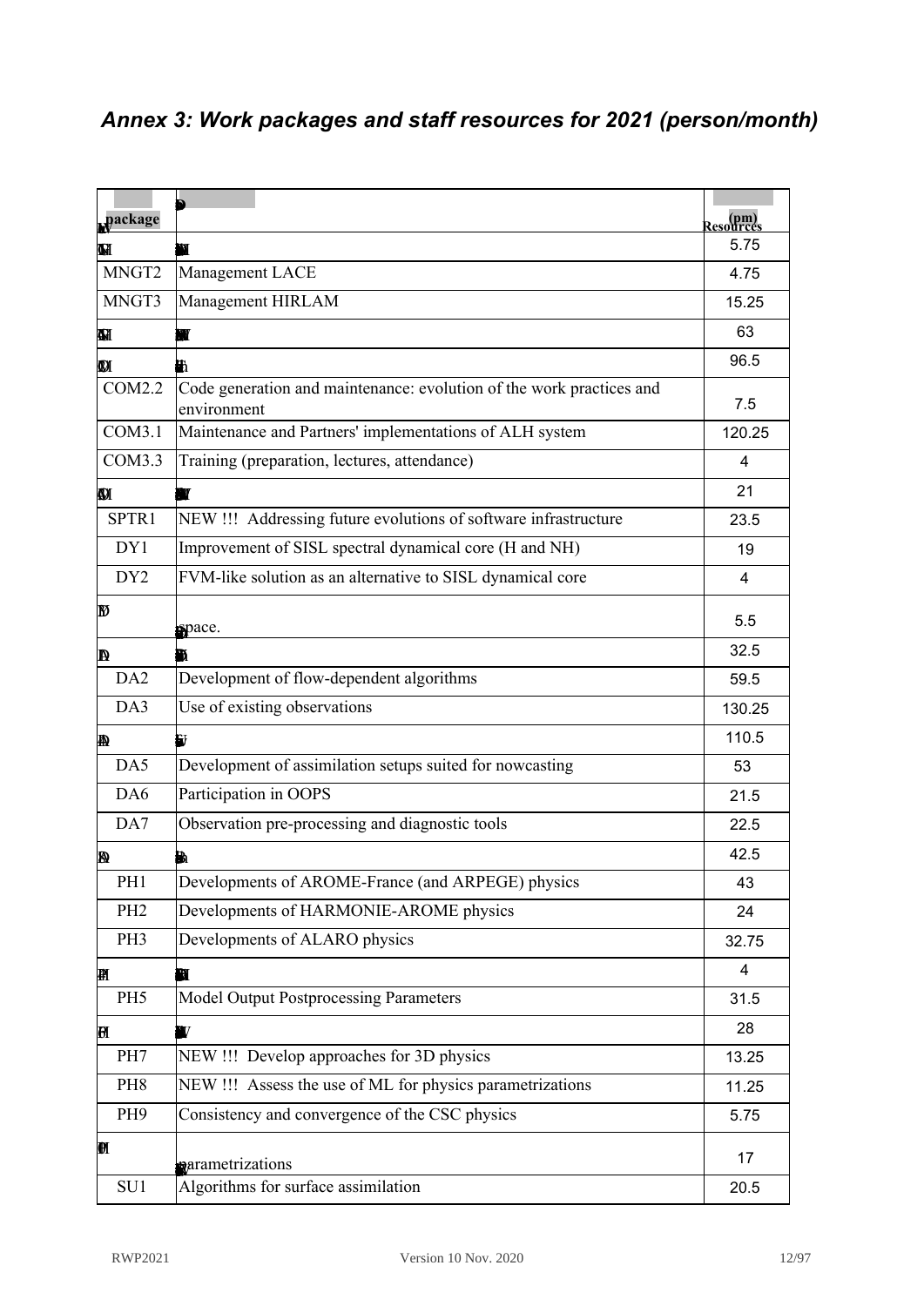## *Annex 3: Work packages and staff resources for 2021 (person/month)*

| package | | Resources (pm) |
|---|---|---|
| | | 5.75 |
| MNGT2 | Management LACE | 4.75 |
| MNGT3 | Management HIRLAM | 15.25 |
| | | 63 |
| | | 96.5 |
| COM2.2 | Code generation and maintenance: evolution of the work practices and environment | 7.5 |
| COM3.1 | Maintenance and Partners' implementations of ALH system | 120.25 |
| COM3.3 | Training (preparation, lectures, attendance) | 4 |
| | | 21 |
| SPTR1 | NEW !!! Addressing future evolutions of software infrastructure | 23.5 |
| DY1 | Improvement of SISL spectral dynamical core (H and NH) | 19 |
| DY2 | FVM-like solution as an alternative to SISL dynamical core | 4 |
| | space. | 5.5 |
| | | 32.5 |
| DA2 | Development of flow-dependent algorithms | 59.5 |
| DA3 | Use of existing observations | 130.25 |
| | | 110.5 |
| DA5 | Development of assimilation setups suited for nowcasting | 53 |
| DA6 | Participation in OOPS | 21.5 |
| DA7 | Observation pre-processing and diagnostic tools | 22.5 |
| | | 42.5 |
| PH1 | Developments of AROME-France (and ARPEGE) physics | 43 |
| PH2 | Developments of HARMONIE-AROME physics | 24 |
| PH3 | Developments of ALARO physics | 32.75 |
| | | 4 |
| PH5 | Model Output Postprocessing Parameters | 31.5 |
| | | 28 |
| PH7 | NEW !!! Develop approaches for 3D physics | 13.25 |
| PH8 | NEW !!! Assess the use of ML for physics parametrizations | 11.25 |
| PH9 | Consistency and convergence of the CSC physics | 5.75 |
| | parametrizations | 17 |
| SU1 | Algorithms for surface assimilation | 20.5 |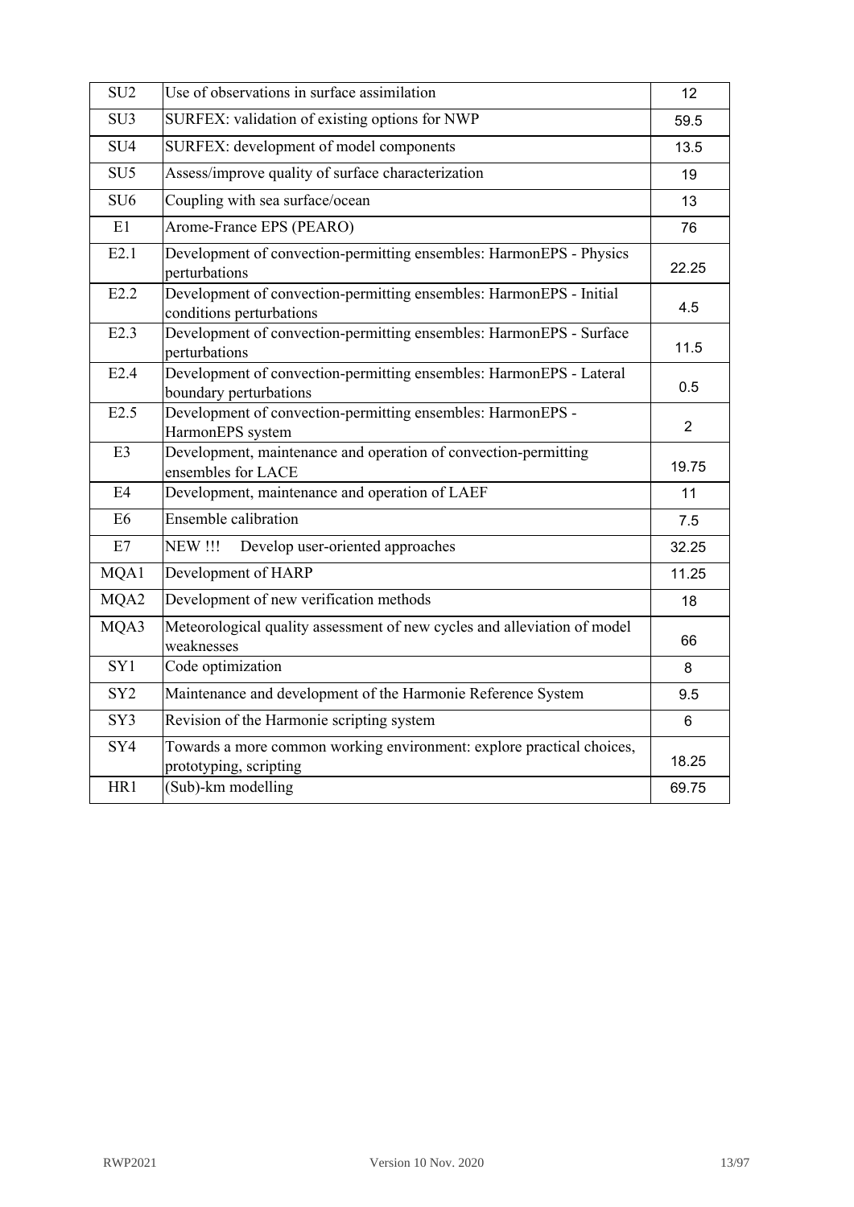| | | |
|---|---|---|
| SU2 | Use of observations in surface assimilation | 12 |
| SU3 | SURFEX: validation of existing options for NWP | 59.5 |
| SU4 | SURFEX: development of model components | 13.5 |
| SU5 | Assess/improve quality of surface characterization | 19 |
| SU6 | Coupling with sea surface/ocean | 13 |
| E1 | Arome-France EPS (PEARO) | 76 |
| E2.1 | Development of convection-permitting ensembles: HarmonEPS - Physics perturbations | 22.25 |
| E2.2 | Development of convection-permitting ensembles: HarmonEPS - Initial conditions perturbations | 4.5 |
| E2.3 | Development of convection-permitting ensembles: HarmonEPS - Surface perturbations | 11.5 |
| E2.4 | Development of convection-permitting ensembles: HarmonEPS - Lateral boundary perturbations | 0.5 |
| E2.5 | Development of convection-permitting ensembles: HarmonEPS - HarmonEPS system | 2 |
| E3 | Development, maintenance and operation of convection-permitting ensembles for LACE | 19.75 |
| E4 | Development, maintenance and operation of LAEF | 11 |
| E6 | Ensemble calibration | 7.5 |
| E7 | NEW !!! Develop user-oriented approaches | 32.25 |
| MQA1 | Development of HARP | 11.25 |
| MQA2 | Development of new verification methods | 18 |
| MQA3 | Meteorological quality assessment of new cycles and alleviation of model weaknesses | 66 |
| SY1 | Code optimization | 8 |
| SY2 | Maintenance and development of the Harmonie Reference System | 9.5 |
| SY3 | Revision of the Harmonie scripting system | 6 |
| SY4 | Towards a more common working environment: explore practical choices, prototyping, scripting | 18.25 |
| HR1 | (Sub)-km modelling | 69.75 |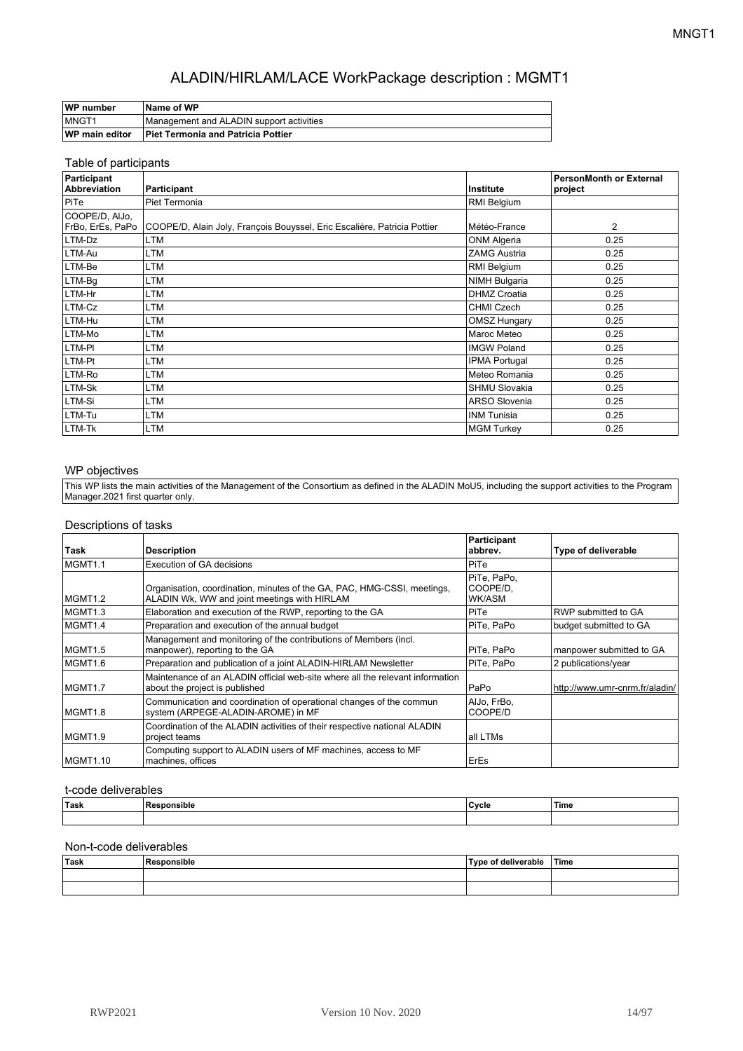# ALADIN/HIRLAM/LACE WorkPackage description : MGMT1

| WP number | Name of WP |
|---|---|
| MNGT1 | Management and ALADIN support activities |
| **WP main editor** | **Piet Termonia and Patricia Pottier** |

## Table of participants

| Participant Abbreviation | Participant | Institute | PersonMonth or External project |
|---|---|---|---|
| PiTe | Piet Termonia | RMI Belgium | |
| COOPE/D, AlJo, FrBo, ErEs, PaPo | COOPE/D, Alain Joly, François Bouyssel, Eric Escalière, Patricia Pottier | Météo-France | 2 |
| LTM-Dz | LTM | ONM Algeria | 0.25 |
| LTM-Au | LTM | ZAMG Austria | 0.25 |
| LTM-Be | LTM | RMI Belgium | 0.25 |
| LTM-Bg | LTM | NIMH Bulgaria | 0.25 |
| LTM-Hr | LTM | DHMZ Croatia | 0.25 |
| LTM-Cz | LTM | CHMI Czech | 0.25 |
| LTM-Hu | LTM | OMSZ Hungary | 0.25 |
| LTM-Mo | LTM | Maroc Meteo | 0.25 |
| LTM-Pl | LTM | IMGW Poland | 0.25 |
| LTM-Pt | LTM | IPMA Portugal | 0.25 |
| LTM-Ro | LTM | Meteo Romania | 0.25 |
| LTM-Sk | LTM | SHMU Slovakia | 0.25 |
| LTM-Si | LTM | ARSO Slovenia | 0.25 |
| LTM-Tu | LTM | INM Tunisia | 0.25 |
| LTM-Tk | LTM | MGM Turkey | 0.25 |

## WP objectives

This WP lists the main activities of the Management of the Consortium as defined in the ALADIN MoU5, including the support activities to the Program Manager.2021 first quarter only.

## Descriptions of tasks

| Task | Description | Participant abbrev. | Type of deliverable |
|---|---|---|---|
| MGMT1.1 | Execution of GA decisions | PiTe | |
| MGMT1.2 | Organisation, coordination, minutes of the GA, PAC, HMG-CSSI, meetings, ALADIN Wk, WW and joint meetings with HIRLAM | PiTe, PaPo, COOPE/D, WK/ASM | |
| MGMT1.3 | Elaboration and execution of the RWP, reporting to the GA | PiTe | RWP submitted to GA |
| MGMT1.4 | Preparation and execution of the annual budget | PiTe, PaPo | budget submitted to GA |
| MGMT1.5 | Management and monitoring of the contributions of Members (incl. manpower), reporting to the GA | PiTe, PaPo | manpower submitted to GA |
| MGMT1.6 | Preparation and publication of a joint ALADIN-HIRLAM Newsletter | PiTe, PaPo | 2 publications/year |
| MGMT1.7 | Maintenance of an ALADIN official web-site where all the relevant information about the project is published | PaPo | http://www.umr-cnrm.fr/aladin/ |
| MGMT1.8 | Communication and coordination of operational changes of the commun system (ARPEGE-ALADIN-AROME) in MF | AlJo, FrBo, COOPE/D | |
| MGMT1.9 | Coordination of the ALADIN activities of their respective national ALADIN project teams | all LTMs | |
| MGMT1.10 | Computing support to ALADIN users of MF machines, access to MF machines, offices | ErEs | |

## t-code deliverables

| Task | Responsible | Cycle | Time |
|---|---|---|---|
| | | | |

## Non-t-code deliverables

| Task | Responsible | Type of deliverable | Time |
|---|---|---|---|
| | | | |
| | | | |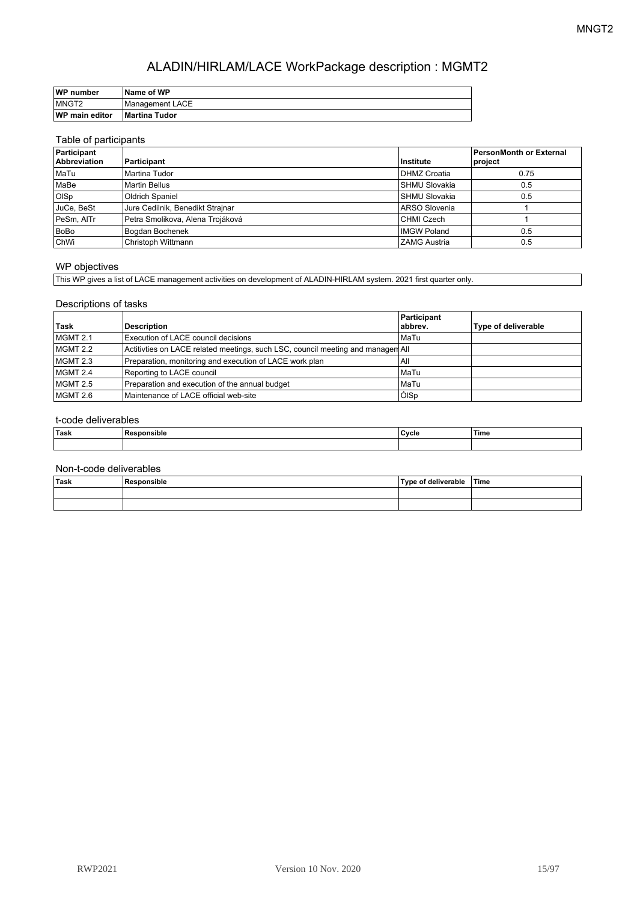# ALADIN/HIRLAM/LACE WorkPackage description : MGMT2

| WP number | Name of WP |
|---|---|
| MNGT2 | Management LACE |
| **WP main editor** | **Martina Tudor** |

### Table of participants

| Participant Abbreviation | Participant | Institute | PersonMonth or External project |
|---|---|---|---|
| MaTu | Martina Tudor | DHMZ Croatia | 0.75 |
| MaBe | Martin Bellus | SHMU Slovakia | 0.5 |
| OlSp | Oldrich Spaniel | SHMU Slovakia | 0.5 |
| JuCe, BeSt | Jure Cedilnik, Benedikt Strajnar | ARSO Slovenia | 1 |
| PeSm, AlTr | Petra Smolikova, Alena Trojáková | CHMI Czech | 1 |
| BoBo | Bogdan Bochenek | IMGW Poland | 0.5 |
| ChWi | Christoph Wittmann | ZAMG Austria | 0.5 |

### WP objectives

This WP gives a list of LACE management activities on development of ALADIN-HIRLAM system. 2021 first quarter only.

### Descriptions of tasks

| Task | Description | Participant abbrev. | Type of deliverable |
|---|---|---|---|
| MGMT 2.1 | Execution of LACE council decisions | MaTu | |
| MGMT 2.2 | Actitvties on LACE related meetings, such LSC, council meeting and managem | All | |
| MGMT 2.3 | Preparation, monitoring and execution of LACE work plan | All | |
| MGMT 2.4 | Reporting to LACE council | MaTu | |
| MGMT 2.5 | Preparation and execution of the annual budget | MaTu | |
| MGMT 2.6 | Maintenance of LACE official web-site | ÓlSp | |

### t-code deliverables

| Task | Responsible | Cycle | Time |
|---|---|---|---|
| | | | |

### Non-t-code deliverables

| Task | Responsible | Type of deliverable | Time |
|---|---|---|---|
| | | | |
| | | | |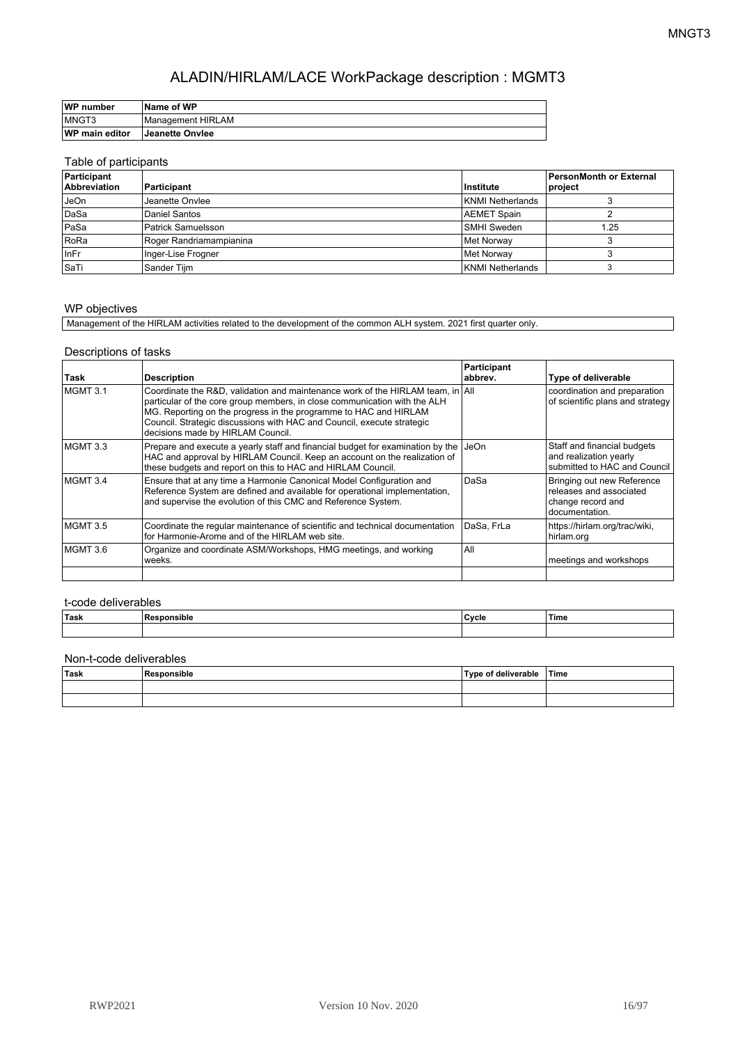# ALADIN/HIRLAM/LACE WorkPackage description : MGMT3

| WP number | Name of WP |
|---|---|
| MNGT3 | Management HIRLAM |
| **WP main editor** | **Jeanette Onvlee** |

## Table of participants

| Participant Abbreviation | Participant | Institute | PersonMonth or External project |
|---|---|---|---|
| JeOn | Jeanette Onvlee | KNMI Netherlands | 3 |
| DaSa | Daniel Santos | AEMET Spain | 2 |
| PaSa | Patrick Samuelsson | SMHI Sweden | 1.25 |
| RoRa | Roger Randriamampianina | Met Norway | 3 |
| InFr | Inger-Lise Frogner | Met Norway | 3 |
| SaTi | Sander Tijm | KNMI Netherlands | 3 |

## WP objectives

Management of the HIRLAM activities related to the development of the common ALH system. 2021 first quarter only.

## Descriptions of tasks

| Task | Description | Participant abbrev. | Type of deliverable |
|---|---|---|---|
| MGMT 3.1 | Coordinate the R&D, validation and maintenance work of the HIRLAM team, in particular of the core group members, in close communication with the ALH MG. Reporting on the progress in the programme to HAC and HIRLAM Council. Strategic discussions with HAC and Council, execute strategic decisions made by HIRLAM Council. | All | coordination and preparation of scientific plans and strategy |
| MGMT 3.3 | Prepare and execute a yearly staff and financial budget for examination by the HAC and approval by HIRLAM Council. Keep an account on the realization of these budgets and report on this to HAC and HIRLAM Council. | JeOn | Staff and financial budgets and realization yearly submitted to HAC and Council |
| MGMT 3.4 | Ensure that at any time a Harmonie Canonical Model Configuration and Reference System are defined and available for operational implementation, and supervise the evolution of this CMC and Reference System. | DaSa | Bringing out new Reference releases and associated change record and documentation. |
| MGMT 3.5 | Coordinate the regular maintenance of scientific and technical documentation for Harmonie-Arome and of the HIRLAM web site. | DaSa, FrLa | https://hirlam.org/trac/wiki, hirlam.org |
| MGMT 3.6 | Organize and coordinate ASM/Workshops, HMG meetings, and working weeks. | All | meetings and workshops |
| | | | |

## t-code deliverables

| Task | Responsible | Cycle | Time |
|---|---|---|---|
| | | | |

## Non-t-code deliverables

| Task | Responsible | Type of deliverable | Time |
|---|---|---|---|
| | | | |
| | | | |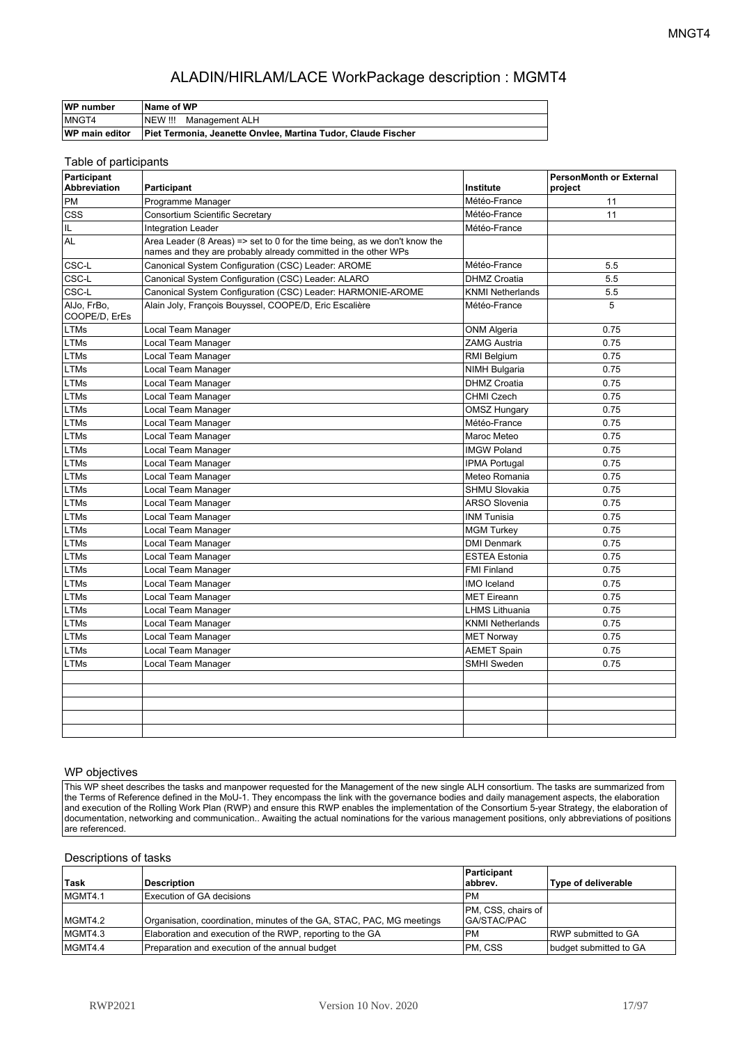# ALADIN/HIRLAM/LACE WorkPackage description : MGMT4

| WP number | Name of WP |
|---|---|
| MNGT4 | NEW !!! Management ALH |
| **WP main editor** | **Piet Termonia, Jeanette Onvlee, Martina Tudor, Claude Fischer** |

Table of participants

| Participant Abbreviation | Participant | Institute | PersonMonth or External project |
|---|---|---|---|
| PM | Programme Manager | Météo-France | 11 |
| CSS | Consortium Scientific Secretary | Météo-France | 11 |
| IL | Integration Leader | Météo-France | |
| AL | Area Leader (8 Areas) => set to 0 for the time being, as we don't know the names and they are probably already committed in the other WPs | | |
| CSC-L | Canonical System Configuration (CSC) Leader: AROME | Météo-France | 5.5 |
| CSC-L | Canonical System Configuration (CSC) Leader: ALARO | DHMZ Croatia | 5.5 |
| CSC-L | Canonical System Configuration (CSC) Leader: HARMONIE-AROME | KNMI Netherlands | 5.5 |
| AlJo, FrBo, COOPE/D, ErEs | Alain Joly, François Bouyssel, COOPE/D, Eric Escalière | Météo-France | 5 |
| LTMs | Local Team Manager | ONM Algeria | 0.75 |
| LTMs | Local Team Manager | ZAMG Austria | 0.75 |
| LTMs | Local Team Manager | RMI Belgium | 0.75 |
| LTMs | Local Team Manager | NIMH Bulgaria | 0.75 |
| LTMs | Local Team Manager | DHMZ Croatia | 0.75 |
| LTMs | Local Team Manager | CHMI Czech | 0.75 |
| LTMs | Local Team Manager | OMSZ Hungary | 0.75 |
| LTMs | Local Team Manager | Météo-France | 0.75 |
| LTMs | Local Team Manager | Maroc Meteo | 0.75 |
| LTMs | Local Team Manager | IMGW Poland | 0.75 |
| LTMs | Local Team Manager | IPMA Portugal | 0.75 |
| LTMs | Local Team Manager | Meteo Romania | 0.75 |
| LTMs | Local Team Manager | SHMU Slovakia | 0.75 |
| LTMs | Local Team Manager | ARSO Slovenia | 0.75 |
| LTMs | Local Team Manager | INM Tunisia | 0.75 |
| LTMs | Local Team Manager | MGM Turkey | 0.75 |
| LTMs | Local Team Manager | DMI Denmark | 0.75 |
| LTMs | Local Team Manager | ESTEA Estonia | 0.75 |
| LTMs | Local Team Manager | FMI Finland | 0.75 |
| LTMs | Local Team Manager | IMO Iceland | 0.75 |
| LTMs | Local Team Manager | MET Eireann | 0.75 |
| LTMs | Local Team Manager | LHMS Lithuania | 0.75 |
| LTMs | Local Team Manager | KNMI Netherlands | 0.75 |
| LTMs | Local Team Manager | MET Norway | 0.75 |
| LTMs | Local Team Manager | AEMET Spain | 0.75 |
| LTMs | Local Team Manager | SMHI Sweden | 0.75 |
| | | | |
| | | | |
| | | | |
| | | | |
| | | | |

WP objectives

This WP sheet describes the tasks and manpower requested for the Management of the new single ALH consortium. The tasks are summarized from the Terms of Reference defined in the MoU-1. They encompass the link with the governance bodies and daily management aspects, the elaboration and execution of the Rolling Work Plan (RWP) and ensure this RWP enables the implementation of the Consortium 5-year Strategy, the elaboration of documentation, networking and communication.. Awaiting the actual nominations for the various management positions, only abbreviations of positions are referenced.

Descriptions of tasks

| Task | Description | Participant abbrev. | Type of deliverable |
|---|---|---|---|
| MGMT4.1 | Execution of GA decisions | PM | |
| MGMT4.2 | Organisation, coordination, minutes of the GA, STAC, PAC, MG meetings | PM, CSS, chairs of GA/STAC/PAC | |
| MGMT4.3 | Elaboration and execution of the RWP, reporting to the GA | PM | RWP submitted to GA |
| MGMT4.4 | Preparation and execution of the annual budget | PM, CSS | budget submitted to GA |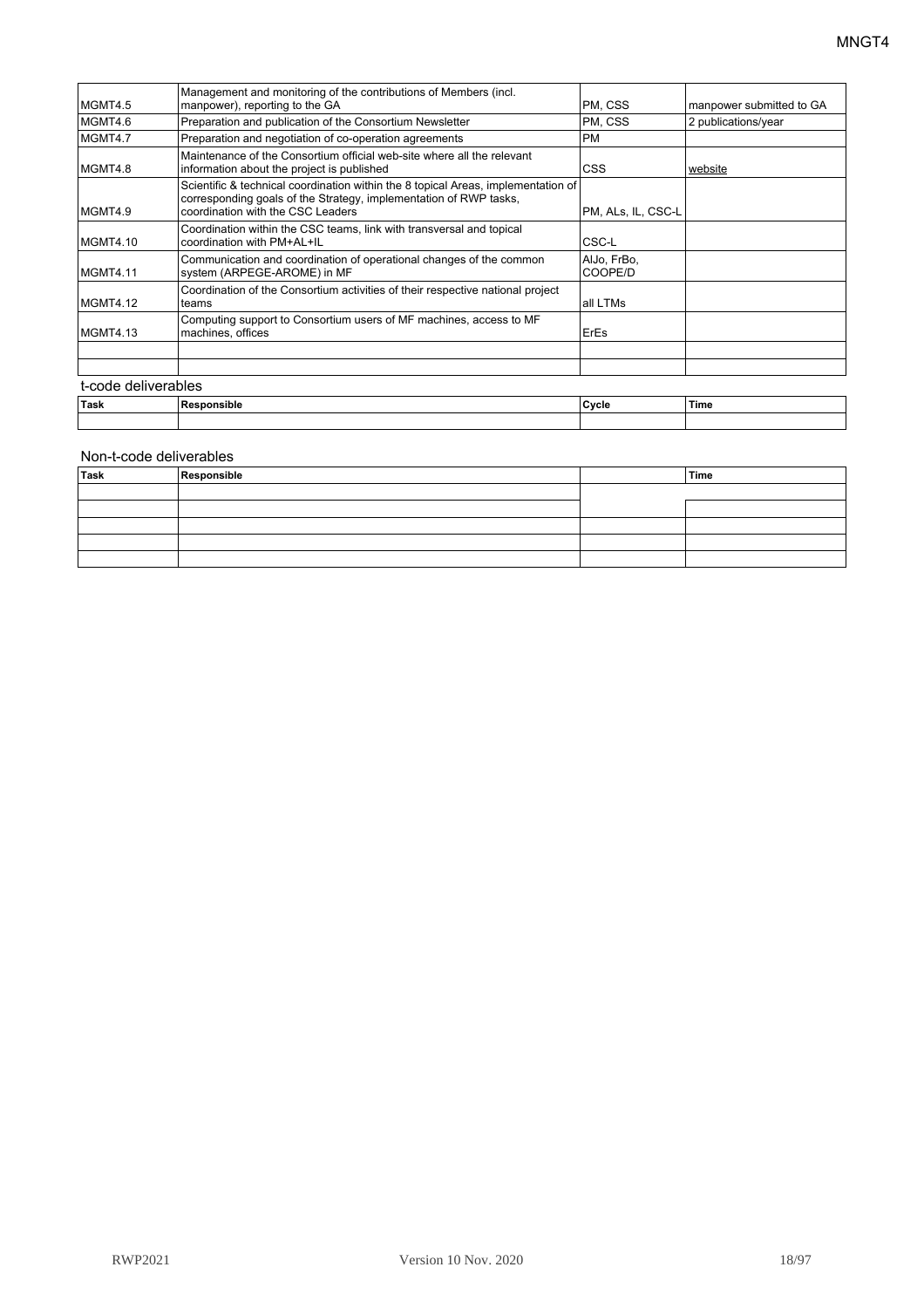| | | | |
|---|---|---|---|
| MGMT4.5 | Management and monitoring of the contributions of Members (incl. manpower), reporting to the GA | PM, CSS | manpower submitted to GA |
| MGMT4.6 | Preparation and publication of the Consortium Newsletter | PM, CSS | 2 publications/year |
| MGMT4.7 | Preparation and negotiation of co-operation agreements | PM | |
| MGMT4.8 | Maintenance of the Consortium official web-site where all the relevant information about the project is published | CSS | website |
| MGMT4.9 | Scientific & technical coordination within the 8 topical Areas, implementation of corresponding goals of the Strategy, implementation of RWP tasks, coordination with the CSC Leaders | PM, ALs, IL, CSC-L | |
| MGMT4.10 | Coordination within the CSC teams, link with transversal and topical coordination with PM+AL+IL | CSC-L | |
| MGMT4.11 | Communication and coordination of operational changes of the common system (ARPEGE-AROME) in MF | AlJo, FrBo, COOPE/D | |
| MGMT4.12 | Coordination of the Consortium activities of their respective national project teams | all LTMs | |
| MGMT4.13 | Computing support to Consortium users of MF machines, access to MF machines, offices | ErEs | |
| | | | |
| | | | |

t-code deliverables

| Task | Responsible | Cycle | Time |
|---|---|---|---|
| | | | |

Non-t-code deliverables

| Task | Responsible | | Time |
|---|---|---|---|
| | | | |
| | | | |
| | | | |
| | | | |
| | | | |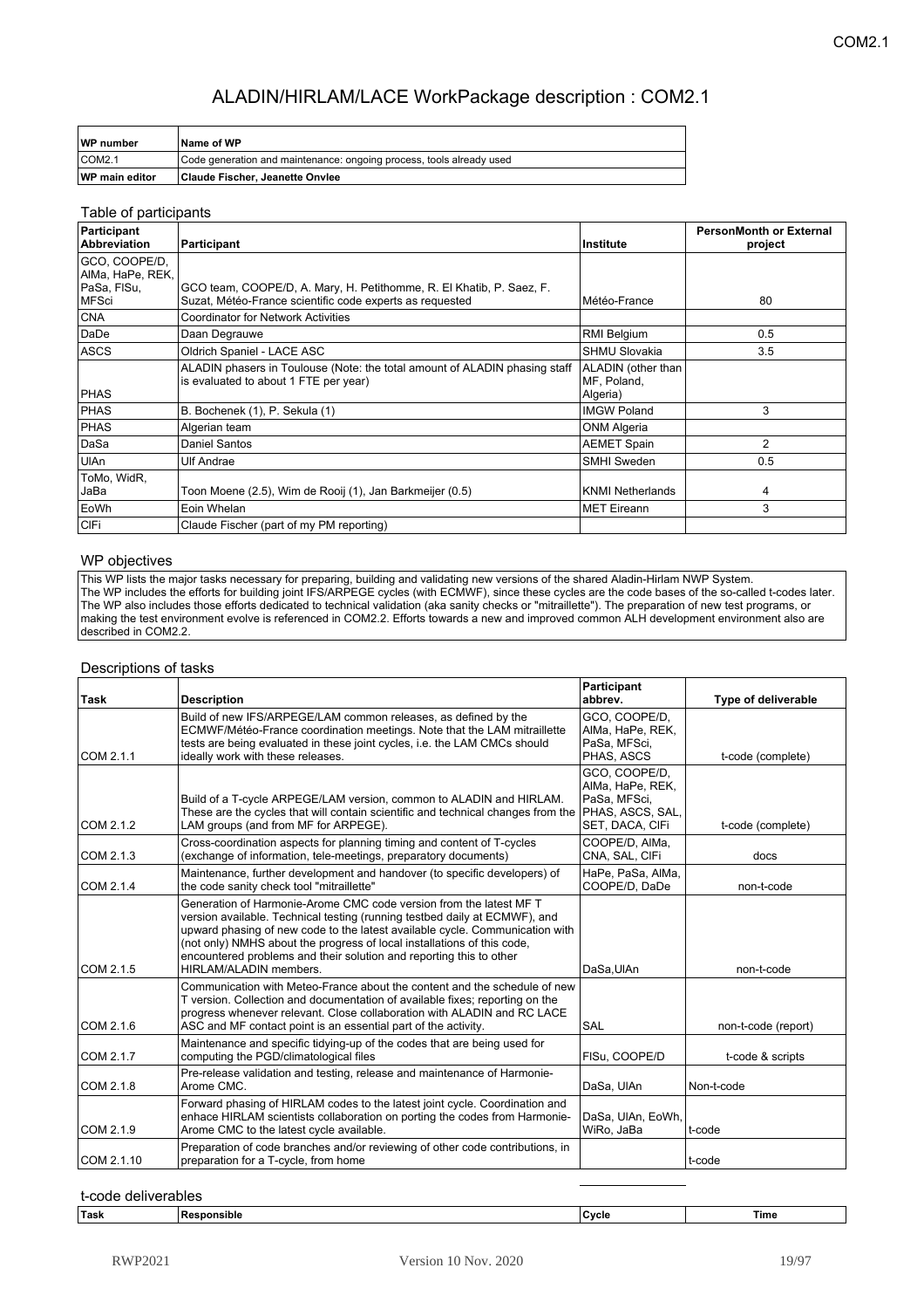# ALADIN/HIRLAM/LACE WorkPackage description : COM2.1

| WP number | Name of WP |
|---|---|
| COM2.1 | Code generation and maintenance: ongoing process, tools already used |
| WP main editor | Claude Fischer, Jeanette Onvlee |

## Table of participants

| Participant Abbreviation | Participant | Institute | PersonMonth or External project |
|---|---|---|---|
| GCO, COOPE/D, AlMa, HaPe, REK, PaSa, FlSu, MFSci | GCO team, COOPE/D, A. Mary, H. Petithomme, R. El Khatib, P. Saez, F. Suzat, Météo-France scientific code experts as requested | Météo-France | 80 |
| CNA | Coordinator for Network Activities | | |
| DaDe | Daan Degrauwe | RMI Belgium | 0.5 |
| ASCS | Oldrich Spaniel - LACE ASC | SHMU Slovakia | 3.5 |
| PHAS | ALADIN phasers in Toulouse (Note: the total amount of ALADIN phasing staff is evaluated to about 1 FTE per year) | ALADIN (other than MF, Poland, Algeria) | |
| PHAS | B. Bochenek (1), P. Sekula (1) | IMGW Poland | 3 |
| PHAS | Algerian team | ONM Algeria | |
| DaSa | Daniel Santos | AEMET Spain | 2 |
| UlAn | Ulf Andrae | SMHI Sweden | 0.5 |
| ToMo, WidR, JaBa | Toon Moene (2.5), Wim de Rooij (1), Jan Barkmeijer (0.5) | KNMI Netherlands | 4 |
| EoWh | Eoin Whelan | MET Eireann | 3 |
| ClFi | Claude Fischer (part of my PM reporting) | | |

## WP objectives

This WP lists the major tasks necessary for preparing, building and validating new versions of the shared Aladin-Hirlam NWP System.
The WP includes the efforts for building joint IFS/ARPEGE cycles (with ECMWF), since these cycles are the code bases of the so-called t-codes later.
The WP also includes those efforts dedicated to technical validation (aka sanity checks or "mitraillette"). The preparation of new test programs, or making the test environment evolve is referenced in COM2.2. Efforts towards a new and improved common ALH development environment also are described in COM2.2.

## Descriptions of tasks

| Task | Description | Participant abbrev. | Type of deliverable |
|---|---|---|---|
| COM 2.1.1 | Build of new IFS/ARPEGE/LAM common releases, as defined by the ECMWF/Météo-France coordination meetings. Note that the LAM mitraillette tests are being evaluated in these joint cycles, i.e. the LAM CMCs should ideally work with these releases. | GCO, COOPE/D, AlMa, HaPe, REK, PaSa, MFSci, PHAS, ASCS | t-code (complete) |
| COM 2.1.2 | Build of a T-cycle ARPEGE/LAM version, common to ALADIN and HIRLAM. These are the cycles that will contain scientific and technical changes from the LAM groups (and from MF for ARPEGE). | GCO, COOPE/D, AlMa, HaPe, REK, PaSa, MFSci, PHAS, ASCS, SAL, SET, DACA, ClFi | t-code (complete) |
| COM 2.1.3 | Cross-coordination aspects for planning timing and content of T-cycles (exchange of information, tele-meetings, preparatory documents) | COOPE/D, AlMa, CNA, SAL, ClFi | docs |
| COM 2.1.4 | Maintenance, further development and handover (to specific developers) of the code sanity check tool "mitraillette" | HaPe, PaSa, AlMa, COOPE/D, DaDe | non-t-code |
| COM 2.1.5 | Generation of Harmonie-Arome CMC code version from the latest MF T version available. Technical testing (running testbed daily at ECMWF), and upward phasing of new code to the latest available cycle. Communication with (not only) NMHS about the progress of local installations of this code, encountered problems and their solution and reporting this to other HIRLAM/ALADIN members. | DaSa,UlAn | non-t-code |
| COM 2.1.6 | Communication with Meteo-France about the content and the schedule of new T version. Collection and documentation of available fixes; reporting on the progress whenever relevant. Close collaboration with ALADIN and RC LACE ASC and MF contact point is an essential part of the activity. | SAL | non-t-code (report) |
| COM 2.1.7 | Maintenance and specific tidying-up of the codes that are being used for computing the PGD/climatological files | FlSu, COOPE/D | t-code & scripts |
| COM 2.1.8 | Pre-release validation and testing, release and maintenance of Harmonie-Arome CMC. | DaSa, UlAn | Non-t-code |
| COM 2.1.9 | Forward phasing of HIRLAM codes to the latest joint cycle. Coordination and enhace HIRLAM scientists collaboration on porting the codes from Harmonie-Arome CMC to the latest cycle available. | DaSa, UlAn, EoWh, WiRo, JaBa | t-code |
| COM 2.1.10 | Preparation of code branches and/or reviewing of other code contributions, in preparation for a T-cycle, from home | | t-code |

## t-code deliverables

| Task | Responsible | Cycle | Time |
|---|---|---|---|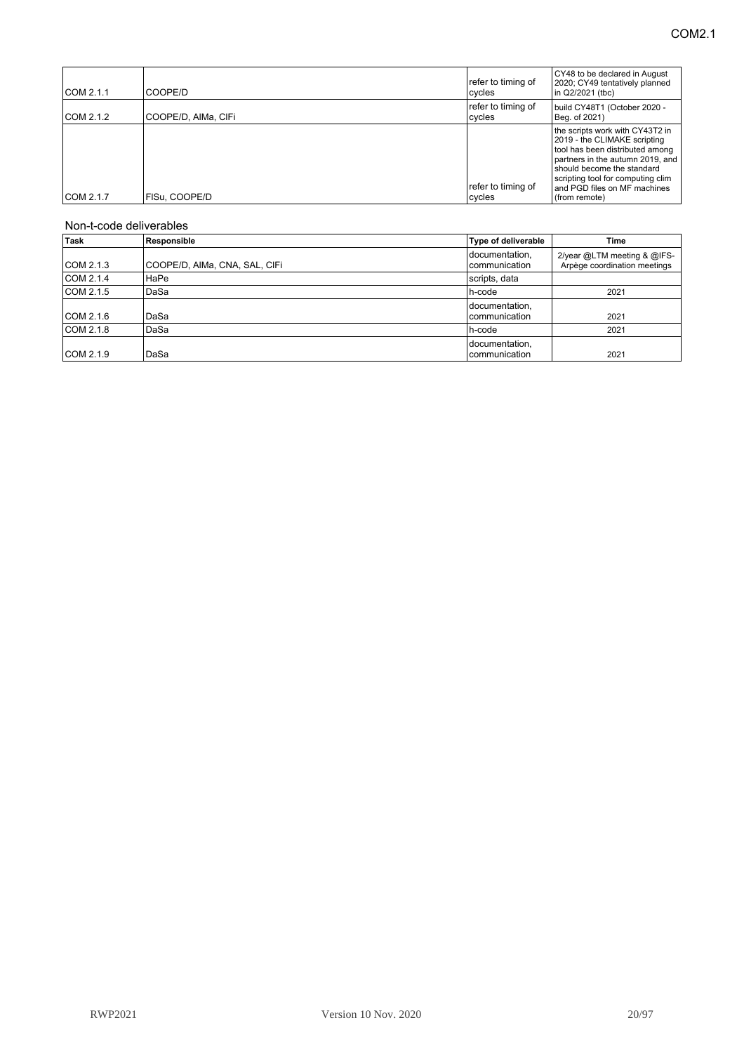| | | | |
|---|---|---|---|
| COM 2.1.1 | COOPE/D | refer to timing of cycles | CY48 to be declared in August 2020; CY49 tentatively planned in Q2/2021 (tbc) |
| COM 2.1.2 | COOPE/D, AlMa, ClFi | refer to timing of cycles | build CY48T1 (October 2020 - Beg. of 2021) |
| COM 2.1.7 | FlSu, COOPE/D | refer to timing of cycles | the scripts work with CY43T2 in 2019 - the CLIMAKE scripting tool has been distributed among partners in the autumn 2019, and should become the standard scripting tool for computing clim and PGD files on MF machines (from remote) |

Non-t-code deliverables

| Task | Responsible | Type of deliverable | Time |
|---|---|---|---|
| COM 2.1.3 | COOPE/D, AlMa, CNA, SAL, ClFi | documentation, communication | 2/year @LTM meeting & @IFS-Arpège coordination meetings |
| COM 2.1.4 | HaPe | scripts, data | |
| COM 2.1.5 | DaSa | h-code | 2021 |
| COM 2.1.6 | DaSa | documentation, communication | 2021 |
| COM 2.1.8 | DaSa | h-code | 2021 |
| COM 2.1.9 | DaSa | documentation, communication | 2021 |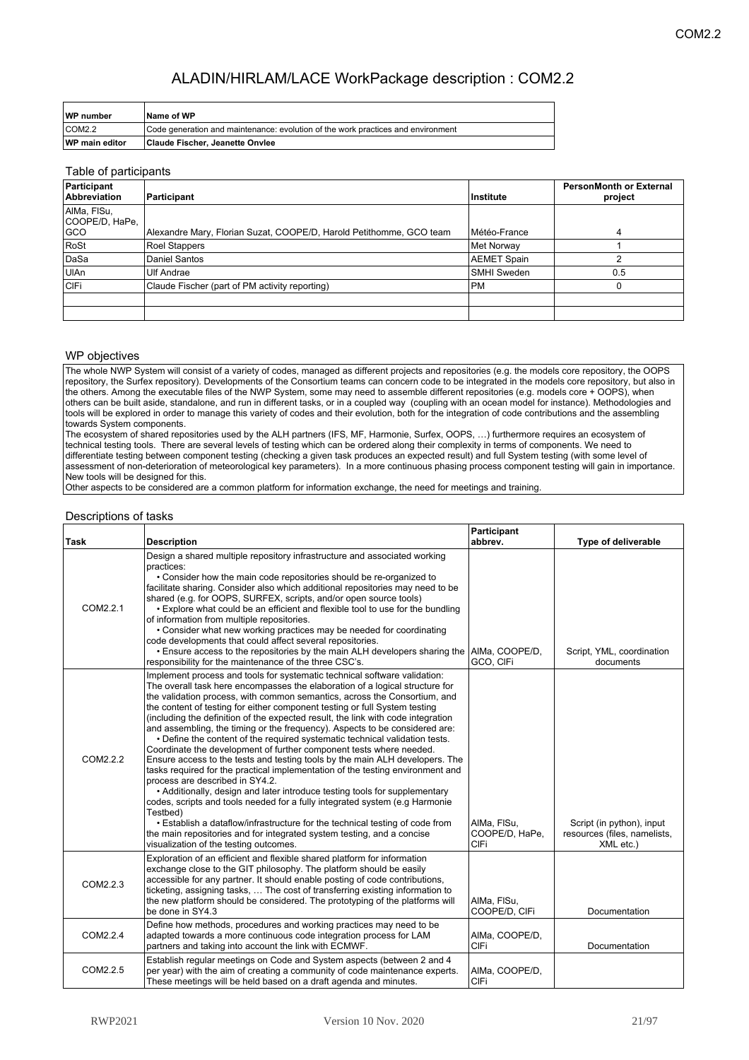# ALADIN/HIRLAM/LACE WorkPackage description : COM2.2

| WP number | Name of WP |
|---|---|
| COM2.2 | Code generation and maintenance: evolution of the work practices and environment |
| WP main editor | Claude Fischer, Jeanette Onvlee |

## Table of participants

| Participant Abbreviation | Participant | Institute | PersonMonth or External project |
|---|---|---|---|
| AlMa, FlSu, COOPE/D, HaPe, GCO | Alexandre Mary, Florian Suzat, COOPE/D, Harold Petithomme, GCO team | Météo-France | 4 |
| RoSt | Roel Stappers | Met Norway | 1 |
| DaSa | Daniel Santos | AEMET Spain | 2 |
| UlAn | Ulf Andrae | SMHI Sweden | 0.5 |
| ClFi | Claude Fischer (part of PM activity reporting) | PM | 0 |
| | | | |
| | | | |

## WP objectives

The whole NWP System will consist of a variety of codes, managed as different projects and repositories (e.g. the models core repository, the OOPS repository, the Surfex repository). Developments of the Consortium teams can concern code to be integrated in the models core repository, but also in the others. Among the executable files of the NWP System, some may need to assemble different repositories (e.g. models core + OOPS), when others can be built aside, standalone, and run in different tasks, or in a coupled way (coupling with an ocean model for instance). Methodologies and tools will be explored in order to manage this variety of codes and their evolution, both for the integration of code contributions and the assembling towards System components.

The ecosystem of shared repositories used by the ALH partners (IFS, MF, Harmonie, Surfex, OOPS, …) furthermore requires an ecosystem of technical testing tools. There are several levels of testing which can be ordered along their complexity in terms of components. We need to differentiate testing between component testing (checking a given task produces an expected result) and full System testing (with some level of assessment of non-deterioration of meteorological key parameters). In a more continuous phasing process component testing will gain in importance. New tools will be designed for this.

Other aspects to be considered are a common platform for information exchange, the need for meetings and training.

## Descriptions of tasks

| Task | Description | Participant abbrev. | Type of deliverable |
|---|---|---|---|
| COM2.2.1 | Design a shared multiple repository infrastructure and associated working practices:<br>• Consider how the main code repositories should be re-organized to facilitate sharing. Consider also which additional repositories may need to be shared (e.g. for OOPS, SURFEX, scripts, and/or open source tools)<br>• Explore what could be an efficient and flexible tool to use for the bundling of information from multiple repositories.<br>• Consider what new working practices may be needed for coordinating code developments that could affect several repositories.<br>• Ensure access to the repositories by the main ALH developers sharing the responsibility for the maintenance of the three CSC's. | AlMa, COOPE/D, GCO, ClFi | Script, YML, coordination documents |
| COM2.2.2 | Implement process and tools for systematic technical software validation: The overall task here encompasses the elaboration of a logical structure for the validation process, with common semantics, across the Consortium, and the content of testing for either component testing or full System testing (including the definition of the expected result, the link with code integration and assembling, the timing or the frequency). Aspects to be considered are:<br>• Define the content of the required systematic technical validation tests. Coordinate the development of further component tests where needed. Ensure access to the tests and testing tools by the main ALH developers. The tasks required for the practical implementation of the testing environment and process are described in SY4.2.<br>• Additionally, design and later introduce testing tools for supplementary codes, scripts and tools needed for a fully integrated system (e.g Harmonie Testbed)<br>• Establish a dataflow/infrastructure for the technical testing of code from the main repositories and for integrated system testing, and a concise visualization of the testing outcomes. | AlMa, FlSu, COOPE/D, HaPe, ClFi | Script (in python), input resources (files, namelists, XML etc.) |
| COM2.2.3 | Exploration of an efficient and flexible shared platform for information exchange close to the GIT philosophy. The platform should be easily accessible for any partner. It should enable posting of code contributions, ticketing, assigning tasks, … The cost of transferring existing information to the new platform should be considered. The prototyping of the platforms will be done in SY4.3 | AlMa, FlSu, COOPE/D, ClFi | Documentation |
| COM2.2.4 | Define how methods, procedures and working practices may need to be adapted towards a more continuous code integration process for LAM partners and taking into account the link with ECMWF. | AlMa, COOPE/D, ClFi | Documentation |
| COM2.2.5 | Establish regular meetings on Code and System aspects (between 2 and 4 per year) with the aim of creating a community of code maintenance experts. These meetings will be held based on a draft agenda and minutes. | AlMa, COOPE/D, ClFi | |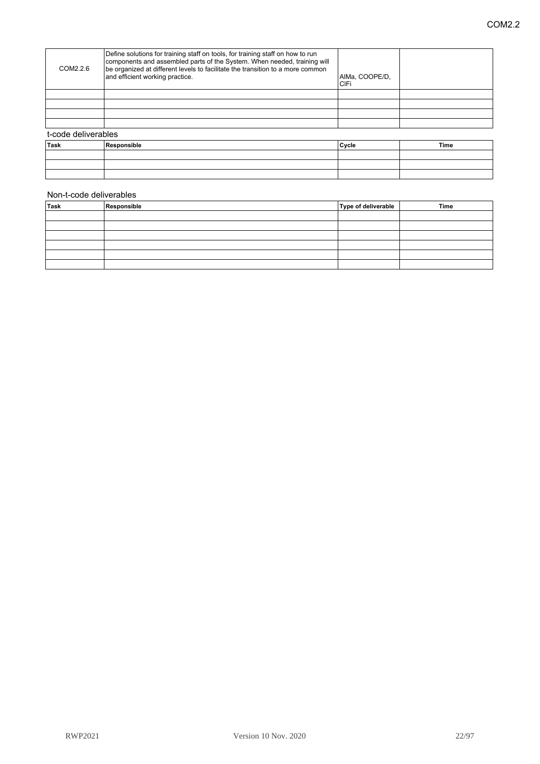| COM2.2.6 | Define solutions for training staff on tools, for training staff on how to run components and assembled parts of the System. When needed, training will be organized at different levels to facilitate the transition to a more common and efficient working practice. | AlMa, COOPE/D, CIFi | |
|---|---|---|---|
| | | | |
| | | | |
| | | | |
| | | | |

t-code deliverables

| Task | Responsible | Cycle | Time |
|---|---|---|---|
| | | | |
| | | | |
| | | | |

Non-t-code deliverables

| Task | Responsible | Type of deliverable | Time |
|---|---|---|---|
| | | | |
| | | | |
| | | | |
| | | | |
| | | | |
| | | | |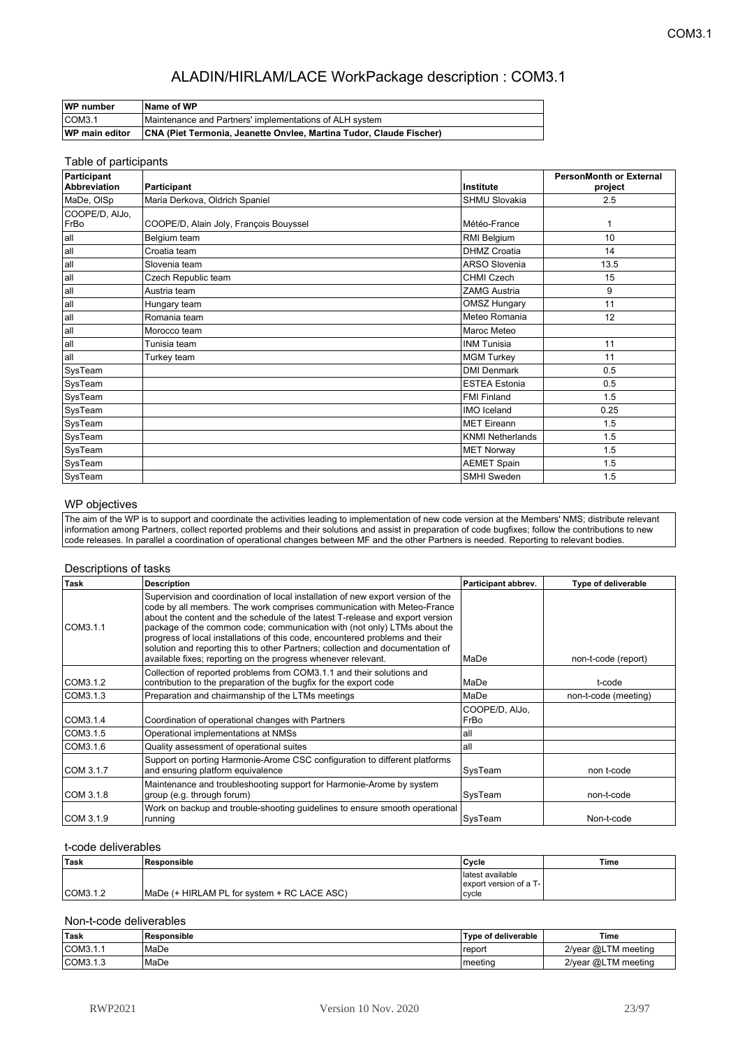# ALADIN/HIRLAM/LACE WorkPackage description : COM3.1

| WP number | Name of WP |
|---|---|
| COM3.1 | Maintenance and Partners' implementations of ALH system |
| **WP main editor** | **CNA (Piet Termonia, Jeanette Onvlee, Martina Tudor, Claude Fischer)** |

## Table of participants

| Participant Abbreviation | Participant | Institute | PersonMonth or External project |
|---|---|---|---|
| MaDe, OlSp | Maria Derkova, Oldrich Spaniel | SHMU Slovakia | 2.5 |
| COOPE/D, AlJo, FrBo | COOPE/D, Alain Joly, François Bouyssel | Météo-France | 1 |
| all | Belgium team | RMI Belgium | 10 |
| all | Croatia team | DHMZ Croatia | 14 |
| all | Slovenia team | ARSO Slovenia | 13.5 |
| all | Czech Republic team | CHMI Czech | 15 |
| all | Austria team | ZAMG Austria | 9 |
| all | Hungary team | OMSZ Hungary | 11 |
| all | Romania team | Meteo Romania | 12 |
| all | Morocco team | Maroc Meteo | |
| all | Tunisia team | INM Tunisia | 11 |
| all | Turkey team | MGM Turkey | 11 |
| SysTeam | | DMI Denmark | 0.5 |
| SysTeam | | ESTEA Estonia | 0.5 |
| SysTeam | | FMI Finland | 1.5 |
| SysTeam | | IMO Iceland | 0.25 |
| SysTeam | | MET Eireann | 1.5 |
| SysTeam | | KNMI Netherlands | 1.5 |
| SysTeam | | MET Norway | 1.5 |
| SysTeam | | AEMET Spain | 1.5 |
| SysTeam | | SMHI Sweden | 1.5 |

## WP objectives

The aim of the WP is to support and coordinate the activities leading to implementation of new code version at the Members' NMS; distribute relevant information among Partners, collect reported problems and their solutions and assist in preparation of code bugfixes; follow the contributions to new code releases. In parallel a coordination of operational changes between MF and the other Partners is needed. Reporting to relevant bodies.

## Descriptions of tasks

| Task | Description | Participant abbrev. | Type of deliverable |
|---|---|---|---|
| COM3.1.1 | Supervision and coordination of local installation of new export version of the code by all members. The work comprises communication with Meteo-France about the content and the schedule of the latest T-release and export version package of the common code; communication with (not only) LTMs about the progress of local installations of this code, encountered problems and their solution and reporting this to other Partners; collection and documentation of available fixes; reporting on the progress whenever relevant. | MaDe | non-t-code (report) |
| COM3.1.2 | Collection of reported problems from COM3.1.1 and their solutions and contribution to the preparation of the bugfix for the export code | MaDe | t-code |
| COM3.1.3 | Preparation and chairmanship of the LTMs meetings | MaDe | non-t-code (meeting) |
| COM3.1.4 | Coordination of operational changes with Partners | COOPE/D, AlJo, FrBo | |
| COM3.1.5 | Operational implementations at NMSs | all | |
| COM3.1.6 | Quality assessment of operational suites | all | |
| COM 3.1.7 | Support on porting Harmonie-Arome CSC configuration to different platforms and ensuring platform equivalence | SysTeam | non t-code |
| COM 3.1.8 | Maintenance and troubleshooting support for Harmonie-Arome by system group (e.g. through forum) | SysTeam | non-t-code |
| COM 3.1.9 | Work on backup and trouble-shooting guidelines to ensure smooth operational running | SysTeam | Non-t-code |

## t-code deliverables

| Task | Responsible | Cycle | Time |
|---|---|---|---|
| COM3.1.2 | MaDe (+ HIRLAM PL for system + RC LACE ASC) | latest available export version of a T-cycle | |

## Non-t-code deliverables

| Task | Responsible | Type of deliverable | Time |
|---|---|---|---|
| COM3.1.1 | MaDe | report | 2/year @LTM meeting |
| COM3.1.3 | MaDe | meeting | 2/year @LTM meeting |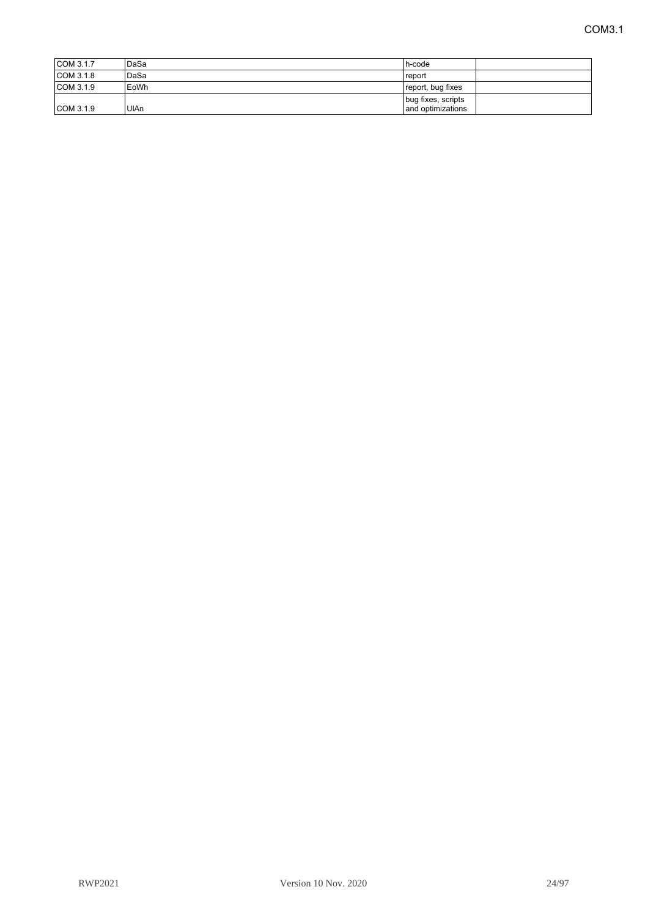| COM 3.1.7 | DaSa | h-code | |
|---|---|---|---|
| COM 3.1.8 | DaSa | report | |
| COM 3.1.9 | EoWh | report, bug fixes | |
| COM 3.1.9 | UlAn | bug fixes, scripts and optimizations | |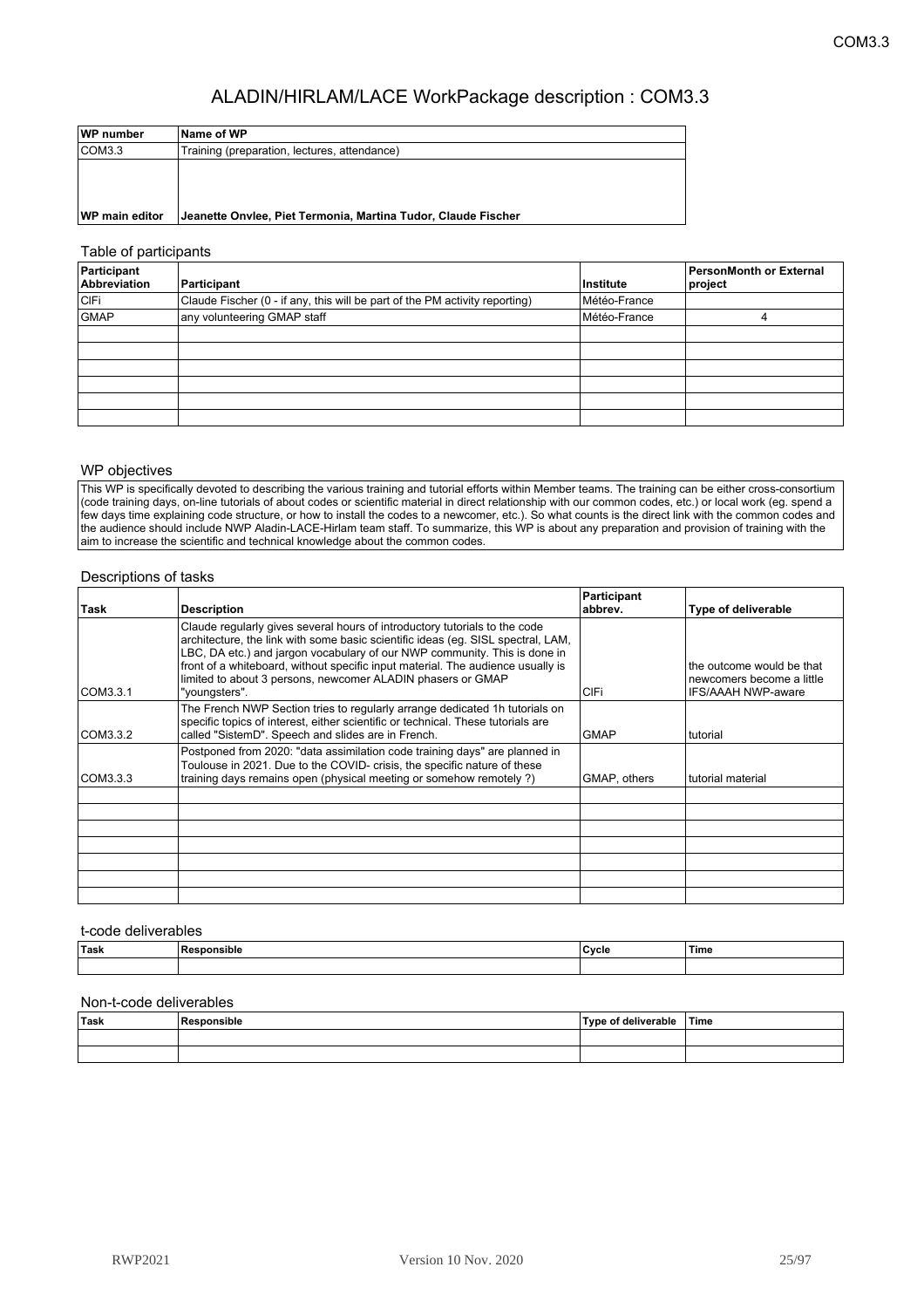# ALADIN/HIRLAM/LACE WorkPackage description : COM3.3

| WP number | Name of WP |
|---|---|
| COM3.3 | Training (preparation, lectures, attendance) |
| | |
| **WP main editor** | **Jeanette Onvlee, Piet Termonia, Martina Tudor, Claude Fischer** |

Table of participants

| Participant Abbreviation | Participant | Institute | PersonMonth or External project |
|---|---|---|---|
| ClFi | Claude Fischer (0 - if any, this will be part of the PM activity reporting) | Météo-France | |
| GMAP | any volunteering GMAP staff | Météo-France | 4 |
| | | | |
| | | | |
| | | | |
| | | | |
| | | | |
| | | | |

WP objectives

This WP is specifically devoted to describing the various training and tutorial efforts within Member teams. The training can be either cross-consortium (code training days, on-line tutorials of about codes or scientific material in direct relationship with our common codes, etc.) or local work (eg. spend a few days time explaining code structure, or how to install the codes to a newcomer, etc.). So what counts is the direct link with the common codes and the audience should include NWP Aladin-LACE-Hirlam team staff. To summarize, this WP is about any preparation and provision of training with the aim to increase the scientific and technical knowledge about the common codes.

Descriptions of tasks

| Task | Description | Participant abbrev. | Type of deliverable |
|---|---|---|---|
| COM3.3.1 | Claude regularly gives several hours of introductory tutorials to the code architecture, the link with some basic scientific ideas (eg. SISL spectral, LAM, LBC, DA etc.) and jargon vocabulary of our NWP community. This is done in front of a whiteboard, without specific input material. The audience usually is limited to about 3 persons, newcomer ALADIN phasers or GMAP "youngsters". | ClFi | the outcome would be that newcomers become a little IFS/AAAH NWP-aware |
| COM3.3.2 | The French NWP Section tries to regularly arrange dedicated 1h tutorials on specific topics of interest, either scientific or technical. These tutorials are called "SistemD". Speech and slides are in French. | GMAP | tutorial |
| COM3.3.3 | Postponed from 2020: "data assimilation code training days" are planned in Toulouse in 2021. Due to the COVID- crisis, the specific nature of these training days remains open (physical meeting or somehow remotely ?) | GMAP, others | tutorial material |
| | | | |
| | | | |
| | | | |
| | | | |
| | | | |
| | | | |
| | | | |

t-code deliverables

| Task | Responsible | Cycle | Time |
|---|---|---|---|
| | | | |

Non-t-code deliverables

| Task | Responsible | Type of deliverable | Time |
|---|---|---|---|
| | | | |
| | | | |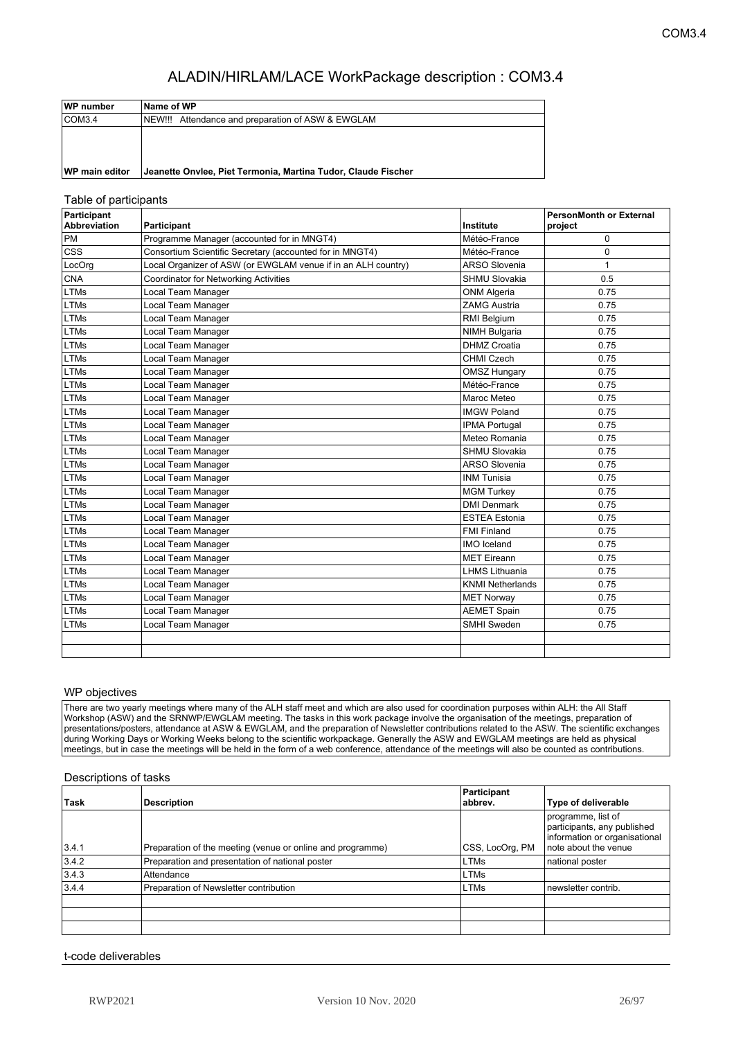# ALADIN/HIRLAM/LACE WorkPackage description : COM3.4

| WP number | Name of WP |
|---|---|
| COM3.4 | NEW!!! Attendance and preparation of ASW & EWGLAM |
| | |
| **WP main editor** | **Jeanette Onvlee, Piet Termonia, Martina Tudor, Claude Fischer** |

## Table of participants

| Participant Abbreviation | Participant | Institute | PersonMonth or External project |
|---|---|---|---|
| PM | Programme Manager (accounted for in MNGT4) | Météo-France | 0 |
| CSS | Consortium Scientific Secretary (accounted for in MNGT4) | Météo-France | 0 |
| LocOrg | Local Organizer of ASW (or EWGLAM venue if in an ALH country) | ARSO Slovenia | 1 |
| CNA | Coordinator for Networking Activities | SHMU Slovakia | 0.5 |
| LTMs | Local Team Manager | ONM Algeria | 0.75 |
| LTMs | Local Team Manager | ZAMG Austria | 0.75 |
| LTMs | Local Team Manager | RMI Belgium | 0.75 |
| LTMs | Local Team Manager | NIMH Bulgaria | 0.75 |
| LTMs | Local Team Manager | DHMZ Croatia | 0.75 |
| LTMs | Local Team Manager | CHMI Czech | 0.75 |
| LTMs | Local Team Manager | OMSZ Hungary | 0.75 |
| LTMs | Local Team Manager | Météo-France | 0.75 |
| LTMs | Local Team Manager | Maroc Meteo | 0.75 |
| LTMs | Local Team Manager | IMGW Poland | 0.75 |
| LTMs | Local Team Manager | IPMA Portugal | 0.75 |
| LTMs | Local Team Manager | Meteo Romania | 0.75 |
| LTMs | Local Team Manager | SHMU Slovakia | 0.75 |
| LTMs | Local Team Manager | ARSO Slovenia | 0.75 |
| LTMs | Local Team Manager | INM Tunisia | 0.75 |
| LTMs | Local Team Manager | MGM Turkey | 0.75 |
| LTMs | Local Team Manager | DMI Denmark | 0.75 |
| LTMs | Local Team Manager | ESTEA Estonia | 0.75 |
| LTMs | Local Team Manager | FMI Finland | 0.75 |
| LTMs | Local Team Manager | IMO Iceland | 0.75 |
| LTMs | Local Team Manager | MET Eireann | 0.75 |
| LTMs | Local Team Manager | LHMS Lithuania | 0.75 |
| LTMs | Local Team Manager | KNMI Netherlands | 0.75 |
| LTMs | Local Team Manager | MET Norway | 0.75 |
| LTMs | Local Team Manager | AEMET Spain | 0.75 |
| LTMs | Local Team Manager | SMHI Sweden | 0.75 |
| | | | |
| | | | |

## WP objectives

There are two yearly meetings where many of the ALH staff meet and which are also used for coordination purposes within ALH: the All Staff Workshop (ASW) and the SRNWP/EWGLAM meeting. The tasks in this work package involve the organisation of the meetings, preparation of presentations/posters, attendance at ASW & EWGLAM, and the preparation of Newsletter contributions related to the ASW. The scientific exchanges during Working Days or Working Weeks belong to the scientific workpackage. Generally the ASW and EWGLAM meetings are held as physical meetings, but in case the meetings will be held in the form of a web conference, attendance of the meetings will also be counted as contributions.

## Descriptions of tasks

| Task | Description | Participant abbrev. | Type of deliverable |
|---|---|---|---|
| 3.4.1 | Preparation of the meeting (venue or online and programme) | CSS, LocOrg, PM | programme, list of participants, any published information or organisational note about the venue |
| 3.4.2 | Preparation and presentation of national poster | LTMs | national poster |
| 3.4.3 | Attendance | LTMs | |
| 3.4.4 | Preparation of Newsletter contribution | LTMs | newsletter contrib. |
| | | | |
| | | | |
| | | | |

## t-code deliverables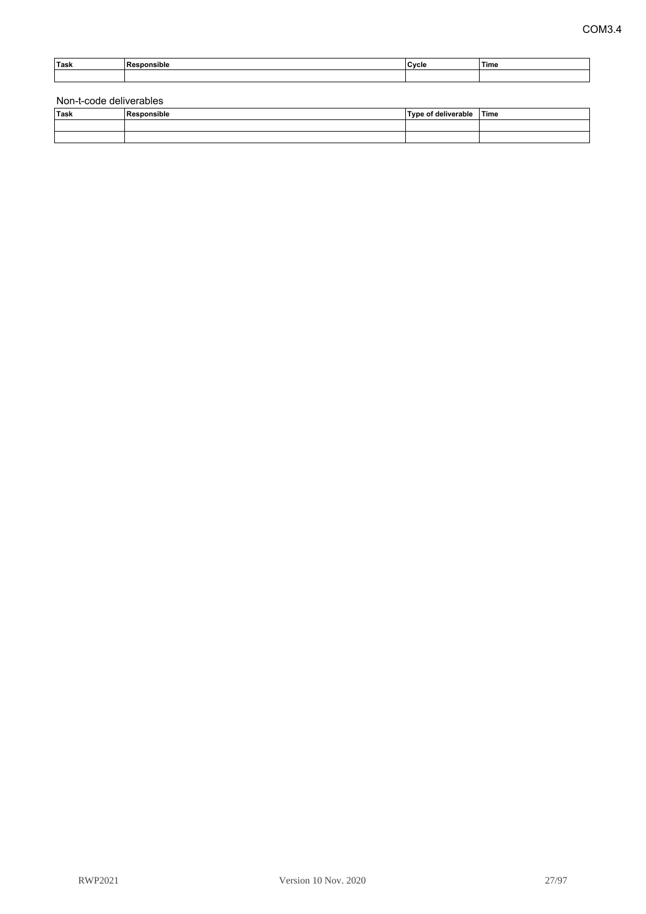| Task | Responsible | Cycle | Time |
| --- | --- | --- | --- |
| | | | |

Non-t-code deliverables

| Task | Responsible | Type of deliverable | Time |
| --- | --- | --- | --- |
| | | | |
| | | | |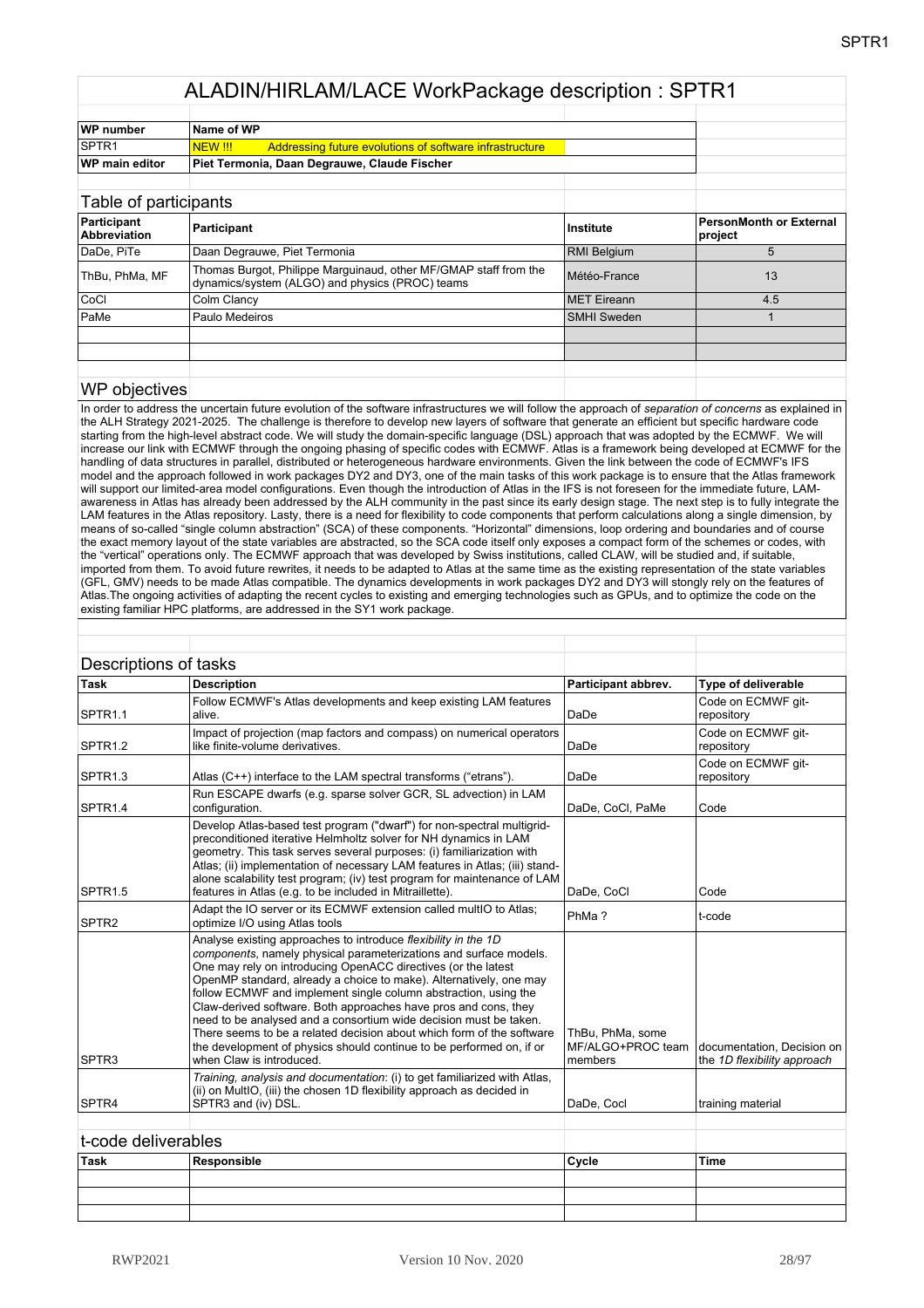# ALADIN/HIRLAM/LACE WorkPackage description : SPTR1

| WP number | Name of WP |
|---|---|
| SPTR1 | NEW !!! Addressing future evolutions of software infrastructure |
| WP main editor | Piet Termonia, Daan Degrauwe, Claude Fischer |

## Table of participants

| Participant Abbreviation | Participant | Institute | PersonMonth or External project |
|---|---|---|---|
| DaDe, PiTe | Daan Degrauwe, Piet Termonia | RMI Belgium | 5 |
| ThBu, PhMa, MF | Thomas Burgot, Philippe Marguinaud, other MF/GMAP staff from the dynamics/system (ALGO) and physics (PROC) teams | Météo-France | 13 |
| CoCl | Colm Clancy | MET Eireann | 4.5 |
| PaMe | Paulo Medeiros | SMHI Sweden | 1 |
| | | | |
| | | | |

## WP objectives

In order to address the uncertain future evolution of the software infrastructures we will follow the approach of *separation of concerns* as explained in the ALH Strategy 2021-2025. The challenge is therefore to develop new layers of software that generate an efficient but specific hardware code starting from the high-level abstract code. We will study the domain-specific language (DSL) approach that was adopted by the ECMWF. We will increase our link with ECMWF through the ongoing phasing of specific codes with ECMWF. Atlas is a framework being developed at ECMWF for the handling of data structures in parallel, distributed or heterogeneous hardware environments. Given the link between the code of ECMWF's IFS model and the approach followed in work packages DY2 and DY3, one of the main tasks of this work package is to ensure that the Atlas framework will support our limited-area model configurations. Even though the introduction of Atlas in the IFS is not foreseen for the immediate future, LAM-awareness in Atlas has already been addressed by the ALH community in the past since its early design stage. The next step is to fully integrate the LAM features in the Atlas repository. Lasty, there is a need for flexibility to code components that perform calculations along a single dimension, by means of so-called "single column abstraction" (SCA) of these components. "Horizontal" dimensions, loop ordering and boundaries and of course the exact memory layout of the state variables are abstracted, so the SCA code itself only exposes a compact form of the schemes or codes, with the "vertical" operations only. The ECMWF approach that was developed by Swiss institutions, called CLAW, will be studied and, if suitable, imported from them. To avoid future rewrites, it needs to be adapted to Atlas at the same time as the existing representation of the state variables (GFL, GMV) needs to be made Atlas compatible. The dynamics developments in work packages DY2 and DY3 will stongly rely on the features of Atlas.The ongoing activities of adapting the recent cycles to existing and emerging technologies such as GPUs, and to optimize the code on the existing familiar HPC platforms, are addressed in the SY1 work package.

## Descriptions of tasks

| Task | Description | Participant abbrev. | Type of deliverable |
|---|---|---|---|
| SPTR1.1 | Follow ECMWF's Atlas developments and keep existing LAM features alive. | DaDe | Code on ECMWF git-repository |
| SPTR1.2 | Impact of projection (map factors and compass) on numerical operators like finite-volume derivatives. | DaDe | Code on ECMWF git-repository |
| SPTR1.3 | Atlas (C++) interface to the LAM spectral transforms ("etrans"). | DaDe | Code on ECMWF git-repository |
| SPTR1.4 | Run ESCAPE dwarfs (e.g. sparse solver GCR, SL advection) in LAM configuration. | DaDe, CoCl, PaMe | Code |
| SPTR1.5 | Develop Atlas-based test program ("dwarf") for non-spectral multigrid-preconditioned iterative Helmholtz solver for NH dynamics in LAM geometry. This task serves several purposes: (i) familiarization with Atlas; (ii) implementation of necessary LAM features in Atlas; (iii) stand-alone scalability test program; (iv) test program for maintenance of LAM features in Atlas (e.g. to be included in Mitraillette). | DaDe, CoCl | Code |
| SPTR2 | Adapt the IO server or its ECMWF extension called multIO to Atlas; optimize I/O using Atlas tools | PhMa ? | t-code |
| SPTR3 | Analyse existing approaches to introduce *flexibility in the 1D components*, namely physical parameterizations and surface models. One may rely on introducing OpenACC directives (or the latest OpenMP standard, already a choice to make). Alternatively, one may follow ECMWF and implement single column abstraction, using the Claw-derived software. Both approaches have pros and cons, they need to be analysed and a consortium wide decision must be taken. There seems to be a related decision about which form of the software the development of physics should continue to be performed on, if or when Claw is introduced. | ThBu, PhMa, some MF/ALGO+PROC team members | documentation, Decision on the *1D flexibility approach* |
| SPTR4 | *Training, analysis and documentation*: (i) to get familiarized with Atlas, (ii) on MultIO, (iii) the chosen 1D flexibility approach as decided in SPTR3 and (iv) DSL. | DaDe, Cocl | training material |

## t-code deliverables

| Task | Responsible | Cycle | Time |
|---|---|---|---|
| | | | |
| | | | |
| | | | |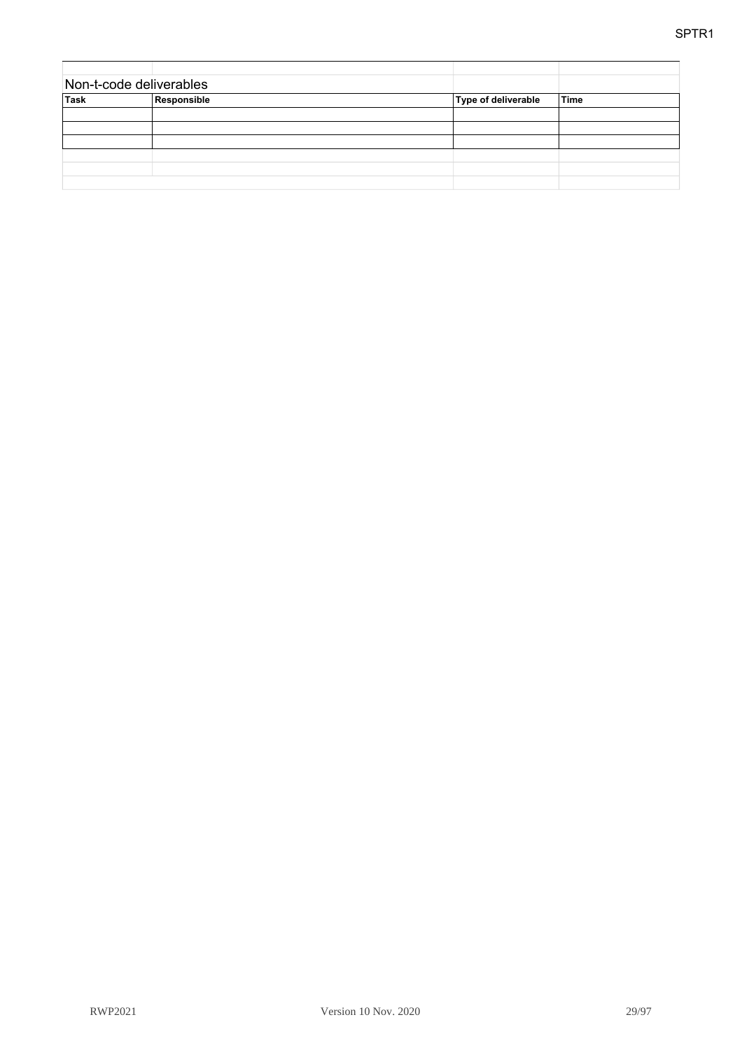Non-t-code deliverables

| Task | Responsible | Type of deliverable | Time |
|---|---|---|---|
| | | | |
| | | | |
| | | | |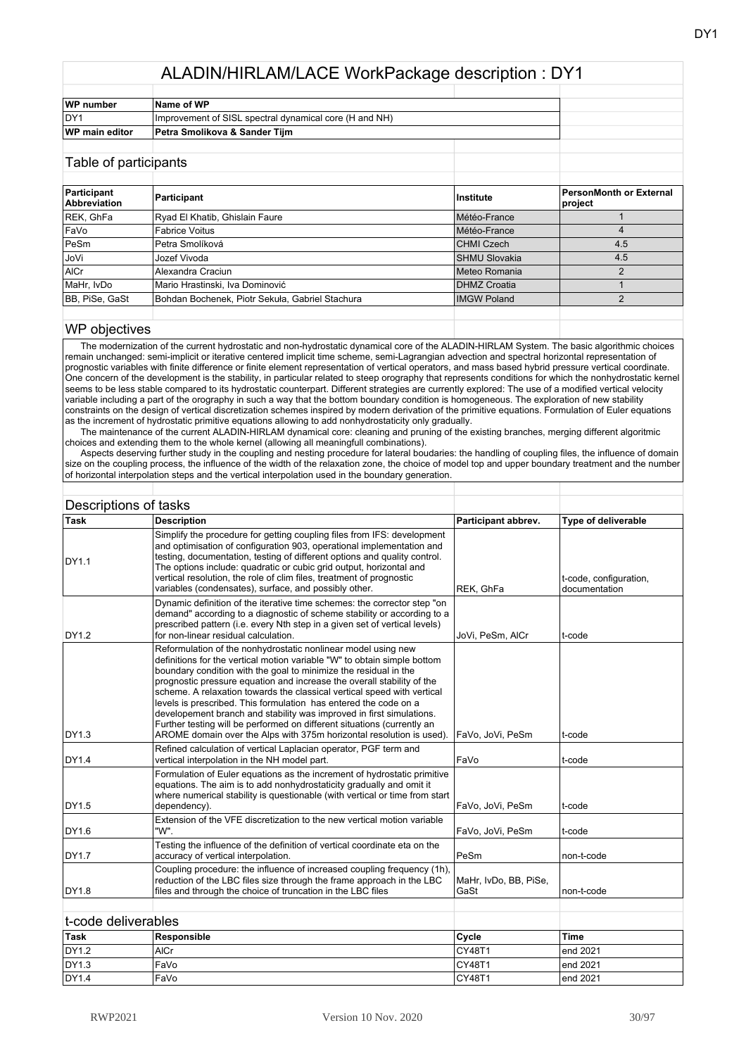# ALADIN/HIRLAM/LACE WorkPackage description : DY1

| WP number | Name of WP |
|---|---|
| DY1 | Improvement of SISL spectral dynamical core (H and NH) |
| **WP main editor** | **Petra Smolikova & Sander Tijm** |

## Table of participants

| Participant Abbreviation | Participant | Institute | PersonMonth or External project |
|---|---|---|---|
| REK, GhFa | Ryad El Khatib, Ghislain Faure | Météo-France | 1 |
| FaVo | Fabrice Voitus | Météo-France | 4 |
| PeSm | Petra Smolíková | CHMI Czech | 4.5 |
| JoVi | Jozef Vivoda | SHMU Slovakia | 4.5 |
| AlCr | Alexandra Craciun | Meteo Romania | 2 |
| MaHr, IvDo | Mario Hrastinski, Iva Dominović | DHMZ Croatia | 1 |
| BB, PiSe, GaSt | Bohdan Bochenek, Piotr Sekuła, Gabriel Stachura | IMGW Poland | 2 |

## WP objectives

The modernization of the current hydrostatic and non-hydrostatic dynamical core of the ALADIN-HIRLAM System. The basic algorithmic choices remain unchanged: semi-implicit or iterative centered implicit time scheme, semi-Lagrangian advection and spectral horizontal representation of prognostic variables with finite difference or finite element representation of vertical operators, and mass based hybrid pressure vertical coordinate. One concern of the development is the stability, in particular related to steep orography that represents conditions for which the nonhydrostatic kernel seems to be less stable compared to its hydrostatic counterpart. Different strategies are currently explored: The use of a modified vertical velocity variable including a part of the orography in such a way that the bottom boundary condition is homogeneous. The exploration of new stability constraints on the design of vertical discretization schemes inspired by modern derivation of the primitive equations. Formulation of Euler equations as the increment of hydrostatic primitive equations allowing to add nonhydrostaticity only gradually.

The maintenance of the current ALADIN-HIRLAM dynamical core: cleaning and pruning of the existing branches, merging different algoritmic choices and extending them to the whole kernel (allowing all meaningfull combinations).

Aspects deserving further study in the coupling and nesting procedure for lateral boudaries: the handling of coupling files, the influence of domain size on the coupling process, the influence of the width of the relaxation zone, the choice of model top and upper boundary treatment and the number of horizontal interpolation steps and the vertical interpolation used in the boundary generation.

## Descriptions of tasks

| Task | Description | Participant abbrev. | Type of deliverable |
|---|---|---|---|
| DY1.1 | Simplify the procedure for getting coupling files from IFS: development and optimisation of configuration 903, operational implementation and testing, documentation, testing of different options and quality control. The options include: quadratic or cubic grid output, horizontal and vertical resolution, the role of clim files, treatment of prognostic variables (condensates), surface, and possibly other. | REK, GhFa | t-code, configuration, documentation |
| DY1.2 | Dynamic definition of the iterative time schemes: the corrector step "on demand" according to a diagnostic of scheme stability or according to a prescribed pattern (i.e. every Nth step in a given set of vertical levels) for non-linear residual calculation. | JoVi, PeSm, AlCr | t-code |
| DY1.3 | Reformulation of the nonhydrostatic nonlinear model using new definitions for the vertical motion variable "W" to obtain simple bottom boundary condition with the goal to minimize the residual in the prognostic pressure equation and increase the overall stability of the scheme. A relaxation towards the classical vertical speed with vertical levels is prescribed. This formulation has entered the code on a developement branch and stability was improved in first simulations. Further testing will be performed on different situations (currently an AROME domain over the Alps with 375m horizontal resolution is used). | FaVo, JoVi, PeSm | t-code |
| DY1.4 | Refined calculation of vertical Laplacian operator, PGF term and vertical interpolation in the NH model part. | FaVo | t-code |
| DY1.5 | Formulation of Euler equations as the increment of hydrostatic primitive equations. The aim is to add nonhydrostaticity gradually and omit it where numerical stability is questionable (with vertical or time from start dependency). | FaVo, JoVi, PeSm | t-code |
| DY1.6 | Extension of the VFE discretization to the new vertical motion variable "W". | FaVo, JoVi, PeSm | t-code |
| DY1.7 | Testing the influence of the definition of vertical coordinate eta on the accuracy of vertical interpolation. | PeSm | non-t-code |
| DY1.8 | Coupling procedure: the influence of increased coupling frequency (1h), reduction of the LBC files size through the frame approach in the LBC files and through the choice of truncation in the LBC files | MaHr, IvDo, BB, PiSe, GaSt | non-t-code |

## t-code deliverables

| Task | Responsible | Cycle | Time |
|---|---|---|---|
| DY1.2 | AlCr | CY48T1 | end 2021 |
| DY1.3 | FaVo | CY48T1 | end 2021 |
| DY1.4 | FaVo | CY48T1 | end 2021 |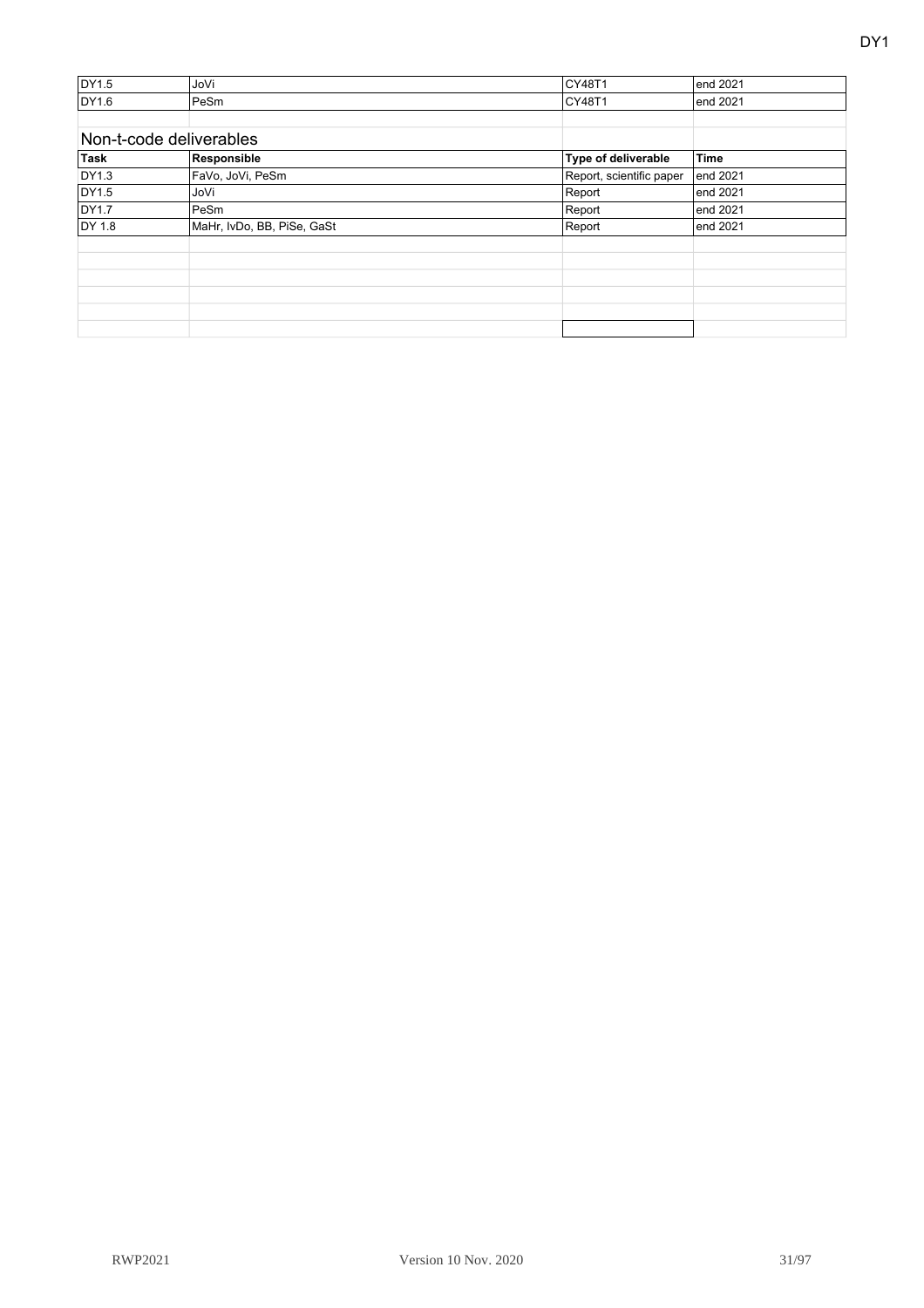| | | | |
|---|---|---|---|
| DY1.5 | JoVi | CY48T1 | end 2021 |
| DY1.6 | PeSm | CY48T1 | end 2021 |

## Non-t-code deliverables

| Task | Responsible | Type of deliverable | Time |
|---|---|---|---|
| DY1.3 | FaVo, JoVi, PeSm | Report, scientific paper | end 2021 |
| DY1.5 | JoVi | Report | end 2021 |
| DY1.7 | PeSm | Report | end 2021 |
| DY 1.8 | MaHr, IvDo, BB, PiSe, GaSt | Report | end 2021 |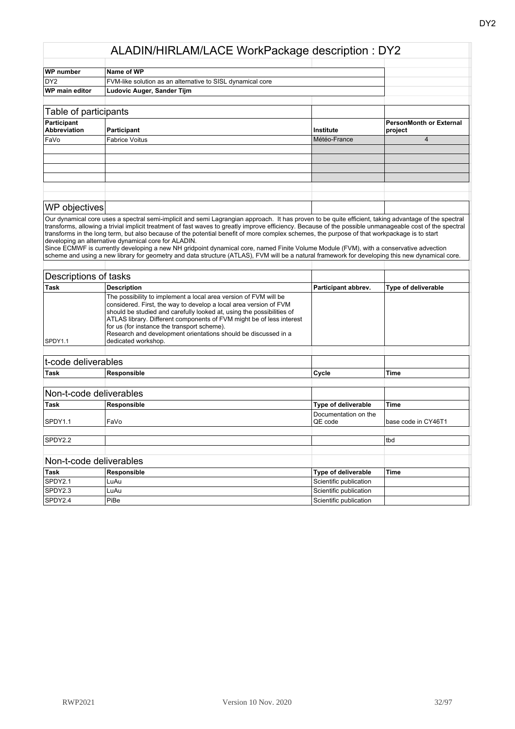# ALADIN/HIRLAM/LACE WorkPackage description : DY2

| WP number | Name of WP |
|---|---|
| DY2 | FVM-like solution as an alternative to SISL dynamical core |
| **WP main editor** | **Ludovic Auger, Sander Tijm** |

## Table of participants

| Participant Abbreviation | Participant | Institute | PersonMonth or External project |
|---|---|---|---|
| FaVo | Fabrice Voitus | Météo-France | 4 |

## WP objectives

Our dynamical core uses a spectral semi-implicit and semi Lagrangian approach. It has proven to be quite efficient, taking advantage of the spectral transforms, allowing a trivial implicit treatment of fast waves to greatly improve efficiency. Because of the possible unmanageable cost of the spectral transforms in the long term, but also because of the potential benefit of more complex schemes, the purpose of that workpackage is to start developing an alternative dynamical core for ALADIN.
Since ECMWF is currently developing a new NH gridpoint dynamical core, named Finite Volume Module (FVM), with a conservative advection scheme and using a new library for geometry and data structure (ATLAS), FVM will be a natural framework for developing this new dynamical core.

## Descriptions of tasks

| Task | Description | Participant abbrev. | Type of deliverable |
|---|---|---|---|
| SPDY1.1 | The possibility to implement a local area version of FVM will be considered. First, the way to develop a local area version of FVM should be studied and carefully looked at, using the possibilities of ATLAS library. Different components of FVM might be of less interest for us (for instance the transport scheme). Research and development orientations should be discussed in a dedicated workshop. | | |

## t-code deliverables

| Task | Responsible | Cycle | Time |
|---|---|---|---|

## Non-t-code deliverables

| Task | Responsible | Type of deliverable | Time |
|---|---|---|---|
| SPDY1.1 | FaVo | Documentation on the QE code | base code in CY46T1 |
| SPDY2.2 | | | tbd |

## Non-t-code deliverables

| Task | Responsible | Type of deliverable | Time |
|---|---|---|---|
| SPDY2.1 | LuAu | Scientific publication | |
| SPDY2.3 | LuAu | Scientific publication | |
| SPDY2.4 | PiBe | Scientific publication | |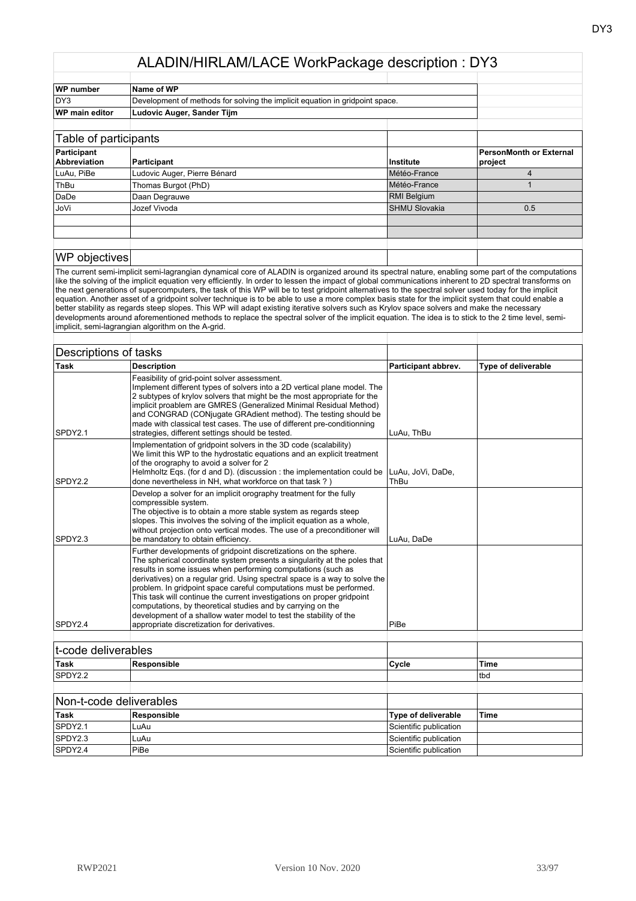# ALADIN/HIRLAM/LACE WorkPackage description : DY3

| WP number | Name of WP |
|---|---|
| DY3 | Development of methods for solving the implicit equation in gridpoint space. |
| **WP main editor** | **Ludovic Auger, Sander Tijm** |

## Table of participants

| Participant Abbreviation | Participant | Institute | PersonMonth or External project |
|---|---|---|---|
| LuAu, PiBe | Ludovic Auger, Pierre Bénard | Météo-France | 4 |
| ThBu | Thomas Burgot (PhD) | Météo-France | 1 |
| DaDe | Daan Degrauwe | RMI Belgium | |
| JoVi | Jozef Vivoda | SHMU Slovakia | 0.5 |
| | | | |
| | | | |

## WP objectives

The current semi-implicit semi-lagrangian dynamical core of ALADIN is organized around its spectral nature, enabling some part of the computations like the solving of the implicit equation very efficiently. In order to lessen the impact of global communications inherent to 2D spectral transforms on the next generations of supercomputers, the task of this WP will be to test gridpoint alternatives to the spectral solver used today for the implicit equation. Another asset of a gridpoint solver technique is to be able to use a more complex basis state for the implicit system that could enable a better stability as regards steep slopes. This WP will adapt existing iterative solvers such as Krylov space solvers and make the necessary developments around aforementioned methods to replace the spectral solver of the implicit equation. The idea is to stick to the 2 time level, semi-implicit, semi-lagrangian algorithm on the A-grid.

## Descriptions of tasks

| Task | Description | Participant abbrev. | Type of deliverable |
|---|---|---|---|
| SPDY2.1 | Feasibility of grid-point solver assessment. Implement different types of solvers into a 2D vertical plane model. The 2 subtypes of krylov solvers that might be the most appropriate for the implicit proablem are GMRES (Generalized Minimal Residual Method) and CONGRAD (CONjugate GRAdient method). The testing should be made with classical test cases. The use of different pre-conditionning strategies, different settings should be tested. | LuAu, ThBu | |
| SPDY2.2 | Implementation of gridpoint solvers in the 3D code (scalability) We limit this WP to the hydrostatic equations and an explicit treatment of the orography to avoid a solver for 2 Helmholtz Eqs. (for d and D). (discussion : the implementation could be done nevertheless in NH, what workforce on that task ? ) | LuAu, JoVi, DaDe, ThBu | |
| SPDY2.3 | Develop a solver for an implicit orography treatment for the fully compressible system. The objective is to obtain a more stable system as regards steep slopes. This involves the solving of the implicit equation as a whole, without projection onto vertical modes. The use of a preconditioner will be mandatory to obtain efficiency. | LuAu, DaDe | |
| SPDY2.4 | Further developments of gridpoint discretizations on the sphere. The spherical coordinate system presents a singularity at the poles that results in some issues when performing computations (such as derivatives) on a regular grid. Using spectral space is a way to solve the problem. In gridpoint space careful computations must be performed. This task will continue the current investigations on proper gridpoint computations, by theoretical studies and by carrying on the development of a shallow water model to test the stability of the appropriate discretization for derivatives. | PiBe | |

## t-code deliverables

| Task | Responsible | Cycle | Time |
|---|---|---|---|
| SPDY2.2 | | | tbd |

## Non-t-code deliverables

| Task | Responsible | Type of deliverable | Time |
|---|---|---|---|
| SPDY2.1 | LuAu | Scientific publication | |
| SPDY2.3 | LuAu | Scientific publication | |
| SPDY2.4 | PiBe | Scientific publication | |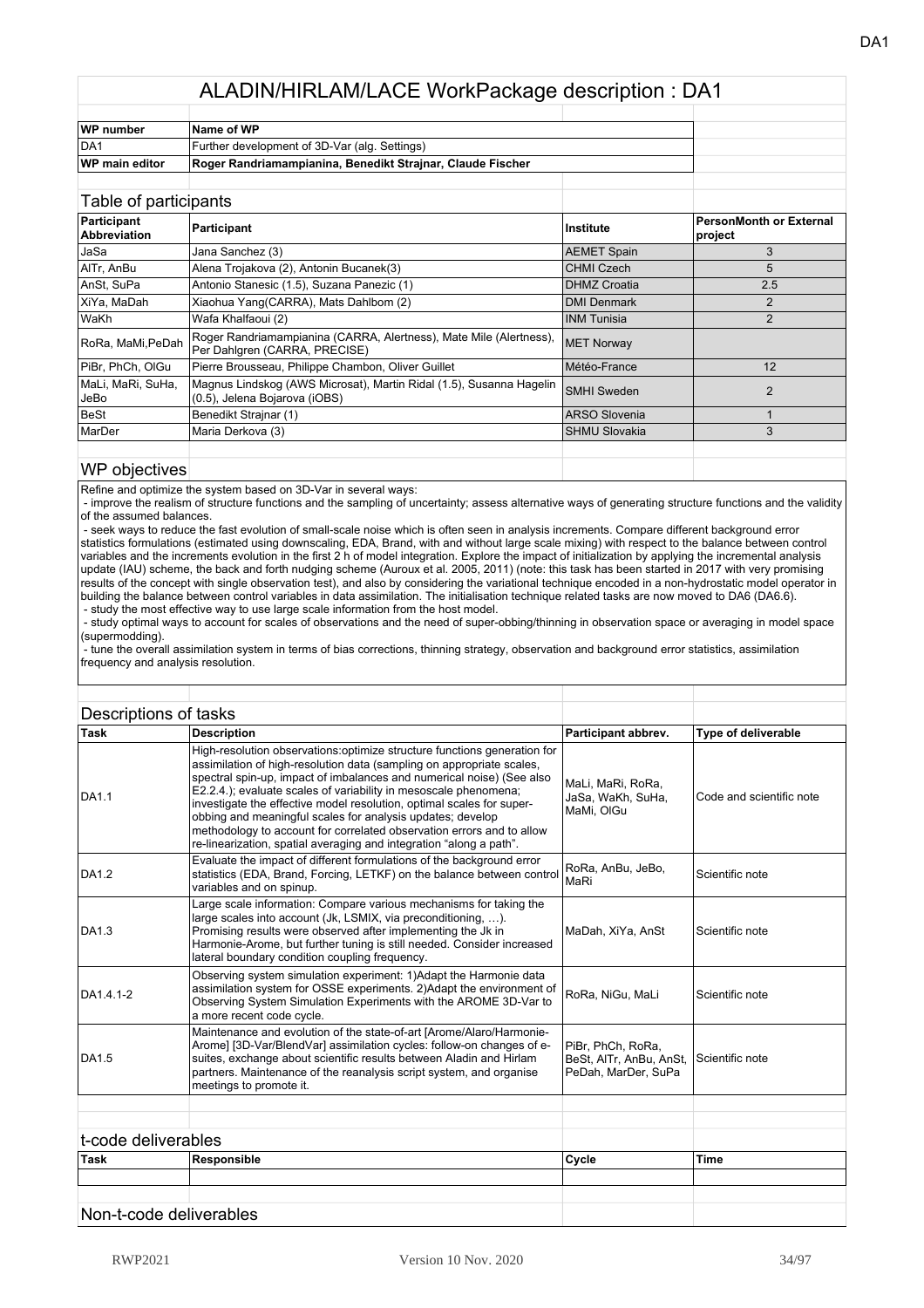# ALADIN/HIRLAM/LACE WorkPackage description : DA1

| WP number | Name of WP |
|---|---|
| DA1 | Further development of 3D-Var (alg. Settings) |
| **WP main editor** | **Roger Randriamampianina, Benedikt Strajnar, Claude Fischer** |

## Table of participants

| Participant Abbreviation | Participant | Institute | PersonMonth or External project |
|---|---|---|---|
| JaSa | Jana Sanchez (3) | AEMET Spain | 3 |
| AlTr, AnBu | Alena Trojakova (2), Antonin Bucanek(3) | CHMI Czech | 5 |
| AnSt, SuPa | Antonio Stanesic (1.5), Suzana Panezic (1) | DHMZ Croatia | 2.5 |
| XiYa, MaDah | Xiaohua Yang(CARRA), Mats Dahlbom (2) | DMI Denmark | 2 |
| WaKh | Wafa Khalfaoui (2) | INM Tunisia | 2 |
| RoRa, MaMi,PeDah | Roger Randriamampianina (CARRA, Alertness), Mate Mile (Alertness), Per Dahlgren (CARRA, PRECISE) | MET Norway | |
| PiBr, PhCh, OlGu | Pierre Brousseau, Philippe Chambon, Oliver Guillet | Météo-France | 12 |
| MaLi, MaRi, SuHa, JeBo | Magnus Lindskog (AWS Microsat), Martin Ridal (1.5), Susanna Hagelin (0.5), Jelena Bojarova (iOBS) | SMHI Sweden | 2 |
| BeSt | Benedikt Strajnar (1) | ARSO Slovenia | 1 |
| MarDer | Maria Derkova (3) | SHMU Slovakia | 3 |

## WP objectives

Refine and optimize the system based on 3D-Var in several ways:

- improve the realism of structure functions and the sampling of uncertainty; assess alternative ways of generating structure functions and the validity of the assumed balances.
- seek ways to reduce the fast evolution of small-scale noise which is often seen in analysis increments. Compare different background error statistics formulations (estimated using downscaling, EDA, Brand, with and without large scale mixing) with respect to the balance between control variables and the increments evolution in the first 2 h of model integration. Explore the impact of initialization by applying the incremental analysis update (IAU) scheme, the back and forth nudging scheme (Auroux et al. 2005, 2011) (note: this task has been started in 2017 with very promising results of the concept with single observation test), and also by considering the variational technique encoded in a non-hydrostatic model operator in building the balance between control variables in data assimilation. The initialisation technique related tasks are now moved to DA6 (DA6.6).
- study the most effective way to use large scale information from the host model.
- study optimal ways to account for scales of observations and the need of super-obbing/thinning in observation space or averaging in model space (supermodding).
- tune the overall assimilation system in terms of bias corrections, thinning strategy, observation and background error statistics, assimilation frequency and analysis resolution.

## Descriptions of tasks

| Task | Description | Participant abbrev. | Type of deliverable |
|---|---|---|---|
| DA1.1 | High-resolution observations:optimize structure functions generation for assimilation of high-resolution data (sampling on appropriate scales, spectral spin-up, impact of imbalances and numerical noise) (See also E2.2.4.); evaluate scales of variability in mesoscale phenomena; investigate the effective model resolution, optimal scales for super-obbing and meaningful scales for analysis updates; develop methodology to account for correlated observation errors and to allow re-linearization, spatial averaging and integration "along a path". | MaLi, MaRi, RoRa, JaSa, WaKh, SuHa, MaMi, OlGu | Code and scientific note |
| DA1.2 | Evaluate the impact of different formulations of the background error statistics (EDA, Brand, Forcing, LETKF) on the balance between control variables and on spinup. | RoRa, AnBu, JeBo, MaRi | Scientific note |
| DA1.3 | Large scale information: Compare various mechanisms for taking the large scales into account (Jk, LSMIX, via preconditioning, …). Promising results were observed after implementing the Jk in Harmonie-Arome, but further tuning is still needed. Consider increased lateral boundary condition coupling frequency. | MaDah, XiYa, AnSt | Scientific note |
| DA1.4.1-2 | Observing system simulation experiment: 1)Adapt the Harmonie data assimilation system for OSSE experiments. 2)Adapt the environment of Observing System Simulation Experiments with the AROME 3D-Var to a more recent code cycle. | RoRa, NiGu, MaLi | Scientific note |
| DA1.5 | Maintenance and evolution of the state-of-art [Arome/Alaro/Harmonie-Arome] [3D-Var/BlendVar] assimilation cycles: follow-on changes of e-suites, exchange about scientific results between Aladin and Hirlam partners. Maintenance of the reanalysis script system, and organise meetings to promote it. | PiBr, PhCh, RoRa, BeSt, AlTr, AnBu, AnSt, PeDah, MarDer, SuPa | Scientific note |

## t-code deliverables

| Task | Responsible | Cycle | Time |
|---|---|---|---|
| | | | |

## Non-t-code deliverables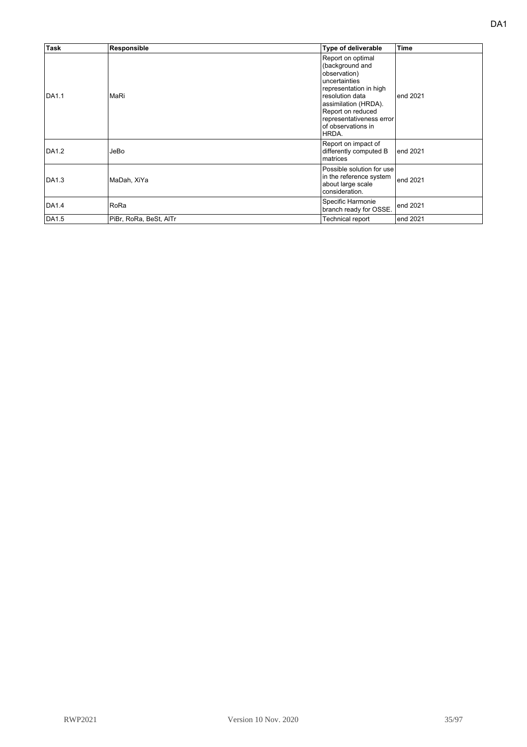| Task | Responsible | Type of deliverable | Time |
|---|---|---|---|
| DA1.1 | MaRi | Report on optimal (background and observation) uncertainties representation in high resolution data assimilation (HRDA). Report on reduced representativeness error of observations in HRDA. | end 2021 |
| DA1.2 | JeBo | Report on impact of differently computed B matrices | end 2021 |
| DA1.3 | MaDah, XiYa | Possible solution for use in the reference system about large scale consideration. | end 2021 |
| DA1.4 | RoRa | Specific Harmonie branch ready for OSSE. | end 2021 |
| DA1.5 | PiBr, RoRa, BeSt, AlTr | Technical report | end 2021 |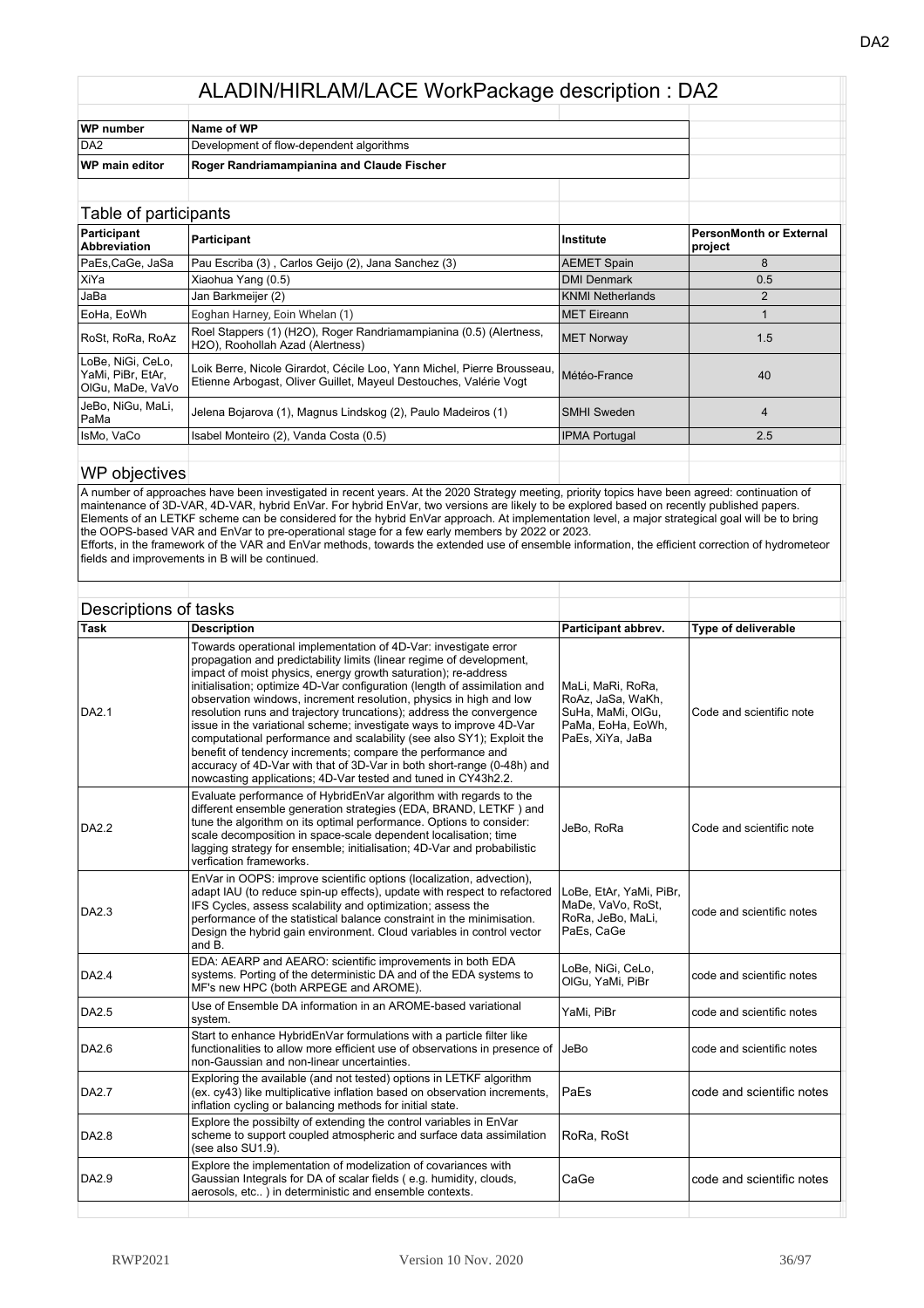# ALADIN/HIRLAM/LACE WorkPackage description : DA2

| WP number | Name of WP |
|---|---|
| DA2 | Development of flow-dependent algorithms |
| **WP main editor** | **Roger Randriamampianina and Claude Fischer** |

## Table of participants

| Participant Abbreviation | Participant | Institute | PersonMonth or External project |
|---|---|---|---|
| PaEs,CaGe, JaSa | Pau Escriba (3) , Carlos Geijo (2), Jana Sanchez (3) | AEMET Spain | 8 |
| XiYa | Xiaohua Yang (0.5) | DMI Denmark | 0.5 |
| JaBa | Jan Barkmeijer (2) | KNMI Netherlands | 2 |
| EoHa, EoWh | Eoghan Harney, Eoin Whelan (1) | MET Eireann | 1 |
| RoSt, RoRa, RoAz | Roel Stappers (1) (H2O), Roger Randriamampianina (0.5) (Alertness, H2O), Roohollah Azad (Alertness) | MET Norway | 1.5 |
| LoBe, NiGi, CeLo, YaMi, PiBr, EtAr, OlGu, MaDe, VaVo | Loik Berre, Nicole Girardot, Cécile Loo, Yann Michel, Pierre Brousseau, Etienne Arbogast, Oliver Guillet, Mayeul Destouches, Valérie Vogt | Météo-France | 40 |
| JeBo, NiGu, MaLi, PaMa | Jelena Bojarova (1), Magnus Lindskog (2), Paulo Madeiros (1) | SMHI Sweden | 4 |
| IsMo, VaCo | Isabel Monteiro (2), Vanda Costa (0.5) | IPMA Portugal | 2.5 |

## WP objectives

A number of approaches have been investigated in recent years. At the 2020 Strategy meeting, priority topics have been agreed: continuation of maintenance of 3D-VAR, 4D-VAR, hybrid EnVar. For hybrid EnVar, two versions are likely to be explored based on recently published papers. Elements of an LETKF scheme can be considered for the hybrid EnVar approach. At implementation level, a major strategical goal will be to bring the OOPS-based VAR and EnVar to pre-operational stage for a few early members by 2022 or 2023.
Efforts, in the framework of the VAR and EnVar methods, towards the extended use of ensemble information, the efficient correction of hydrometeor fields and improvements in B will be continued.

## Descriptions of tasks

| Task | Description | Participant abbrev. | Type of deliverable |
|---|---|---|---|
| DA2.1 | Towards operational implementation of 4D-Var: investigate error propagation and predictability limits (linear regime of development, impact of moist physics, energy growth saturation); re-address initialisation; optimize 4D-Var configuration (length of assimilation and observation windows, increment resolution, physics in high and low resolution runs and trajectory truncations); address the convergence issue in the variational scheme; investigate ways to improve 4D-Var computational performance and scalability (see also SY1); Exploit the benefit of tendency increments; compare the performance and accuracy of 4D-Var with that of 3D-Var in both short-range (0-48h) and nowcasting applications; 4D-Var tested and tuned in CY43h2.2. | MaLi, MaRi, RoRa, RoAz, JaSa, WaKh, SuHa, MaMi, OlGu, PaMa, EoHa, EoWh, PaEs, XiYa, JaBa | Code and scientific note |
| DA2.2 | Evaluate performance of HybridEnVar algorithm with regards to the different ensemble generation strategies (EDA, BRAND, LETKF ) and tune the algorithm on its optimal performance. Options to consider: scale decomposition in space-scale dependent localisation; time lagging strategy for ensemble; initialisation; 4D-Var and probabilistic verfication frameworks. | JeBo, RoRa | Code and scientific note |
| DA2.3 | EnVar in OOPS: improve scientific options (localization, advection), adapt IAU (to reduce spin-up effects), update with respect to refactored IFS Cycles, assess scalability and optimization; assess the performance of the statistical balance constraint in the minimisation. Design the hybrid gain environment. Cloud variables in control vector and B. | LoBe, EtAr, YaMi, PiBr, MaDe, VaVo, RoSt, RoRa, JeBo, MaLi, PaEs, CaGe | code and scientific notes |
| DA2.4 | EDA: AEARP and AEARO: scientific improvements in both EDA systems. Porting of the deterministic DA and of the EDA systems to MF's new HPC (both ARPEGE and AROME). | LoBe, NiGi, CeLo, OlGu, YaMi, PiBr | code and scientific notes |
| DA2.5 | Use of Ensemble DA information in an AROME-based variational system. | YaMi, PiBr | code and scientific notes |
| DA2.6 | Start to enhance HybridEnVar formulations with a particle filter like functionalities to allow more efficient use of observations in presence of non-Gaussian and non-linear uncertainties. | JeBo | code and scientific notes |
| DA2.7 | Exploring the available (and not tested) options in LETKF algorithm (ex. cy43) like multiplicative inflation based on observation increments, inflation cycling or balancing methods for initial state. | PaEs | code and scientific notes |
| DA2.8 | Explore the possibilty of extending the control variables in EnVar scheme to support coupled atmospheric and surface data assimilation (see also SU1.9). | RoRa, RoSt | |
| DA2.9 | Explore the implementation of modelization of covariances with Gaussian Integrals for DA of scalar fields ( e.g. humidity, clouds, aerosols, etc.. ) in deterministic and ensemble contexts. | CaGe | code and scientific notes |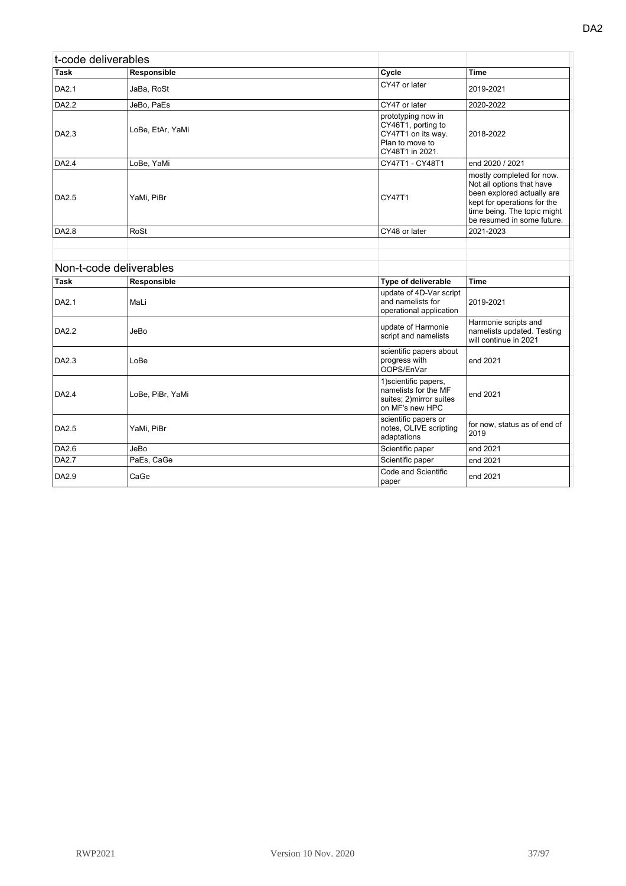## t-code deliverables

| Task | Responsible | Cycle | Time |
|---|---|---|---|
| DA2.1 | JaBa, RoSt | CY47 or later | 2019-2021 |
| DA2.2 | JeBo, PaEs | CY47 or later | 2020-2022 |
| DA2.3 | LoBe, EtAr, YaMi | prototyping now in CY46T1, porting to CY47T1 on its way. Plan to move to CY48T1 in 2021. | 2018-2022 |
| DA2.4 | LoBe, YaMi | CY47T1 - CY48T1 | end 2020 / 2021 |
| DA2.5 | YaMi, PiBr | CY47T1 | mostly completed for now. Not all options that have been explored actually are kept for operations for the time being. The topic might be resumed in some future. |
| DA2.8 | RoSt | CY48 or later | 2021-2023 |

## Non-t-code deliverables

| Task | Responsible | Type of deliverable | Time |
|---|---|---|---|
| DA2.1 | MaLi | update of 4D-Var script and namelists for operational application | 2019-2021 |
| DA2.2 | JeBo | update of Harmonie script and namelists | Harmonie scripts and namelists updated. Testing will continue in 2021 |
| DA2.3 | LoBe | scientific papers about progress with OOPS/EnVar | end 2021 |
| DA2.4 | LoBe, PiBr, YaMi | 1)scientific papers, namelists for the MF suites; 2)mirror suites on MF's new HPC | end 2021 |
| DA2.5 | YaMi, PiBr | scientific papers or notes, OLIVE scripting adaptations | for now, status as of end of 2019 |
| DA2.6 | JeBo | Scientific paper | end 2021 |
| DA2.7 | PaEs, CaGe | Scientific paper | end 2021 |
| DA2.9 | CaGe | Code and Scientific paper | end 2021 |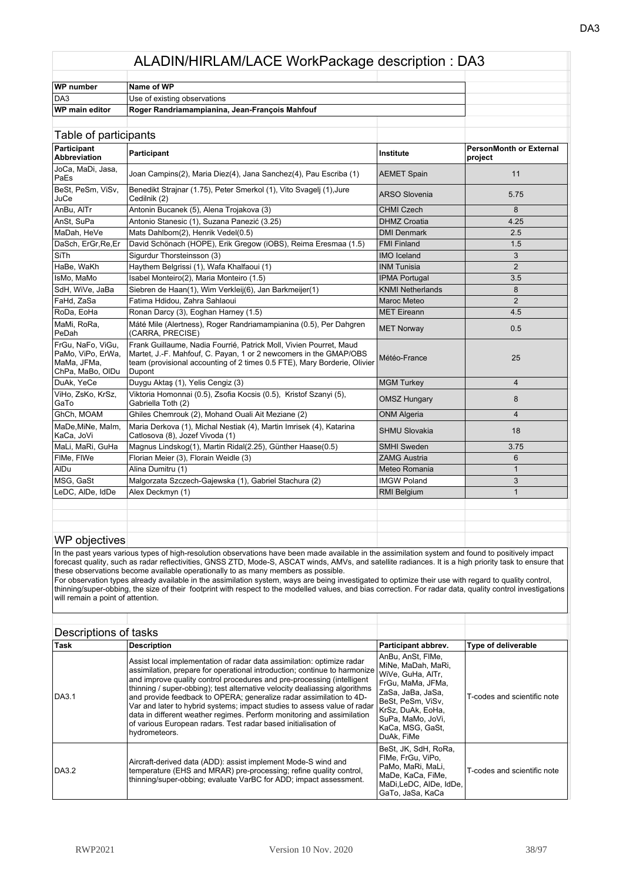# ALADIN/HIRLAM/LACE WorkPackage description : DA3

| WP number | Name of WP |
|---|---|
| DA3 | Use of existing observations |
| WP main editor | Roger Randriamampianina, Jean-François Mahfouf |

## Table of participants

| Participant Abbreviation | Participant | Institute | PersonMonth or External project |
|---|---|---|---|
| JoCa, MaDi, Jasa, PaEs | Joan Campins(2), Maria Diez(4), Jana Sanchez(4), Pau Escriba (1) | AEMET Spain | 11 |
| BeSt, PeSm, ViSv, JuCe | Benedikt Strajnar (1.75), Peter Smerkol (1), Vito Svagelj (1),Jure Cedilnik (2) | ARSO Slovenia | 5.75 |
| AnBu, AlTr | Antonin Bucanek (5), Alena Trojakova (3) | CHMI Czech | 8 |
| AnSt, SuPa | Antonio Stanesic (1), Suzana Panezić (3.25) | DHMZ Croatia | 4.25 |
| MaDah, HeVe | Mats Dahlbom(2), Henrik Vedel(0.5) | DMI Denmark | 2.5 |
| DaSch, ErGr,Re,Er | David Schönach (HOPE), Erik Gregow (iOBS), Reima Eresmaa (1.5) | FMI Finland | 1.5 |
| SiTh | Sigurdur Thorsteinsson (3) | IMO Iceland | 3 |
| HaBe, WaKh | Haythem Belgrissi (1), Wafa Khalfaoui (1) | INM Tunisia | 2 |
| IsMo, MaMo | Isabel Monteiro(2), Maria Monteiro (1.5) | IPMA Portugal | 3.5 |
| SdH, WiVe, JaBa | Siebren de Haan(1), Wim Verkleij(6), Jan Barkmeijer(1) | KNMI Netherlands | 8 |
| FaHd, ZaSa | Fatima Hdidou, Zahra Sahlaoui | Maroc Meteo | 2 |
| RoDa, EoHa | Ronan Darcy (3), Eoghan Harney (1.5) | MET Eireann | 4.5 |
| MaMi, RoRa, PeDah | Máté Mile (Alertness), Roger Randriamampianina (0.5), Per Dahgren (CARRA, PRECISE) | MET Norway | 0.5 |
| FrGu, NaFo, ViGu, PaMo, ViPo, ErWa, MaMa, JFMa, ChPa, MaBo, OlDu | Frank Guillaume, Nadia Fourrié, Patrick Moll, Vivien Pourret, Maud Martet, J.-F. Mahfouf, C. Payan, 1 or 2 newcomers in the GMAP/OBS team (provisional accounting of 2 times 0.5 FTE), Mary Borderie, Olivier Dupont | Météo-France | 25 |
| DuAk, YeCe | Duygu Aktaş (1), Yelis Cengiz (3) | MGM Turkey | 4 |
| ViHo, ZsKo, KrSz, GaTo | Viktoria Homonnai (0.5), Zsofia Kocsis (0.5), Kristof Szanyi (5), Gabriella Toth (2) | OMSZ Hungary | 8 |
| GhCh, MOAM | Ghiles Chemrouk (2), Mohand Ouali Ait Meziane (2) | ONM Algeria | 4 |
| MaDe,MiNe, MaIm, KaCa, JoVi | Maria Derkova (1), Michal Nestiak (4), Martin Imrisek (4), Katarina Catlosova (8), Jozef Vivoda (1) | SHMU Slovakia | 18 |
| MaLi, MaRi, GuHa | Magnus Lindskog(1), Martin Ridal(2.25), Günther Haase(0.5) | SMHI Sweden | 3.75 |
| FlMe, FlWe | Florian Meier (3), Florain Weidle (3) | ZAMG Austria | 6 |
| AlDu | Alina Dumitru (1) | Meteo Romania | 1 |
| MSG, GaSt | Malgorzata Szczech-Gajewska (1), Gabriel Stachura (2) | IMGW Poland | 3 |
| LeDC, AlDe, IdDe | Alex Deckmyn (1) | RMI Belgium | 1 |

## WP objectives

In the past years various types of high-resolution observations have been made available in the assimilation system and found to positively impact forecast quality, such as radar reflectivities, GNSS ZTD, Mode-S, ASCAT winds, AMVs, and satellite radiances. It is a high priority task to ensure that these observations become available operationally to as many members as possible.
For observation types already available in the assimilation system, ways are being investigated to optimize their use with regard to quality control, thinning/super-obbing, the size of their footprint with respect to the modelled values, and bias correction. For radar data, quality control investigations will remain a point of attention.

## Descriptions of tasks

| Task | Description | Participant abbrev. | Type of deliverable |
|---|---|---|---|
| DA3.1 | Assist local implementation of radar data assimilation: optimize radar assimilation, prepare for operational introduction; continue to harmonize and improve quality control procedures and pre-processing (intelligent thinning / super-obbing); test alternative velocity dealiassing algorithms and provide feedback to OPERA; generalize radar assimilation to 4D-Var and later to hybrid systems; impact studies to assess value of radar data in different weather regimes. Perform monitoring and assimilation of various European radars. Test radar based initialisation of hydrometeors. | AnBu, AnSt, FlMe, MiNe, MaDah, MaRi, WiVe, GuHa, AlTr, FrGu, MaMa, JFMa, ZaSa, JaBa, JaSa, BeSt, PeSm, ViSv, KrSz, DuAk, EoHa, SuPa, MaMo, JoVi, KaCa, MSG, GaSt, DuAk, FiMe | T-codes and scientific note |
| DA3.2 | Aircraft-derived data (ADD): assist implement Mode-S wind and temperature (EHS and MRAR) pre-processing; refine quality control, thinning/super-obbing; evaluate VarBC for ADD; impact assessment. | BeSt, JK, SdH, RoRa, FlMe, FrGu, ViPo, PaMo, MaRi, MaLi, MaDe, KaCa, FiMe, MaDi,LeDC, AlDe, IdDe, GaTo, JaSa, KaCa | T-codes and scientific note |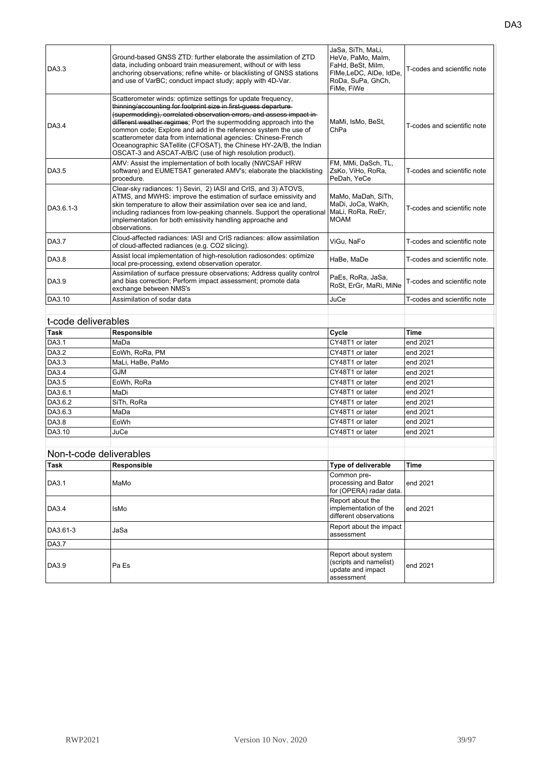| | | | |
|---|---|---|---|
| DA3.3 | Ground-based GNSS ZTD: further elaborate the assimilation of ZTD data, including onboard train measurement, without or with less anchoring observations; refine white- or blacklisting of GNSS stations and use of VarBC; conduct impact study; apply with 4D-Var. | JaSa, SiTh, MaLi, HeVe, PaMo, MaIm, FaHd, BeSt, MiIm, FIMe,LeDC, AlDe, IdDe, RoDa, SuPa, GhCh, FiMe, FiWe | T-codes and scientific note |
| DA3.4 | Scatterometer winds: optimize settings for update frequency, ~~thinning/accounting for footprint size in first-guess departure (supermodding), correlated observation errors, and assess impact in different weather regimes~~; Port the supermodding approach into the common code; Explore and add in the reference system the use of scatterometer data from international agencies: Chinese-French Oceanographic SATellite (CFOSAT), the Chinese HY-2A/B, the Indian OSCAT-3 and ASCAT-A/B/C (use of high resolution product). | MaMi, IsMo, BeSt, ChPa | T-codes and scientific note |
| DA3.5 | AMV: Assist the implementation of both locally (NWCSAF HRW software) and EUMETSAT generated AMV's; elaborate the blacklisting procedure. | FM, MMi, DaSch, TL, ZsKo, ViHo, RoRa, PeDah, YeCe | T-codes and scientific note |
| DA3.6.1-3 | Clear-sky radiances: 1) Seviri, 2) IASI and CrIS, and 3) ATOVS, ATMS, and MWHS: improve the estimation of surface emissivity and skin temperature to allow their assimilation over sea ice and land, including radiances from low-peaking channels. Support the operational implementation for both emissivity handling approache and observations. | MaMo, MaDah, SiTh, MaDi, JoCa, WaKh, MaLi, RoRa, ReEr, MOAM | T-codes and scientific note |
| DA3.7 | Cloud-affected radiances: IASI and CrIS radiances: allow assimilation of cloud-affected radiances (e.g. CO2 slicing). | ViGu, NaFo | T-codes and scientific note |
| DA3.8 | Assist local implementation of high-resolution radiosondes: optimize local pre-processing, extend observation operator. | HaBe, MaDe | T-codes and scientific note. |
| DA3.9 | Assimilation of surface pressure observations; Address quality control and bias correction; Perform impact assessment; promote data exchange between NMS's | PaEs, RoRa, JaSa, RoSt, ErGr, MaRi, MiNe | T-codes and scientific note |
| DA3.10 | Assimilation of sodar data | JuCe | T-codes and scientific note |

## t-code deliverables

| Task | Responsible | Cycle | Time |
|---|---|---|---|
| DA3.1 | MaDa | CY48T1 or later | end 2021 |
| DA3.2 | EoWh, RoRa, PM | CY48T1 or later | end 2021 |
| DA3.3 | MaLi, HaBe, PaMo | CY48T1 or later | end 2021 |
| DA3.4 | GJM | CY48T1 or later | end 2021 |
| DA3.5 | EoWh, RoRa | CY48T1 or later | end 2021 |
| DA3.6.1 | MaDi | CY48T1 or later | end 2021 |
| DA3.6.2 | SiTh, RoRa | CY48T1 or later | end 2021 |
| DA3.6.3 | MaDa | CY48T1 or later | end 2021 |
| DA3.8 | EoWh | CY48T1 or later | end 2021 |
| DA3.10 | JuCe | CY48T1 or later | end 2021 |

## Non-t-code deliverables

| Task | Responsible | Type of deliverable | Time |
|---|---|---|---|
| DA3.1 | MaMo | Common pre-processing and Bator for (OPERA) radar data. | end 2021 |
| DA3.4 | IsMo | Report about the implementation of the different observations | end 2021 |
| DA3.61-3 | JaSa | Report about the impact assessment | |
| DA3.7 | | | |
| DA3.9 | Pa Es | Report about system (scripts and namelist) update and impact assessment | end 2021 |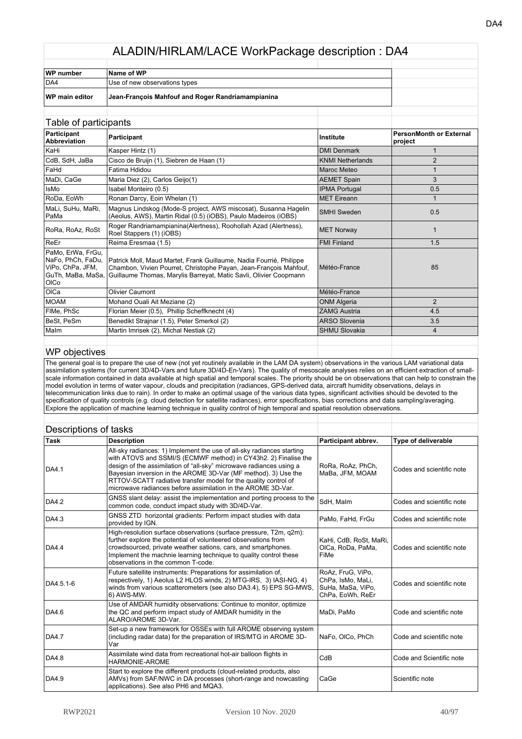# ALADIN/HIRLAM/LACE WorkPackage description : DA4

| WP number | Name of WP |
|---|---|
| DA4 | Use of new observations types |
| WP main editor | **Jean-François Mahfouf and Roger Randriamampianina** |

## Table of participants

| Participant Abbreviation | Participant | Institute | PersonMonth or External project |
|---|---|---|---|
| KaHi | Kasper Hintz (1) | DMI Denmark | 1 |
| CdB, SdH, JaBa | Cisco de Bruijn (1), Siebren de Haan (1) | KNMI Netherlands | 2 |
| FaHd | Fatima Hdidou | Maroc Meteo | 1 |
| MaDi, CaGe | Maria Diez (2), Carlos Geijo(1) | AEMET Spain | 3 |
| IsMo | Isabel Monteiro (0.5) | IPMA Portugal | 0.5 |
| RoDa, EoWh | Ronan Darcy, Eoin Whelan (1) | MET Eireann | 1 |
| MaLi, SuHu, MaRi, PaMa | Magnus Lindskog (Mode-S project, AWS miscosat), Susanna Hagelin (Aeolus, AWS), Martin Ridal (0.5) (iOBS), Paulo Madeiros (iOBS) | SMHI Sweden | 0.5 |
| RoRa, RoAz, RoSt | Roger Randriamampianina(Alertness), Roohollah Azad (Alertness), Roel Stappers (1) (iOBS) | MET Norway | 1 |
| ReEr | Reima Eresmaa (1.5) | FMI Finland | 1.5 |
| PaMo, ErWa, FrGu, NaFo, PhCh, FaDu, ViPo, ChPa, JFM, GuTh, MaBa, MaSa, OlCo | Patrick Moll, Maud Martet, Frank Guillaume, Nadia Fourrié, Philippe Chambon, Vivien Pourret, Christophe Payan, Jean-François Mahfouf, Guillaume Thomas, Marylis Barreyat, Matic Savli, Olivier Coopmann | Météo-France | 85 |
| OlCa | Olivier Caumont | Météo-France | |
| MOAM | Mohand Ouali Ait Meziane (2) | ONM Algeria | 2 |
| FlMe, PhSc | Florian Meier (0.5), Phillip Scheffknecht (4) | ZAMG Austria | 4.5 |
| BeSt, PeSm | Benedikt Strajnar (1.5), Peter Smerkol (2) | ARSO Slovenia | 3.5 |
| MaIm | Martin Imrisek (2), Michal Nestiak (2) | SHMU Slovakia | 4 |

## WP objectives

The general goal is to prepare the use of new (not yet routinely available in the LAM DA system) observations in the various LAM variational data assimilation systems (for current 3D/4D-Vars and future 3D/4D-En-Vars). The quality of mesoscale analyses relies on an efficient extraction of small-scale information contained in data available at high spatial and temporal scales. The priority should be on observations that can help to constrain the model evolution in terms of water vapour, clouds and precipitation (radiances, GPS-derived data, aircraft humidity observations, delays in telecommunication links due to rain). In order to make an optimal usage of the various data types, significant activities should be devoted to the specification of quality controls (e.g. cloud detection for satellite radiances), error specifications, bias corrections and data sampling/averaging. Explore the application of machine learning technique in quality control of high temporal and spatial resolution observations.

## Descriptions of tasks

| Task | Description | Participant abbrev. | Type of deliverable |
|---|---|---|---|
| DA4.1 | All-sky radiances: 1) Implement the use of all-sky radiances starting with ATOVS and SSMI/S (ECMWF method) in CY43h2. 2) Finalise the design of the assimilation of "all-sky" microwave radiances using a Bayesian inversion in the AROME 3D-Var (MF method). 3) Use the RTTOV-SCATT radiative transfer model for the quality control of microwave radiances before assimilation in the AROME 3D-Var. | RoRa, RoAz, PhCh, MaBa, JFM, MOAM | Codes and scientific note |
| DA4.2 | GNSS slant delay: assist the implementation and porting process to the common code, conduct impact study with 3D/4D-Var. | SdH, MaIm | Codes and scientific note |
| DA4.3 | GNSS ZTD horizontal gradients: Perform impact studies with data provided by IGN. | PaMo, FaHd, FrGu | Codes and scientific note |
| DA4.4 | High-resolution surface observations (surface pressure, T2m, q2m): further explore the potential of volunteered observations from crowdsourced, private weather sations, cars, and smartphones. Implement the machnie learning technique to quality control these observations in the common T-code. | KaHi, CdB, RoSt, MaRi, OlCa, RoDa, PaMa, FiMe | Codes and scientific note |
| DA4.5.1-6 | Future satellite instruments: Preparations for assimilation of, respectively, 1) Aeolus L2 HLOS winds, 2) MTG-IRS, 3) IASI-NG, 4) winds from various scatterometers (see also DA3.4), 5) EPS SG-MWS, 6) AWS-MW. | RoAz, FruG, ViPo, ChPa, IsMo, MaLi, SuHa, MaSa, ViPo, ChPa, EoWh, ReEr | Codes and scientific note |
| DA4.6 | Use of AMDAR humidity observations: Continue to monitor, optimize the QC and perform impact study of AMDAR humidity in the ALARO/AROME 3D-Var. | MaDi, PaMo | Code and scientific note |
| DA4.7 | Set-up a new framework for OSSEs with full AROME observing system (including radar data) for the preparation of IRS/MTG in AROME 3D-Var | NaFo, OlCo, PhCh | Code and scientific note |
| DA4.8 | Assimilate wind data from recreational hot-air balloon flights in HARMONIE-AROME | CdB | Code and Scientific note |
| DA4.9 | Start to explore the different products (cloud-related products, also AMVs) from SAF/NWC in DA processes (short-range and nowcasting applications). See also PH6 and MQA3. | CaGe | Scientific note |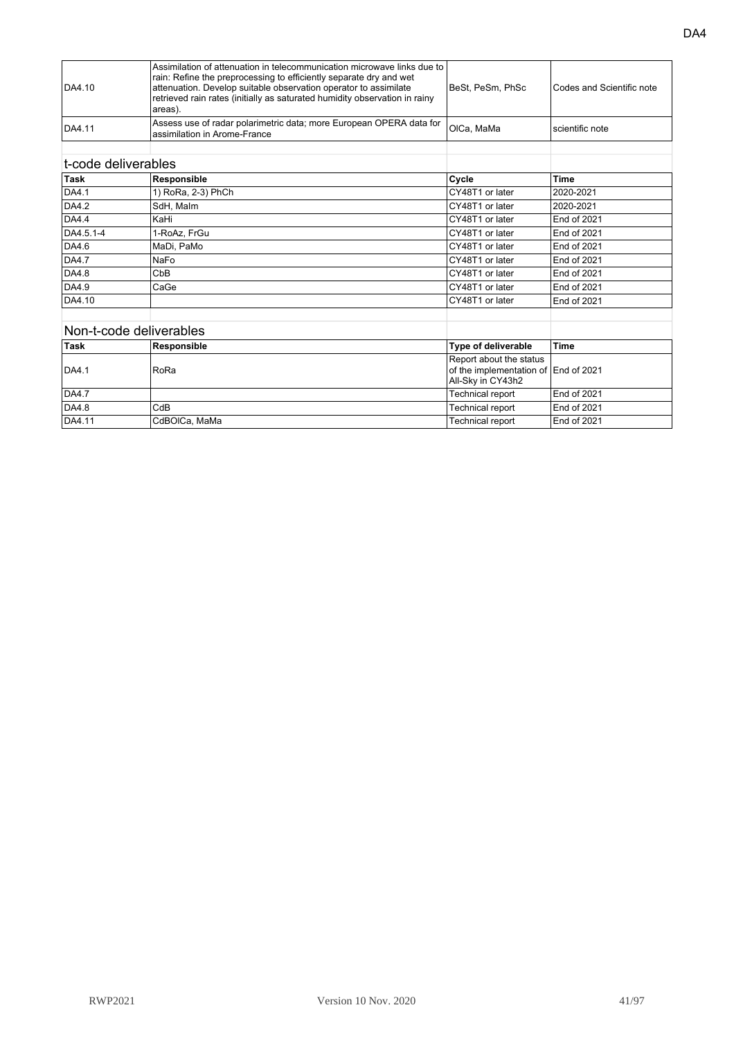| | | | |
|---|---|---|---|
| DA4.10 | Assimilation of attenuation in telecommunication microwave links due to rain: Refine the preprocessing to efficiently separate dry and wet attenuation. Develop suitable observation operator to assimilate retrieved rain rates (initially as saturated humidity observation in rainy areas). | BeSt, PeSm, PhSc | Codes and Scientific note |
| DA4.11 | Assess use of radar polarimetric data; more European OPERA data for assimilation in Arome-France | OlCa, MaMa | scientific note |

## t-code deliverables

| Task | Responsible | Cycle | Time |
|---|---|---|---|
| DA4.1 | 1) RoRa, 2-3) PhCh | CY48T1 or later | 2020-2021 |
| DA4.2 | SdH, MaIm | CY48T1 or later | 2020-2021 |
| DA4.4 | KaHi | CY48T1 or later | End of 2021 |
| DA4.5.1-4 | 1-RoAz, FrGu | CY48T1 or later | End of 2021 |
| DA4.6 | MaDi, PaMo | CY48T1 or later | End of 2021 |
| DA4.7 | NaFo | CY48T1 or later | End of 2021 |
| DA4.8 | CbB | CY48T1 or later | End of 2021 |
| DA4.9 | CaGe | CY48T1 or later | End of 2021 |
| DA4.10 | | CY48T1 or later | End of 2021 |

## Non-t-code deliverables

| Task | Responsible | Type of deliverable | Time |
|---|---|---|---|
| DA4.1 | RoRa | Report about the status of the implementation of All-Sky in CY43h2 | End of 2021 |
| DA4.7 | | Technical report | End of 2021 |
| DA4.8 | CdB | Technical report | End of 2021 |
| DA4.11 | CdBOlCa, MaMa | Technical report | End of 2021 |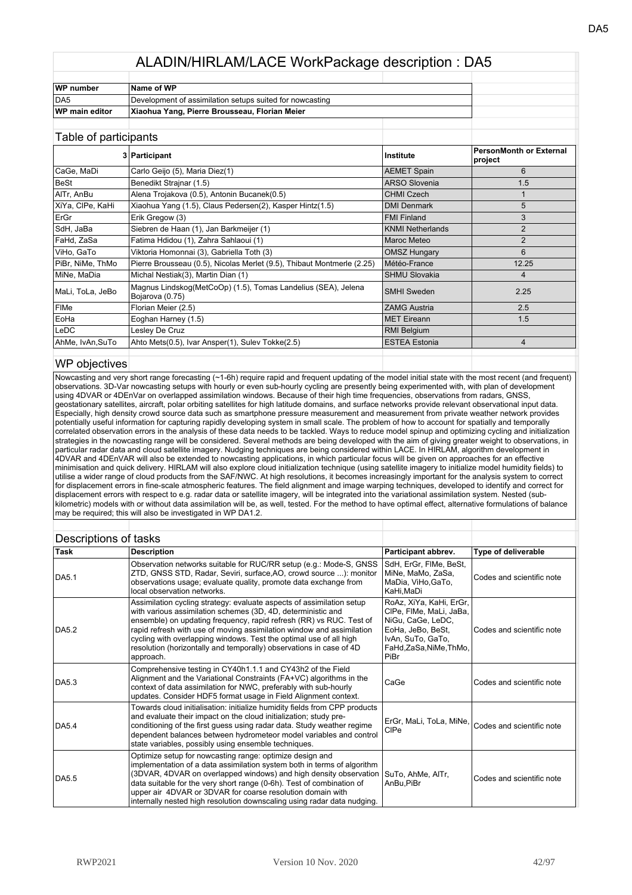# ALADIN/HIRLAM/LACE WorkPackage description : DA5

| WP number | Name of WP |
|---|---|
| DA5 | Development of assimilation setups suited for nowcasting |
| **WP main editor** | **Xiaohua Yang, Pierre Brousseau, Florian Meier** |

## Table of participants

| 3 | Participant | Institute | PersonMonth or External project |
|---|---|---|---|
| CaGe, MaDi | Carlo Geijo (5), Maria Diez(1) | AEMET Spain | 6 |
| BeSt | Benedikt Strajnar (1.5) | ARSO Slovenia | 1.5 |
| AlTr, AnBu | Alena Trojakova (0.5), Antonin Bucanek(0.5) | CHMI Czech | 1 |
| XiYa, ClPe, KaHi | Xiaohua Yang (1.5), Claus Pedersen(2), Kasper Hintz(1.5) | DMI Denmark | 5 |
| ErGr | Erik Gregow (3) | FMI Finland | 3 |
| SdH, JaBa | Siebren de Haan (1), Jan Barkmeijer (1) | KNMI Netherlands | 2 |
| FaHd, ZaSa | Fatima Hdidou (1), Zahra Sahlaoui (1) | Maroc Meteo | 2 |
| ViHo, GaTo | Viktoria Homonnai (3), Gabriella Toth (3) | OMSZ Hungary | 6 |
| PiBr, NiMe, ThMo | Pierre Brousseau (0.5), Nicolas Merlet (9.5), Thibaut Montmerle (2.25) | Météo-France | 12.25 |
| MiNe, MaDia | Michal Nestiak(3), Martin Dian (1) | SHMU Slovakia | 4 |
| MaLi, ToLa, JeBo | Magnus Lindskog(MetCoOp) (1.5), Tomas Landelius (SEA), Jelena Bojarova (0.75) | SMHI Sweden | 2.25 |
| FlMe | Florian Meier (2.5) | ZAMG Austria | 2.5 |
| EoHa | Eoghan Harney (1.5) | MET Eireann | 1.5 |
| LeDC | Lesley De Cruz | RMI Belgium | |
| AhMe, IvAn,SuTo | Ahto Mets(0.5), Ivar Ansper(1), Sulev Tokke(2.5) | ESTEA Estonia | 4 |

## WP objectives

Nowcasting and very short range forecasting (~1-6h) require rapid and frequent updating of the model initial state with the most recent (and frequent) observations. 3D-Var nowcasting setups with hourly or even sub-hourly cycling are presently being experimented with, with plan of development using 4DVAR or 4DEnVar on overlapped assimilation windows. Because of their high time frequencies, observations from radars, GNSS, geostationary satellites, aircraft, polar orbiting satellites for high latitude domains, and surface networks provide relevant observational input data. Especially, high density crowd source data such as smartphone pressure measurement and measurement from private weather network provides potentially useful information for capturing rapidly developing system in small scale. The problem of how to account for spatially and temporally correlated observation errors in the analysis of these data needs to be tackled. Ways to reduce model spinup and optimizing cycling and initialization strategies in the nowcasting range will be considered. Several methods are being developed with the aim of giving greater weight to observations, in particular radar data and cloud satellite imagery. Nudging techniques are being considered within LACE. In HIRLAM, algorithm development in 4DVAR and 4DEnVAR will also be extended to nowcasting applications, in which particular focus will be given on approaches for an effective minimisation and quick delivery. HIRLAM will also explore cloud initialization technique (using satellite imagery to initialize model humidity fields) to utilise a wider range of cloud products from the SAF/NWC. At high resolutions, it becomes increasingly important for the analysis system to correct for displacement errors in fine-scale atmospheric features. The field alignment and image warping techniques, developed to identify and correct for displacement errors with respect to e.g. radar data or satellite imagery, will be integrated into the variational assimilation system. Nested (sub-kilometric) models with or without data assimilation will be, as well, tested. For the method to have optimal effect, alternative formulations of balance may be required; this will also be investigated in WP DA1.2.

## Descriptions of tasks

| Task | Description | Participant abbrev. | Type of deliverable |
|---|---|---|---|
| DA5.1 | Observation networks suitable for RUC/RR setup (e.g.: Mode-S, GNSS ZTD, GNSS STD, Radar, Seviri, surface,AO, crowd source ...): monitor observations usage; evaluate quality, promote data exchange from local observation networks. | SdH, ErGr, FlMe, BeSt, MiNe, MaMo, ZaSa, MaDia, ViHo,GaTo, KaHi,MaDi | Codes and scientific note |
| DA5.2 | Assimilation cycling strategy: evaluate aspects of assimilation setup with various assimilation schemes (3D, 4D, deterministic and ensemble) on updating frequency, rapid refresh (RR) vs RUC. Test of rapid refresh with use of moving assimilation window and assimilation cycling with overlapping windows. Test the optimal use of all high resolution (horizontally and temporally) observations in case of 4D approach. | RoAz, XiYa, KaHi, ErGr, ClPe, FlMe, MaLi, JaBa, NiGu, CaGe, LeDC, EoHa, JeBo, BeSt, IvAn, SuTo, GaTo, FaHd,ZaSa,NiMe,ThMo, PiBr | Codes and scientific note |
| DA5.3 | Comprehensive testing in CY40h1.1.1 and CY43h2 of the Field Alignment and the Variational Constraints (FA+VC) algorithms in the context of data assimilation for NWC, preferably with sub-hourly updates. Consider HDF5 format usage in Field Alignment context. | CaGe | Codes and scientific note |
| DA5.4 | Towards cloud initialisation: initialize humidity fields from CPP products and evaluate their impact on the cloud initialization; study pre-conditioning of the first guess using radar data. Study weather regime dependent balances between hydrometeor model variables and control state variables, possibly using ensemble techniques. | ErGr, MaLi, ToLa, MiNe, ClPe | Codes and scientific note |
| DA5.5 | Optimize setup for nowcasting range: optimize design and implementation of a data assimilation system both in terms of algorithm (3DVAR, 4DVAR on overlapped windows) and high density observation data suitable for the very short range (0-6h). Test of combination of upper air 4DVAR or 3DVAR for coarse resolution domain with internally nested high resolution downscaling using radar data nudging. | SuTo, AhMe, AlTr, AnBu,PiBr | Codes and scientific note |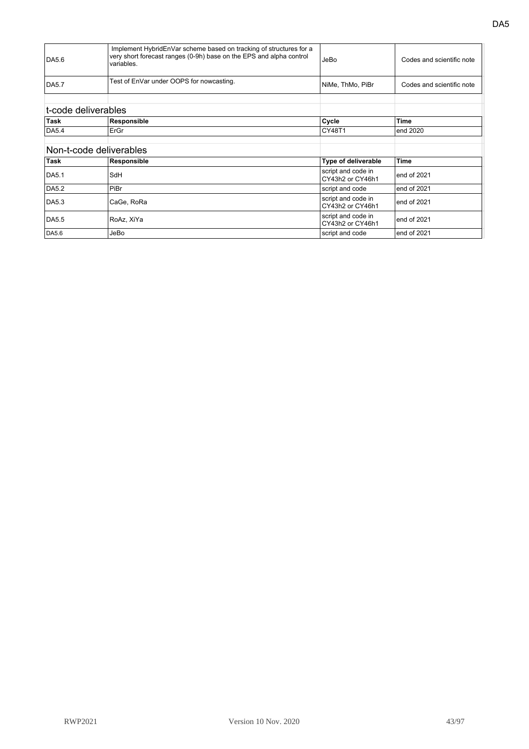| | | | |
|---|---|---|---|
| DA5.6 | Implement HybridEnVar scheme based on tracking of structures for a very short forecast ranges (0-9h) base on the EPS and alpha control variables. | JeBo | Codes and scientific note |
| DA5.7 | Test of EnVar under OOPS for nowcasting. | NiMe, ThMo, PiBr | Codes and scientific note |

## t-code deliverables

| Task | Responsible | Cycle | Time |
|---|---|---|---|
| DA5.4 | ErGr | CY48T1 | end 2020 |

## Non-t-code deliverables

| Task | Responsible | Type of deliverable | Time |
|---|---|---|---|
| DA5.1 | SdH | script and code in CY43h2 or CY46h1 | end of 2021 |
| DA5.2 | PiBr | script and code | end of 2021 |
| DA5.3 | CaGe, RoRa | script and code in CY43h2 or CY46h1 | end of 2021 |
| DA5.5 | RoAz, XiYa | script and code in CY43h2 or CY46h1 | end of 2021 |
| DA5.6 | JeBo | script and code | end of 2021 |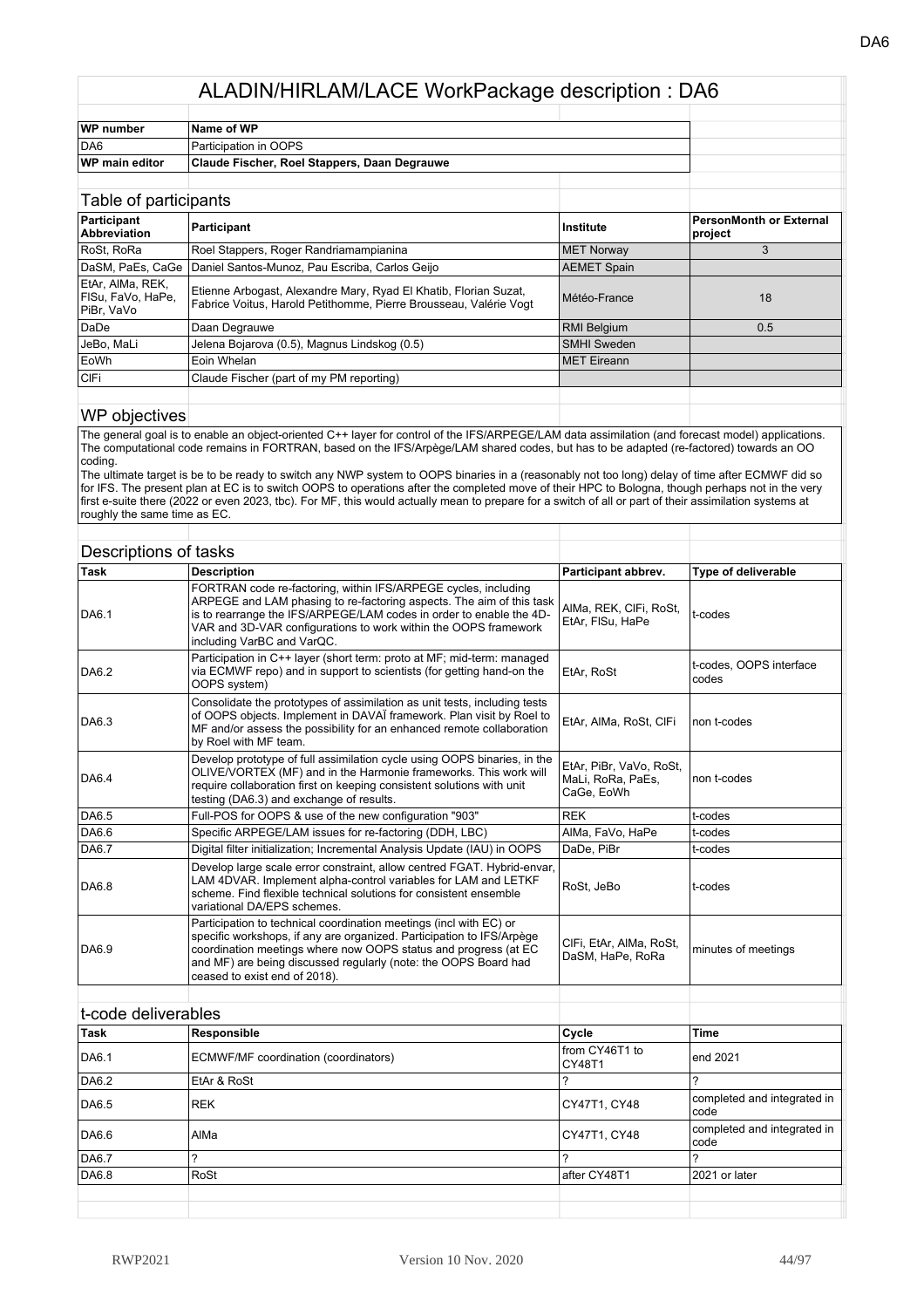# ALADIN/HIRLAM/LACE WorkPackage description : DA6

| WP number | Name of WP |
|---|---|
| DA6 | Participation in OOPS |
| **WP main editor** | **Claude Fischer, Roel Stappers, Daan Degrauwe** |

## Table of participants

| Participant Abbreviation | Participant | Institute | PersonMonth or External project |
|---|---|---|---|
| RoSt, RoRa | Roel Stappers, Roger Randriamampianina | MET Norway | 3 |
| DaSM, PaEs, CaGe | Daniel Santos-Munoz, Pau Escriba, Carlos Geijo | AEMET Spain | |
| EtAr, AlMa, REK, FlSu, FaVo, HaPe, PiBr, VaVo | Etienne Arbogast, Alexandre Mary, Ryad El Khatib, Florian Suzat, Fabrice Voitus, Harold Petithomme, Pierre Brousseau, Valérie Vogt | Météo-France | 18 |
| DaDe | Daan Degrauwe | RMI Belgium | 0.5 |
| JeBo, MaLi | Jelena Bojarova (0.5), Magnus Lindskog (0.5) | SMHI Sweden | |
| EoWh | Eoin Whelan | MET Eireann | |
| ClFi | Claude Fischer (part of my PM reporting) | | |

## WP objectives

The general goal is to enable an object-oriented C++ layer for control of the IFS/ARPEGE/LAM data assimilation (and forecast model) applications. The computational code remains in FORTRAN, based on the IFS/Arpège/LAM shared codes, but has to be adapted (re-factored) towards an OO coding.

The ultimate target is be to be ready to switch any NWP system to OOPS binaries in a (reasonably not too long) delay of time after ECMWF did so for IFS. The present plan at EC is to switch OOPS to operations after the completed move of their HPC to Bologna, though perhaps not in the very first e-suite there (2022 or even 2023, tbc). For MF, this would actually mean to prepare for a switch of all or part of their assimilation systems at roughly the same time as EC.

## Descriptions of tasks

| Task | Description | Participant abbrev. | Type of deliverable |
|---|---|---|---|
| DA6.1 | FORTRAN code re-factoring, within IFS/ARPEGE cycles, including ARPEGE and LAM phasing to re-factoring aspects. The aim of this task is to rearrange the IFS/ARPEGE/LAM codes in order to enable the 4D-VAR and 3D-VAR configurations to work within the OOPS framework including VarBC and VarQC. | AlMa, REK, ClFi, RoSt, EtAr, FlSu, HaPe | t-codes |
| DA6.2 | Participation in C++ layer (short term: proto at MF; mid-term: managed via ECMWF repo) and in support to scientists (for getting hand-on the OOPS system) | EtAr, RoSt | t-codes, OOPS interface codes |
| DA6.3 | Consolidate the prototypes of assimilation as unit tests, including tests of OOPS objects. Implement in DAVAÏ framework. Plan visit by Roel to MF and/or assess the possibility for an enhanced remote collaboration by Roel with MF team. | EtAr, AlMa, RoSt, ClFi | non t-codes |
| DA6.4 | Develop prototype of full assimilation cycle using OOPS binaries, in the OLIVE/VORTEX (MF) and in the Harmonie frameworks. This work will require collaboration first on keeping consistent solutions with unit testing (DA6.3) and exchange of results. | EtAr, PiBr, VaVo, RoSt, MaLi, RoRa, PaEs, CaGe, EoWh | non t-codes |
| DA6.5 | Full-POS for OOPS & use of the new configuration "903" | REK | t-codes |
| DA6.6 | Specific ARPEGE/LAM issues for re-factoring (DDH, LBC) | AlMa, FaVo, HaPe | t-codes |
| DA6.7 | Digital filter initialization; Incremental Analysis Update (IAU) in OOPS | DaDe, PiBr | t-codes |
| DA6.8 | Develop large scale error constraint, allow centred FGAT. Hybrid-envar, LAM 4DVAR. Implement alpha-control variables for LAM and LETKF scheme. Find flexible technical solutions for consistent ensemble variational DA/EPS schemes. | RoSt, JeBo | t-codes |
| DA6.9 | Participation to technical coordination meetings (incl with EC) or specific workshops, if any are organized. Participation to IFS/Arpège coordination meetings where now OOPS status and progress (at EC and MF) are being discussed regularly (note: the OOPS Board had ceased to exist end of 2018). | ClFi, EtAr, AlMa, RoSt, DaSM, HaPe, RoRa | minutes of meetings |

## t-code deliverables

| Task | Responsible | Cycle | Time |
|---|---|---|---|
| DA6.1 | ECMWF/MF coordination (coordinators) | from CY46T1 to CY48T1 | end 2021 |
| DA6.2 | EtAr & RoSt | ? | ? |
| DA6.5 | REK | CY47T1, CY48 | completed and integrated in code |
| DA6.6 | AlMa | CY47T1, CY48 | completed and integrated in code |
| DA6.7 | ? | ? | ? |
| DA6.8 | RoSt | after CY48T1 | 2021 or later |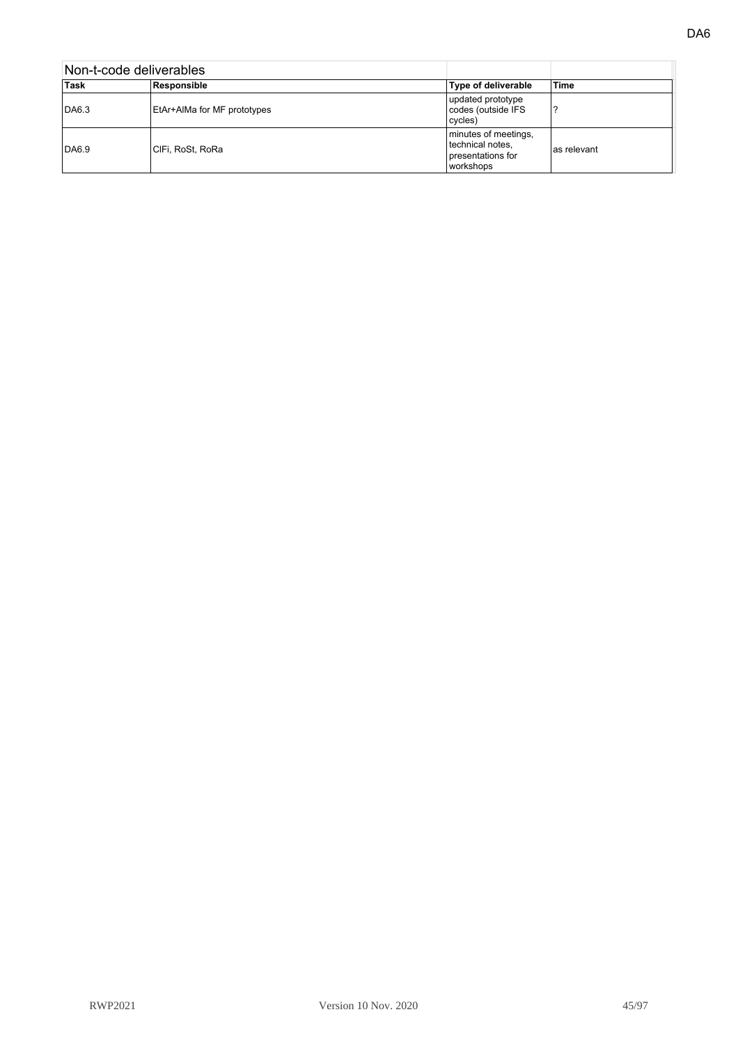| Non-t-code deliverables | | | |
|---|---|---|---|
| **Task** | **Responsible** | **Type of deliverable** | **Time** |
| DA6.3 | EtAr+AlMa for MF prototypes | updated prototype codes (outside IFS cycles) | ? |
| DA6.9 | ClFi, RoSt, RoRa | minutes of meetings, technical notes, presentations for workshops | as relevant |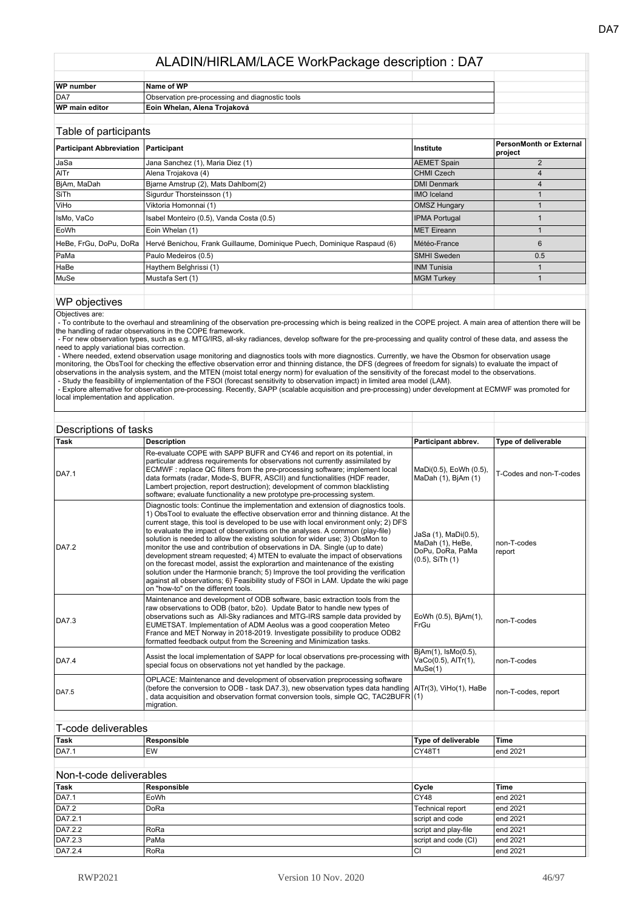# ALADIN/HIRLAM/LACE WorkPackage description : DA7

| WP number | Name of WP |
|---|---|
| DA7 | Observation pre-processing and diagnostic tools |
| **WP main editor** | **Eoin Whelan, Alena Trojaková** |

## Table of participants

| Participant Abbreviation | Participant | Institute | PersonMonth or External project |
|---|---|---|---|
| JaSa | Jana Sanchez (1), Maria Diez (1) | AEMET Spain | 2 |
| AlTr | Alena Trojakova (4) | CHMI Czech | 4 |
| BjAm, MaDah | Bjarne Amstrup (2), Mats Dahlbom(2) | DMI Denmark | 4 |
| SiTh | Sigurdur Thorsteinsson (1) | IMO Iceland | 1 |
| ViHo | Viktoria Homonnai (1) | OMSZ Hungary | 1 |
| IsMo, VaCo | Isabel Monteiro (0.5), Vanda Costa (0.5) | IPMA Portugal | 1 |
| EoWh | Eoin Whelan (1) | MET Eireann | 1 |
| HeBe, FrGu, DoPu, DoRa | Hervé Benichou, Frank Guillaume, Dominique Puech, Dominique Raspaud (6) | Météo-France | 6 |
| PaMa | Paulo Medeiros (0.5) | SMHI Sweden | 0.5 |
| HaBe | Haythem Belghrissi (1) | INM Tunisia | 1 |
| MuSe | Mustafa Sert (1) | MGM Turkey | 1 |

## WP objectives

Objectives are:

- To contribute to the overhaul and streamlining of the observation pre-processing which is being realized in the COPE project. A main area of attention there will be the handling of radar observations in the COPE framework.
- For new observation types, such as e.g. MTG/IRS, all-sky radiances, develop software for the pre-processing and quality control of these data, and assess the need to apply variational bias correction.
- Where needed, extend observation usage monitoring and diagnostics tools with more diagnostics. Currently, we have the Obsmon for observation usage monitoring, the ObsTool for checking the effective observation error and thinning distance, the DFS (degrees of freedom for signals) to evaluate the impact of observations in the analysis system, and the MTEN (moist total energy norm) for evaluation of the sensitivity of the forecast model to the observations.
- Study the feasibility of implementation of the FSOI (forecast sensitivity to observation impact) in limited area model (LAM).
- Explore alternative for observation pre-processing. Recently, SAPP (scalable acquisition and pre-processing) under development at ECMWF was promoted for local implementation and application.

## Descriptions of tasks

| Task | Description | Participant abbrev. | Type of deliverable |
|---|---|---|---|
| DA7.1 | Re-evaluate COPE with SAPP BUFR and CY46 and report on its potential, in particular address requirements for observations not currently assimilated by ECMWF : replace QC filters from the pre-processing software; implement local data formats (radar, Mode-S, BUFR, ASCII) and functionalities (HDF reader, Lambert projection, report destruction); development of common blacklisting software; evaluate functionality a new prototype pre-processing system. | MaDi(0.5), EoWh (0.5), MaDah (1), BjAm (1) | T-Codes and non-T-codes |
| DA7.2 | Diagnostic tools: Continue the implementation and extension of diagnostics tools. 1) ObsTool to evaluate the effective observation error and thinning distance. At the current stage, this tool is developed to be use with local environment only; 2) DFS to evaluate the impact of observations on the analyses. A common (play-file) solution is needed to allow the existing solution for wider use; 3) ObsMon to monitor the use and contribution of observations in DA. Single (up to date) development stream requested; 4) MTEN to evaluate the impact of observations on the forecast model, assist the explorartion and maintenance of the existing solution under the Harmonie branch; 5) Improve the tool providing the verification against all observations; 6) Feasibility study of FSOI in LAM. Update the wiki page on "how-to" on the different tools. | JaSa (1), MaDi(0.5), MaDah (1), HeBe, DoPu, DoRa, PaMa (0.5), SiTh (1) | non-T-codes report |
| DA7.3 | Maintenance and development of ODB software, basic extraction tools from the raw observations to ODB (bator, b2o). Update Bator to handle new types of observations such as All-Sky radiances and MTG-IRS sample data provided by EUMETSAT. Implementation of ADM Aeolus was a good cooperation Meteo France and MET Norway in 2018-2019. Investigate possibility to produce ODB2 formatted feedback output from the Screening and Minimization tasks. | EoWh (0.5), BjAm(1), FrGu | non-T-codes |
| DA7.4 | Assist the local implementation of SAPP for local observations pre-processing with special focus on observations not yet handled by the package. | BjAm(1), IsMo(0.5), VaCo(0.5), AlTr(1), MuSe(1) | non-T-codes |
| DA7.5 | OPLACE: Maintenance and development of observation preprocessing software (before the conversion to ODB - task DA7.3), new observation types data handling , data acquisition and observation format conversion tools, simple QC, TAC2BUFR migration. | AlTr(3), ViHo(1), HaBe (1) | non-T-codes, report |

## T-code deliverables

| Task | Responsible | Type of deliverable | Time |
|---|---|---|---|
| DA7.1 | EW | CY48T1 | end 2021 |

## Non-t-code deliverables

| Task | Responsible | Cycle | Time |
|---|---|---|---|
| DA7.1 | EoWh | CY48 | end 2021 |
| DA7.2 | DoRa | Technical report | end 2021 |
| DA7.2.1 | | script and code | end 2021 |
| DA7.2.2 | RoRa | script and play-file | end 2021 |
| DA7.2.3 | PaMa | script and code (CI) | end 2021 |
| DA7.2.4 | RoRa | CI | end 2021 |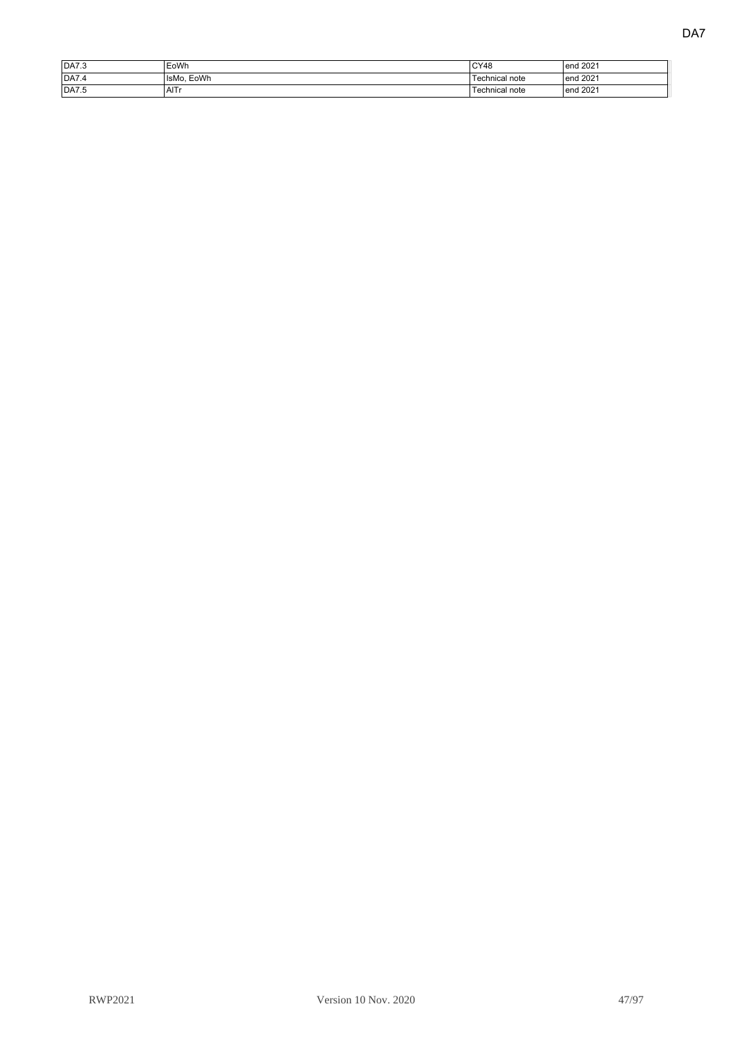| DA7.3 | EoWh | CY48 | end 2021 |
|---|---|---|---|
| DA7.4 | IsMo, EoWh | Technical note | end 2021 |
| DA7.5 | AlTr | Technical note | end 2021 |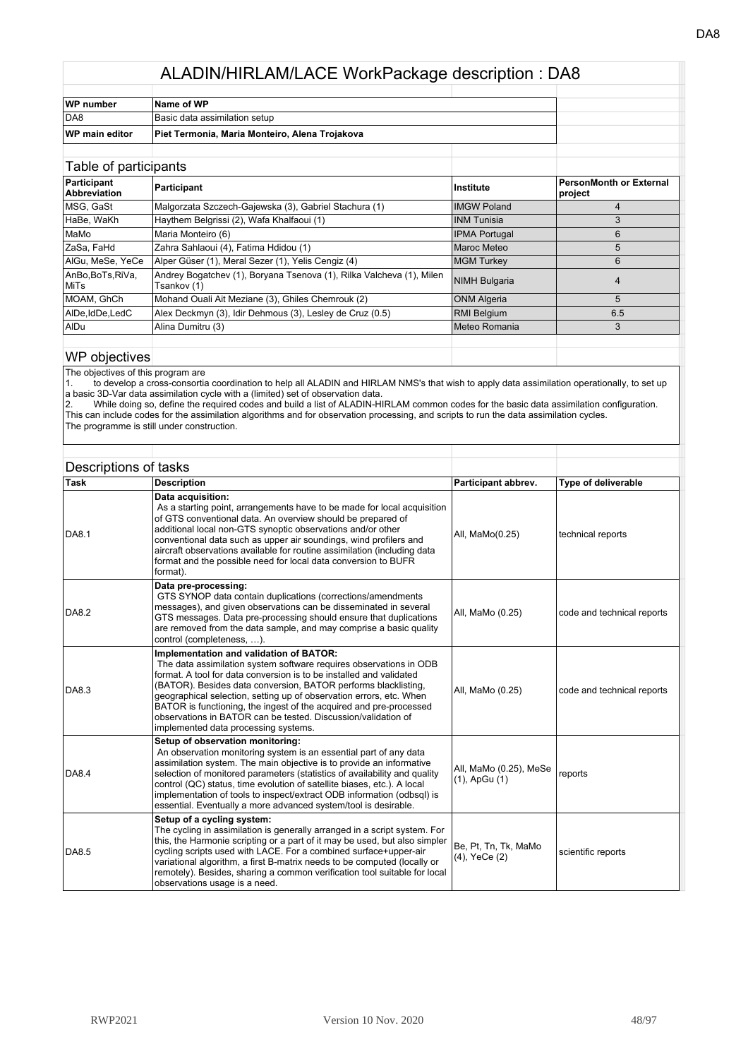# ALADIN/HIRLAM/LACE WorkPackage description : DA8

| WP number | Name of WP |
|---|---|
| DA8 | Basic data assimilation setup |
| **WP main editor** | **Piet Termonia, Maria Monteiro, Alena Trojakova** |

## Table of participants

| Participant Abbreviation | Participant | Institute | PersonMonth or External project |
|---|---|---|---|
| MSG, GaSt | Malgorzata Szczech-Gajewska (3), Gabriel Stachura (1) | IMGW Poland | 4 |
| HaBe, WaKh | Haythem Belgrissi (2), Wafa Khalfaoui (1) | INM Tunisia | 3 |
| MaMo | Maria Monteiro (6) | IPMA Portugal | 6 |
| ZaSa, FaHd | Zahra Sahlaoui (4), Fatima Hdidou (1) | Maroc Meteo | 5 |
| AlGu, MeSe, YeCe | Alper Güser (1), Meral Sezer (1), Yelis Cengiz (4) | MGM Turkey | 6 |
| AnBo,BoTs,RiVa, MiTs | Andrey Bogatchev (1), Boryana Tsenova (1), Rilka Valcheva (1), Milen Tsankov (1) | NIMH Bulgaria | 4 |
| MOAM, GhCh | Mohand Ouali Ait Meziane (3), Ghiles Chemrouk (2) | ONM Algeria | 5 |
| AlDe,IdDe,LedC | Alex Deckmyn (3), Idir Dehmous (3), Lesley de Cruz (0.5) | RMI Belgium | 6.5 |
| AlDu | Alina Dumitru (3) | Meteo Romania | 3 |

## WP objectives

The objectives of this program are

1. to develop a cross-consortia coordination to help all ALADIN and HIRLAM NMS's that wish to apply data assimilation operationally, to set up a basic 3D-Var data assimilation cycle with a (limited) set of observation data.
2. While doing so, define the required codes and build a list of ALADIN-HIRLAM common codes for the basic data assimilation configuration.

This can include codes for the assimilation algorithms and for observation processing, and scripts to run the data assimilation cycles.
The programme is still under construction.

## Descriptions of tasks

| Task | Description | Participant abbrev. | Type of deliverable |
|---|---|---|---|
| DA8.1 | **Data acquisition:** As a starting point, arrangements have to be made for local acquisition of GTS conventional data. An overview should be prepared of additional local non-GTS synoptic observations and/or other conventional data such as upper air soundings, wind profilers and aircraft observations available for routine assimilation (including data format and the possible need for local data conversion to BUFR format). | All, MaMo(0.25) | technical reports |
| DA8.2 | **Data pre-processing:** GTS SYNOP data contain duplications (corrections/amendments messages), and given observations can be disseminated in several GTS messages. Data pre-processing should ensure that duplications are removed from the data sample, and may comprise a basic quality control (completeness, …). | All, MaMo (0.25) | code and technical reports |
| DA8.3 | **Implementation and validation of BATOR:** The data assimilation system software requires observations in ODB format. A tool for data conversion is to be installed and validated (BATOR). Besides data conversion, BATOR performs blacklisting, geographical selection, setting up of observation errors, etc. When BATOR is functioning, the ingest of the acquired and pre-processed observations in BATOR can be tested. Discussion/validation of implemented data processing systems. | All, MaMo (0.25) | code and technical reports |
| DA8.4 | **Setup of observation monitoring:** An observation monitoring system is an essential part of any data assimilation system. The main objective is to provide an informative selection of monitored parameters (statistics of availability and quality control (QC) status, time evolution of satellite biases, etc.). A local implementation of tools to inspect/extract ODB information (odbsql) is essential. Eventually a more advanced system/tool is desirable. | All, MaMo (0.25), MeSe (1), ApGu (1) | reports |
| DA8.5 | **Setup of a cycling system:** The cycling in assimilation is generally arranged in a script system. For this, the Harmonie scripting or a part of it may be used, but also simpler cycling scripts used with LACE. For a combined surface+upper-air variational algorithm, a first B-matrix needs to be computed (locally or remotely). Besides, sharing a common verification tool suitable for local observations usage is a need. | Be, Pt, Tn, Tk, MaMo (4), YeCe (2) | scientific reports |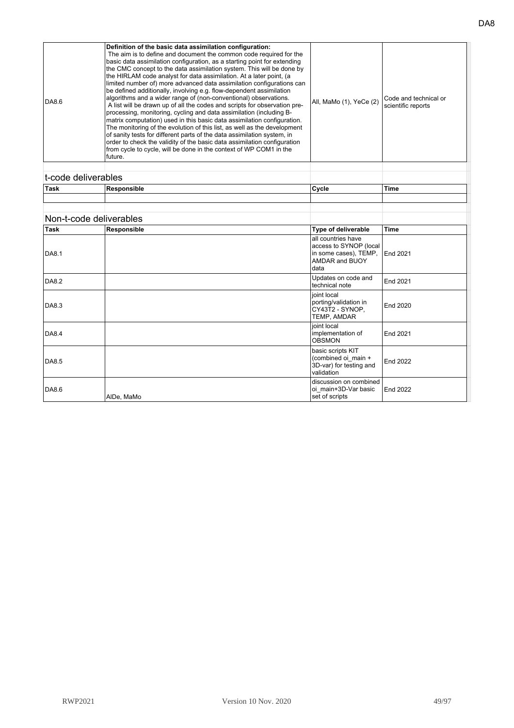| DA8.6 | **Definition of the basic data assimilation configuration:** The aim is to define and document the common code required for the basic data assimilation configuration, as a starting point for extending the CMC concept to the data assimilation system. This will be done by the HIRLAM code analyst for data assimilation. At a later point, (a limited number of) more advanced data assimilation configurations can be defined additionally, involving e.g. flow-dependent assimilation algorithms and a wider range of (non-conventional) observations. A list will be drawn up of all the codes and scripts for observation pre-processing, monitoring, cycling and data assimilation (including B-matrix computation) used in this basic data assimilation configuration. The monitoring of the evolution of this list, as well as the development of sanity tests for different parts of the data assimilation system, in order to check the validity of the basic data assimilation configuration from cycle to cycle, will be done in the context of WP COM1 in the future. | All, MaMo (1), YeCe (2) | Code and technical or scientific reports |
|---|---|---|---|

## t-code deliverables

| Task | Responsible | Cycle | Time |
|---|---|---|---|
| | | | |

## Non-t-code deliverables

| Task | Responsible | Type of deliverable | Time |
|---|---|---|---|
| DA8.1 | | all countries have access to SYNOP (local in some cases), TEMP, AMDAR and BUOY data | End 2021 |
| DA8.2 | | Updates on code and technical note | End 2021 |
| DA8.3 | | joint local porting/validation in CY43T2 - SYNOP, TEMP, AMDAR | End 2020 |
| DA8.4 | | joint local implementation of OBSMON | End 2021 |
| DA8.5 | | basic scripts KIT (combined oi_main + 3D-var) for testing and validation | End 2022 |
| DA8.6 | AlDe, MaMo | discussion on combined oi_main+3D-Var basic set of scripts | End 2022 |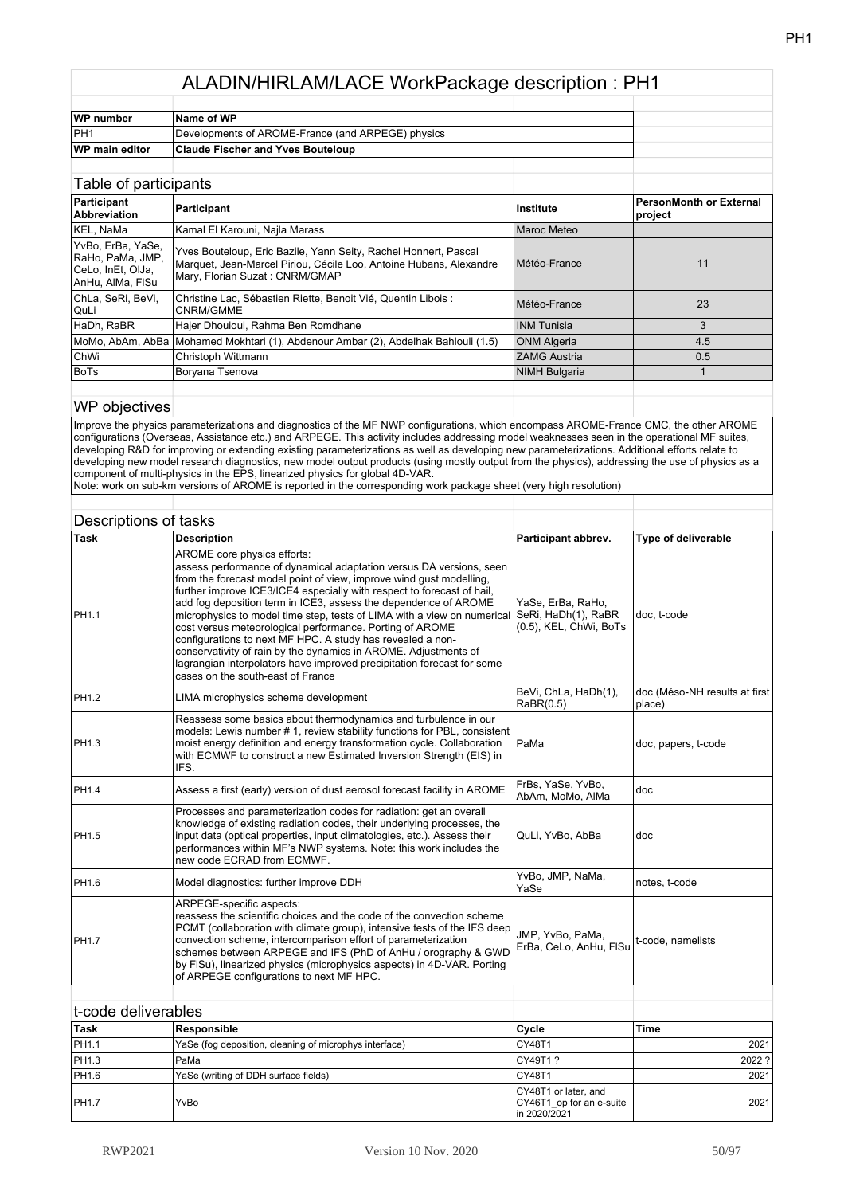# ALADIN/HIRLAM/LACE WorkPackage description : PH1

| WP number | Name of WP |
|---|---|
| PH1 | Developments of AROME-France (and ARPEGE) physics |
| **WP main editor** | **Claude Fischer and Yves Bouteloup** |

## Table of participants

| Participant Abbreviation | Participant | Institute | PersonMonth or External project |
|---|---|---|---|
| KEL, NaMa | Kamal El Karouni, Najla Marass | Maroc Meteo | |
| YvBo, ErBa, YaSe, RaHo, PaMa, JMP, CeLo, InEt, OlJa, AnHu, AlMa, FlSu | Yves Bouteloup, Eric Bazile, Yann Seity, Rachel Honnert, Pascal Marquet, Jean-Marcel Piriou, Cécile Loo, Antoine Hubans, Alexandre Mary, Florian Suzat : CNRM/GMAP | Météo-France | 11 |
| ChLa, SeRi, BeVi, QuLi | Christine Lac, Sébastien Riette, Benoit Vié, Quentin Libois : CNRM/GMME | Météo-France | 23 |
| HaDh, RaBR | Hajer Dhouioui, Rahma Ben Romdhane | INM Tunisia | 3 |
| MoMo, AbAm, AbBa | Mohamed Mokhtari (1), Abdenour Ambar (2), Abdelhak Bahlouli (1.5) | ONM Algeria | 4.5 |
| ChWi | Christoph Wittmann | ZAMG Austria | 0.5 |
| BoTs | Boryana Tsenova | NIMH Bulgaria | 1 |

## WP objectives

Improve the physics parameterizations and diagnostics of the MF NWP configurations, which encompass AROME-France CMC, the other AROME configurations (Overseas, Assistance etc.) and ARPEGE. This activity includes addressing model weaknesses seen in the operational MF suites, developing R&D for improving or extending existing parameterizations as well as developing new parameterizations. Additional efforts relate to developing new model research diagnostics, new model output products (using mostly output from the physics), addressing the use of physics as a component of multi-physics in the EPS, linearized physics for global 4D-VAR.
Note: work on sub-km versions of AROME is reported in the corresponding work package sheet (very high resolution)

## Descriptions of tasks

| Task | Description | Participant abbrev. | Type of deliverable |
|---|---|---|---|
| PH1.1 | AROME core physics efforts: assess performance of dynamical adaptation versus DA versions, seen from the forecast model point of view, improve wind gust modelling, further improve ICE3/ICE4 especially with respect to forecast of hail, add fog deposition term in ICE3, assess the dependence of AROME microphysics to model time step, tests of LIMA with a view on numerical cost versus meteorological performance. Porting of AROME configurations to next MF HPC. A study has revealed a non-conservativity of rain by the dynamics in AROME. Adjustments of lagrangian interpolators have improved precipitation forecast for some cases on the south-east of France | YaSe, ErBa, RaHo, SeRi, HaDh(1), RaBR (0.5), KEL, ChWi, BoTs | doc, t-code |
| PH1.2 | LIMA microphysics scheme development | BeVi, ChLa, HaDh(1), RaBR(0.5) | doc (Méso-NH results at first place) |
| PH1.3 | Reassess some basics about thermodynamics and turbulence in our models: Lewis number # 1, review stability functions for PBL, consistent moist energy definition and energy transformation cycle. Collaboration with ECMWF to construct a new Estimated Inversion Strength (EIS) in IFS. | PaMa | doc, papers, t-code |
| PH1.4 | Assess a first (early) version of dust aerosol forecast facility in AROME | FrBs, YaSe, YvBo, AbAm, MoMo, AlMa | doc |
| PH1.5 | Processes and parameterization codes for radiation: get an overall knowledge of existing radiation codes, their underlying processes, the input data (optical properties, input climatologies, etc.). Assess their performances within MF's NWP systems. Note: this work includes the new code ECRAD from ECMWF. | QuLi, YvBo, AbBa | doc |
| PH1.6 | Model diagnostics: further improve DDH | YvBo, JMP, NaMa, YaSe | notes, t-code |
| PH1.7 | ARPEGE-specific aspects: reassess the scientific choices and the code of the convection scheme PCMT (collaboration with climate group), intensive tests of the IFS deep convection scheme, intercomparison effort of parameterization schemes between ARPEGE and IFS (PhD of AnHu / orography & GWD by FlSu), linearized physics (microphysics aspects) in 4D-VAR. Porting of ARPEGE configurations to next MF HPC. | JMP, YvBo, PaMa, ErBa, CeLo, AnHu, FlSu | t-code, namelists |

## t-code deliverables

| Task | Responsible | Cycle | Time |
|---|---|---|---|
| PH1.1 | YaSe (fog deposition, cleaning of microphys interface) | CY48T1 | 2021 |
| PH1.3 | PaMa | CY49T1 ? | 2022 ? |
| PH1.6 | YaSe (writing of DDH surface fields) | CY48T1 | 2021 |
| PH1.7 | YvBo | CY48T1 or later, and CY46T1_op for an e-suite in 2020/2021 | 2021 |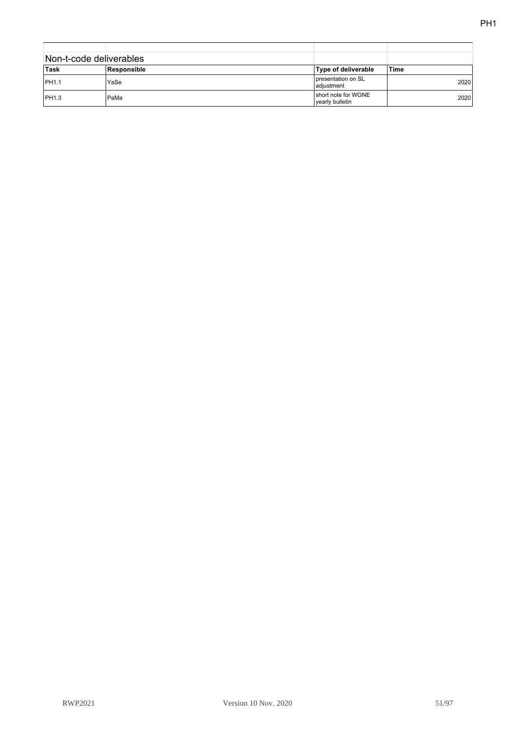## Non-t-code deliverables

| Task | Responsible | Type of deliverable | Time |
|---|---|---|---|
| PH1.1 | YaSe | presentation on SL adjustment | 2020 |
| PH1.3 | PaMa | short note for WGNE yearly bulletin | 2020 |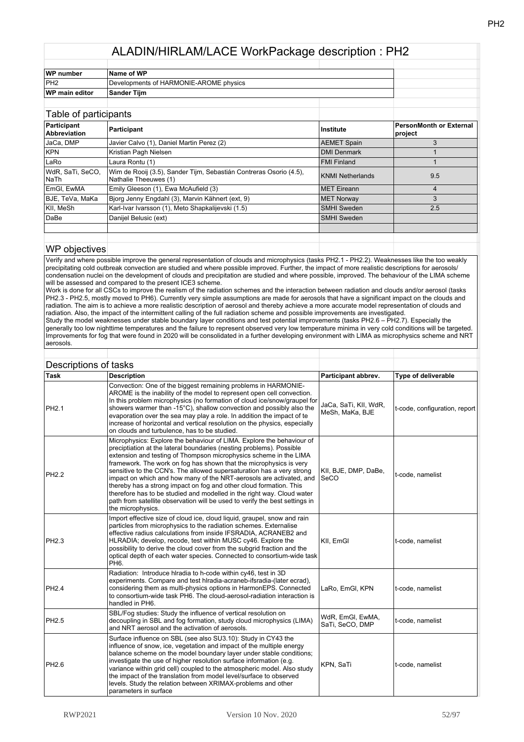# ALADIN/HIRLAM/LACE WorkPackage description : PH2

| WP number | Name of WP |
|---|---|
| PH2 | Developments of HARMONIE-AROME physics |
| **WP main editor** | **Sander Tijm** |

## Table of participants

| Participant Abbreviation | Participant | Institute | PersonMonth or External project |
|---|---|---|---|
| JaCa, DMP | Javier Calvo (1), Daniel Martin Perez (2) | AEMET Spain | 3 |
| KPN | Kristian Pagh Nielsen | DMI Denmark | 1 |
| LaRo | Laura Rontu (1) | FMI Finland | 1 |
| WdR, SaTi, SeCO, NaTh | Wim de Rooij (3.5), Sander Tijm, Sebastián Contreras Osorio (4.5), Nathalie Theeuwes (1) | KNMI Netherlands | 9.5 |
| EmGl, EwMA | Emily Gleeson (1), Ewa McAufield (3) | MET Eireann | 4 |
| BJE, TeVa, MaKa | Bjorg Jenny Engdahl (3), Marvin Kähnert (ext, 9) | MET Norway | 3 |
| KII, MeSh | Karl-Ivar Ivarsson (1), Meto Shapkalijevski (1.5) | SMHI Sweden | 2.5 |
| DaBe | Danijel Belusic (ext) | SMHI Sweden | |

## WP objectives

Verify and where possible improve the general representation of clouds and microphysics (tasks PH2.1 - PH2.2). Weaknesses like the too weakly precipitating cold outbreak convection are studied and where possible improved. Further, the impact of more realistic descriptions for aerosols/ condensation nuclei on the development of clouds and precipitation are studied and where possible, improved. The behaviour of the LIMA scheme will be assessed and compared to the present ICE3 scheme.
Work is done for all CSCs to improve the realism of the radiation schemes and the interaction between radiation and clouds and/or aerosol (tasks PH2.3 - PH2.5, mostly moved to PH6). Currently very simple assumptions are made for aerosols that have a significant impact on the clouds and radiation. The aim is to achieve a more realistic description of aerosol and thereby achieve a more accurate model representation of clouds and radiation. Also, the impact of the intermittent calling of the full radiation scheme and possible improvements are investigated.
Study the model weaknesses under stable boundary layer conditions and test potential improvements (tasks PH2.6 – PH2.7). Especially the generally too low nighttime temperatures and the failure to represent observed very low temperature minima in very cold conditions will be targeted. Improvements for fog that were found in 2020 will be consolidated in a further developing environment with LIMA as microphysics scheme and NRT aerosols.

## Descriptions of tasks

| Task | Description | Participant abbrev. | Type of deliverable |
|---|---|---|---|
| PH2.1 | Convection: One of the biggest remaining problems in HARMONIE-AROME is the inability of the model to represent open cell convection. In this problem microphysics (no formation of cloud ice/snow/graupel for showers warmer than -15°C), shallow convection and possibly also the evaporation over the sea may play a role. In addition the impact of te increase of horizontal and vertical resolution on the physics, especially on clouds and turbulence, has to be studied. | JaCa, SaTi, KII, WdR, MeSh, MaKa, BJE | t-code, configuration, report |
| PH2.2 | Microphysics: Explore the behaviour of LIMA. Explore the behaviour of preciptiation at the lateral boundaries (nesting problems). Possible extension and testing of Thompson microphysics scheme in the LIMA framework. The work on fog has shown that the microphysics is very sensitive to the CCN's. The allowed supersaturation has a very strong impact on which and how many of the NRT-aerosols are activated, and thereby has a strong impact on fog and other cloud formation. This therefore has to be studied and modelled in the right way. Cloud water path from satellite observation will be used to verify the best settings in the microphysics. | KII, BJE, DMP, DaBe, SeCO | t-code, namelist |
| PH2.3 | Import effective size of cloud ice, cloud liquid, graupel, snow and rain particles from microphysics to the radiation schemes. Externalise effective radius calculations from inside IFSRADIA, ACRANEB2 and HLRADIA; develop, recode, test within MUSC cy46. Explore the possibility to derive the cloud cover from the subgrid fraction and the optical depth of each water species. Connected to consortium-wide task PH6. | KII, EmGl | t-code, namelist |
| PH2.4 | Radiation: Introduce hlradia to h-code within cy46, test in 3D experiments. Compare and test hlradia-acraneb-ifsradia-(later ecrad), considering them as multi-physics options in HarmonEPS. Connected to consortium-wide task PH6. The cloud-aerosol-radiation interaction is handled in PH6. | LaRo, EmGl, KPN | t-code, namelist |
| PH2.5 | SBL/Fog studies: Study the influence of vertical resolution on decoupling in SBL and fog formation, study cloud microphysics (LIMA) and NRT aerosol and the activation of aerosols. | WdR, EmGl, EwMA, SaTi, SeCO, DMP | t-code, namelist |
| PH2.6 | Surface influence on SBL (see also SU3.10): Study in CY43 the influence of snow, ice, vegetation and impact of the multiple energy balance scheme on the model boundary layer under stable conditions; investigate the use of higher resolution surface information (e.g. variance within grid cell) coupled to the atmospheric model. Also study the impact of the translation from model level/surface to observed levels. Study the relation between XRIMAX-problems and other parameters in surface | KPN, SaTi | t-code, namelist |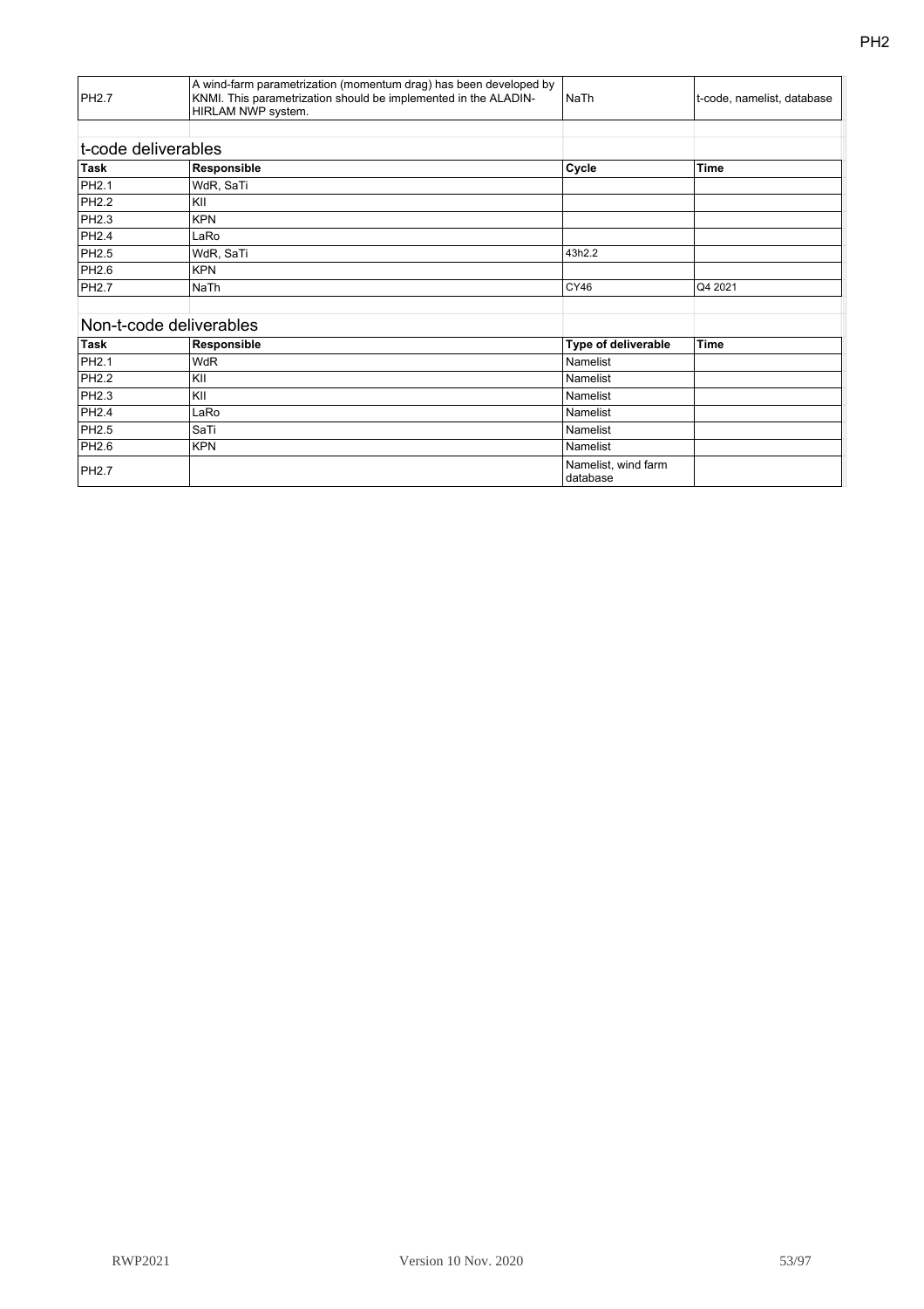| PH2.7 | A wind-farm parametrization (momentum drag) has been developed by KNMI. This parametrization should be implemented in the ALADIN-HIRLAM NWP system. | NaTh | t-code, namelist, database |
|---|---|---|---|

## t-code deliverables

| Task | Responsible | Cycle | Time |
|---|---|---|---|
| PH2.1 | WdR, SaTi | | |
| PH2.2 | KII | | |
| PH2.3 | KPN | | |
| PH2.4 | LaRo | | |
| PH2.5 | WdR, SaTi | 43h2.2 | |
| PH2.6 | KPN | | |
| PH2.7 | NaTh | CY46 | Q4 2021 |

## Non-t-code deliverables

| Task | Responsible | Type of deliverable | Time |
|---|---|---|---|
| PH2.1 | WdR | Namelist | |
| PH2.2 | KII | Namelist | |
| PH2.3 | KII | Namelist | |
| PH2.4 | LaRo | Namelist | |
| PH2.5 | SaTi | Namelist | |
| PH2.6 | KPN | Namelist | |
| PH2.7 | | Namelist, wind farm database | |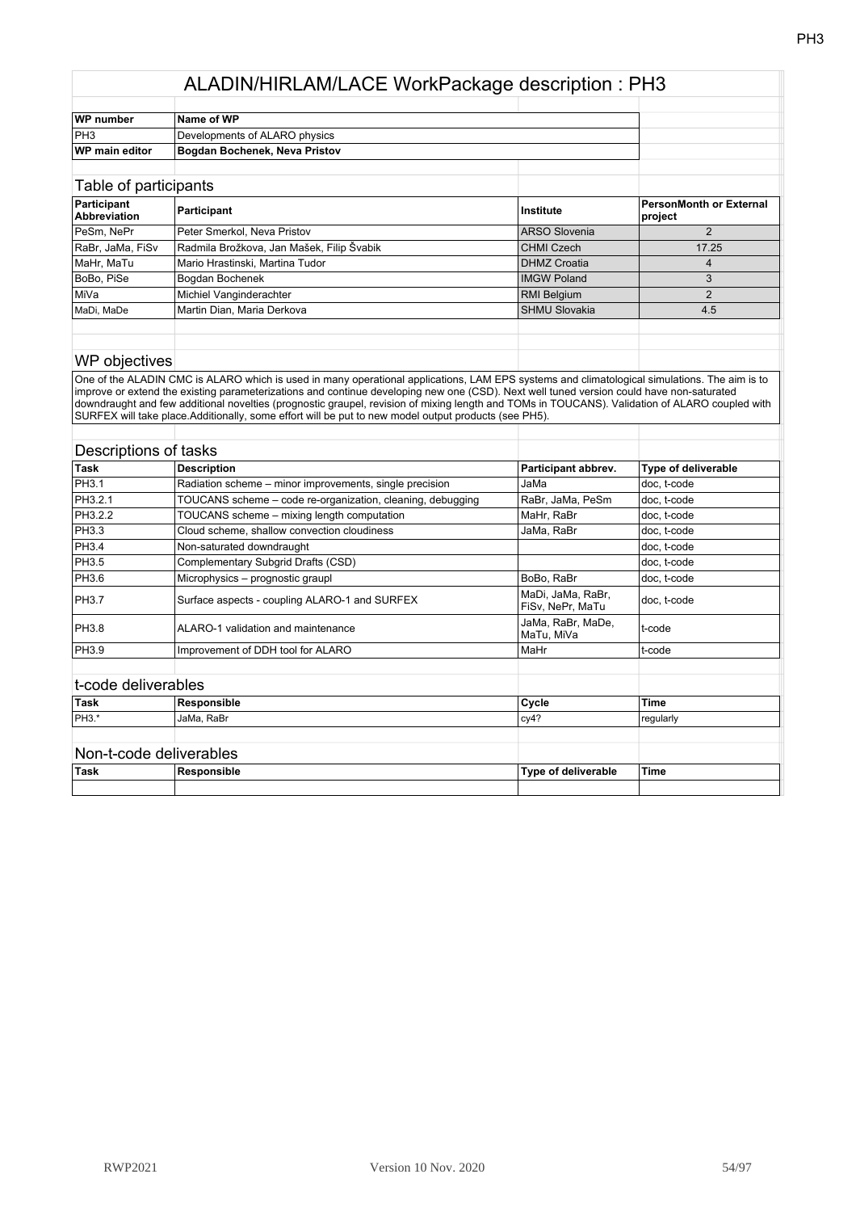# ALADIN/HIRLAM/LACE WorkPackage description : PH3

| WP number | Name of WP |
|---|---|
| PH3 | Developments of ALARO physics |
| **WP main editor** | **Bogdan Bochenek, Neva Pristov** |

## Table of participants

| Participant Abbreviation | Participant | Institute | PersonMonth or External project |
|---|---|---|---|
| PeSm, NePr | Peter Smerkol, Neva Pristov | ARSO Slovenia | 2 |
| RaBr, JaMa, FiSv | Radmila Brožkova, Jan Mašek, Filip Švabik | CHMI Czech | 17.25 |
| MaHr, MaTu | Mario Hrastinski, Martina Tudor | DHMZ Croatia | 4 |
| BoBo, PiSe | Bogdan Bochenek | IMGW Poland | 3 |
| MiVa | Michiel Vanginderachter | RMI Belgium | 2 |
| MaDi, MaDe | Martin Dian, Maria Derkova | SHMU Slovakia | 4.5 |

## WP objectives

One of the ALADIN CMC is ALARO which is used in many operational applications, LAM EPS systems and climatological simulations. The aim is to improve or extend the existing parameterizations and continue developing new one (CSD). Next well tuned version could have non-saturated downdraught and few additional novelties (prognostic graupel, revision of mixing length and TOMs in TOUCANS). Validation of ALARO coupled with SURFEX will take place.Additionally, some effort will be put to new model output products (see PH5).

## Descriptions of tasks

| Task | Description | Participant abbrev. | Type of deliverable |
|---|---|---|---|
| PH3.1 | Radiation scheme – minor improvements, single precision | JaMa | doc, t-code |
| PH3.2.1 | TOUCANS scheme – code re-organization, cleaning, debugging | RaBr, JaMa, PeSm | doc, t-code |
| PH3.2.2 | TOUCANS scheme – mixing length computation | MaHr, RaBr | doc, t-code |
| PH3.3 | Cloud scheme, shallow convection cloudiness | JaMa, RaBr | doc, t-code |
| PH3.4 | Non-saturated downdraught | | doc, t-code |
| PH3.5 | Complementary Subgrid Drafts (CSD) | | doc, t-code |
| PH3.6 | Microphysics – prognostic graupl | BoBo, RaBr | doc, t-code |
| PH3.7 | Surface aspects - coupling ALARO-1 and SURFEX | MaDi, JaMa, RaBr, FiSv, NePr, MaTu | doc, t-code |
| PH3.8 | ALARO-1 validation and maintenance | JaMa, RaBr, MaDe, MaTu, MiVa | t-code |
| PH3.9 | Improvement of DDH tool for ALARO | MaHr | t-code |

## t-code deliverables

| Task | Responsible | Cycle | Time |
|---|---|---|---|
| PH3.* | JaMa, RaBr | cy4? | regularly |

## Non-t-code deliverables

| Task | Responsible | Type of deliverable | Time |
|---|---|---|---|
| | | | |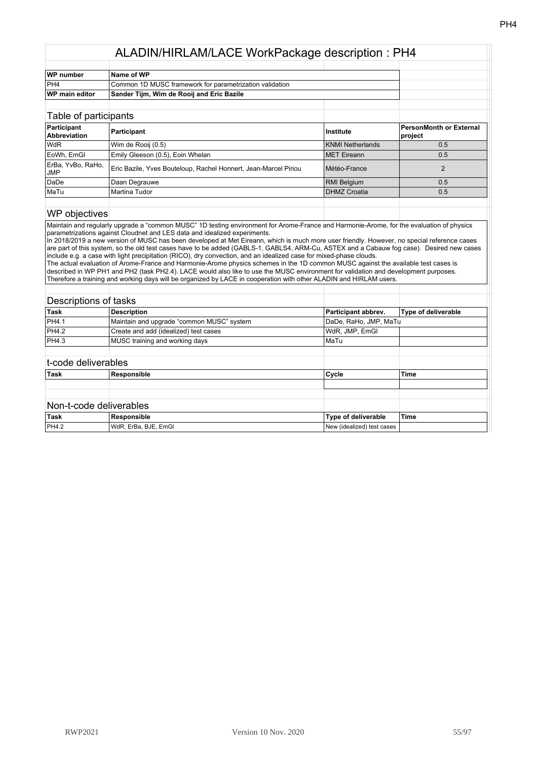# ALADIN/HIRLAM/LACE WorkPackage description : PH4

| WP number | Name of WP |
|---|---|
| PH4 | Common 1D MUSC framework for parametrization validation |
| **WP main editor** | **Sander Tijm, Wim de Rooij and Eric Bazile** |

## Table of participants

| Participant Abbreviation | Participant | Institute | PersonMonth or External project |
|---|---|---|---|
| WdR | Wim de Rooij (0.5) | KNMI Netherlands | 0.5 |
| EoWh, EmGl | Emily Gleeson (0.5), Eoin Whelan | MET Eireann | 0.5 |
| ErBa, YvBo, RaHo, JMP | Eric Bazile, Yves Bouteloup, Rachel Honnert, Jean-Marcel Piriou | Météo-France | 2 |
| DaDe | Daan Degrauwe | RMI Belgium | 0.5 |
| MaTu | Martina Tudor | DHMZ Croatia | 0.5 |

## WP objectives

Maintain and regularly upgrade a "common MUSC" 1D testing environment for Arome-France and Harmonie-Arome, for the evaluation of physics parametrizations against Cloudnet and LES data and idealized experiments.
In 2018/2019 a new version of MUSC has been developed at Met Eireann, which is much more user friendly. However, no special reference cases are part of this system, so the old test cases have to be added (GABLS-1, GABLS4, ARM-Cu, ASTEX and a Cabauw fog case). Desired new cases include e.g. a case with light precipitation (RICO), dry convection, and an idealized case for mixed-phase clouds.
The actual evaluation of Arome-France and Harmonie-Arome physics schemes in the 1D common MUSC against the available test cases is described in WP PH1 and PH2 (task PH2.4). LACE would also like to use the MUSC environment for validation and development purposes. Therefore a training and working days will be organized by LACE in cooperation with other ALADIN and HIRLAM users.

## Descriptions of tasks

| Task | Description | Participant abbrev. | Type of deliverable |
|---|---|---|---|
| PH4.1 | Maintain and upgrade "common MUSC" system | DaDe, RaHo, JMP, MaTu | |
| PH4.2 | Create and add (idealized) test cases | WdR, JMP, EmGl | |
| PH4.3 | MUSC training and working days | MaTu | |

## t-code deliverables

| Task | Responsible | Cycle | Time |
|---|---|---|---|
| | | | |

## Non-t-code deliverables

| Task | Responsible | Type of deliverable | Time |
|---|---|---|---|
| PH4.2 | WdR, ErBa, BJE, EmGl | New (idealized) test cases | |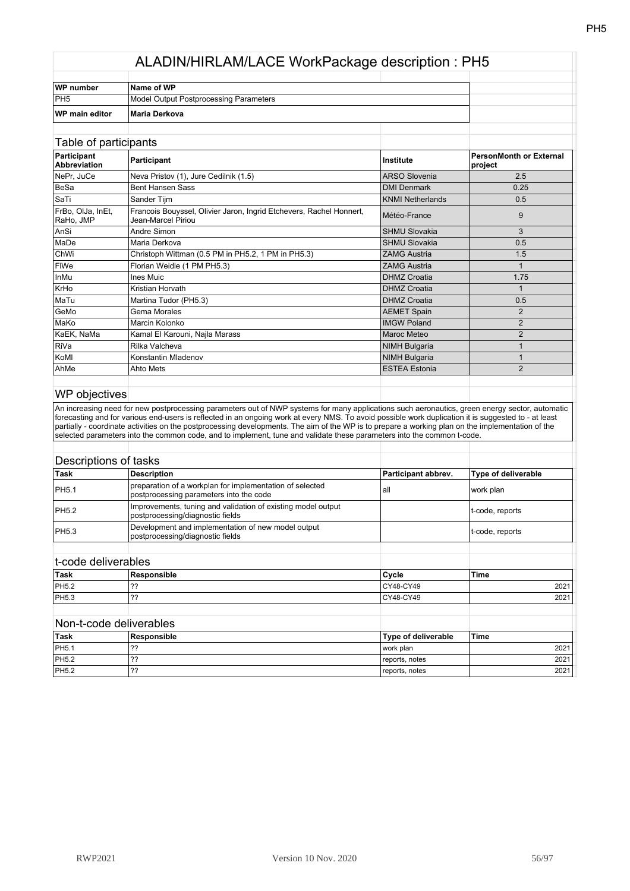# ALADIN/HIRLAM/LACE WorkPackage description : PH5

| WP number | Name of WP |
|---|---|
| PH5 | Model Output Postprocessing Parameters |
| **WP main editor** | **Maria Derkova** |

## Table of participants

| Participant Abbreviation | Participant | Institute | PersonMonth or External project |
|---|---|---|---|
| NePr, JuCe | Neva Pristov (1), Jure Cedilnik (1.5) | ARSO Slovenia | 2.5 |
| BeSa | Bent Hansen Sass | DMI Denmark | 0.25 |
| SaTi | Sander Tijm | KNMI Netherlands | 0.5 |
| FrBo, OlJa, InEt, RaHo, JMP | Francois Bouyssel, Olivier Jaron, Ingrid Etchevers, Rachel Honnert, Jean-Marcel Piriou | Météo-France | 9 |
| AnSi | Andre Simon | SHMU Slovakia | 3 |
| MaDe | Maria Derkova | SHMU Slovakia | 0.5 |
| ChWi | Christoph Wittman (0.5 PM in PH5.2, 1 PM in PH5.3) | ZAMG Austria | 1.5 |
| FlWe | Florian Weidle (1 PM PH5.3) | ZAMG Austria | 1 |
| InMu | Ines Muic | DHMZ Croatia | 1.75 |
| KrHo | Kristian Horvath | DHMZ Croatia | 1 |
| MaTu | Martina Tudor (PH5.3) | DHMZ Croatia | 0.5 |
| GeMo | Gema Morales | AEMET Spain | 2 |
| MaKo | Marcin Kolonko | IMGW Poland | 2 |
| KaEK, NaMa | Kamal El Karouni, Najla Marass | Maroc Meteo | 2 |
| RiVa | Rilka Valcheva | NIMH Bulgaria | 1 |
| KoMl | Konstantin Mladenov | NIMH Bulgaria | 1 |
| AhMe | Ahto Mets | ESTEA Estonia | 2 |

## WP objectives

An increasing need for new postprocessing parameters out of NWP systems for many applications such aeronautics, green energy sector, automatic forecasting and for various end-users is reflected in an ongoing work at every NMS. To avoid possible work duplication it is suggested to - at least partially - coordinate activities on the postprocessing developments. The aim of the WP is to prepare a working plan on the implementation of the selected parameters into the common code, and to implement, tune and validate these parameters into the common t-code.

## Descriptions of tasks

| Task | Description | Participant abbrev. | Type of deliverable |
|---|---|---|---|
| PH5.1 | preparation of a workplan for implementation of selected postprocessing parameters into the code | all | work plan |
| PH5.2 | Improvements, tuning and validation of existing model output postprocessing/diagnostic fields | | t-code, reports |
| PH5.3 | Development and implementation of new model output postprocessing/diagnostic fields | | t-code, reports |

## t-code deliverables

| Task | Responsible | Cycle | Time |
|---|---|---|---|
| PH5.2 | ?? | CY48-CY49 | 2021 |
| PH5.3 | ?? | CY48-CY49 | 2021 |

## Non-t-code deliverables

| Task | Responsible | Type of deliverable | Time |
|---|---|---|---|
| PH5.1 | ?? | work plan | 2021 |
| PH5.2 | ?? | reports, notes | 2021 |
| PH5.2 | ?? | reports, notes | 2021 |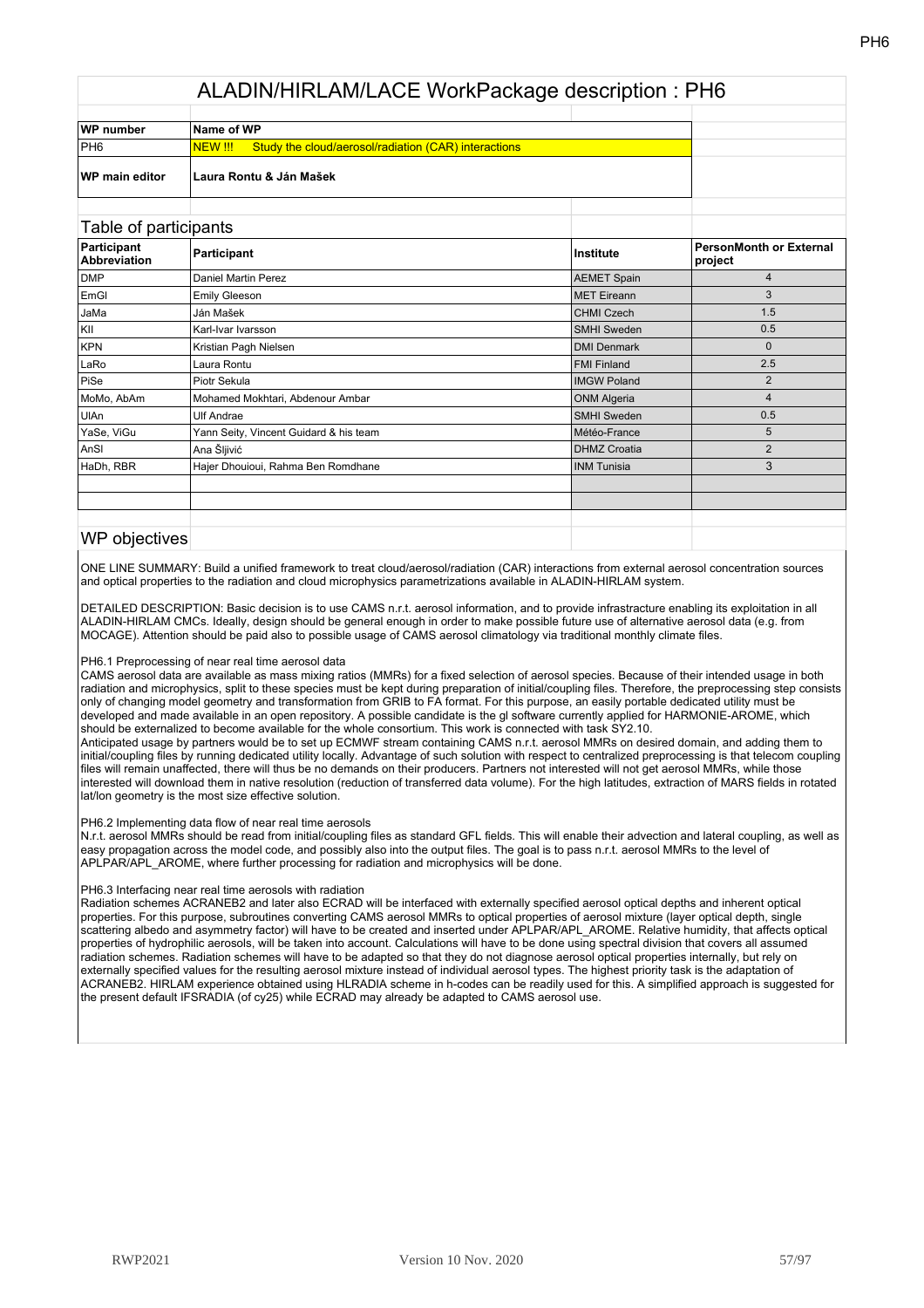# ALADIN/HIRLAM/LACE WorkPackage description : PH6

| WP number | Name of WP |
|---|---|
| PH6 | NEW !!! Study the cloud/aerosol/radiation (CAR) interactions |
| **WP main editor** | **Laura Rontu & Ján Mašek** |

## Table of participants

| Participant Abbreviation | Participant | Institute | PersonMonth or External project |
|---|---|---|---|
| DMP | Daniel Martin Perez | AEMET Spain | 4 |
| EmGl | Emily Gleeson | MET Eireann | 3 |
| JaMa | Ján Mašek | CHMI Czech | 1.5 |
| KII | Karl-Ivar Ivarsson | SMHI Sweden | 0.5 |
| KPN | Kristian Pagh Nielsen | DMI Denmark | 0 |
| LaRo | Laura Rontu | FMI Finland | 2.5 |
| PiSe | Piotr Sekula | IMGW Poland | 2 |
| MoMo, AbAm | Mohamed Mokhtari, Abdenour Ambar | ONM Algeria | 4 |
| UlAn | Ulf Andrae | SMHI Sweden | 0.5 |
| YaSe, ViGu | Yann Seity, Vincent Guidard & his team | Météo-France | 5 |
| AnSl | Ana Šljivić | DHMZ Croatia | 2 |
| HaDh, RBR | Hajer Dhouioui, Rahma Ben Romdhane | INM Tunisia | 3 |
| | | | |
| | | | |

## WP objectives

ONE LINE SUMMARY: Build a unified framework to treat cloud/aerosol/radiation (CAR) interactions from external aerosol concentration sources and optical properties to the radiation and cloud microphysics parametrizations available in ALADIN-HIRLAM system.

DETAILED DESCRIPTION: Basic decision is to use CAMS n.r.t. aerosol information, and to provide infrastructure enabling its exploitation in all ALADIN-HIRLAM CMCs. Ideally, design should be general enough in order to make possible future use of alternative aerosol data (e.g. from MOCAGE). Attention should be paid also to possible usage of CAMS aerosol climatology via traditional monthly climate files.

PH6.1 Preprocessing of near real time aerosol data
CAMS aerosol data are available as mass mixing ratios (MMRs) for a fixed selection of aerosol species. Because of their intended usage in both radiation and microphysics, split to these species must be kept during preparation of initial/coupling files. Therefore, the preprocessing step consists only of changing model geometry and transformation from GRIB to FA format. For this purpose, an easily portable dedicated utility must be developed and made available in an open repository. A possible candidate is the gl software currently applied for HARMONIE-AROME, which should be externalized to become available for the whole consortium. This work is connected with task SY2.10.
Anticipated usage by partners would be to set up ECMWF stream containing CAMS n.r.t. aerosol MMRs on desired domain, and adding them to initial/coupling files by running dedicated utility locally. Advantage of such solution with respect to centralized preprocessing is that telecom coupling files will remain unaffected, there will thus be no demands on their producers. Partners not interested will not get aerosol MMRs, while those interested will download them in native resolution (reduction of transferred data volume). For the high latitudes, extraction of MARS fields in rotated lat/lon geometry is the most size effective solution.

PH6.2 Implementing data flow of near real time aerosols
N.r.t. aerosol MMRs should be read from initial/coupling files as standard GFL fields. This will enable their advection and lateral coupling, as well as easy propagation across the model code, and possibly also into the output files. The goal is to pass n.r.t. aerosol MMRs to the level of APLPAR/APL_AROME, where further processing for radiation and microphysics will be done.

PH6.3 Interfacing near real time aerosols with radiation
Radiation schemes ACRANEB2 and later also ECRAD will be interfaced with externally specified aerosol optical depths and inherent optical properties. For this purpose, subroutines converting CAMS aerosol MMRs to optical properties of aerosol mixture (layer optical depth, single scattering albedo and asymmetry factor) will have to be created and inserted under APLPAR/APL_AROME. Relative humidity, that affects optical properties of hydrophilic aerosols, will be taken into account. Calculations will have to be done using spectral division that covers all assumed radiation schemes. Radiation schemes will have to be adapted so that they do not diagnose aerosol optical properties internally, but rely on externally specified values for the resulting aerosol mixture instead of individual aerosol types. The highest priority task is the adaptation of ACRANEB2. HIRLAM experience obtained using HLRADIA scheme in h-codes can be readily used for this. A simplified approach is suggested for the present default IFSRADIA (of cy25) while ECRAD may already be adapted to CAMS aerosol use.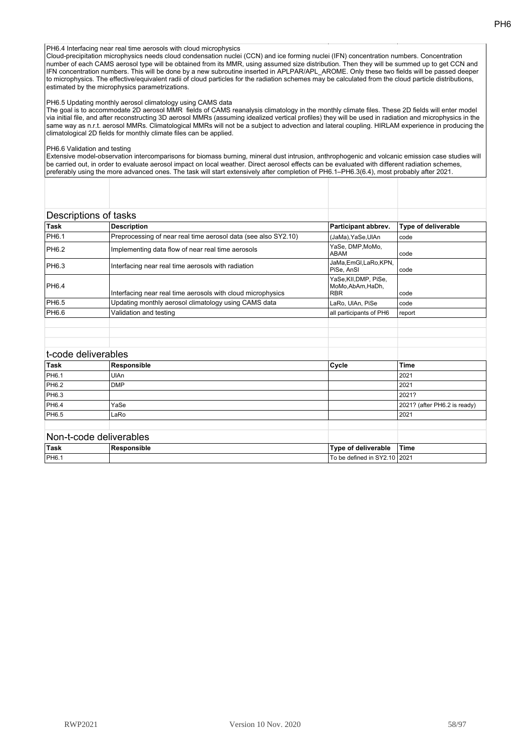PH6.4 Interfacing near real time aerosols with cloud microphysics
Cloud-precipitation microphysics needs cloud condensation nuclei (CCN) and ice forming nuclei (IFN) concentration numbers. Concentration number of each CAMS aerosol type will be obtained from its MMR, using assumed size distribution. Then they will be summed up to get CCN and IFN concentration numbers. This will be done by a new subroutine inserted in APLPAR/APL_AROME. Only these two fields will be passed deeper to microphysics. The effective/equivalent radii of cloud particles for the radiation schemes may be calculated from the cloud particle distributions, estimated by the microphysics parametrizations.

PH6.5 Updating monthly aerosol climatology using CAMS data
The goal is to accommodate 2D aerosol MMR fields of CAMS reanalysis climatology in the monthly climate files. These 2D fields will enter model via initial file, and after reconstructing 3D aerosol MMRs (assuming idealized vertical profiles) they will be used in radiation and microphysics in the same way as n.r.t. aerosol MMRs. Climatological MMRs will not be a subject to advection and lateral coupling. HIRLAM experience in producing the climatological 2D fields for monthly climate files can be applied.

PH6.6 Validation and testing
Extensive model-observation intercomparisons for biomass burning, mineral dust intrusion, anthrophogenic and volcanic emission case studies will be carried out, in order to evaluate aerosol impact on local weather. Direct aerosol effects can be evaluated with different radiation schemes, preferably using the more advanced ones. The task will start extensively after completion of PH6.1–PH6.3(6.4), most probably after 2021.

## Descriptions of tasks

| Task | Description | Participant abbrev. | Type of deliverable |
|---|---|---|---|
| PH6.1 | Preprocessing of near real time aerosol data (see also SY2.10) | (JaMa),YaSe,UlAn | code |
| PH6.2 | Implementing data flow of near real time aerosols | YaSe, DMP,MoMo, ABAM | code |
| PH6.3 | Interfacing near real time aerosols with radiation | JaMa,EmGl,LaRo,KPN, PiSe, AnSl | code |
| PH6.4 | Interfacing near real time aerosols with cloud microphysics | YaSe,KIl,DMP, PiSe, MoMo,AbAm,HaDh, RBR | code |
| PH6.5 | Updating monthly aerosol climatology using CAMS data | LaRo, UlAn, PiSe | code |
| PH6.6 | Validation and testing | all participants of PH6 | report |

## t-code deliverables

| Task | Responsible | Cycle | Time |
|---|---|---|---|
| PH6.1 | UlAn | | 2021 |
| PH6.2 | DMP | | 2021 |
| PH6.3 | | | 2021? |
| PH6.4 | YaSe | | 2021? (after PH6.2 is ready) |
| PH6.5 | LaRo | | 2021 |

## Non-t-code deliverables

| Task | Responsible | Type of deliverable | Time |
|---|---|---|---|
| PH6.1 | | To be defined in SY2.10 | 2021 |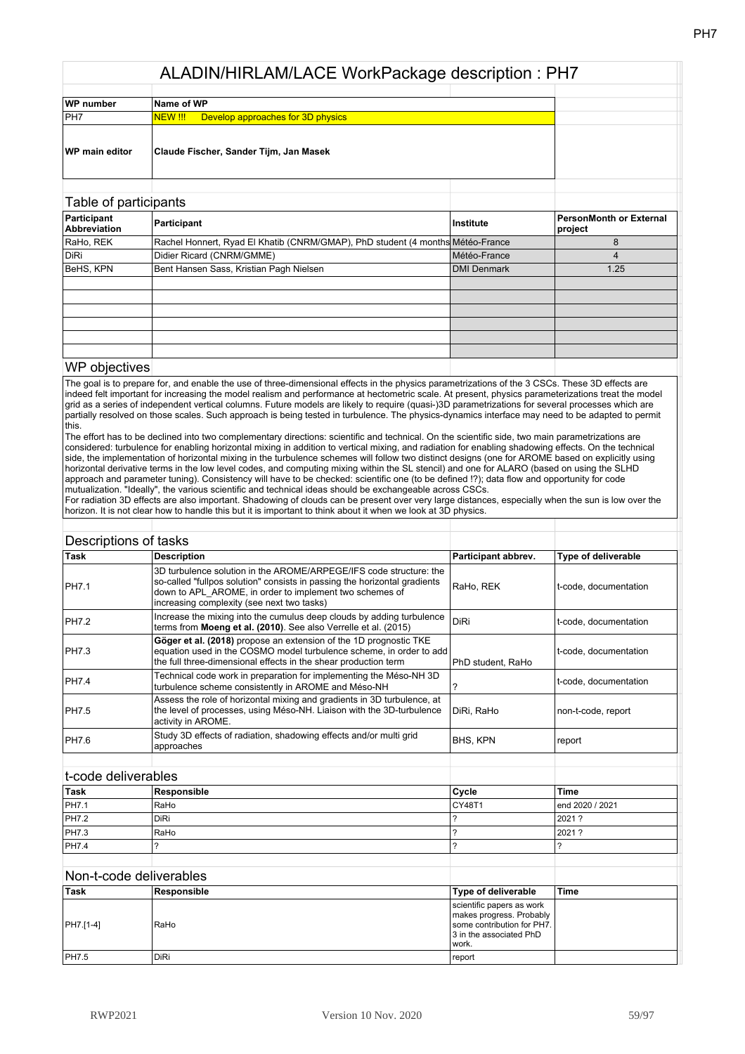# ALADIN/HIRLAM/LACE WorkPackage description : PH7

| WP number | Name of WP |
|---|---|
| PH7 | NEW !!! Develop approaches for 3D physics |
| **WP main editor** | **Claude Fischer, Sander Tijm, Jan Masek** |

## Table of participants

| Participant Abbreviation | Participant | Institute | PersonMonth or External project |
|---|---|---|---|
| RaHo, REK | Rachel Honnert, Ryad El Khatib (CNRM/GMAP), PhD student (4 months | Météo-France | 8 |
| DiRi | Didier Ricard (CNRM/GMME) | Météo-France | 4 |
| BeHS, KPN | Bent Hansen Sass, Kristian Pagh Nielsen | DMI Denmark | 1.25 |

## WP objectives

The goal is to prepare for, and enable the use of three-dimensional effects in the physics parametrizations of the 3 CSCs. These 3D effects are indeed felt important for increasing the model realism and performance at hectometric scale. At present, physics parameterizations treat the model grid as a series of independent vertical columns. Future models are likely to require (quasi-)3D parametrizations for several processes which are partially resolved on those scales. Such approach is being tested in turbulence. The physics-dynamics interface may need to be adapted to permit this.

The effort has to be declined into two complementary directions: scientific and technical. On the scientific side, two main parametrizations are considered: turbulence for enabling horizontal mixing in addition to vertical mixing, and radiation for enabling shadowing effects. On the technical side, the implementation of horizontal mixing in the turbulence schemes will follow two distinct designs (one for AROME based on explicitly using horizontal derivative terms in the low level codes, and computing mixing within the SL stencil) and one for ALARO (based on using the SLHD approach and parameter tuning). Consistency will have to be checked: scientific one (to be defined !?); data flow and opportunity for code mutualization. "Ideally", the various scientific and technical ideas should be exchangeable across CSCs.

For radiation 3D effects are also important. Shadowing of clouds can be present over very large distances, especially when the sun is low over the horizon. It is not clear how to handle this but it is important to think about it when we look at 3D physics.

## Descriptions of tasks

| Task | Description | Participant abbrev. | Type of deliverable |
|---|---|---|---|
| PH7.1 | 3D turbulence solution in the AROME/ARPEGE/IFS code structure: the so-called "fullpos solution" consists in passing the horizontal gradients down to APL_AROME, in order to implement two schemes of increasing complexity (see next two tasks) | RaHo, REK | t-code, documentation |
| PH7.2 | Increase the mixing into the cumulus deep clouds by adding turbulence terms from **Moeng et al. (2010)**. See also Verrelle et al. (2015) | DiRi | t-code, documentation |
| PH7.3 | **Göger et al. (2018)** propose an extension of the 1D prognostic TKE equation used in the COSMO model turbulence scheme, in order to add the full three-dimensional effects in the shear production term | PhD student, RaHo | t-code, documentation |
| PH7.4 | Technical code work in preparation for implementing the Méso-NH 3D turbulence scheme consistently in AROME and Méso-NH | ? | t-code, documentation |
| PH7.5 | Assess the role of horizontal mixing and gradients in 3D turbulence, at the level of processes, using Méso-NH. Liaison with the 3D-turbulence activity in AROME. | DiRi, RaHo | non-t-code, report |
| PH7.6 | Study 3D effects of radiation, shadowing effects and/or multi grid approaches | BHS, KPN | report |

## t-code deliverables

| Task | Responsible | Cycle | Time |
|---|---|---|---|
| PH7.1 | RaHo | CY48T1 | end 2020 / 2021 |
| PH7.2 | DiRi | ? | 2021 ? |
| PH7.3 | RaHo | ? | 2021 ? |
| PH7.4 | ? | ? | ? |

## Non-t-code deliverables

| Task | Responsible | Type of deliverable | Time |
|---|---|---|---|
| PH7.[1-4] | RaHo | scientific papers as work makes progress. Probably some contribution for PH7.3 in the associated PhD work. | |
| PH7.5 | DiRi | report | |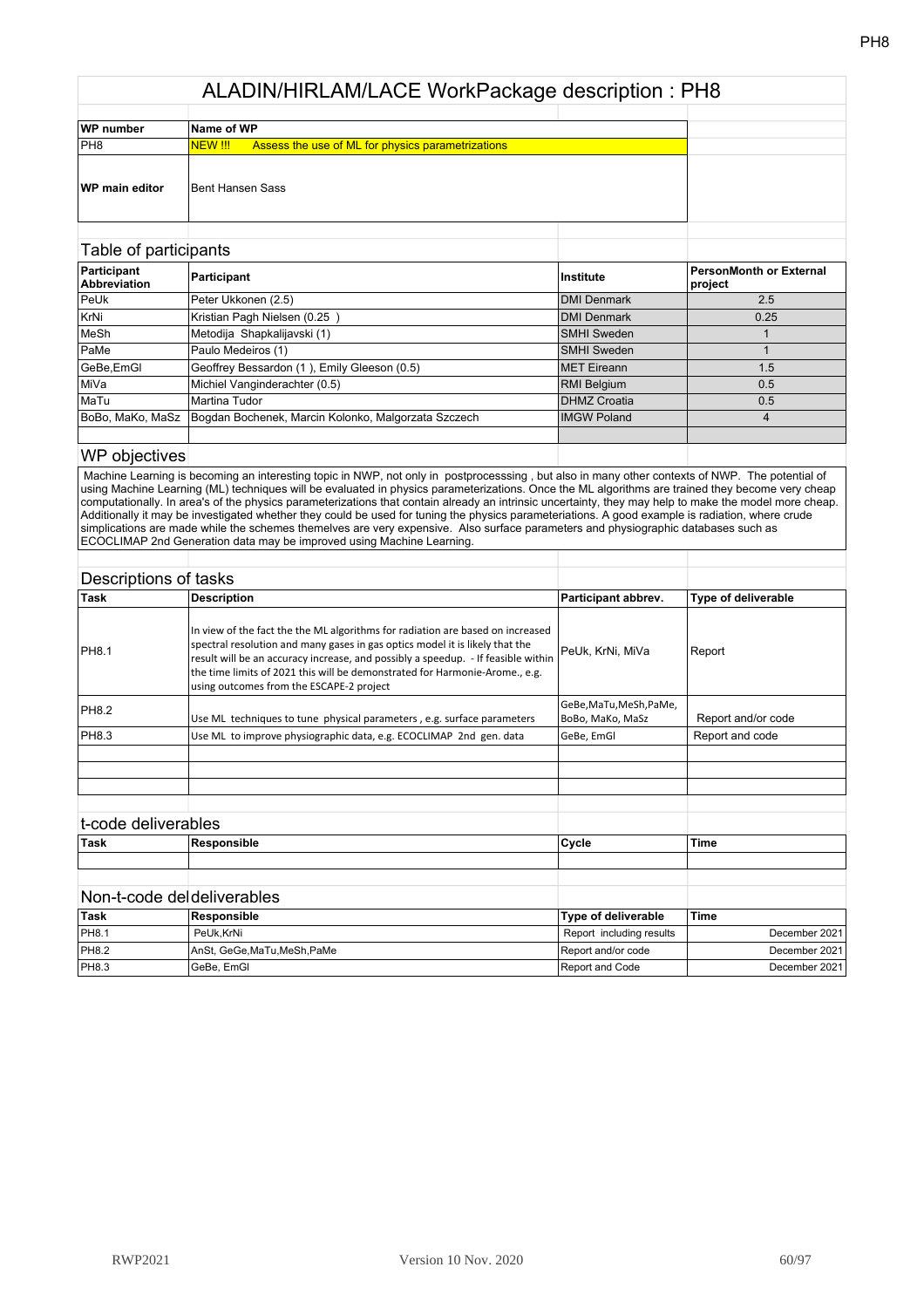# ALADIN/HIRLAM/LACE WorkPackage description : PH8

| WP number | Name of WP |
|---|---|
| PH8 | NEW !!! Assess the use of ML for physics parametrizations |
| **WP main editor** | Bent Hansen Sass |

## Table of participants

| Participant Abbreviation | Participant | Institute | PersonMonth or External project |
|---|---|---|---|
| PeUk | Peter Ukkonen (2.5) | DMI Denmark | 2.5 |
| KrNi | Kristian Pagh Nielsen (0.25 ) | DMI Denmark | 0.25 |
| MeSh | Metodija Shapkalijavski (1) | SMHI Sweden | 1 |
| PaMe | Paulo Medeiros (1) | SMHI Sweden | 1 |
| GeBe,EmGl | Geoffrey Bessardon (1 ), Emily Gleeson (0.5) | MET Eireann | 1.5 |
| MiVa | Michiel Vanginderachter (0.5) | RMI Belgium | 0.5 |
| MaTu | Martina Tudor | DHMZ Croatia | 0.5 |
| BoBo, MaKo, MaSz | Bogdan Bochenek, Marcin Kolonko, Malgorzata Szczech | IMGW Poland | 4 |

## WP objectives

Machine Learning is becoming an interesting topic in NWP, not only in postprocesssing , but also in many other contexts of NWP. The potential of using Machine Learning (ML) techniques will be evaluated in physics parameterizations. Once the ML algorithms are trained they become very cheap computationally. In area's of the physics parameterizations that contain already an intrinsic uncertainty, they may help to make the model more cheap. Additionally it may be investigated whether they could be used for tuning the physics parameterations. A good example is radiation, where crude simplications are made while the schemes themelves are very expensive. Also surface parameters and physiographic databases such as ECOCLIMAP 2nd Generation data may be improved using Machine Learning.

## Descriptions of tasks

| Task | Description | Participant abbrev. | Type of deliverable |
|---|---|---|---|
| PH8.1 | In view of the fact the the ML algorithms for radiation are based on increased spectral resolution and many gases in gas optics model it is likely that the result will be an accuracy increase, and possibly a speedup. - If feasible within the time limits of 2021 this will be demonstrated for Harmonie-Arome., e.g. using outcomes from the ESCAPE-2 project | PeUk, KrNi, MiVa | Report |
| PH8.2 | Use ML techniques to tune physical parameters , e.g. surface parameters | GeBe,MaTu,MeSh,PaMe, BoBo, MaKo, MaSz | Report and/or code |
| PH8.3 | Use ML to improve physiographic data, e.g. ECOCLIMAP 2nd gen. data | GeBe, EmGl | Report and code |

## t-code deliverables

| Task | Responsible | Cycle | Time |
|---|---|---|---|
| | | | |

## Non-t-code deldeliverables

| Task | Responsible | Type of deliverable | Time |
|---|---|---|---|
| PH8.1 | PeUk,KrNi | Report including results | December 2021 |
| PH8.2 | AnSt, GeGe,MaTu,MeSh,PaMe | Report and/or code | December 2021 |
| PH8.3 | GeBe, EmGl | Report and Code | December 2021 |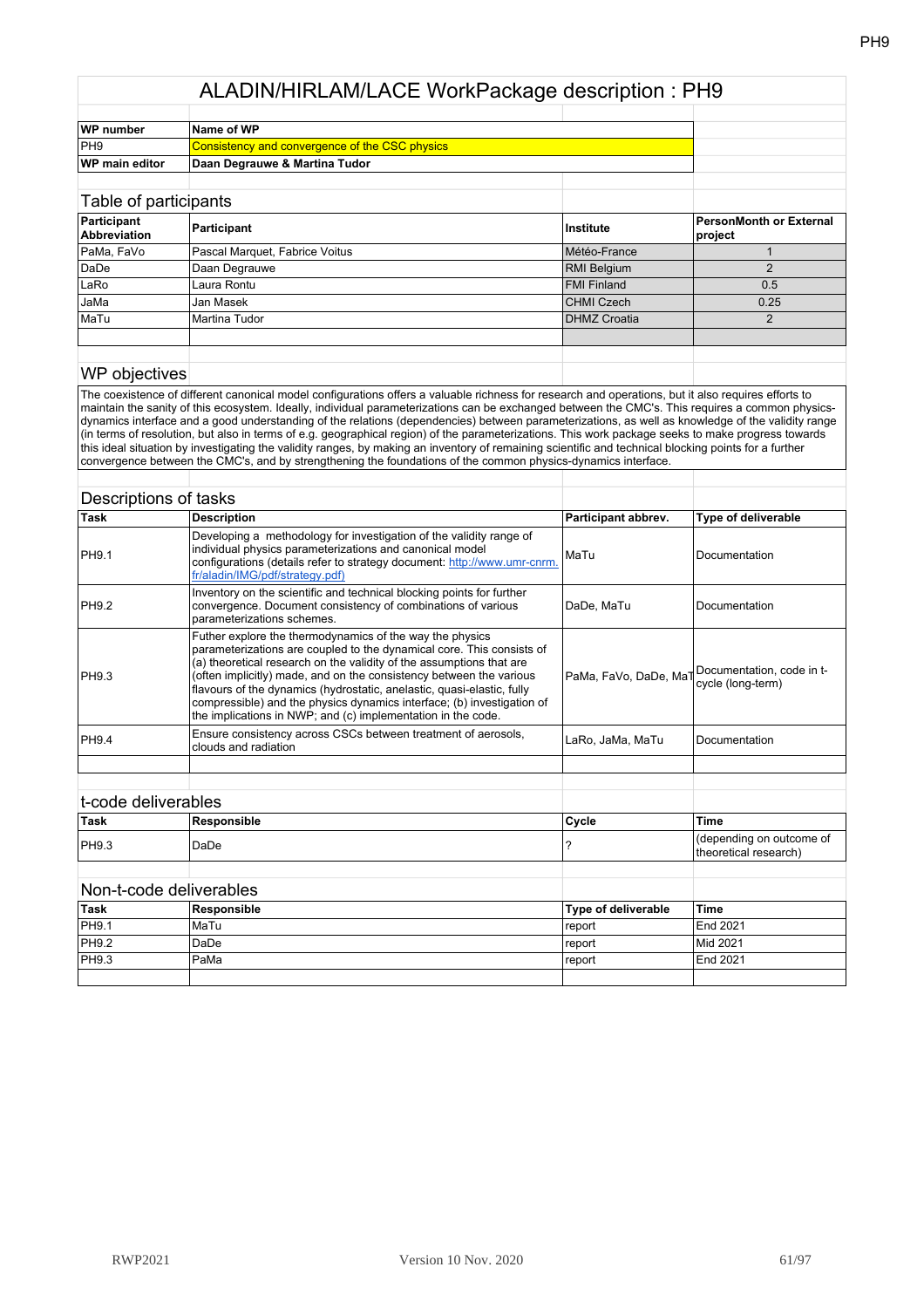# ALADIN/HIRLAM/LACE WorkPackage description : PH9

| WP number | Name of WP |
|---|---|
| PH9 | Consistency and convergence of the CSC physics |
| **WP main editor** | **Daan Degrauwe & Martina Tudor** |

## Table of participants

| Participant Abbreviation | Participant | Institute | PersonMonth or External project |
|---|---|---|---|
| PaMa, FaVo | Pascal Marquet, Fabrice Voitus | Météo-France | 1 |
| DaDe | Daan Degrauwe | RMI Belgium | 2 |
| LaRo | Laura Rontu | FMI Finland | 0.5 |
| JaMa | Jan Masek | CHMI Czech | 0.25 |
| MaTu | Martina Tudor | DHMZ Croatia | 2 |
| | | | |

## WP objectives

The coexistence of different canonical model configurations offers a valuable richness for research and operations, but it also requires efforts to maintain the sanity of this ecosystem. Ideally, individual parameterizations can be exchanged between the CMC's. This requires a common physics-dynamics interface and a good understanding of the relations (dependencies) between parameterizations, as well as knowledge of the validity range (in terms of resolution, but also in terms of e.g. geographical region) of the parameterizations. This work package seeks to make progress towards this ideal situation by investigating the validity ranges, by making an inventory of remaining scientific and technical blocking points for a further convergence between the CMC's, and by strengthening the foundations of the common physics-dynamics interface.

## Descriptions of tasks

| Task | Description | Participant abbrev. | Type of deliverable |
|---|---|---|---|
| PH9.1 | Developing a methodology for investigation of the validity range of individual physics parameterizations and canonical model configurations (details refer to strategy document: http://www.umr-cnrm.fr/aladin/IMG/pdf/strategy.pdf) | MaTu | Documentation |
| PH9.2 | Inventory on the scientific and technical blocking points for further convergence. Document consistency of combinations of various parameterizations schemes. | DaDe, MaTu | Documentation |
| PH9.3 | Futher explore the thermodynamics of the way the physics parameterizations are coupled to the dynamical core. This consists of (a) theoretical research on the validity of the assumptions that are (often implicitly) made, and on the consistency between the various flavours of the dynamics (hydrostatic, anelastic, quasi-elastic, fully compressible) and the physics dynamics interface; (b) investigation of the implications in NWP; and (c) implementation in the code. | PaMa, FaVo, DaDe, MaT | Documentation, code in t-cycle (long-term) |
| PH9.4 | Ensure consistency across CSCs between treatment of aerosols, clouds and radiation | LaRo, JaMa, MaTu | Documentation |
| | | | |

## t-code deliverables

| Task | Responsible | Cycle | Time |
|---|---|---|---|
| PH9.3 | DaDe | ? | (depending on outcome of theoretical research) |

## Non-t-code deliverables

| Task | Responsible | Type of deliverable | Time |
|---|---|---|---|
| PH9.1 | MaTu | report | End 2021 |
| PH9.2 | DaDe | report | Mid 2021 |
| PH9.3 | PaMa | report | End 2021 |
| | | | |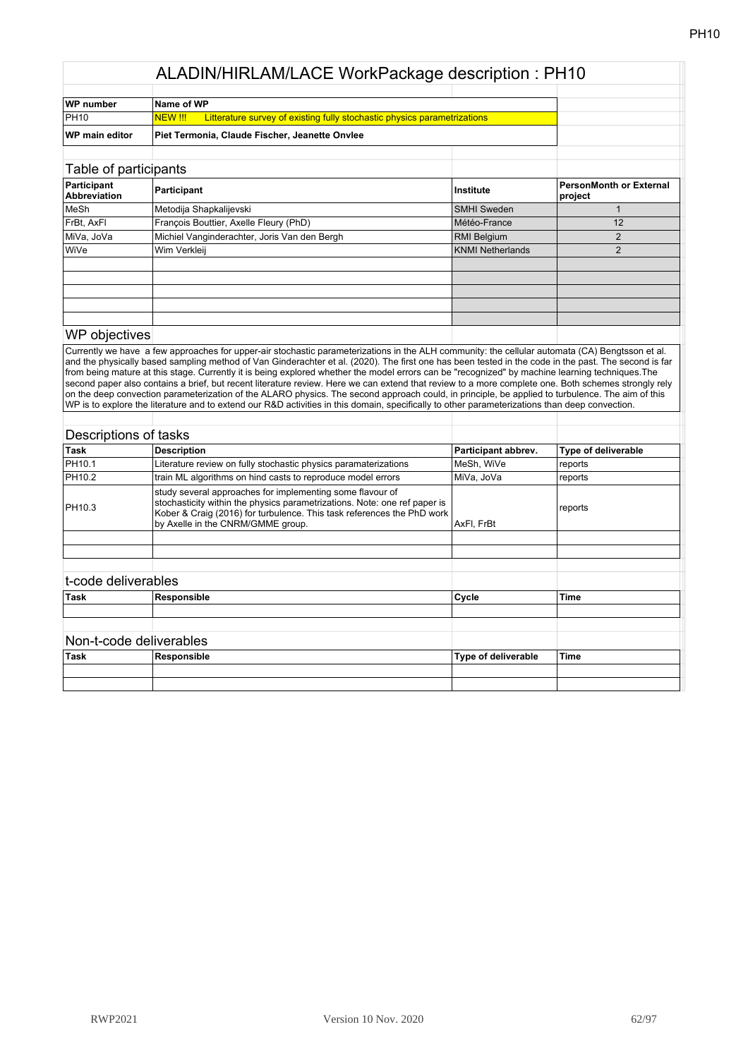# ALADIN/HIRLAM/LACE WorkPackage description : PH10

| WP number | Name of WP |
|---|---|
| PH10 | NEW !!! Litterature survey of existing fully stochastic physics parametrizations |
| **WP main editor** | **Piet Termonia, Claude Fischer, Jeanette Onvlee** |

## Table of participants

| Participant Abbreviation | Participant | Institute | PersonMonth or External project |
|---|---|---|---|
| MeSh | Metodija Shapkalijevski | SMHI Sweden | 1 |
| FrBt, AxFl | François Bouttier, Axelle Fleury (PhD) | Météo-France | 12 |
| MiVa, JoVa | Michiel Vanginderachter, Joris Van den Bergh | RMI Belgium | 2 |
| WiVe | Wim Verkleij | KNMI Netherlands | 2 |

## WP objectives

Currently we have a few approaches for upper-air stochastic parameterizations in the ALH community: the cellular automata (CA) Bengtsson et al. and the physically based sampling method of Van Ginderachter et al. (2020). The first one has been tested in the code in the past. The second is far from being mature at this stage. Currently it is being explored whether the model errors can be "recognized" by machine learning techniques.The second paper also contains a brief, but recent literature review. Here we can extend that review to a more complete one. Both schemes strongly rely on the deep convection parameterization of the ALARO physics. The second approach could, in principle, be applied to turbulence. The aim of this WP is to explore the literature and to extend our R&D activities in this domain, specifically to other parameterizations than deep convection.

## Descriptions of tasks

| Task | Description | Participant abbrev. | Type of deliverable |
|---|---|---|---|
| PH10.1 | Literature review on fully stochastic physics paramaterizations | MeSh, WiVe | reports |
| PH10.2 | train ML algorithms on hind casts to reproduce model errors | MiVa, JoVa | reports |
| PH10.3 | study several approaches for implementing some flavour of stochasticity within the physics parametrizations. Note: one ref paper is Kober & Craig (2016) for turbulence. This task references the PhD work by Axelle in the CNRM/GMME group. | AxFl, FrBt | reports |

## t-code deliverables

| Task | Responsible | Cycle | Time |
|---|---|---|---|
| | | | |

## Non-t-code deliverables

| Task | Responsible | Type of deliverable | Time |
|---|---|---|---|
| | | | |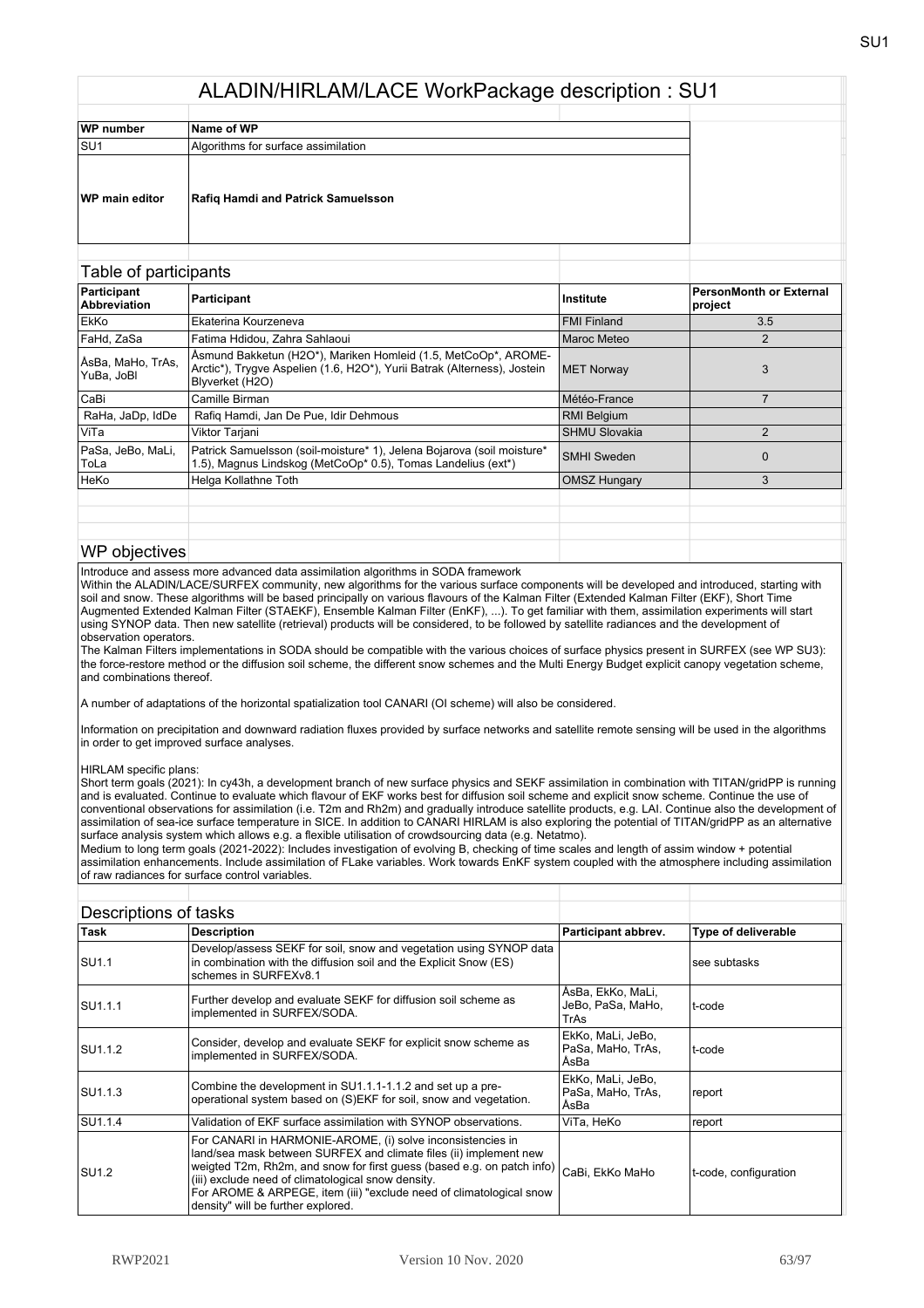# ALADIN/HIRLAM/LACE WorkPackage description : SU1

| WP number | Name of WP |
|---|---|
| SU1 | Algorithms for surface assimilation |
| **WP main editor** | **Rafiq Hamdi and Patrick Samuelsson** |

## Table of participants

| Participant Abbreviation | Participant | Institute | PersonMonth or External project |
|---|---|---|---|
| EkKo | Ekaterina Kourzeneva | FMI Finland | 3.5 |
| FaHd, ZaSa | Fatima Hdidou, Zahra Sahlaoui | Maroc Meteo | 2 |
| ÅsBa, MaHo, TrAs, YuBa, JoBl | Åsmund Bakketun (H2O*), Mariken Homleid (1.5, MetCoOp*, AROME-Arctic*), Trygve Aspelien (1.6, H2O*), Yurii Batrak (Alterness), Jostein Blyverket (H2O) | MET Norway | 3 |
| CaBi | Camille Birman | Météo-France | 7 |
| RaHa, JaDp, IdDe | Rafiq Hamdi, Jan De Pue, Idir Dehmous | RMI Belgium | |
| ViTa | Viktor Tarjani | SHMU Slovakia | 2 |
| PaSa, JeBo, MaLi, ToLa | Patrick Samuelsson (soil-moisture* 1), Jelena Bojarova (soil moisture* 1.5), Magnus Lindskog (MetCoOp* 0.5), Tomas Landelius (ext*) | SMHI Sweden | 0 |
| HeKo | Helga Kollathne Toth | OMSZ Hungary | 3 |

## WP objectives

Introduce and assess more advanced data assimilation algorithms in SODA framework
Within the ALADIN/LACE/SURFEX community, new algorithms for the various surface components will be developed and introduced, starting with soil and snow. These algorithms will be based principally on various flavours of the Kalman Filter (Extended Kalman Filter (EKF), Short Time Augmented Extended Kalman Filter (STAEKF), Ensemble Kalman Filter (EnKF), ...). To get familiar with them, assimilation experiments will start using SYNOP data. Then new satellite (retrieval) products will be considered, to be followed by satellite radiances and the development of observation operators.
The Kalman Filters implementations in SODA should be compatible with the various choices of surface physics present in SURFEX (see WP SU3): the force-restore method or the diffusion soil scheme, the different snow schemes and the Multi Energy Budget explicit canopy vegetation scheme, and combinations thereof.

A number of adaptations of the horizontal spatialization tool CANARI (OI scheme) will also be considered.

Information on precipitation and downward radiation fluxes provided by surface networks and satellite remote sensing will be used in the algorithms in order to get improved surface analyses.

HIRLAM specific plans:
Short term goals (2021): In cy43h, a development branch of new surface physics and SEKF assimilation in combination with TITAN/gridPP is running and is evaluated. Continue to evaluate which flavour of EKF works best for diffusion soil scheme and explicit snow scheme. Continue the use of conventional observations for assimilation (i.e. T2m and Rh2m) and gradually introduce satellite products, e.g. LAI. Continue also the development of assimilation of sea-ice surface temperature in SICE. In addition to CANARI HIRLAM is also exploring the potential of TITAN/gridPP as an alternative surface analysis system which allows e.g. a flexible utilisation of crowdsourcing data (e.g. Netatmo).
Medium to long term goals (2021-2022): Includes investigation of evolving B, checking of time scales and length of assim window + potential assimilation enhancements. Include assimilation of FLake variables. Work towards EnKF system coupled with the atmosphere including assimilation of raw radiances for surface control variables.

## Descriptions of tasks

| Task | Description | Participant abbrev. | Type of deliverable |
|---|---|---|---|
| SU1.1 | Develop/assess SEKF for soil, snow and vegetation using SYNOP data in combination with the diffusion soil and the Explicit Snow (ES) schemes in SURFEXv8.1 | | see subtasks |
| SU1.1.1 | Further develop and evaluate SEKF for diffusion soil scheme as implemented in SURFEX/SODA. | ÅsBa, EkKo, MaLi, JeBo, PaSa, MaHo, TrAs | t-code |
| SU1.1.2 | Consider, develop and evaluate SEKF for explicit snow scheme as implemented in SURFEX/SODA. | EkKo, MaLi, JeBo, PaSa, MaHo, TrAs, ÅsBa | t-code |
| SU1.1.3 | Combine the development in SU1.1.1-1.1.2 and set up a pre-operational system based on (S)EKF for soil, snow and vegetation. | EkKo, MaLi, JeBo, PaSa, MaHo, TrAs, ÅsBa | report |
| SU1.1.4 | Validation of EKF surface assimilation with SYNOP observations. | ViTa, HeKo | report |
| SU1.2 | For CANARI in HARMONIE-AROME, (i) solve inconsistencies in land/sea mask between SURFEX and climate files (ii) implement new weigted T2m, Rh2m, and snow for first guess (based e.g. on patch info) (iii) exclude need of climatological snow density.<br>For AROME & ARPEGE, item (iii) "exclude need of climatological snow density" will be further explored. | CaBi, EkKo MaHo | t-code, configuration |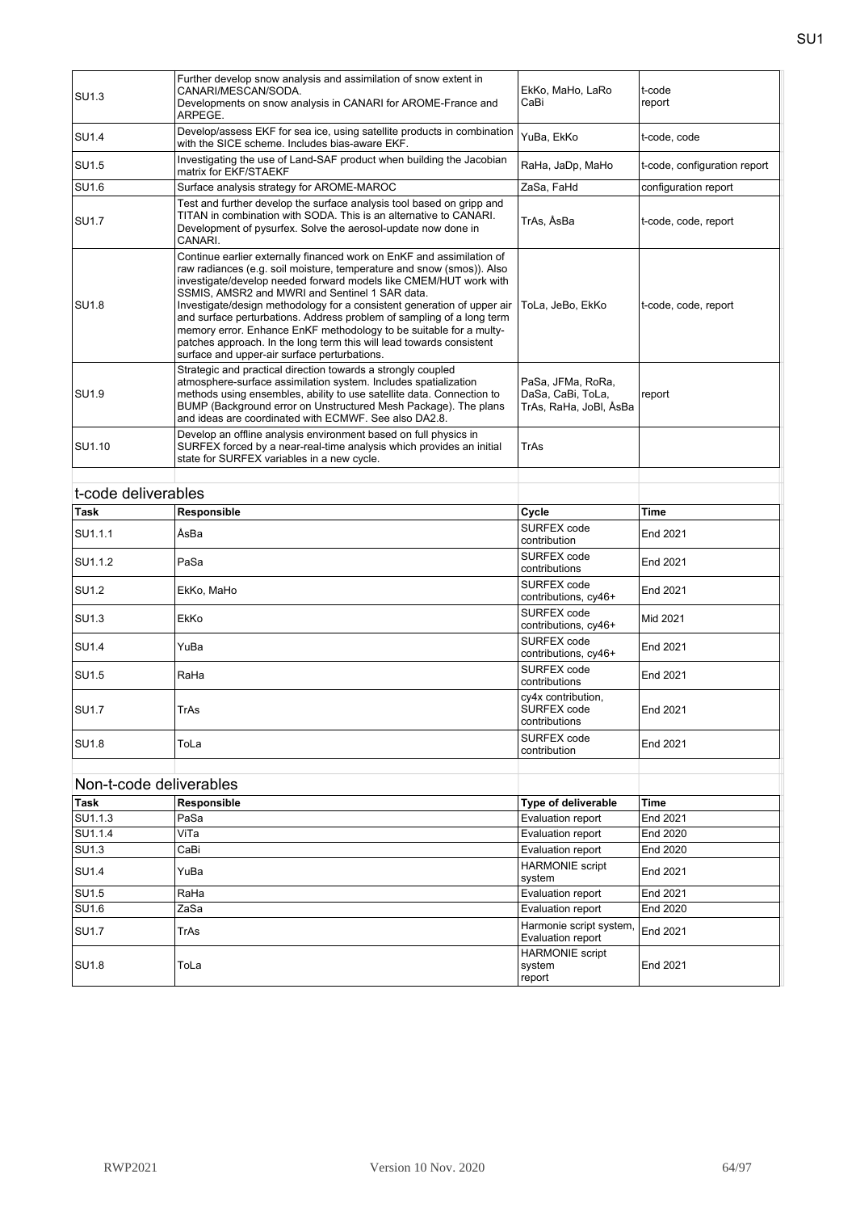| | | | |
|---|---|---|---|
| SU1.3 | Further develop snow analysis and assimilation of snow extent in CANARI/MESCAN/SODA. Developments on snow analysis in CANARI for AROME-France and ARPEGE. | EkKo, MaHo, LaRo CaBi | t-code report |
| SU1.4 | Develop/assess EKF for sea ice, using satellite products in combination with the SICE scheme. Includes bias-aware EKF. | YuBa, EkKo | t-code, code |
| SU1.5 | Investigating the use of Land-SAF product when building the Jacobian matrix for EKF/STAEKF | RaHa, JaDp, MaHo | t-code, configuration report |
| SU1.6 | Surface analysis strategy for AROME-MAROC | ZaSa, FaHd | configuration report |
| SU1.7 | Test and further develop the surface analysis tool based on gripp and TITAN in combination with SODA. This is an alternative to CANARI. Development of pysurfex. Solve the aerosol-update now done in CANARI. | TrAs, ÅsBa | t-code, code, report |
| SU1.8 | Continue earlier externally financed work on EnKF and assimilation of raw radiances (e.g. soil moisture, temperature and snow (smos)). Also investigate/develop needed forward models like CMEM/HUT work with SSMIS, AMSR2 and MWRI and Sentinel 1 SAR data. Investigate/design methodology for a consistent generation of upper air and surface perturbations. Address problem of sampling of a long term memory error. Enhance EnKF methodology to be suitable for a multy-patches approach. In the long term this will lead towards consistent surface and upper-air surface perturbations. | ToLa, JeBo, EkKo | t-code, code, report |
| SU1.9 | Strategic and practical direction towards a strongly coupled atmosphere-surface assimilation system. Includes spatialization methods using ensembles, ability to use satellite data. Connection to BUMP (Background error on Unstructured Mesh Package). The plans and ideas are coordinated with ECMWF. See also DA2.8. | PaSa, JFMa, RoRa, DaSa, CaBi, ToLa, TrAs, RaHa, JoBl, ÅsBa | report |
| SU1.10 | Develop an offline analysis environment based on full physics in SURFEX forced by a near-real-time analysis which provides an initial state for SURFEX variables in a new cycle. | TrAs | |

## t-code deliverables

| Task | Responsible | Cycle | Time |
|---|---|---|---|
| SU1.1.1 | ÅsBa | SURFEX code contribution | End 2021 |
| SU1.1.2 | PaSa | SURFEX code contributions | End 2021 |
| SU1.2 | EkKo, MaHo | SURFEX code contributions, cy46+ | End 2021 |
| SU1.3 | EkKo | SURFEX code contributions, cy46+ | Mid 2021 |
| SU1.4 | YuBa | SURFEX code contributions, cy46+ | End 2021 |
| SU1.5 | RaHa | SURFEX code contributions | End 2021 |
| SU1.7 | TrAs | cy4x contribution, SURFEX code contributions | End 2021 |
| SU1.8 | ToLa | SURFEX code contribution | End 2021 |

## Non-t-code deliverables

| Task | Responsible | Type of deliverable | Time |
|---|---|---|---|
| SU1.1.3 | PaSa | Evaluation report | End 2021 |
| SU1.1.4 | ViTa | Evaluation report | End 2020 |
| SU1.3 | CaBi | Evaluation report | End 2020 |
| SU1.4 | YuBa | HARMONIE script system | End 2021 |
| SU1.5 | RaHa | Evaluation report | End 2021 |
| SU1.6 | ZaSa | Evaluation report | End 2020 |
| SU1.7 | TrAs | Harmonie script system, Evaluation report | End 2021 |
| SU1.8 | ToLa | HARMONIE script system report | End 2021 |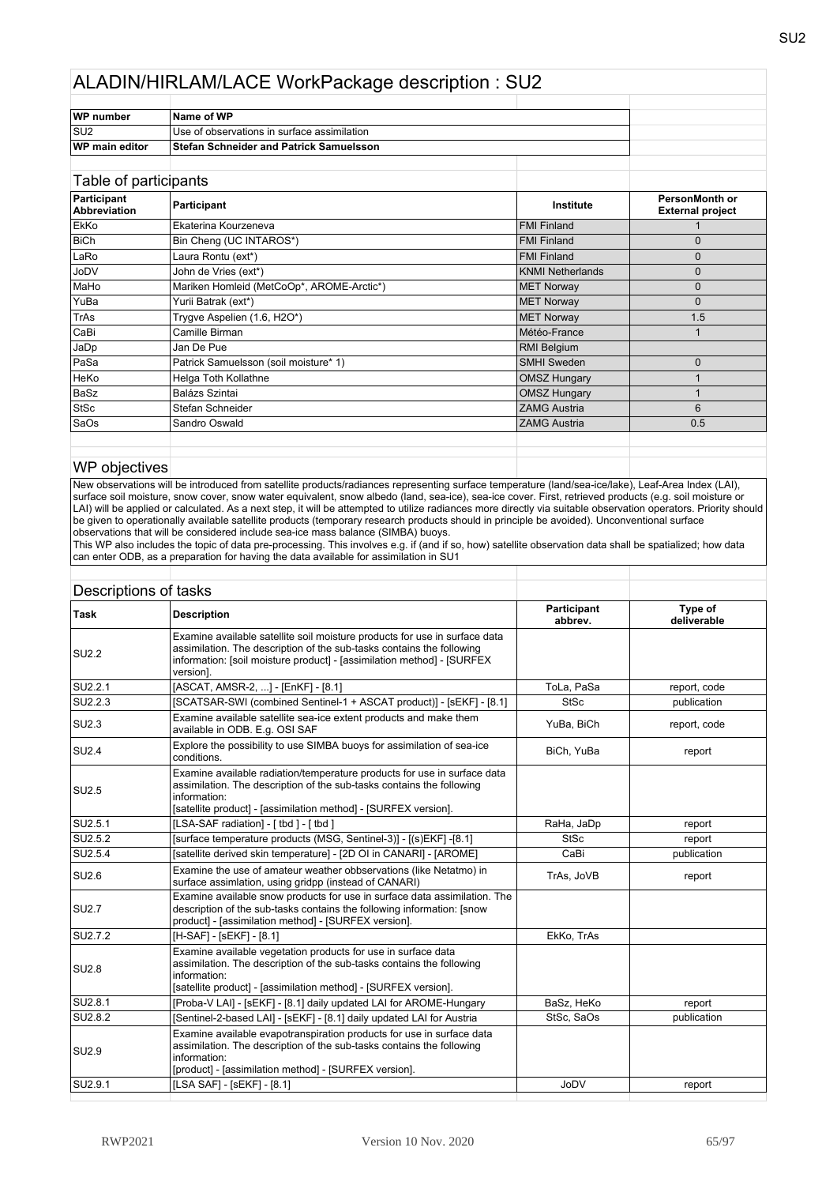# ALADIN/HIRLAM/LACE WorkPackage description : SU2

| WP number | Name of WP |
|---|---|
| SU2 | Use of observations in surface assimilation |
| **WP main editor** | **Stefan Schneider and Patrick Samuelsson** |

## Table of participants

| Participant Abbreviation | Participant | Institute | PersonMonth or External project |
|---|---|---|---|
| EkKo | Ekaterina Kourzeneva | FMI Finland | 1 |
| BiCh | Bin Cheng (UC INTAROS*) | FMI Finland | 0 |
| LaRo | Laura Rontu (ext*) | FMI Finland | 0 |
| JoDV | John de Vries (ext*) | KNMI Netherlands | 0 |
| MaHo | Mariken Homleid (MetCoOp*, AROME-Arctic*) | MET Norway | 0 |
| YuBa | Yurii Batrak (ext*) | MET Norway | 0 |
| TrAs | Trygve Aspelien (1.6, H2O*) | MET Norway | 1.5 |
| CaBi | Camille Birman | Météo-France | 1 |
| JaDp | Jan De Pue | RMI Belgium | |
| PaSa | Patrick Samuelsson (soil moisture* 1) | SMHI Sweden | 0 |
| HeKo | Helga Toth Kollathne | OMSZ Hungary | 1 |
| BaSz | Balázs Szintai | OMSZ Hungary | 1 |
| StSc | Stefan Schneider | ZAMG Austria | 6 |
| SaOs | Sandro Oswald | ZAMG Austria | 0.5 |

## WP objectives

New observations will be introduced from satellite products/radiances representing surface temperature (land/sea-ice/lake), Leaf-Area Index (LAI), surface soil moisture, snow cover, snow water equivalent, snow albedo (land, sea-ice), sea-ice cover. First, retrieved products (e.g. soil moisture or LAI) will be applied or calculated. As a next step, it will be attempted to utilize radiances more directly via suitable observation operators. Priority should be given to operationally available satellite products (temporary research products should in principle be avoided). Unconventional surface observations that will be considered include sea-ice mass balance (SIMBA) buoys.
This WP also includes the topic of data pre-processing. This involves e.g. if (and if so, how) satellite observation data shall be spatialized; how data can enter ODB, as a preparation for having the data available for assimilation in SU1

## Descriptions of tasks

| Task | Description | Participant abbrev. | Type of deliverable |
|---|---|---|---|
| SU2.2 | Examine available satellite soil moisture products for use in surface data assimilation. The description of the sub-tasks contains the following information: [soil moisture product] - [assimilation method] - [SURFEX version]. | | |
| SU2.2.1 | [ASCAT, AMSR-2, ...] - [EnKF] - [8.1] | ToLa, PaSa | report, code |
| SU2.2.3 | [SCATSAR-SWI (combined Sentinel-1 + ASCAT product)] - [sEKF] - [8.1] | StSc | publication |
| SU2.3 | Examine available satellite sea-ice extent products and make them available in ODB. E.g. OSI SAF | YuBa, BiCh | report, code |
| SU2.4 | Explore the possibility to use SIMBA buoys for assimilation of sea-ice conditions. | BiCh, YuBa | report |
| SU2.5 | Examine available radiation/temperature products for use in surface data assimilation. The description of the sub-tasks contains the following information:<br>[satellite product] - [assimilation method] - [SURFEX version]. | | |
| SU2.5.1 | [LSA-SAF radiation] - [ tbd ] - [ tbd ] | RaHa, JaDp | report |
| SU2.5.2 | [surface temperature products (MSG, Sentinel-3)] - [(s)EKF] -[8.1] | StSc | report |
| SU2.5.4 | [satellite derived skin temperature] - [2D OI in CANARI] - [AROME] | CaBi | publication |
| SU2.6 | Examine the use of amateur weather obbservations (like Netatmo) in surface assimlation, using gridpp (instead of CANARI) | TrAs, JoVB | report |
| SU2.7 | Examine available snow products for use in surface data assimilation. The description of the sub-tasks contains the following information: [snow product] - [assimilation method] - [SURFEX version]. | | |
| SU2.7.2 | [H-SAF] - [sEKF] - [8.1] | EkKo, TrAs | |
| SU2.8 | Examine available vegetation products for use in surface data assimilation. The description of the sub-tasks contains the following information:<br>[satellite product] - [assimilation method] - [SURFEX version]. | | |
| SU2.8.1 | [Proba-V LAI] - [sEKF] - [8.1] daily updated LAI for AROME-Hungary | BaSz, HeKo | report |
| SU2.8.2 | [Sentinel-2-based LAI] - [sEKF] - [8.1] daily updated LAI for Austria | StSc, SaOs | publication |
| SU2.9 | Examine available evapotranspiration products for use in surface data assimilation. The description of the sub-tasks contains the following information:<br>[product] - [assimilation method] - [SURFEX version]. | | |
| SU2.9.1 | [LSA SAF] - [sEKF] - [8.1] | JoDV | report |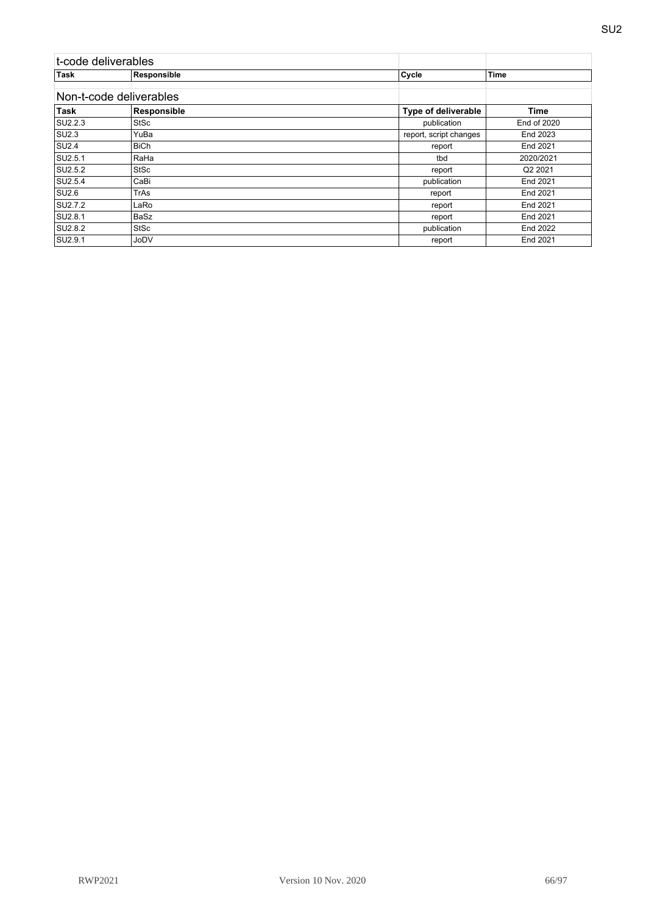## t-code deliverables

| Task | Responsible | Cycle | Time |
|---|---|---|---|

## Non-t-code deliverables

| Task | Responsible | Type of deliverable | Time |
|---|---|---|---|
| SU2.2.3 | StSc | publication | End of 2020 |
| SU2.3 | YuBa | report, script changes | End 2023 |
| SU2.4 | BiCh | report | End 2021 |
| SU2.5.1 | RaHa | tbd | 2020/2021 |
| SU2.5.2 | StSc | report | Q2 2021 |
| SU2.5.4 | CaBi | publication | End 2021 |
| SU2.6 | TrAs | report | End 2021 |
| SU2.7.2 | LaRo | report | End 2021 |
| SU2.8.1 | BaSz | report | End 2021 |
| SU2.8.2 | StSc | publication | End 2022 |
| SU2.9.1 | JoDV | report | End 2021 |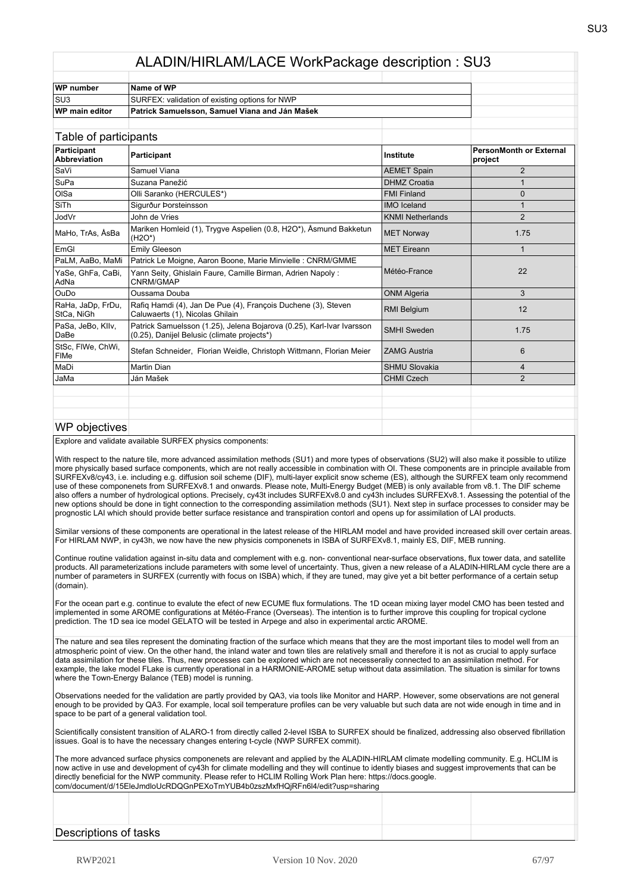# ALADIN/HIRLAM/LACE WorkPackage description : SU3

| WP number | Name of WP |
|---|---|
| SU3 | SURFEX: validation of existing options for NWP |
| **WP main editor** | **Patrick Samuelsson, Samuel Viana and Ján Mašek** |

## Table of participants

| Participant Abbreviation | Participant | Institute | PersonMonth or External project |
|---|---|---|---|
| SaVi | Samuel Viana | AEMET Spain | 2 |
| SuPa | Suzana Panežić | DHMZ Croatia | 1 |
| OlSa | Olli Saranko (HERCULES*) | FMI Finland | 0 |
| SiTh | Sigurður Þorsteinsson | IMO Iceland | 1 |
| JodVr | John de Vries | KNMI Netherlands | 2 |
| MaHo, TrAs, ÅsBa | Mariken Homleid (1), Trygve Aspelien (0.8, H2O*), Åsmund Bakketun (H2O*) | MET Norway | 1.75 |
| EmGl | Emily Gleeson | MET Eireann | 1 |
| PaLM, AaBo, MaMi | Patrick Le Moigne, Aaron Boone, Marie Minvielle : CNRM/GMME | Météo-France | 22 |
| YaSe, GhFa, CaBi, AdNa | Yann Seity, Ghislain Faure, Camille Birman, Adrien Napoly : CNRM/GMAP | | |
| OuDo | Oussama Douba | ONM Algeria | 3 |
| RaHa, JaDp, FrDu, StCa, NiGh | Rafiq Hamdi (4), Jan De Pue (4), François Duchene (3), Steven Caluwaerts (1), Nicolas Ghilain | RMI Belgium | 12 |
| PaSa, JeBo, KlIv, DaBe | Patrick Samuelsson (1.25), Jelena Bojarova (0.25), Karl-Ivar Ivarsson (0.25), Danijel Belusic (climate projects*) | SMHI Sweden | 1.75 |
| StSc, FlWe, ChWi, FlMe | Stefan Schneider, Florian Weidle, Christoph Wittmann, Florian Meier | ZAMG Austria | 6 |
| MaDi | Martin Dian | SHMU Slovakia | 4 |
| JaMa | Ján Mašek | CHMI Czech | 2 |

## WP objectives

Explore and validate available SURFEX physics components:

With respect to the nature tile, more advanced assimilation methods (SU1) and more types of observations (SU2) will also make it possible to utilize more physically based surface components, which are not really accessible in combination with OI. These components are in principle available from SURFEXv8/cy43, i.e. including e.g. diffusion soil scheme (DIF), multi-layer explicit snow scheme (ES), although the SURFEX team only recommend use of these componenets from SURFEXv8.1 and onwards. Please note, Multi-Energy Budget (MEB) is only available from v8.1. The DIF scheme also offers a number of hydrological options. Precisely, cy43t includes SURFEXv8.0 and cy43h includes SURFEXv8.1. Assessing the potential of the new options should be done in tight connection to the corresponding assimilation methods (SU1). Next step in surface processes to consider may be prognostic LAI which should provide better surface resistance and transpiration contorl and opens up for assimilation of LAI products.

Similar versions of these components are operational in the latest release of the HIRLAM model and have provided increased skill over certain areas. For HIRLAM NWP, in cy43h, we now have the new physicis componenets in ISBA of SURFEXv8.1, mainly ES, DIF, MEB running.

Continue routine validation against in-situ data and complement with e.g. non- conventional near-surface observations, flux tower data, and satellite products. All parameterizations include parameters with some level of uncertainty. Thus, given a new release of a ALADIN-HIRLAM cycle there are a number of parameters in SURFEX (currently with focus on ISBA) which, if they are tuned, may give yet a bit better performance of a certain setup (domain).

For the ocean part e.g. continue to evalute the efect of new ECUME flux formulations. The 1D ocean mixing layer model CMO has been tested and implemented in some AROME configurations at Météo-France (Overseas). The intention is to further improve this coupling for tropical cyclone prediction. The 1D sea ice model GELATO will be tested in Arpege and also in experimental arctic AROME.

The nature and sea tiles represent the dominating fraction of the surface which means that they are the most important tiles to model well from an atmospheric point of view. On the other hand, the inland water and town tiles are relatively small and therefore it is not as crucial to apply surface data assimilation for these tiles. Thus, new processes can be explored which are not necesseraliy connected to an assimilation method. For example, the lake model FLake is currently operational in a HARMONIE-AROME setup without data assimilation. The situation is similar for towns where the Town-Energy Balance (TEB) model is running.

Observations needed for the validation are partly provided by QA3, via tools like Monitor and HARP. However, some observations are not general enough to be provided by QA3. For example, local soil temperature profiles can be very valuable but such data are not wide enough in time and in space to be part of a general validation tool.

Scientifically consistent transition of ALARO-1 from directly called 2-level ISBA to SURFEX should be finalized, addressing also observed fibrillation issues. Goal is to have the necessary changes entering t-cycle (NWP SURFEX commit).

The more advanced surface physics componenets are relevant and applied by the ALADIN-HIRLAM climate modelling community. E.g. HCLIM is now active in use and development of cy43h for climate modelling and they will continue to idently biases and suggest improvements that can be directly beneficial for the NWP community. Please refer to HCLIM Rolling Work Plan here: https://docs.google.com/document/d/15EleJmdloUcRDQGnPEXoTmYUB4b0zszMxfHQjRFn6l4/edit?usp=sharing

## Descriptions of tasks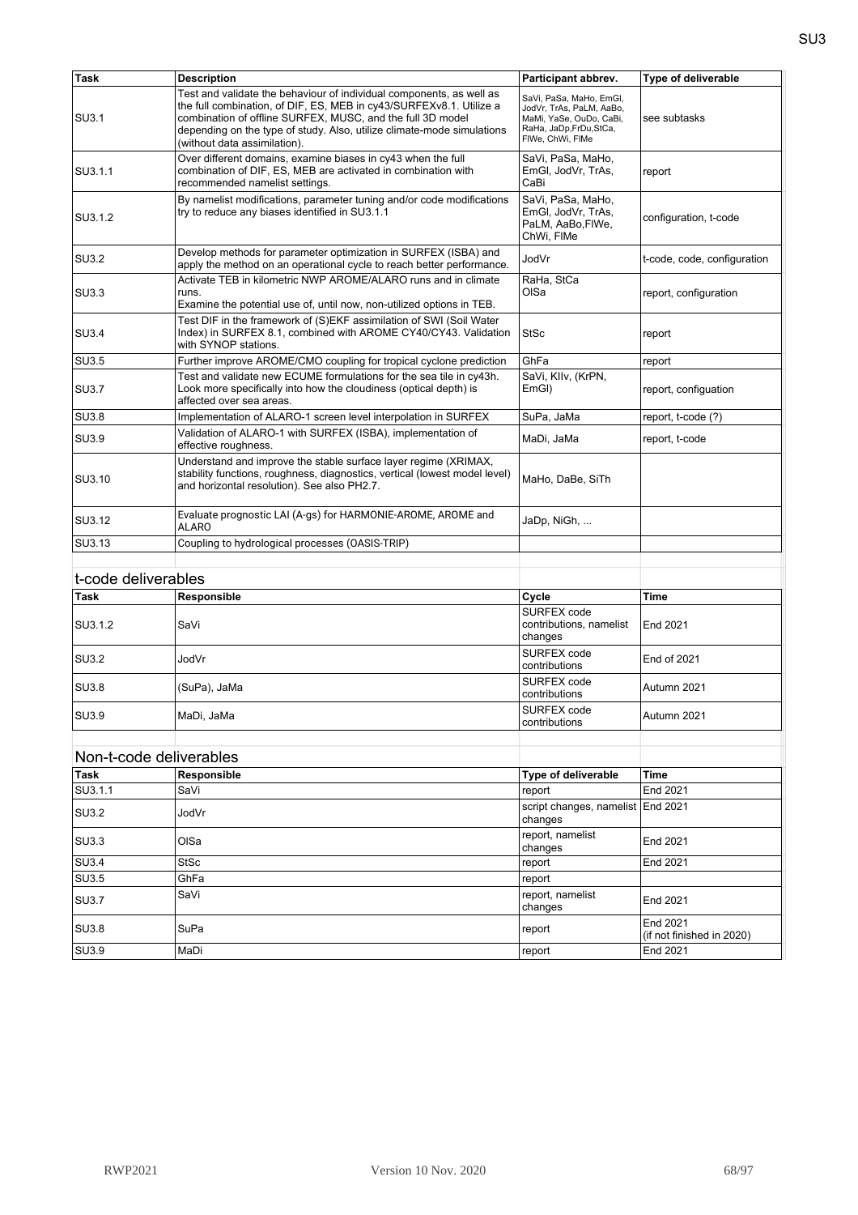| Task | Description | Participant abbrev. | Type of deliverable |
|---|---|---|---|
| SU3.1 | Test and validate the behaviour of individual components, as well as the full combination, of DIF, ES, MEB in cy43/SURFEXv8.1. Utilize a combination of offline SURFEX, MUSC, and the full 3D model depending on the type of study. Also, utilize climate-mode simulations (without data assimilation). | SaVi, PaSa, MaHo, EmGl, JodVr, TrAs, PaLM, AaBo, MaMi, YaSe, OuDo, CaBi, RaHa, JaDp,FrDu,StCa, FlWe, ChWi, FlMe | see subtasks |
| SU3.1.1 | Over different domains, examine biases in cy43 when the full combination of DIF, ES, MEB are activated in combination with recommended namelist settings. | SaVi, PaSa, MaHo, EmGl, JodVr, TrAs, CaBi | report |
| SU3.1.2 | By namelist modifications, parameter tuning and/or code modifications try to reduce any biases identified in SU3.1.1 | SaVi, PaSa, MaHo, EmGl, JodVr, TrAs, PaLM, AaBo,FlWe, ChWi, FlMe | configuration, t-code |
| SU3.2 | Develop methods for parameter optimization in SURFEX (ISBA) and apply the method on an operational cycle to reach better performance. | JodVr | t-code, code, configuration |
| SU3.3 | Activate TEB in kilometric NWP AROME/ALARO runs and in climate runs.<br>Examine the potential use of, until now, non-utilized options in TEB. | RaHa, StCa<br>OlSa | report, configuration |
| SU3.4 | Test DIF in the framework of (S)EKF assimilation of SWI (Soil Water Index) in SURFEX 8.1, combined with AROME CY40/CY43. Validation with SYNOP stations. | StSc | report |
| SU3.5 | Further improve AROME/CMO coupling for tropical cyclone prediction | GhFa | report |
| SU3.7 | Test and validate new ECUME formulations for the sea tile in cy43h. Look more specifically into how the cloudiness (optical depth) is affected over sea areas. | SaVi, KlIv, (KrPN, EmGl) | report, configuation |
| SU3.8 | Implementation of ALARO-1 screen level interpolation in SURFEX | SuPa, JaMa | report, t-code (?) |
| SU3.9 | Validation of ALARO-1 with SURFEX (ISBA), implementation of effective roughness. | MaDi, JaMa | report, t-code |
| SU3.10 | Understand and improve the stable surface layer regime (XRIMAX, stability functions, roughness, diagnostics, vertical (lowest model level) and horizontal resolution). See also PH2.7. | MaHo, DaBe, SiTh | |
| SU3.12 | Evaluate prognostic LAI (A-gs) for HARMONIE-AROME, AROME and ALARO | JaDp, NiGh, ... | |
| SU3.13 | Coupling to hydrological processes (OASIS-TRIP) | | |

## t-code deliverables

| Task | Responsible | Cycle | Time |
|---|---|---|---|
| SU3.1.2 | SaVi | SURFEX code contributions, namelist changes | End 2021 |
| SU3.2 | JodVr | SURFEX code contributions | End of 2021 |
| SU3.8 | (SuPa), JaMa | SURFEX code contributions | Autumn 2021 |
| SU3.9 | MaDi, JaMa | SURFEX code contributions | Autumn 2021 |

## Non-t-code deliverables

| Task | Responsible | Type of deliverable | Time |
|---|---|---|---|
| SU3.1.1 | SaVi | report | End 2021 |
| SU3.2 | JodVr | script changes, namelist changes | End 2021 |
| SU3.3 | OlSa | report, namelist changes | End 2021 |
| SU3.4 | StSc | report | End 2021 |
| SU3.5 | GhFa | report | |
| SU3.7 | SaVi | report, namelist changes | End 2021 |
| SU3.8 | SuPa | report | End 2021 (if not finished in 2020) |
| SU3.9 | MaDi | report | End 2021 |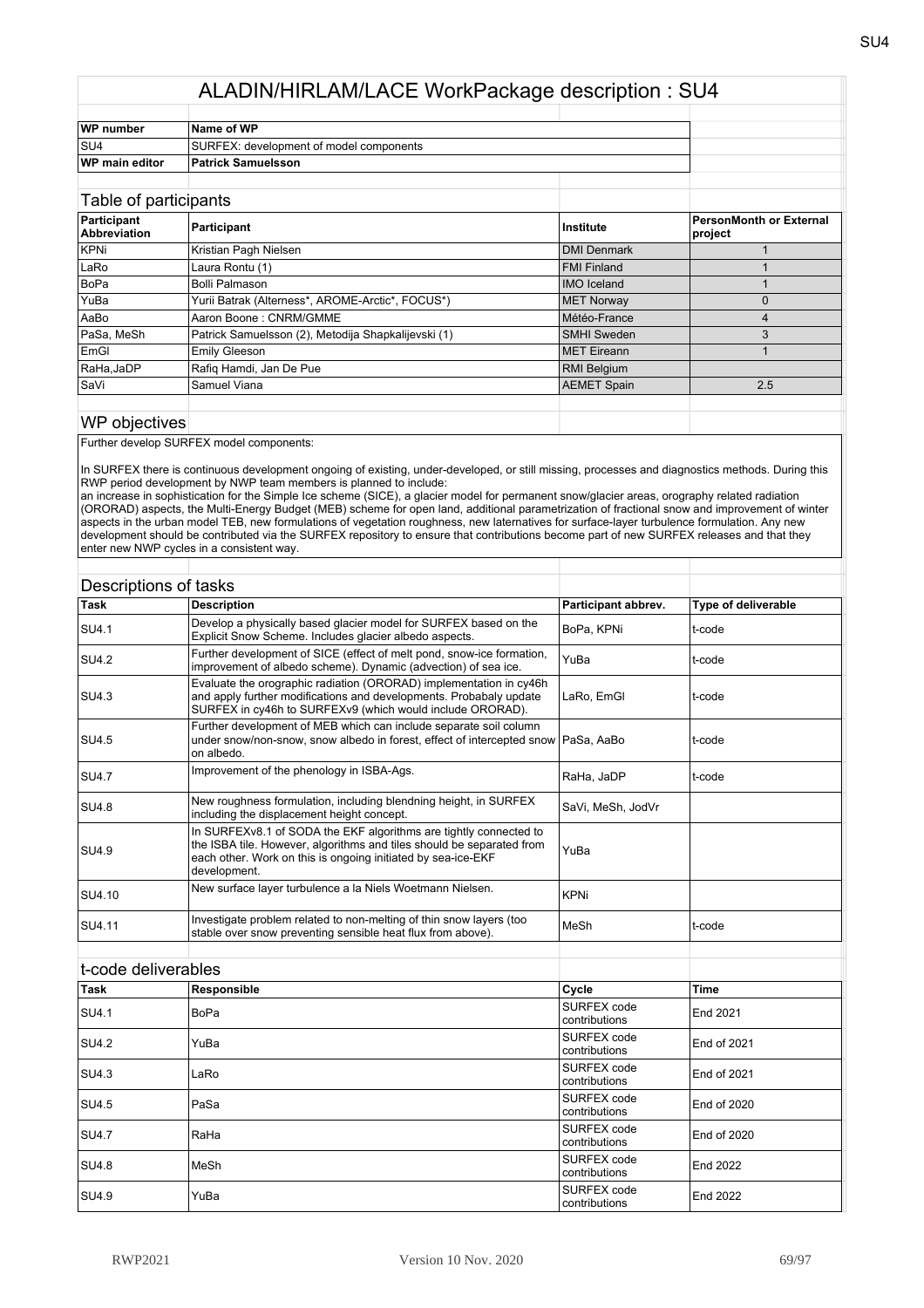# ALADIN/HIRLAM/LACE WorkPackage description : SU4

| WP number | Name of WP |
|---|---|
| SU4 | SURFEX: development of model components |
| **WP main editor** | **Patrick Samuelsson** |

## Table of participants

| Participant Abbreviation | Participant | Institute | PersonMonth or External project |
|---|---|---|---|
| KPNi | Kristian Pagh Nielsen | DMI Denmark | 1 |
| LaRo | Laura Rontu (1) | FMI Finland | 1 |
| BoPa | Bolli Palmason | IMO Iceland | 1 |
| YuBa | Yurii Batrak (Alterness*, AROME-Arctic*, FOCUS*) | MET Norway | 0 |
| AaBo | Aaron Boone : CNRM/GMME | Météo-France | 4 |
| PaSa, MeSh | Patrick Samuelsson (2), Metodija Shapkalijevski (1) | SMHI Sweden | 3 |
| EmGl | Emily Gleeson | MET Eireann | 1 |
| RaHa,JaDP | Rafiq Hamdi, Jan De Pue | RMI Belgium | |
| SaVi | Samuel Viana | AEMET Spain | 2.5 |

## WP objectives

Further develop SURFEX model components:

In SURFEX there is continuous development ongoing of existing, under-developed, or still missing, processes and diagnostics methods. During this RWP period development by NWP team members is planned to include:
an increase in sophistication for the Simple Ice scheme (SICE), a glacier model for permanent snow/glacier areas, orography related radiation (ORORAD) aspects, the Multi-Energy Budget (MEB) scheme for open land, additional parametrization of fractional snow and improvement of winter aspects in the urban model TEB, new formulations of vegetation roughness, new laternatives for surface-layer turbulence formulation. Any new development should be contributed via the SURFEX repository to ensure that contributions become part of new SURFEX releases and that they enter new NWP cycles in a consistent way.

## Descriptions of tasks

| Task | Description | Participant abbrev. | Type of deliverable |
|---|---|---|---|
| SU4.1 | Develop a physically based glacier model for SURFEX based on the Explicit Snow Scheme. Includes glacier albedo aspects. | BoPa, KPNi | t-code |
| SU4.2 | Further development of SICE (effect of melt pond, snow-ice formation, improvement of albedo scheme). Dynamic (advection) of sea ice. | YuBa | t-code |
| SU4.3 | Evaluate the orographic radiation (ORORAD) implementation in cy46h and apply further modifications and developments. Probabaly update SURFEX in cy46h to SURFEXv9 (which would include ORORAD). | LaRo, EmGl | t-code |
| SU4.5 | Further development of MEB which can include separate soil column under snow/non-snow, snow albedo in forest, effect of intercepted snow on albedo. | PaSa, AaBo | t-code |
| SU4.7 | Improvement of the phenology in ISBA-Ags. | RaHa, JaDP | t-code |
| SU4.8 | New roughness formulation, including blendning height, in SURFEX including the displacement height concept. | SaVi, MeSh, JodVr | |
| SU4.9 | In SURFEXv8.1 of SODA the EKF algorithms are tightly connected to the ISBA tile. However, algorithms and tiles should be separated from each other. Work on this is ongoing initiated by sea-ice-EKF development. | YuBa | |
| SU4.10 | New surface layer turbulence a la Niels Woetmann Nielsen. | KPNi | |
| SU4.11 | Investigate problem related to non-melting of thin snow layers (too stable over snow preventing sensible heat flux from above). | MeSh | t-code |

## t-code deliverables

| Task | Responsible | Cycle | Time |
|---|---|---|---|
| SU4.1 | BoPa | SURFEX code contributions | End 2021 |
| SU4.2 | YuBa | SURFEX code contributions | End of 2021 |
| SU4.3 | LaRo | SURFEX code contributions | End of 2021 |
| SU4.5 | PaSa | SURFEX code contributions | End of 2020 |
| SU4.7 | RaHa | SURFEX code contributions | End of 2020 |
| SU4.8 | MeSh | SURFEX code contributions | End 2022 |
| SU4.9 | YuBa | SURFEX code contributions | End 2022 |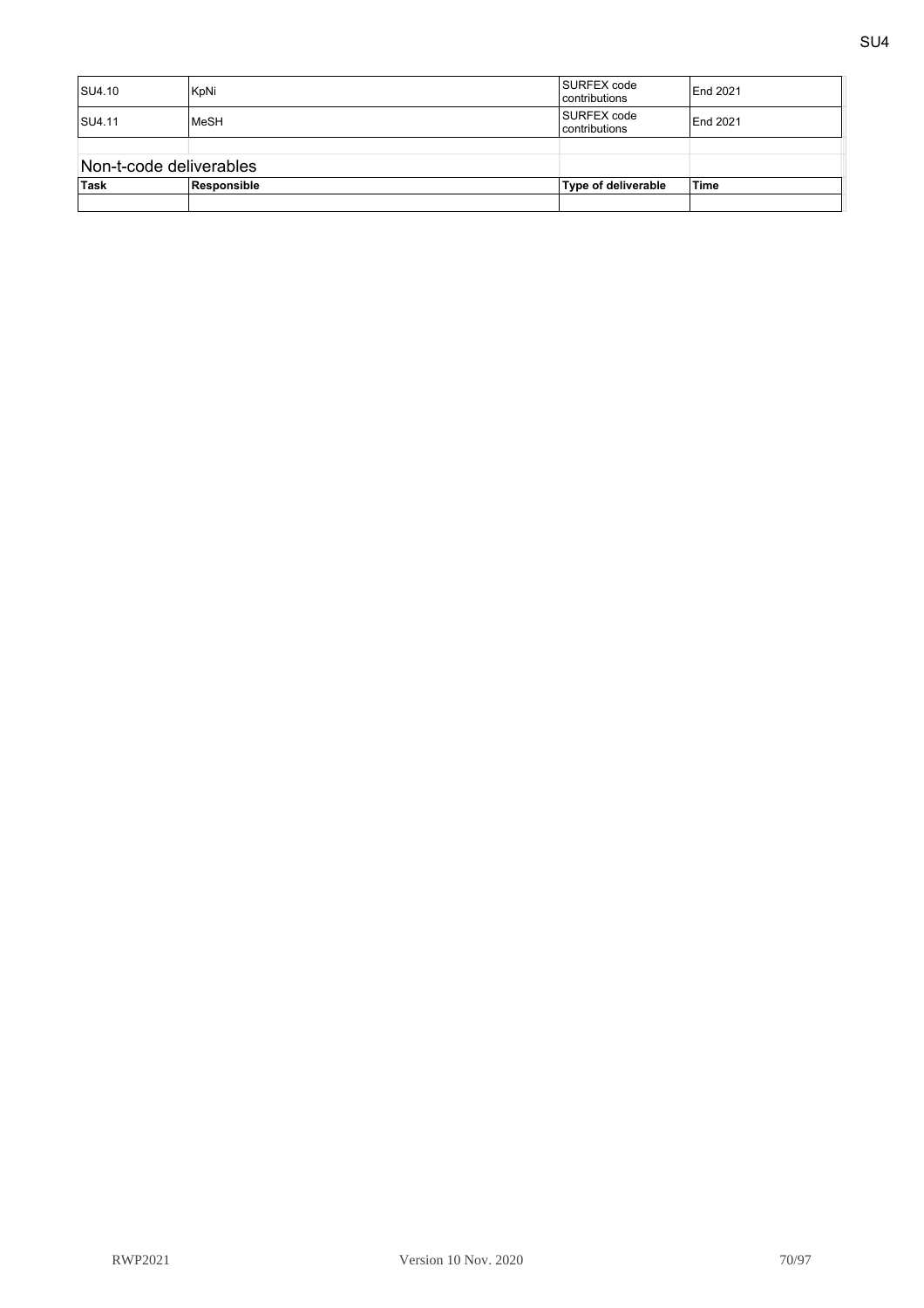| | | | |
|---|---|---|---|
| SU4.10 | KpNi | SURFEX code contributions | End 2021 |
| SU4.11 | MeSH | SURFEX code contributions | End 2021 |

## Non-t-code deliverables

| Task | Responsible | Type of deliverable | Time |
|---|---|---|---|
| | | | |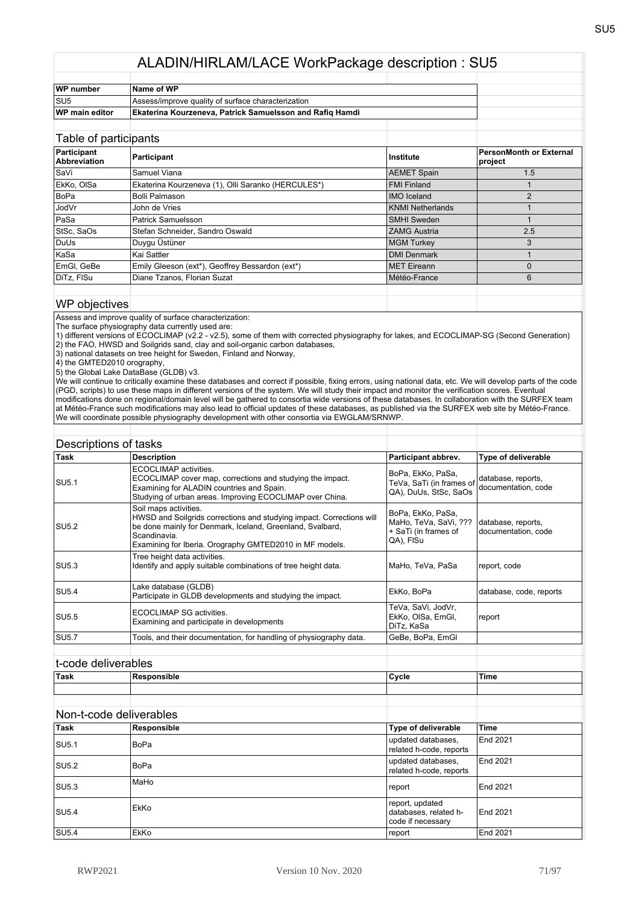# ALADIN/HIRLAM/LACE WorkPackage description : SU5

| WP number | Name of WP |
|---|---|
| SU5 | Assess/improve quality of surface characterization |
| **WP main editor** | **Ekaterina Kourzeneva, Patrick Samuelsson and Rafiq Hamdi** |

## Table of participants

| Participant Abbreviation | Participant | Institute | PersonMonth or External project |
|---|---|---|---|
| SaVi | Samuel Viana | AEMET Spain | 1.5 |
| EkKo, OlSa | Ekaterina Kourzeneva (1), Olli Saranko (HERCULES*) | FMI Finland | 1 |
| BoPa | Bolli Palmason | IMO Iceland | 2 |
| JodVr | John de Vries | KNMI Netherlands | 1 |
| PaSa | Patrick Samuelsson | SMHI Sweden | 1 |
| StSc, SaOs | Stefan Schneider, Sandro Oswald | ZAMG Austria | 2.5 |
| DuUs | Duygu Üstüner | MGM Turkey | 3 |
| KaSa | Kai Sattler | DMI Denmark | 1 |
| EmGl, GeBe | Emily Gleeson (ext*), Geoffrey Bessardon (ext*) | MET Eireann | 0 |
| DiTz, FlSu | Diane Tzanos, Florian Suzat | Météo-France | 6 |

## WP objectives

Assess and improve quality of surface characterization:
The surface physiography data currently used are:
1) different versions of ECOCLIMAP (v2.2 - v2.5), some of them with corrected physiography for lakes, and ECOCLIMAP-SG (Second Generation)
2) the FAO, HWSD and Soilgrids sand, clay and soil-organic carbon databases,
3) national datasets on tree height for Sweden, Finland and Norway,
4) the GMTED2010 orography,
5) the Global Lake DataBase (GLDB) v3.
We will continue to critically examine these databases and correct if possible, fixing errors, using national data, etc. We will develop parts of the code (PGD, scripts) to use these maps in different versions of the system. We will study their impact and monitor the verification scores. Eventual modifications done on regional/domain level will be gathered to consortia wide versions of these databases. In collaboration with the SURFEX team at Météo-France such modifications may also lead to official updates of these databases, as published via the SURFEX web site by Météo-France. We will coordinate possible physiography development with other consortia via EWGLAM/SRNWP.

## Descriptions of tasks

| Task | Description | Participant abbrev. | Type of deliverable |
|---|---|---|---|
| SU5.1 | ECOCLIMAP activities. ECOCLIMAP cover map, corrections and studying the impact. Examining for ALADIN countries and Spain. Studying of urban areas. Improving ECOCLIMAP over China. | BoPa, EkKo, PaSa, TeVa, SaTi (in frames of QA), DuUs, StSc, SaOs | database, reports, documentation, code |
| SU5.2 | Soil maps activities. HWSD and Soilgrids corrections and studying impact. Corrections will be done mainly for Denmark, Iceland, Greenland, Svalbard, Scandinavia. Examining for Iberia. Orography GMTED2010 in MF models. | BoPa, EkKo, PaSa, MaHo, TeVa, SaVi, ??? + SaTi (in frames of QA), FlSu | database, reports, documentation, code |
| SU5.3 | Tree height data activities. Identify and apply suitable combinations of tree height data. | MaHo, TeVa, PaSa | report, code |
| SU5.4 | Lake database (GLDB) Participate in GLDB developments and studying the impact. | EkKo, BoPa | database, code, reports |
| SU5.5 | ECOCLIMAP SG activities. Examining and participate in developments | TeVa, SaVi, JodVr, EkKo, OlSa, EmGl, DiTz, KaSa | report |
| SU5.7 | Tools, and their documentation, for handling of physiography data. | GeBe, BoPa, EmGl | |

## t-code deliverables

| Task | Responsible | Cycle | Time |
|---|---|---|---|
| | | | |

## Non-t-code deliverables

| Task | Responsible | Type of deliverable | Time |
|---|---|---|---|
| SU5.1 | BoPa | updated databases, related h-code, reports | End 2021 |
| SU5.2 | BoPa | updated databases, related h-code, reports | End 2021 |
| SU5.3 | MaHo | report | End 2021 |
| SU5.4 | EkKo | report, updated databases, related h-code if necessary | End 2021 |
| SU5.4 | EkKo | report | End 2021 |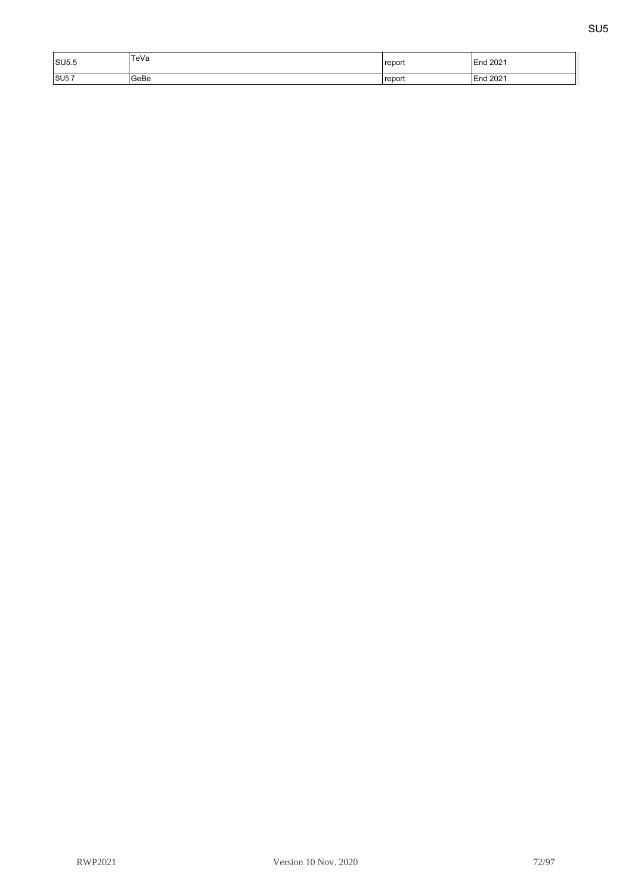| SU5.5 | TeVa | report | End 2021 |
|---|---|---|---|
| SU5.7 | GeBe | report | End 2021 |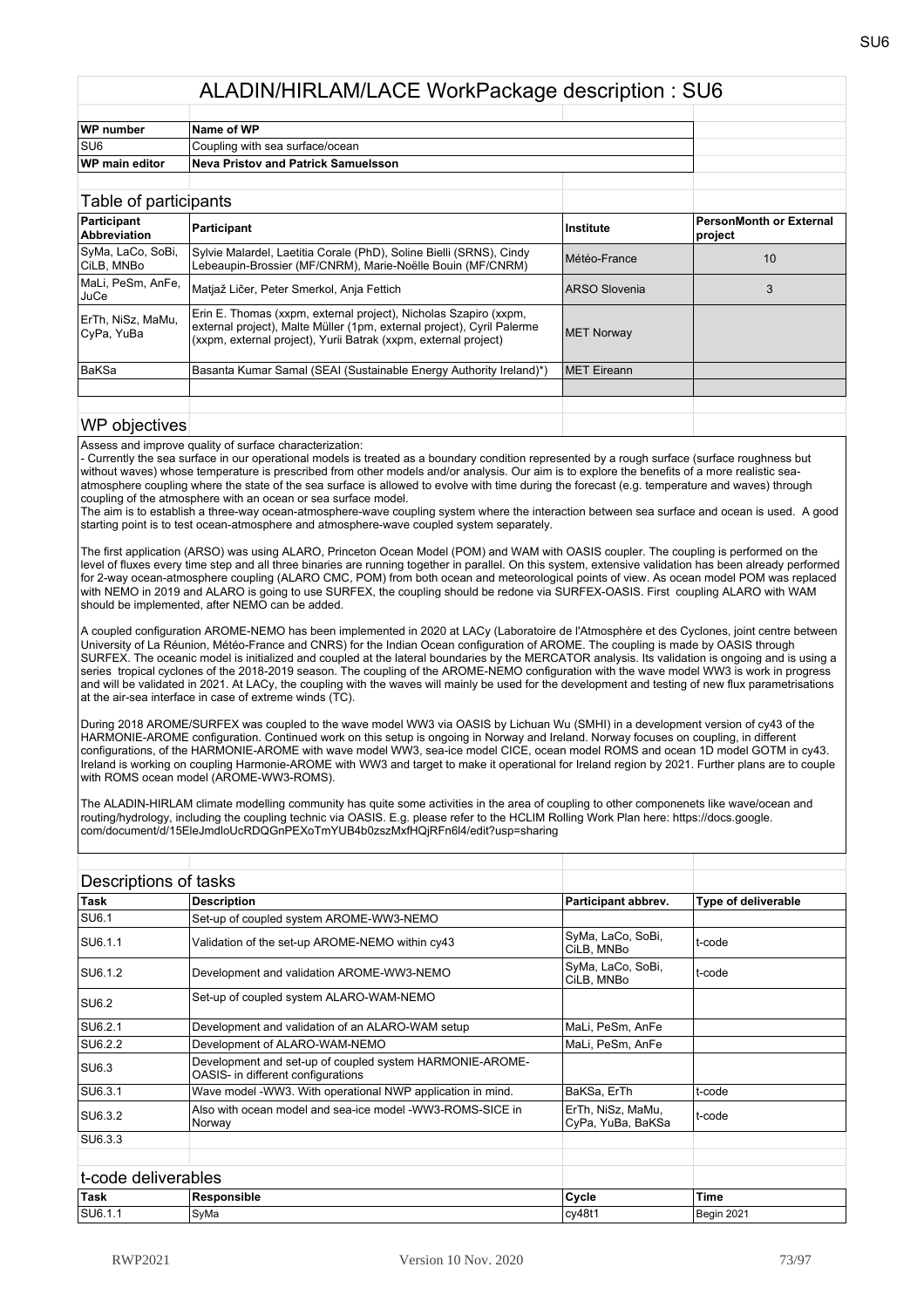# ALADIN/HIRLAM/LACE WorkPackage description : SU6

| WP number | Name of WP |
|---|---|
| SU6 | Coupling with sea surface/ocean |
| WP main editor | **Neva Pristov and Patrick Samuelsson** |

## Table of participants

| Participant Abbreviation | Participant | Institute | PersonMonth or External project |
|---|---|---|---|
| SyMa, LaCo, SoBi, CiLB, MNBo | Sylvie Malardel, Laetitia Corale (PhD), Soline Bielli (SRNS), Cindy Lebeaupin-Brossier (MF/CNRM), Marie-Noëlle Bouin (MF/CNRM) | Météo-France | 10 |
| MaLi, PeSm, AnFe, JuCe | Matjaž Ličer, Peter Smerkol, Anja Fettich | ARSO Slovenia | 3 |
| ErTh, NiSz, MaMu, CyPa, YuBa | Erin E. Thomas (xxpm, external project), Nicholas Szapiro (xxpm, external project), Malte Müller (1pm, external project), Cyril Palerme (xxpm, external project), Yurii Batrak (xxpm, external project) | MET Norway | |
| BaKSa | Basanta Kumar Samal (SEAI (Sustainable Energy Authority Ireland)*) | MET Eireann | |

## WP objectives

Assess and improve quality of surface characterization:

- Currently the sea surface in our operational models is treated as a boundary condition represented by a rough surface (surface roughness but without waves) whose temperature is prescribed from other models and/or analysis. Our aim is to explore the benefits of a more realistic sea-atmosphere coupling where the state of the sea surface is allowed to evolve with time during the forecast (e.g. temperature and waves) through coupling of the atmosphere with an ocean or sea surface model.

The aim is to establish a three-way ocean-atmosphere-wave coupling system where the interaction between sea surface and ocean is used. A good starting point is to test ocean-atmosphere and atmosphere-wave coupled system separately.

The first application (ARSO) was using ALARO, Princeton Ocean Model (POM) and WAM with OASIS coupler. The coupling is performed on the level of fluxes every time step and all three binaries are running together in parallel. On this system, extensive validation has been already performed for 2-way ocean-atmosphere coupling (ALARO CMC, POM) from both ocean and meteorological points of view. As ocean model POM was replaced with NEMO in 2019 and ALARO is going to use SURFEX, the coupling should be redone via SURFEX-OASIS. First coupling ALARO with WAM should be implemented, after NEMO can be added.

A coupled configuration AROME-NEMO has been implemented in 2020 at LACy (Laboratoire de l'Atmosphère et des Cyclones, joint centre between University of La Réunion, Météo-France and CNRS) for the Indian Ocean configuration of AROME. The coupling is made by OASIS through SURFEX. The oceanic model is initialized and coupled at the lateral boundaries by the MERCATOR analysis. Its validation is ongoing and is using a series tropical cyclones of the 2018-2019 season. The coupling of the AROME-NEMO configuration with the wave model WW3 is work in progress and will be validated in 2021. At LACy, the coupling with the waves will mainly be used for the development and testing of new flux parametrisations at the air-sea interface in case of extreme winds (TC).

During 2018 AROME/SURFEX was coupled to the wave model WW3 via OASIS by Lichuan Wu (SMHI) in a development version of cy43 of the HARMONIE-AROME configuration. Continued work on this setup is ongoing in Norway and Ireland. Norway focuses on coupling, in different configurations, of the HARMONIE-AROME with wave model WW3, sea-ice model CICE, ocean model ROMS and ocean 1D model GOTM in cy43. Ireland is working on coupling Harmonie-AROME with WW3 and target to make it operational for Ireland region by 2021. Further plans are to couple with ROMS ocean model (AROME-WW3-ROMS).

The ALADIN-HIRLAM climate modelling community has quite some activities in the area of coupling to other componenets like wave/ocean and routing/hydrology, including the coupling technic via OASIS. E.g. please refer to the HCLIM Rolling Work Plan here: https://docs.google.com/document/d/15EleJmdloUcRDQGnPEXoTmYUB4b0zszMxfHQjRFn6l4/edit?usp=sharing

## Descriptions of tasks

| Task | Description | Participant abbrev. | Type of deliverable |
|---|---|---|---|
| SU6.1 | Set-up of coupled system AROME-WW3-NEMO | | |
| SU6.1.1 | Validation of the set-up AROME-NEMO within cy43 | SyMa, LaCo, SoBi, CiLB, MNBo | t-code |
| SU6.1.2 | Development and validation AROME-WW3-NEMO | SyMa, LaCo, SoBi, CiLB, MNBo | t-code |
| SU6.2 | Set-up of coupled system ALARO-WAM-NEMO | | |
| SU6.2.1 | Development and validation of an ALARO-WAM setup | MaLi, PeSm, AnFe | |
| SU6.2.2 | Development of ALARO-WAM-NEMO | MaLi, PeSm, AnFe | |
| SU6.3 | Development and set-up of coupled system HARMONIE-AROME-OASIS- in different configurations | | |
| SU6.3.1 | Wave model -WW3. With operational NWP application in mind. | BaKSa, ErTh | t-code |
| SU6.3.2 | Also with ocean model and sea-ice model -WW3-ROMS-SICE in Norway | ErTh, NiSz, MaMu, CyPa, YuBa, BaKSa | t-code |
| SU6.3.3 | | | |

## t-code deliverables

| Task | Responsible | Cycle | Time |
|---|---|---|---|
| SU6.1.1 | SyMa | cy48t1 | Begin 2021 |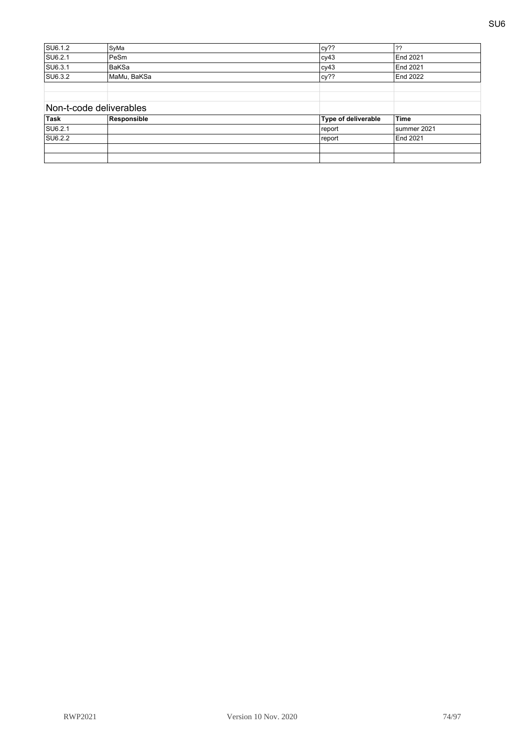| SU6.1.2 | SyMa | cy?? | ?? |
|---|---|---|---|
| SU6.2.1 | PeSm | cy43 | End 2021 |
| SU6.3.1 | BaKSa | cy43 | End 2021 |
| SU6.3.2 | MaMu, BaKSa | cy?? | End 2022 |
| | | | |
| | | | |

## Non-t-code deliverables

| Task | Responsible | Type of deliverable | Time |
|---|---|---|---|
| SU6.2.1 | | report | summer 2021 |
| SU6.2.2 | | report | End 2021 |
| | | | |
| | | | |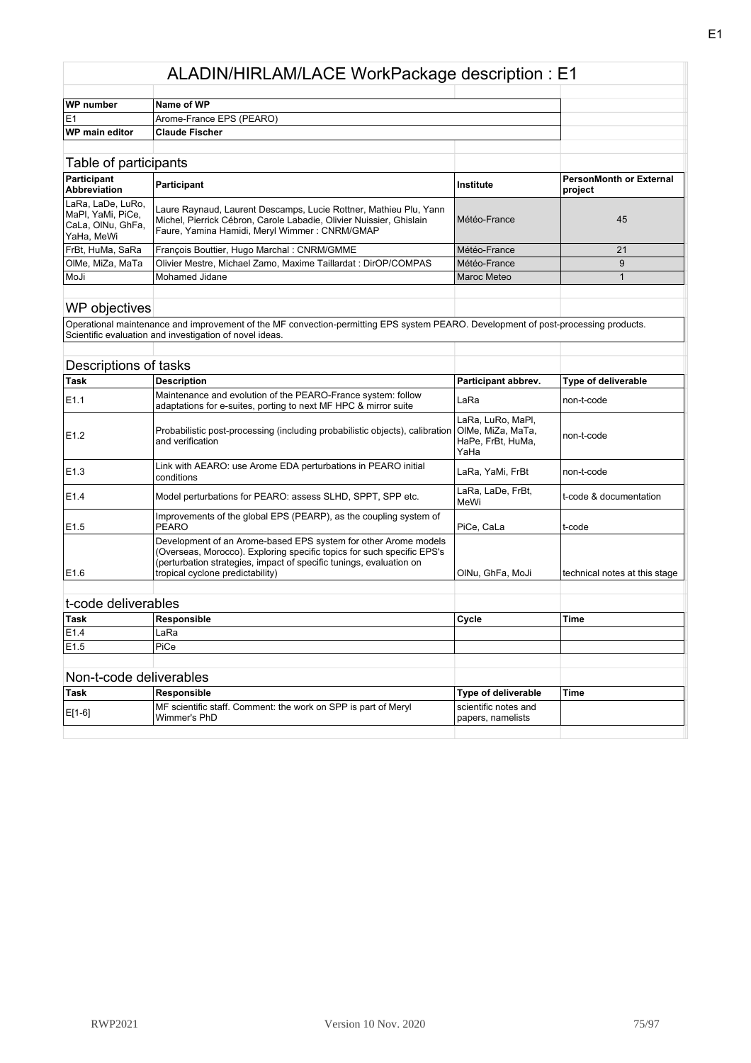# ALADIN/HIRLAM/LACE WorkPackage description : E1

| WP number | Name of WP |
|---|---|
| E1 | Arome-France EPS (PEARO) |
| **WP main editor** | **Claude Fischer** |

## Table of participants

| Participant Abbreviation | Participant | Institute | PersonMonth or External project |
|---|---|---|---|
| LaRa, LaDe, LuRo, MaPl, YaMi, PiCe, CaLa, OlNu, GhFa, YaHa, MeWi | Laure Raynaud, Laurent Descamps, Lucie Rottner, Mathieu Plu, Yann Michel, Pierrick Cébron, Carole Labadie, Olivier Nuissier, Ghislain Faure, Yamina Hamidi, Meryl Wimmer : CNRM/GMAP | Météo-France | 45 |
| FrBt, HuMa, SaRa | François Bouttier, Hugo Marchal : CNRM/GMME | Météo-France | 21 |
| OlMe, MiZa, MaTa | Olivier Mestre, Michael Zamo, Maxime Taillardat : DirOP/COMPAS | Météo-France | 9 |
| MoJi | Mohamed Jidane | Maroc Meteo | 1 |

## WP objectives

Operational maintenance and improvement of the MF convection-permitting EPS system PEARO. Development of post-processing products. Scientific evaluation and investigation of novel ideas.

## Descriptions of tasks

| Task | Description | Participant abbrev. | Type of deliverable |
|---|---|---|---|
| E1.1 | Maintenance and evolution of the PEARO-France system: follow adaptations for e-suites, porting to next MF HPC & mirror suite | LaRa | non-t-code |
| E1.2 | Probabilistic post-processing (including probabilistic objects), calibration and verification | LaRa, LuRo, MaPl, OlMe, MiZa, MaTa, HaPe, FrBt, HuMa, YaHa | non-t-code |
| E1.3 | Link with AEARO: use Arome EDA perturbations in PEARO initial conditions | LaRa, YaMi, FrBt | non-t-code |
| E1.4 | Model perturbations for PEARO: assess SLHD, SPPT, SPP etc. | LaRa, LaDe, FrBt, MeWi | t-code & documentation |
| E1.5 | Improvements of the global EPS (PEARP), as the coupling system of PEARO | PiCe, CaLa | t-code |
| E1.6 | Development of an Arome-based EPS system for other Arome models (Overseas, Morocco). Exploring specific topics for such specific EPS's (perturbation strategies, impact of specific tunings, evaluation on tropical cyclone predictability) | OlNu, GhFa, MoJi | technical notes at this stage |

## t-code deliverables

| Task | Responsible | Cycle | Time |
|---|---|---|---|
| E1.4 | LaRa | | |
| E1.5 | PiCe | | |

## Non-t-code deliverables

| Task | Responsible | Type of deliverable | Time |
|---|---|---|---|
| E[1-6] | MF scientific staff. Comment: the work on SPP is part of Meryl Wimmer's PhD | scientific notes and papers, namelists | |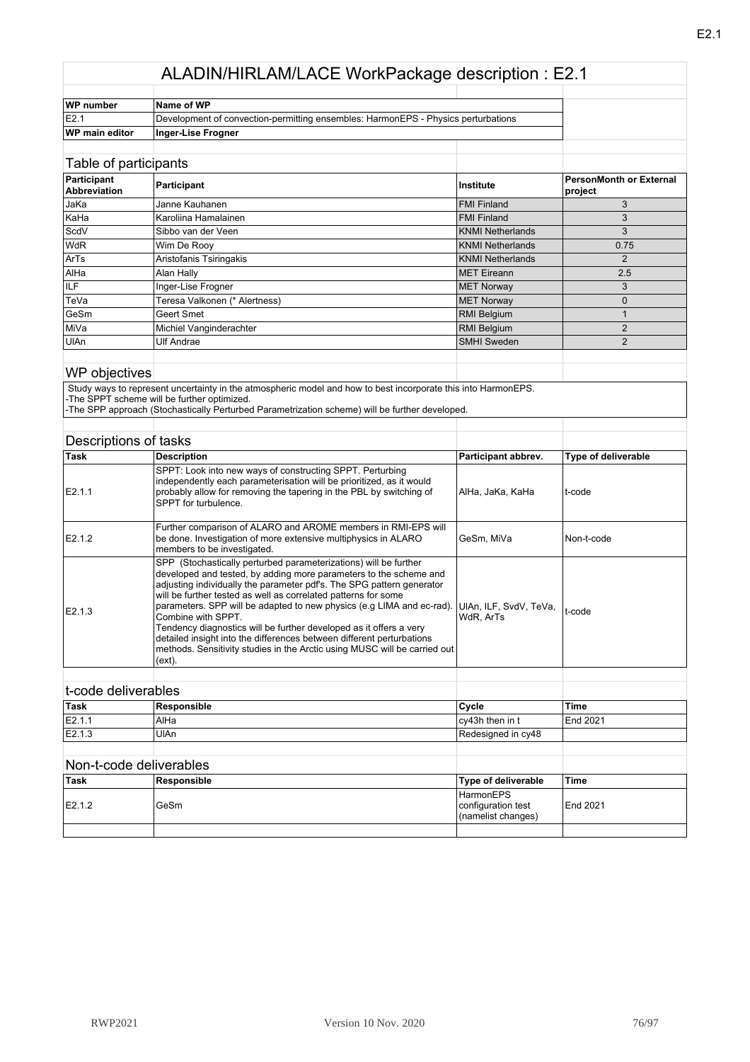# ALADIN/HIRLAM/LACE WorkPackage description : E2.1

| WP number | Name of WP |
|---|---|
| E2.1 | Development of convection-permitting ensembles: HarmonEPS - Physics perturbations |
| **WP main editor** | **Inger-Lise Frogner** |

## Table of participants

| Participant Abbreviation | Participant | Institute | PersonMonth or External project |
|---|---|---|---|
| JaKa | Janne Kauhanen | FMI Finland | 3 |
| KaHa | Karoliina Hamalainen | FMI Finland | 3 |
| ScdV | Sibbo van der Veen | KNMI Netherlands | 3 |
| WdR | Wim De Rooy | KNMI Netherlands | 0.75 |
| ArTs | Aristofanis Tsiringakis | KNMI Netherlands | 2 |
| AlHa | Alan Hally | MET Eireann | 2.5 |
| ILF | Inger-Lise Frogner | MET Norway | 3 |
| TeVa | Teresa Valkonen (* Alertness) | MET Norway | 0 |
| GeSm | Geert Smet | RMI Belgium | 1 |
| MiVa | Michiel Vanginderachter | RMI Belgium | 2 |
| UlAn | Ulf Andrae | SMHI Sweden | 2 |

## WP objectives

Study ways to represent uncertainty in the atmospheric model and how to best incorporate this into HarmonEPS.
-The SPPT scheme will be further optimized.
-The SPP approach (Stochastically Perturbed Parametrization scheme) will be further developed.

## Descriptions of tasks

| Task | Description | Participant abbrev. | Type of deliverable |
|---|---|---|---|
| E2.1.1 | SPPT: Look into new ways of constructing SPPT. Perturbing independently each parameterisation will be prioritized, as it would probably allow for removing the tapering in the PBL by switching of SPPT for turbulence. | AlHa, JaKa, KaHa | t-code |
| E2.1.2 | Further comparison of ALARO and AROME members in RMI-EPS will be done. Investigation of more extensive multiphysics in ALARO members to be investigated. | GeSm, MiVa | Non-t-code |
| E2.1.3 | SPP (Stochastically perturbed parameterizations) will be further developed and tested, by adding more parameters to the scheme and adjusting individually the parameter pdf's. The SPG pattern generator will be further tested as well as correlated patterns for some parameters. SPP will be adapted to new physics (e.g LIMA and ec-rad). Combine with SPPT. Tendency diagnostics will be further developed as it offers a very detailed insight into the differences between different perturbations methods. Sensitivity studies in the Arctic using MUSC will be carried out (ext). | UlAn, ILF, SvdV, TeVa, WdR, ArTs | t-code |

## t-code deliverables

| Task | Responsible | Cycle | Time |
|---|---|---|---|
| E2.1.1 | AlHa | cy43h then in t | End 2021 |
| E2.1.3 | UlAn | Redesigned in cy48 | |

## Non-t-code deliverables

| Task | Responsible | Type of deliverable | Time |
|---|---|---|---|
| E2.1.2 | GeSm | HarmonEPS configuration test (namelist changes) | End 2021 |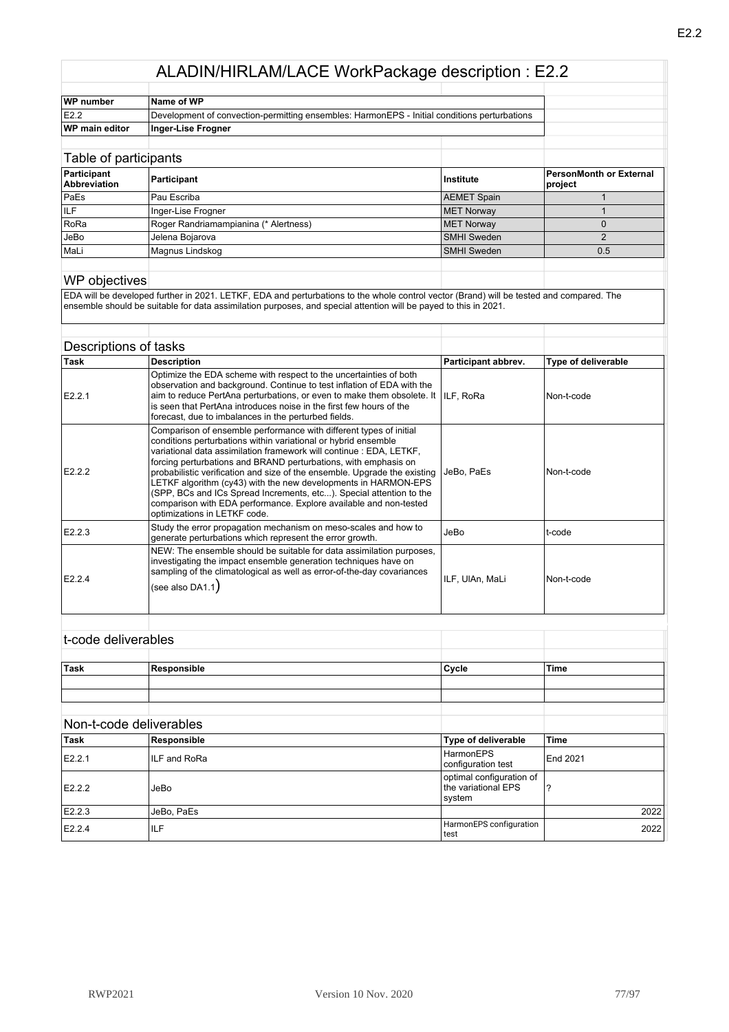# ALADIN/HIRLAM/LACE WorkPackage description : E2.2

| WP number | Name of WP |
|---|---|
| E2.2 | Development of convection-permitting ensembles: HarmonEPS - Initial conditions perturbations |
| WP main editor | Inger-Lise Frogner |

## Table of participants

| Participant Abbreviation | Participant | Institute | PersonMonth or External project |
|---|---|---|---|
| PaEs | Pau Escriba | AEMET Spain | 1 |
| ILF | Inger-Lise Frogner | MET Norway | 1 |
| RoRa | Roger Randriamampianina (* Alertness) | MET Norway | 0 |
| JeBo | Jelena Bojarova | SMHI Sweden | 2 |
| MaLi | Magnus Lindskog | SMHI Sweden | 0.5 |

## WP objectives

EDA will be developed further in 2021. LETKF, EDA and perturbations to the whole control vector (Brand) will be tested and compared. The ensemble should be suitable for data assimilation purposes, and special attention will be payed to this in 2021.

## Descriptions of tasks

| Task | Description | Participant abbrev. | Type of deliverable |
|---|---|---|---|
| E2.2.1 | Optimize the EDA scheme with respect to the uncertainties of both observation and background. Continue to test inflation of EDA with the aim to reduce PertAna perturbations, or even to make them obsolete. It is seen that PertAna introduces noise in the first few hours of the forecast, due to imbalances in the perturbed fields. | ILF, RoRa | Non-t-code |
| E2.2.2 | Comparison of ensemble performance with different types of initial conditions perturbations within variational or hybrid ensemble variational data assimilation framework will continue : EDA, LETKF, forcing perturbations and BRAND perturbations, with emphasis on probabilistic verification and size of the ensemble. Upgrade the existing LETKF algorithm (cy43) with the new developments in HARMON-EPS (SPP, BCs and ICs Spread Increments, etc...). Special attention to the comparison with EDA performance. Explore available and non-tested optimizations in LETKF code. | JeBo, PaEs | Non-t-code |
| E2.2.3 | Study the error propagation mechanism on meso-scales and how to generate perturbations which represent the error growth. | JeBo | t-code |
| E2.2.4 | NEW: The ensemble should be suitable for data assimilation purposes, investigating the impact ensemble generation techniques have on sampling of the climatological as well as error-of-the-day covariances (see also DA1.1) | ILF, UlAn, MaLi | Non-t-code |

## t-code deliverables

| Task | Responsible | Cycle | Time |
|---|---|---|---|
| | | | |
| | | | |

## Non-t-code deliverables

| Task | Responsible | Type of deliverable | Time |
|---|---|---|---|
| E2.2.1 | ILF and RoRa | HarmonEPS configuration test | End 2021 |
| E2.2.2 | JeBo | optimal configuration of the variational EPS system | ? |
| E2.2.3 | JeBo, PaEs | | 2022 |
| E2.2.4 | ILF | HarmonEPS configuration test | 2022 |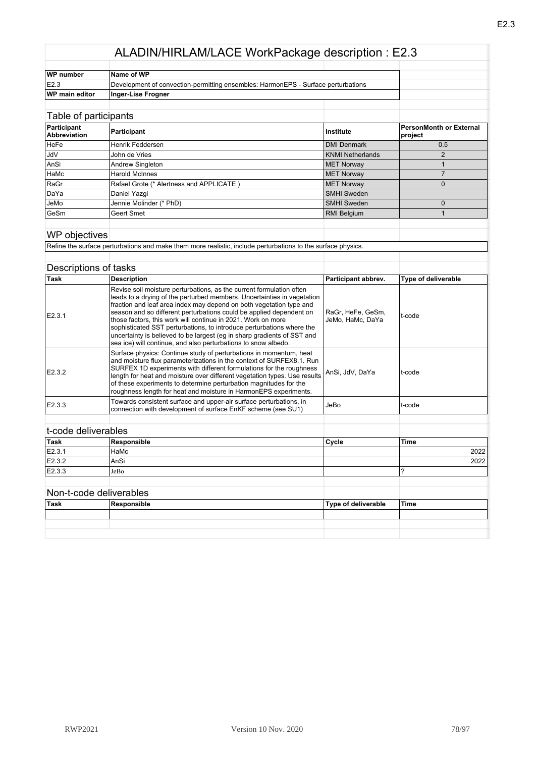# ALADIN/HIRLAM/LACE WorkPackage description : E2.3

| WP number | Name of WP |
|---|---|
| E2.3 | Development of convection-permitting ensembles: HarmonEPS - Surface perturbations |
| **WP main editor** | **Inger-Lise Frogner** |

## Table of participants

| Participant Abbreviation | Participant | Institute | PersonMonth or External project |
|---|---|---|---|
| HeFe | Henrik Feddersen | DMI Denmark | 0.5 |
| JdV | John de Vries | KNMI Netherlands | 2 |
| AnSi | Andrew Singleton | MET Norway | 1 |
| HaMc | Harold McInnes | MET Norway | 7 |
| RaGr | Rafael Grote (* Alertness and APPLICATE ) | MET Norway | 0 |
| DaYa | Daniel Yazgi | SMHI Sweden | |
| JeMo | Jennie Molinder (* PhD) | SMHI Sweden | 0 |
| GeSm | Geert Smet | RMI Belgium | 1 |

## WP objectives

Refine the surface perturbations and make them more realistic, include perturbations to the surface physics.

## Descriptions of tasks

| Task | Description | Participant abbrev. | Type of deliverable |
|---|---|---|---|
| E2.3.1 | Revise soil moisture perturbations, as the current formulation often leads to a drying of the perturbed members. Uncertainties in vegetation fraction and leaf area index may depend on both vegetation type and season and so different perturbations could be applied dependent on those factors, this work will continue in 2021. Work on more sophisticated SST perturbations, to introduce perturbations where the uncertainty is believed to be largest (eg in sharp gradients of SST and sea ice) will continue, and also perturbations to snow albedo. | RaGr, HeFe, GeSm, JeMo, HaMc, DaYa | t-code |
| E2.3.2 | Surface physics: Continue study of perturbations in momentum, heat and moisture flux parameterizations in the context of SURFEX8.1. Run SURFEX 1D experiments with different formulations for the roughness length for heat and moisture over different vegetation types. Use results of these experiments to determine perturbation magnitudes for the roughness length for heat and moisture in HarmonEPS experiments. | AnSi, JdV, DaYa | t-code |
| E2.3.3 | Towards consistent surface and upper-air surface perturbations, in connection with development of surface EnKF scheme (see SU1) | JeBo | t-code |

## t-code deliverables

| Task | Responsible | Cycle | Time |
|---|---|---|---|
| E2.3.1 | HaMc | | 2022 |
| E2.3.2 | AnSi | | 2022 |
| E2.3.3 | JeBo | | ? |

## Non-t-code deliverables

| Task | Responsible | Type of deliverable | Time |
|---|---|---|---|
| | | | |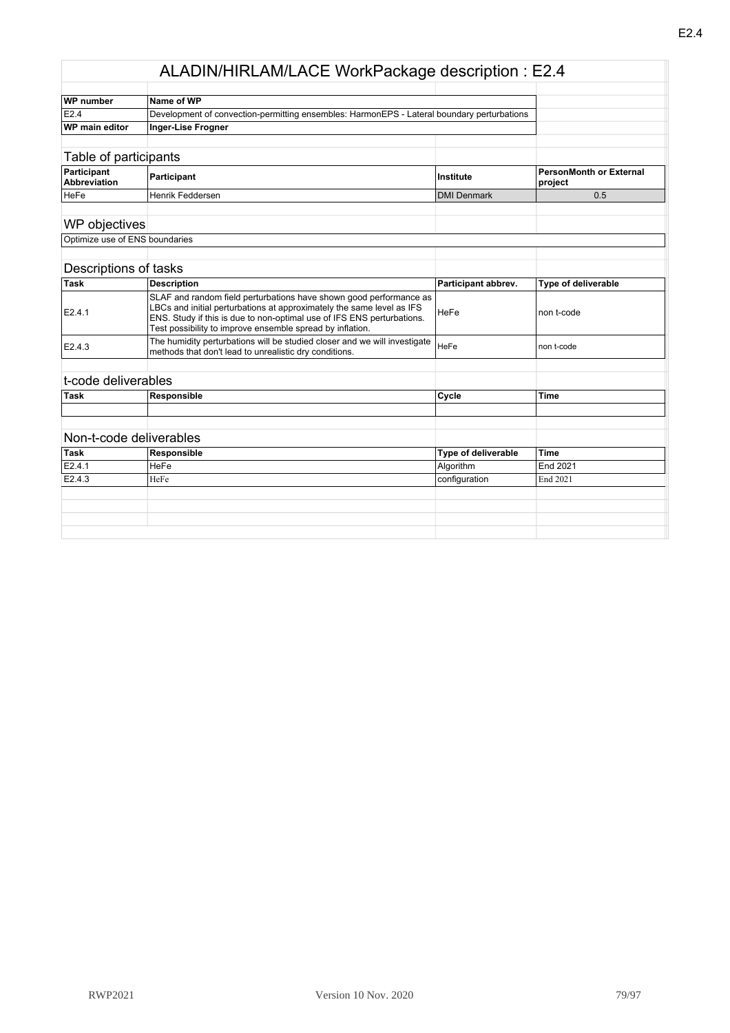# ALADIN/HIRLAM/LACE WorkPackage description : E2.4

| WP number | Name of WP |
|---|---|
| E2.4 | Development of convection-permitting ensembles: HarmonEPS - Lateral boundary perturbations |
| **WP main editor** | **Inger-Lise Frogner** |

## Table of participants

| Participant Abbreviation | Participant | Institute | PersonMonth or External project |
|---|---|---|---|
| HeFe | Henrik Feddersen | DMI Denmark | 0.5 |

## WP objectives

Optimize use of ENS boundaries

## Descriptions of tasks

| Task | Description | Participant abbrev. | Type of deliverable |
|---|---|---|---|
| E2.4.1 | SLAF and random field perturbations have shown good performance as LBCs and initial perturbations at approximately the same level as IFS ENS. Study if this is due to non-optimal use of IFS ENS perturbations. Test possibility to improve ensemble spread by inflation. | HeFe | non t-code |
| E2.4.3 | The humidity perturbations will be studied closer and we will investigate methods that don't lead to unrealistic dry conditions. | HeFe | non t-code |

## t-code deliverables

| Task | Responsible | Cycle | Time |
|---|---|---|---|
| | | | |

## Non-t-code deliverables

| Task | Responsible | Type of deliverable | Time |
|---|---|---|---|
| E2.4.1 | HeFe | Algorithm | End 2021 |
| E2.4.3 | HeFe | configuration | End 2021 |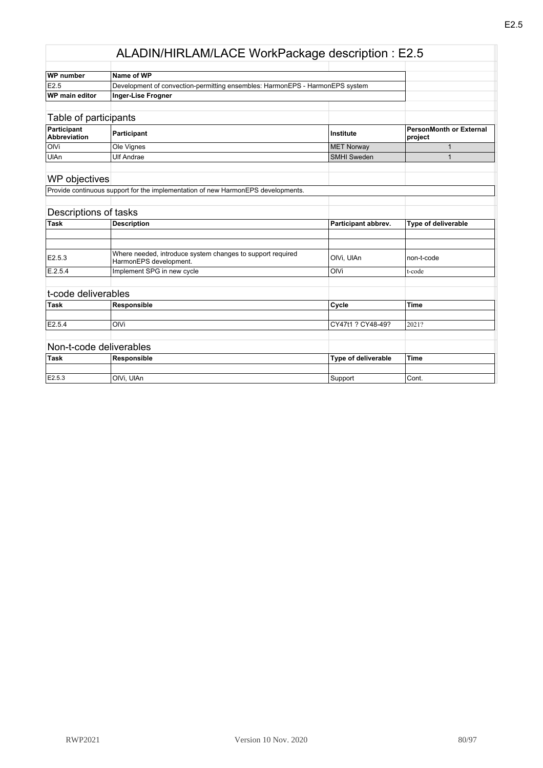# ALADIN/HIRLAM/LACE WorkPackage description : E2.5

| WP number | Name of WP |
|---|---|
| E2.5 | Development of convection-permitting ensembles: HarmonEPS - HarmonEPS system |
| **WP main editor** | **Inger-Lise Frogner** |

## Table of participants

| Participant Abbreviation | Participant | Institute | PersonMonth or External project |
|---|---|---|---|
| OlVi | Ole Vignes | MET Norway | 1 |
| UlAn | Ulf Andrae | SMHI Sweden | 1 |

## WP objectives

Provide continuous support for the implementation of new HarmonEPS developments.

## Descriptions of tasks

| Task | Description | Participant abbrev. | Type of deliverable |
|---|---|---|---|
| | | | |
| | | | |
| E2.5.3 | Where needed, introduce system changes to support required HarmonEPS development. | OlVi, UlAn | non-t-code |
| E.2.5.4 | Implement SPG in new cycle | OlVi | t-code |

## t-code deliverables

| Task | Responsible | Cycle | Time |
|---|---|---|---|
| | | | |
| E2.5.4 | OlVi | CY47t1 ? CY48-49? | 2021? |

## Non-t-code deliverables

| Task | Responsible | Type of deliverable | Time |
|---|---|---|---|
| | | | |
| E2.5.3 | OlVi, UlAn | Support | Cont. |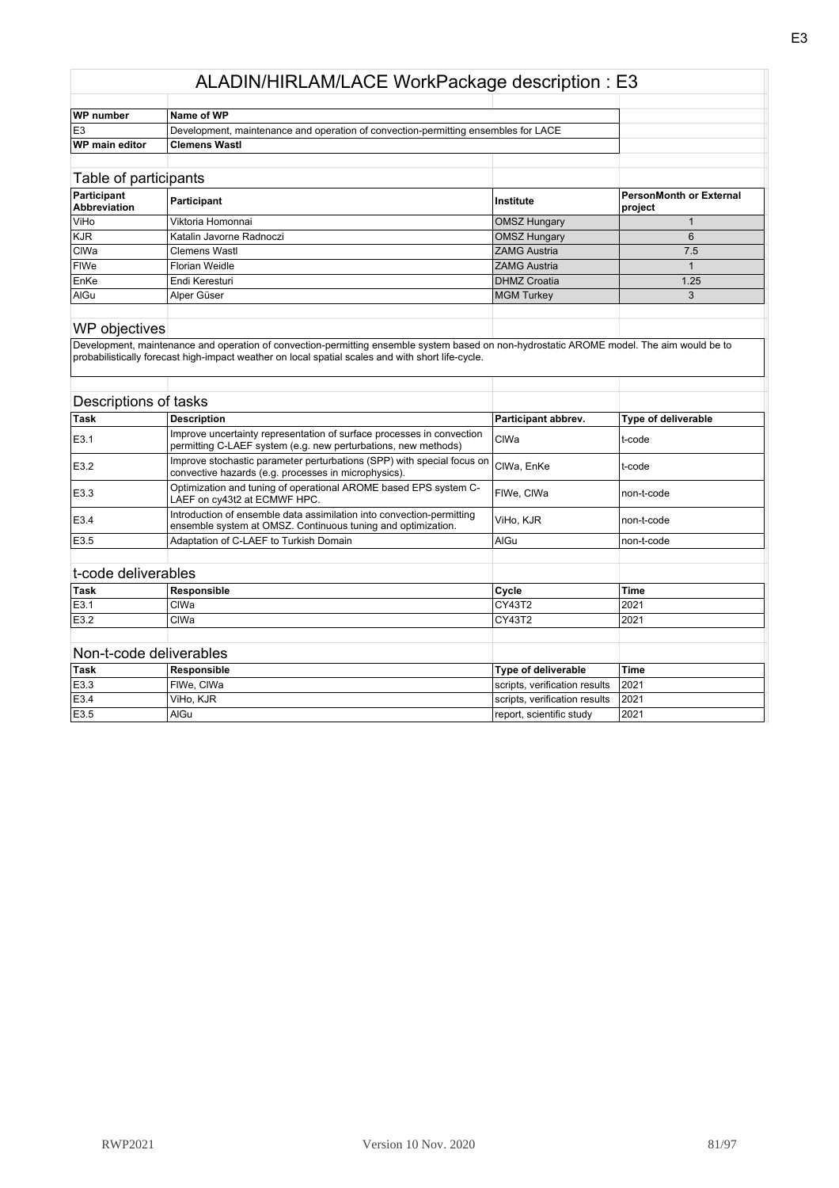# ALADIN/HIRLAM/LACE WorkPackage description : E3

| WP number | Name of WP |
|---|---|
| E3 | Development, maintenance and operation of convection-permitting ensembles for LACE |
| **WP main editor** | **Clemens Wastl** |

## Table of participants

| Participant Abbreviation | Participant | Institute | PersonMonth or External project |
|---|---|---|---|
| ViHo | Viktoria Homonnai | OMSZ Hungary | 1 |
| KJR | Katalin Javorne Radnoczi | OMSZ Hungary | 6 |
| ClWa | Clemens Wastl | ZAMG Austria | 7.5 |
| FlWe | Florian Weidle | ZAMG Austria | 1 |
| EnKe | Endi Keresturi | DHMZ Croatia | 1.25 |
| AlGu | Alper Güser | MGM Turkey | 3 |

## WP objectives

Development, maintenance and operation of convection-permitting ensemble system based on non-hydrostatic AROME model. The aim would be to probabilistically forecast high-impact weather on local spatial scales and with short life-cycle.

## Descriptions of tasks

| Task | Description | Participant abbrev. | Type of deliverable |
|---|---|---|---|
| E3.1 | Improve uncertainty representation of surface processes in convection permitting C-LAEF system (e.g. new perturbations, new methods) | ClWa | t-code |
| E3.2 | Improve stochastic parameter perturbations (SPP) with special focus on convective hazards (e.g. processes in microphysics). | ClWa, EnKe | t-code |
| E3.3 | Optimization and tuning of operational AROME based EPS system C-LAEF on cy43t2 at ECMWF HPC. | FlWe, ClWa | non-t-code |
| E3.4 | Introduction of ensemble data assimilation into convection-permitting ensemble system at OMSZ. Continuous tuning and optimization. | ViHo, KJR | non-t-code |
| E3.5 | Adaptation of C-LAEF to Turkish Domain | AlGu | non-t-code |

## t-code deliverables

| Task | Responsible | Cycle | Time |
|---|---|---|---|
| E3.1 | ClWa | CY43T2 | 2021 |
| E3.2 | ClWa | CY43T2 | 2021 |

## Non-t-code deliverables

| Task | Responsible | Type of deliverable | Time |
|---|---|---|---|
| E3.3 | FlWe, ClWa | scripts, verification results | 2021 |
| E3.4 | ViHo, KJR | scripts, verification results | 2021 |
| E3.5 | AlGu | report, scientific study | 2021 |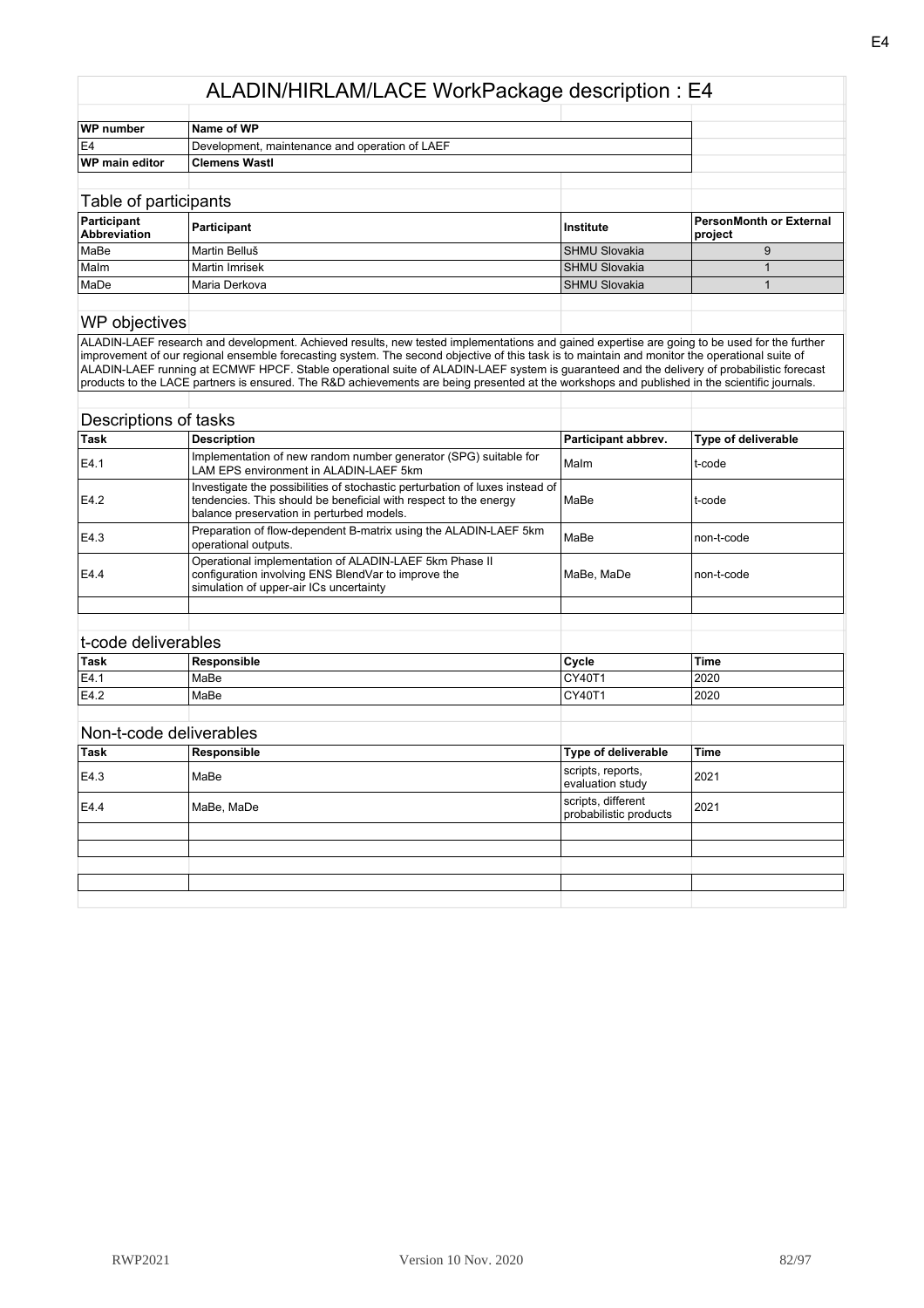# ALADIN/HIRLAM/LACE WorkPackage description : E4

| WP number | Name of WP |
|---|---|
| E4 | Development, maintenance and operation of LAEF |
| **WP main editor** | **Clemens Wastl** |

## Table of participants

| Participant Abbreviation | Participant | Institute | PersonMonth or External project |
|---|---|---|---|
| MaBe | Martin Belluš | SHMU Slovakia | 9 |
| MaIm | Martin Imrisek | SHMU Slovakia | 1 |
| MaDe | Maria Derkova | SHMU Slovakia | 1 |

## WP objectives

ALADIN-LAEF research and development. Achieved results, new tested implementations and gained expertise are going to be used for the further improvement of our regional ensemble forecasting system. The second objective of this task is to maintain and monitor the operational suite of ALADIN-LAEF running at ECMWF HPCF. Stable operational suite of ALADIN-LAEF system is guaranteed and the delivery of probabilistic forecast products to the LACE partners is ensured. The R&D achievements are being presented at the workshops and published in the scientific journals.

## Descriptions of tasks

| Task | Description | Participant abbrev. | Type of deliverable |
|---|---|---|---|
| E4.1 | Implementation of new random number generator (SPG) suitable for LAM EPS environment in ALADIN-LAEF 5km | MaIm | t-code |
| E4.2 | Investigate the possibilities of stochastic perturbation of luxes instead of tendencies. This should be beneficial with respect to the energy balance preservation in perturbed models. | MaBe | t-code |
| E4.3 | Preparation of flow-dependent B-matrix using the ALADIN-LAEF 5km operational outputs. | MaBe | non-t-code |
| E4.4 | Operational implementation of ALADIN-LAEF 5km Phase II configuration involving ENS BlendVar to improve the simulation of upper-air ICs uncertainty | MaBe, MaDe | non-t-code |

## t-code deliverables

| Task | Responsible | Cycle | Time |
|---|---|---|---|
| E4.1 | MaBe | CY40T1 | 2020 |
| E4.2 | MaBe | CY40T1 | 2020 |

## Non-t-code deliverables

| Task | Responsible | Type of deliverable | Time |
|---|---|---|---|
| E4.3 | MaBe | scripts, reports, evaluation study | 2021 |
| E4.4 | MaBe, MaDe | scripts, different probabilistic products | 2021 |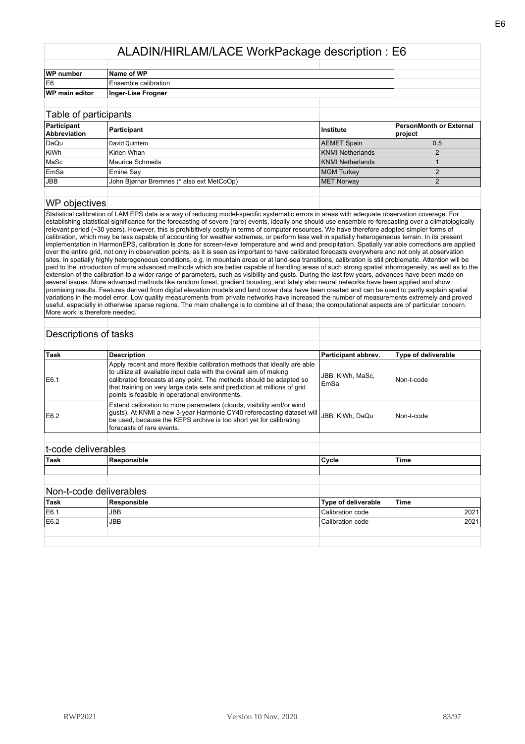# ALADIN/HIRLAM/LACE WorkPackage description : E6

| WP number | Name of WP |
|---|---|
| E6 | Ensemble calibration |
| **WP main editor** | **Inger-Lise Frogner** |

## Table of participants

| Participant Abbreviation | Participant | Institute | PersonMonth or External project |
|---|---|---|---|
| DaQu | David Quintero | AEMET Spain | 0.5 |
| KiWh | Kirien Whan | KNMI Netherlands | 2 |
| MaSc | Maurice Schmeits | KNMI Netherlands | 1 |
| EmSa | Emine Say | MGM Turkey | 2 |
| JBB | John Bjørnar Bremnes (* also ext MetCoOp) | MET Norway | 2 |

## WP objectives

Statistical calibration of LAM EPS data is a way of reducing model-specific systematic errors in areas with adequate observation coverage. For establishing statistical significance for the forecasting of severe (rare) events, ideally one should use ensemble re-forecasting over a climatologically relevant period (~30 years). However, this is prohibitively costly in terms of computer resources. We have therefore adopted simpler forms of calibration, which may be less capable of accounting for weather extremes, or perform less well in spatially heterogeneous terrain. In its present implementation in HarmonEPS, calibration is done for screen-level temperature and wind and precipitation. Spatially variable corrections are applied over the entire grid, not only in observation points, as it is seen as important to have calibrated forecasts everywhere and not only at observation sites. In spatially highly heterogeneous conditions, e.g. in mountain areas or at land-sea transitions, calibration is still problematic. Attention will be paid to the introduction of more advanced methods which are better capable of handling areas of such strong spatial inhomogeneity, as well as to the extension of the calibration to a wider range of parameters, such as visibility and gusts. During the last few years, advances have been made on several issues. More advanced methods like random forest, gradient boosting, and lately also neural networks have been applied and show promising results. Features derived from digital elevation models and land cover data have been created and can be used to partly explain spatial variations in the model error. Low quality measurements from private networks have increased the number of measurements extremely and proved useful, especially in otherwise sparse regions. The main challenge is to combine all of these; the computational aspects are of particular concern. More work is therefore needed.

## Descriptions of tasks

| Task | Description | Participant abbrev. | Type of deliverable |
|---|---|---|---|
| E6.1 | Apply recent and more flexible calibration methods that ideally are able to utilize all available input data with the overall aim of making calibrated forecasts at any point. The methods should be adapted so that training on very large data sets and prediction at millions of grid points is feasible in operational environments. | JBB, KiWh, MaSc, EmSa | Non-t-code |
| E6.2 | Extend calibration to more parameters (clouds, visibility and/or wind gusts). At KNMI a new 3-year Harmonie CY40 reforecasting dataset will be used, because the KEPS archive is too short yet for calibrating forecasts of rare events. | JBB, KiWh, DaQu | Non-t-code |

## t-code deliverables

| Task | Responsible | Cycle | Time |
|---|---|---|---|
| | | | |

## Non-t-code deliverables

| Task | Responsible | Type of deliverable | Time |
|---|---|---|---|
| E6.1 | JBB | Calibration code | 2021 |
| E6.2 | JBB | Calibration code | 2021 |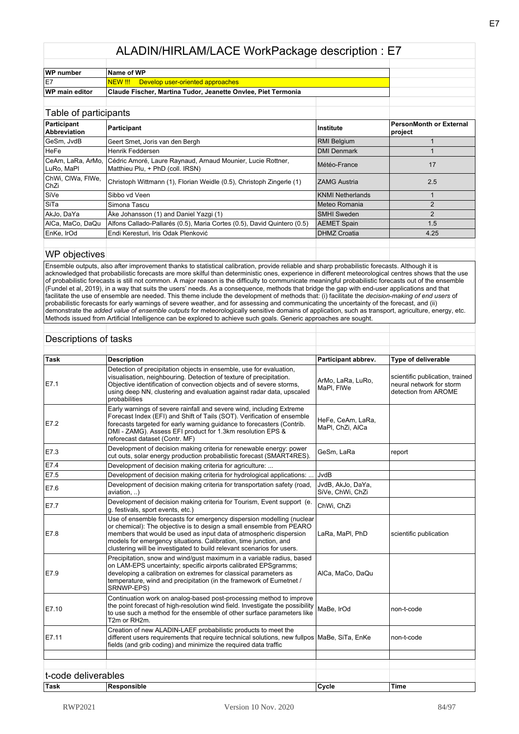# ALADIN/HIRLAM/LACE WorkPackage description : E7

| WP number | Name of WP |
|---|---|
| E7 | NEW !!! Develop user-oriented approaches |
| WP main editor | Claude Fischer, Martina Tudor, Jeanette Onvlee, Piet Termonia |

## Table of participants

| Participant Abbreviation | Participant | Institute | PersonMonth or External project |
|---|---|---|---|
| GeSm, JvdB | Geert Smet, Joris van den Bergh | RMI Belgium | 1 |
| HeFe | Henrik Feddersen | DMI Denmark | 1 |
| CeAm, LaRa, ArMo, LuRo, MaPl | Cédric Amoré, Laure Raynaud, Arnaud Mounier, Lucie Rottner, Matthieu Plu, + PhD (coll. IRSN) | Météo-France | 17 |
| ChWi, ClWa, FlWe, ChZi | Christoph Wittmann (1), Florian Weidle (0.5), Christoph Zingerle (1) | ZAMG Austria | 2.5 |
| SiVe | Sibbo vd Veen | KNMI Netherlands | 1 |
| SiTa | Simona Tascu | Meteo Romania | 2 |
| AkJo, DaYa | Åke Johansson (1) and Daniel Yazgi (1) | SMHI Sweden | 2 |
| AlCa, MaCo, DaQu | Alfons Callado-Pallarés (0.5), Maria Cortes (0.5), David Quintero (0.5) | AEMET Spain | 1.5 |
| EnKe, IrOd | Endi Keresturi, Iris Odak Plenković | DHMZ Croatia | 4.25 |

## WP objectives

Ensemble outputs, also after improvement thanks to statistical calibration, provide reliable and sharp probabilistic forecasts. Although it is acknowledged that probabilistic forecasts are more skilful than deterministic ones, experience in different meteorological centres shows that the use of probabilistic forecasts is still not common. A major reason is the difficulty to communicate meaningful probabilistic forecasts out of the ensemble (Fundel et al, 2019), in a way that suits the users' needs. As a consequence, methods that bridge the gap with end-user applications and that facilitate the use of ensemble are needed. This theme include the development of methods that: (i) facilitate the *decision-making of end users* of probabilistic forecasts for early warnings of severe weather, and for assessing and communicating the uncertainty of the forecast, and (ii) demonstrate the *added value of ensemble outputs* for meteorologically sensitive domains of application, such as transport, agriculture, energy, etc. Methods issued from Artificial Intelligence can be explored to achieve such goals. Generic approaches are sought.

## Descriptions of tasks

| Task | Description | Participant abbrev. | Type of deliverable |
|---|---|---|---|
| E7.1 | Detection of precipitation objects in ensemble, use for evaluation, visualisation, neighbouring. Detection of texture of precipitation. Objective identification of convection objects and of severe storms, using deep NN, clustering and evaluation against radar data, upscaled probabilities | ArMo, LaRa, LuRo, MaPl, FlWe | scientific publication, trained neural network for storm detection from AROME |
| E7.2 | Early warnings of severe rainfall and severe wind, including Extreme Forecast Index (EFI) and Shift of Tails (SOT). Verification of ensemble forecasts targeted for early warning guidance to forecasters (Contrib. DMI - ZAMG). Assess EFI product for 1.3km resolution EPS & reforecast dataset (Contr. MF) | HeFe, CeAm, LaRa, MaPl, ChZi, AlCa | |
| E7.3 | Development of decision making criteria for renewable energy: power cut outs, solar energy production probabilistic forecast (SMART4RES). | GeSm, LaRa | report |
| E7.4 | Development of decision making criteria for agriculture: ... | | |
| E7.5 | Development of decision making criteria for hydrological applications: ... | JvdB | |
| E7.6 | Development of decision making criteria for transportation safety (road, aviation, ..) | JvdB, AkJo, DaYa, SiVe, ChWi, ChZi | |
| E7.7 | Development of decision making criteria for Tourism, Event support (e. g. festivals, sport events, etc.) | ChWi, ChZi | |
| E7.8 | Use of ensemble forecasts for emergency dispersion modelling (nuclear or chemical): The objective is to design a small ensemble from PEARO members that would be used as input data of atmospheric dispersion models for emergency situations. Calibration, time junction, and clustering will be investigated to build relevant scenarios for users. | LaRa, MaPl, PhD | scientific publication |
| E7.9 | Precipitation, snow and wind/gust maximum in a variable radius, based on LAM-EPS uncertainty; specific airports calibrated EPSgramms; developing a calibration on extremes for classical parameters as temperature, wind and precipitation (in the framework of Eumetnet / SRNWP-EPS) | AlCa, MaCo, DaQu | |
| E7.10 | Continuation work on analog-based post-processing method to improve the point forecast of high-resolution wind field. Investigate the possibility to use such a method for the ensemble of other surface parameters like T2m or RH2m. | MaBe, IrOd | non-t-code |
| E7.11 | Creation of new ALADIN-LAEF probabilistic products to meet the different users requirements that require technical solutions, new fullpos fields (and grib coding) and minimize the required data traffic | MaBe, SiTa, EnKe | non-t-code |

## t-code deliverables

| Task | Responsible | Cycle | Time |
|---|---|---|---|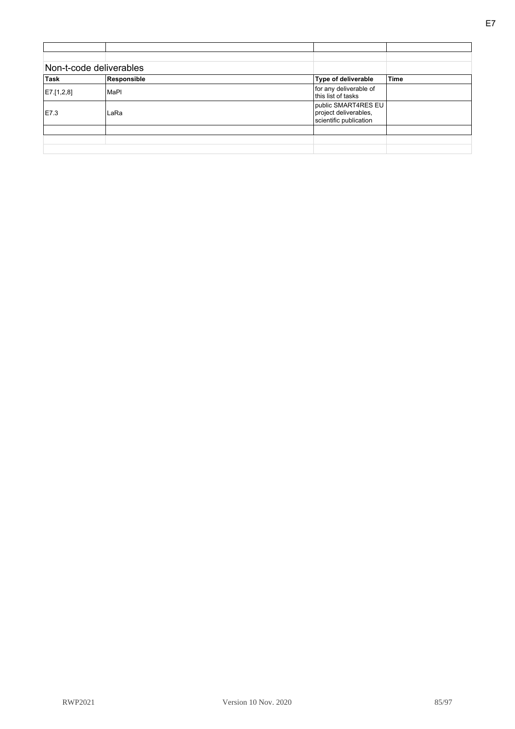Non-t-code deliverables

| Task | Responsible | Type of deliverable | Time |
|---|---|---|---|
| E7.[1,2,8] | MaPl | for any deliverable of this list of tasks | |
| E7.3 | LaRa | public SMART4RES EU project deliverables, scientific publication | |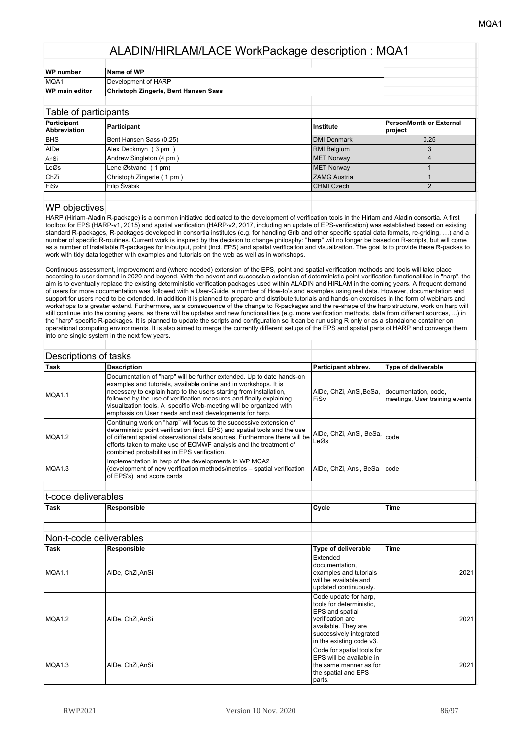# ALADIN/HIRLAM/LACE WorkPackage description : MQA1

| WP number | Name of WP |
|---|---|
| MQA1 | Development of HARP |
| **WP main editor** | **Christoph Zingerle, Bent Hansen Sass** |

## Table of participants

| Participant Abbreviation | Participant | Institute | PersonMonth or External project |
|---|---|---|---|
| BHS | Bent Hansen Sass (0.25) | DMI Denmark | 0.25 |
| AlDe | Alex Deckmyn ( 3 pm ) | RMI Belgium | 3 |
| AnSi | Andrew Singleton (4 pm ) | MET Norway | 4 |
| LeØs | Lene Østvand ( 1 pm) | MET Norway | 1 |
| ChZi | Christoph Zingerle ( 1 pm ) | ZAMG Austria | 1 |
| FiSv | Filip Švábik | CHMI Czech | 2 |

## WP objectives

HARP (Hirlam-Aladin R-package) is a common initiative dedicated to the development of verification tools in the Hirlam and Aladin consortia. A first toolbox for EPS (HARP-v1, 2015) and spatial verification (HARP-v2, 2017, including an update of EPS-verification) was established based on existing standard R-packages, R-packages developed in consortia institutes (e.g. for handling Grib and other specific spatial data formats, re-griding, …) and a number of specific R-routines. Current work is inspired by the decision to change philosphy: "**harp**" will no longer be based on R-scripts, but will come as a number of installable R-packages for in/output, point (incl. EPS) and spatial verification and visualization. The goal is to provide these R-packes to work with tidy data together with examples and tutorials on the web as well as in workshops.

Continuous assessment, improvement and (where needed) extension of the EPS, point and spatial verification methods and tools will take place according to user demand in 2020 and beyond. With the advent and successive extension of deterministic point-verification functionalities in "harp", the aim is to eventually replace the existing deterministic verification packages used within ALADIN and HIRLAM in the coming years. A frequent demand of users for more documentation was followed with a User-Guide, a number of How-to's and examples using real data. However, documentation and support for users need to be extended. In addition it is planned to prepare and distribute tutorials and hands-on exercises in the form of webinars and workshops to a greater extend. Furthermore, as a consequence of the change to R-packages and the re-shape of the harp structure, work on harp will still continue into the coming years, as there will be updates and new functionalities (e.g. more verification methods, data from different sources, ...) in the "harp" specific R-packages. It is planned to update the scripts and configuration so it can be run using R only or as a standalone container on operational computing environments. It is also aimed to merge the currently different setups of the EPS and spatial parts of HARP and converge them into one single system in the next few years.

## Descriptions of tasks

| Task | Description | Participant abbrev. | Type of deliverable |
|---|---|---|---|
| MQA1.1 | Documentation of "harp" will be further extended. Up to date hands-on examples and tutorials, available online and in workshops. It is necessary to explain harp to the users starting from installation, followed by the use of verification measures and finally explaining visualization tools. A specific Web-meeting will be organized with emphasis on User needs and next developments for harp. | AlDe, ChZi, AnSi,BeSa, FiSv | documentation, code, meetings, User training events |
| MQA1.2 | Continuing work on "harp" will focus to the successive extension of deterministic point verification (incl. EPS) and spatial tools and the use of different spatial observational data sources. Furthermore there will be efforts taken to make use of ECMWF analysis and the treatment of combined probabilities in EPS verification. | AlDe, ChZi, AnSi, BeSa, LeØs | code |
| MQA1.3 | Implementation in harp of the developments in WP MQA2 (development of new verification methods/metrics – spatial verification of EPS's) and score cards | AlDe, ChZi, Ansi, BeSa | code |

## t-code deliverables

| Task | Responsible | Cycle | Time |
|---|---|---|---|
| | | | |

## Non-t-code deliverables

| Task | Responsible | Type of deliverable | Time |
|---|---|---|---|
| MQA1.1 | AlDe, ChZi,AnSi | Extended documentation, examples and tutorials will be available and updated continuously. | 2021 |
| MQA1.2 | AlDe, ChZi,AnSi | Code update for harp, tools for deterministic, EPS and spatial verification are available. They are successively integrated in the existing code v3. | 2021 |
| MQA1.3 | AlDe, ChZi,AnSi | Code for spatial tools for EPS will be available in the same manner as for the spatial and EPS parts. | 2021 |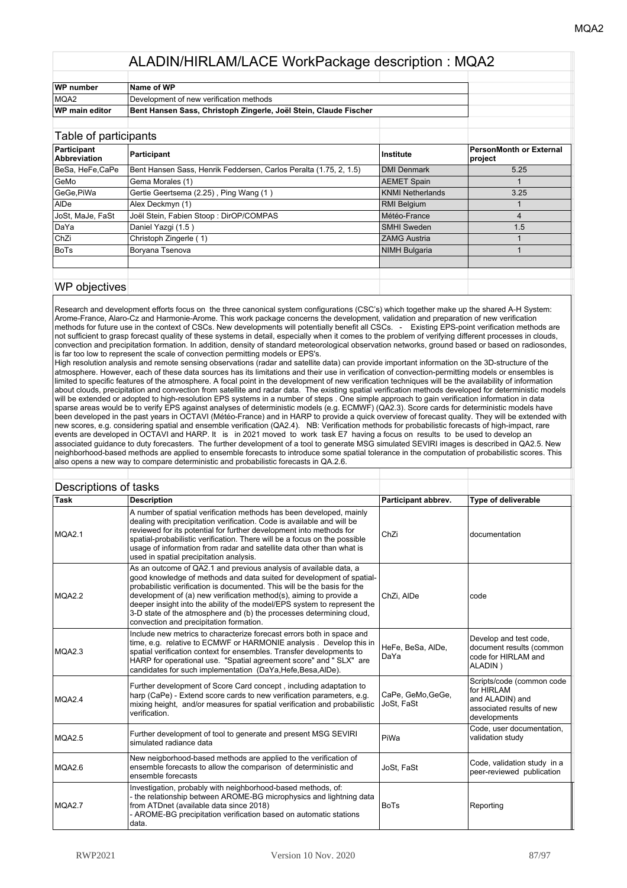# ALADIN/HIRLAM/LACE WorkPackage description : MQA2

| WP number | Name of WP |
| --- | --- |
| MQA2 | Development of new verification methods |
| **WP main editor** | **Bent Hansen Sass, Christoph Zingerle, Joël Stein, Claude Fischer** |

## Table of participants

| Participant Abbreviation | Participant | Institute | PersonMonth or External project |
| --- | --- | --- | --- |
| BeSa, HeFe,CaPe | Bent Hansen Sass, Henrik Feddersen, Carlos Peralta (1.75, 2, 1.5) | DMI Denmark | 5.25 |
| GeMo | Gema Morales (1) | AEMET Spain | 1 |
| GeGe,PiWa | Gertie Geertsema (2.25) , Ping Wang (1 ) | KNMI Netherlands | 3.25 |
| AlDe | Alex Deckmyn (1) | RMI Belgium | 1 |
| JoSt, MaJe, FaSt | Joël Stein, Fabien Stoop : DirOP/COMPAS | Météo-France | 4 |
| DaYa | Daniel Yazgi (1.5 ) | SMHI Sweden | 1.5 |
| ChZi | Christoph Zingerle ( 1) | ZAMG Austria | 1 |
| BoTs | Boryana Tsenova | NIMH Bulgaria | 1 |

## WP objectives

Research and development efforts focus on the three canonical system configurations (CSC's) which together make up the shared A-H System: Arome-France, Alaro-Cz and Harmonie-Arome. This work package concerns the development, validation and preparation of new verification methods for future use in the context of CSCs. New developments will potentially benefit all CSCs. - Existing EPS-point verification methods are not sufficient to grasp forecast quality of these systems in detail, especially when it comes to the problem of verifying different processes in clouds, convection and precipitation formation. In addition, density of standard meteorological observation networks, ground based or based on radiosondes, is far too low to represent the scale of convection permitting models or EPS's.
High resolution analysis and remote sensing observations (radar and satellite data) can provide important information on the 3D-structure of the atmosphere. However, each of these data sources has its limitations and their use in verification of convection-permitting models or ensembles is limited to specific features of the atmosphere. A focal point in the development of new verification techniques will be the availability of information about clouds, precipitation and convection from satellite and radar data. The existing spatial verification methods developed for deterministic models will be extended or adopted to high-resolution EPS systems in a number of steps . One simple approach to gain verification information in data sparse areas would be to verify EPS against analyses of deterministic models (e.g. ECMWF) (QA2.3). Score cards for deterministic models have been developed in the past years in OCTAVI (Météo-France) and in HARP to provide a quick overview of forecast quality. They will be extended with new scores, e.g. considering spatial and ensemble verification (QA2.4). NB: Verification methods for probabilistic forecasts of high-impact, rare events are developed in OCTAVI and HARP. It is in 2021 moved to work task E7 having a focus on results to be used to develop an associated guidance to duty forecasters. The further development of a tool to generate MSG simulated SEVIRI images is described in QA2.5. New neighborhood-based methods are applied to ensemble forecasts to introduce some spatial tolerance in the computation of probabilistic scores. This also opens a new way to compare deterministic and probabilistic forecasts in QA.2.6.

## Descriptions of tasks

| Task | Description | Participant abbrev. | Type of deliverable |
| --- | --- | --- | --- |
| MQA2.1 | A number of spatial verification methods has been developed, mainly dealing with precipitation verification. Code is available and will be reviewed for its potential for further development into methods for spatial-probabilistic verification. There will be a focus on the possible usage of information from radar and satellite data other than what is used in spatial precipitation analysis. | ChZi | documentation |
| MQA2.2 | As an outcome of QA2.1 and previous analysis of available data, a good knowledge of methods and data suited for development of spatial-probabilistic verification is documented. This will be the basis for the development of (a) new verification method(s), aiming to provide a deeper insight into the ability of the model/EPS system to represent the 3-D state of the atmosphere and (b) the processes determining cloud, convection and precipitation formation. | ChZi, AlDe | code |
| MQA2.3 | Include new metrics to characterize forecast errors both in space and time, e.g. relative to ECMWF or HARMONIE analysis . Develop this in spatial verification context for ensembles. Transfer developments to HARP for operational use. "Spatial agreement score" and " SLX" are candidates for such implementation (DaYa,Hefe,Besa,AlDe). | HeFe, BeSa, AlDe, DaYa | Develop and test code, document results (common code for HIRLAM and ALADIN ) |
| MQA2.4 | Further development of Score Card concept , including adaptation to harp (CaPe) - Extend score cards to new verification parameters, e.g. mixing height, and/or measures for spatial verification and probabilistic verification. | CaPe, GeMo,GeGe, JoSt, FaSt | Scripts/code (common code for HIRLAM and ALADIN) and associated results of new developments |
| MQA2.5 | Further development of tool to generate and present MSG SEVIRI simulated radiance data | PiWa | Code, user documentation, validation study |
| MQA2.6 | New neigborhood-based methods are applied to the verification of ensemble forecasts to allow the comparison of deterministic and ensemble forecasts | JoSt, FaSt | Code, validation study in a peer-reviewed publication |
| MQA2.7 | Investigation, probably with neighborhood-based methods, of:<br>- the relationship between AROME-BG microphysics and lightning data from ATDnet (available data since 2018)<br>- AROME-BG precipitation verification based on automatic stations data. | BoTs | Reporting |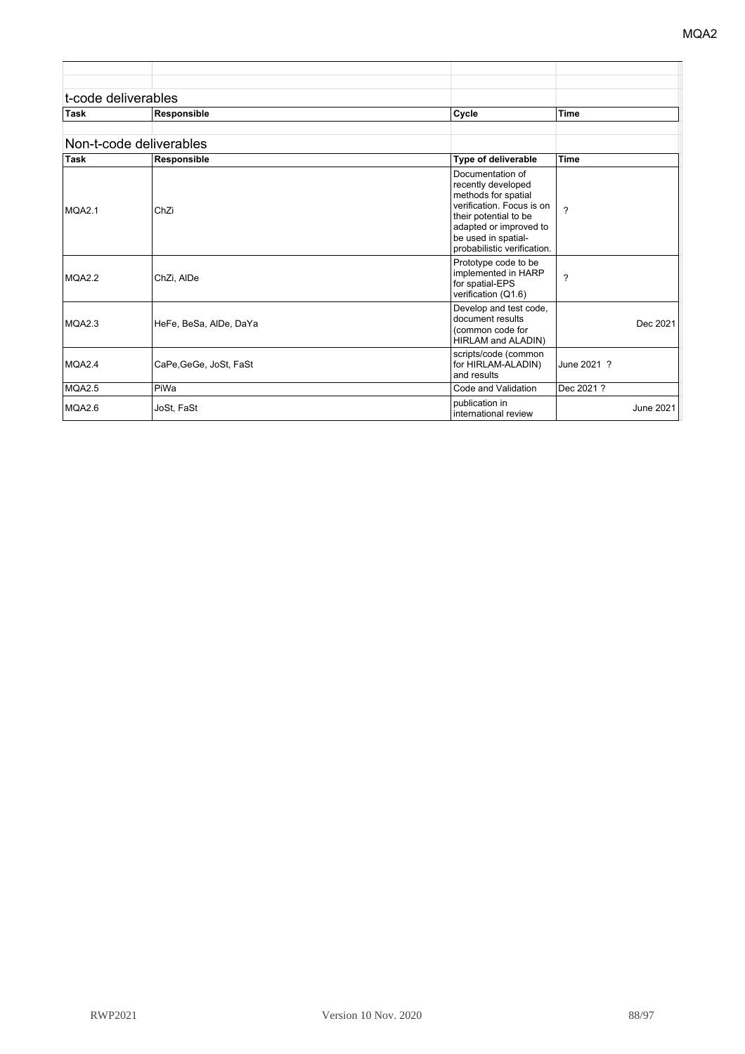## t-code deliverables

| Task | Responsible | Cycle | Time |
|---|---|---|---|

## Non-t-code deliverables

| Task | Responsible | Type of deliverable | Time |
|---|---|---|---|
| MQA2.1 | ChZi | Documentation of recently developed methods for spatial verification. Focus is on their potential to be adapted or improved to be used in spatial-probabilistic verification. | ? |
| MQA2.2 | ChZi, AlDe | Prototype code to be implemented in HARP for spatial-EPS verification (Q1.6) | ? |
| MQA2.3 | HeFe, BeSa, AlDe, DaYa | Develop and test code, document results (common code for HIRLAM and ALADIN) | Dec 2021 |
| MQA2.4 | CaPe,GeGe, JoSt, FaSt | scripts/code (common for HIRLAM-ALADIN) and results | June 2021 ? |
| MQA2.5 | PiWa | Code and Validation | Dec 2021 ? |
| MQA2.6 | JoSt, FaSt | publication in international review | June 2021 |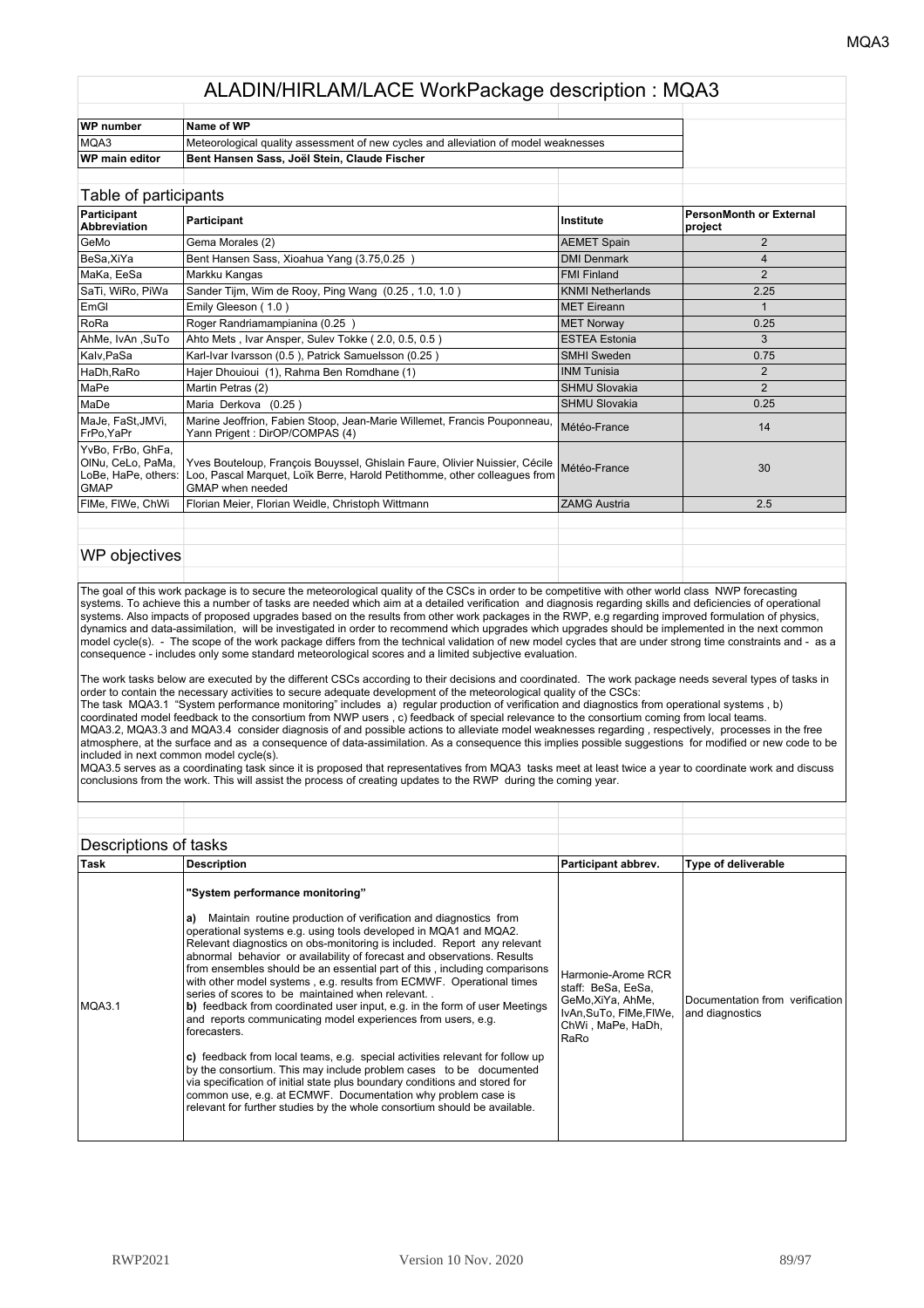# ALADIN/HIRLAM/LACE WorkPackage description : MQA3

| WP number | Name of WP |
|---|---|
| MQA3 | Meteorological quality assessment of new cycles and alleviation of model weaknesses |
| WP main editor | Bent Hansen Sass, Joël Stein, Claude Fischer |

## Table of participants

| Participant Abbreviation | Participant | Institute | PersonMonth or External project |
|---|---|---|---|
| GeMo | Gema Morales (2) | AEMET Spain | 2 |
| BeSa,XiYa | Bent Hansen Sass, Xioahua Yang (3.75,0.25 ) | DMI Denmark | 4 |
| MaKa, EeSa | Markku Kangas | FMI Finland | 2 |
| SaTi, WiRo, PiWa | Sander Tijm, Wim de Rooy, Ping Wang (0.25 , 1.0, 1.0 ) | KNMI Netherlands | 2.25 |
| EmGl | Emily Gleeson ( 1.0 ) | MET Eireann | 1 |
| RoRa | Roger Randriamampianina (0.25 ) | MET Norway | 0.25 |
| AhMe, IvAn ,SuTo | Ahto Mets , Ivar Ansper, Sulev Tokke ( 2.0, 0.5, 0.5 ) | ESTEA Estonia | 3 |
| KaIv,PaSa | Karl-Ivar Ivarsson (0.5 ), Patrick Samuelsson (0.25 ) | SMHI Sweden | 0.75 |
| HaDh,RaRo | Hajer Dhouioui (1), Rahma Ben Romdhane (1) | INM Tunisia | 2 |
| MaPe | Martin Petras (2) | SHMU Slovakia | 2 |
| MaDe | Maria Derkova (0.25 ) | SHMU Slovakia | 0.25 |
| MaJe, FaSt,JMVi, FrPo,YaPr | Marine Jeoffrion, Fabien Stoop, Jean-Marie Willemet, Francis Pouponneau, Yann Prigent : DirOP/COMPAS (4) | Météo-France | 14 |
| YvBo, FrBo, GhFa, OlNu, CeLo, PaMa, LoBe, HaPe, others: GMAP | Yves Bouteloup, François Bouyssel, Ghislain Faure, Olivier Nuissier, Cécile Loo, Pascal Marquet, Loïk Berre, Harold Petithomme, other colleagues from GMAP when needed | Météo-France | 30 |
| FlMe, FlWe, ChWi | Florian Meier, Florian Weidle, Christoph Wittmann | ZAMG Austria | 2.5 |

## WP objectives

The goal of this work package is to secure the meteorological quality of the CSCs in order to be competitive with other world class NWP forecasting systems. To achieve this a number of tasks are needed which aim at a detailed verification and diagnosis regarding skills and deficiencies of operational systems. Also impacts of proposed upgrades based on the results from other work packages in the RWP, e.g regarding improved formulation of physics, dynamics and data-assimilation, will be investigated in order to recommend which upgrades which upgrades should be implemented in the next common model cycle(s). - The scope of the work package differs from the technical validation of new model cycles that are under strong time constraints and - as a consequence - includes only some standard meteorological scores and a limited subjective evaluation.

The work tasks below are executed by the different CSCs according to their decisions and coordinated. The work package needs several types of tasks in order to contain the necessary activities to secure adequate development of the meteorological quality of the CSCs:
The task MQA3.1 "System performance monitoring" includes a) regular production of verification and diagnostics from operational systems , b) coordinated model feedback to the consortium from NWP users , c) feedback of special relevance to the consortium coming from local teams.
MQA3.2, MQA3.3 and MQA3.4 consider diagnosis of and possible actions to alleviate model weaknesses regarding , respectively, processes in the free atmosphere, at the surface and as a consequence of data-assimilation. As a consequence this implies possible suggestions for modified or new code to be included in next common model cycle(s).
MQA3.5 serves as a coordinating task since it is proposed that representatives from MQA3 tasks meet at least twice a year to coordinate work and discuss conclusions from the work. This will assist the process of creating updates to the RWP during the coming year.

## Descriptions of tasks

| Task | Description | Participant abbrev. | Type of deliverable |
|---|---|---|---|
| MQA3.1 | **"System performance monitoring"**<br><br>**a)** Maintain routine production of verification and diagnostics from operational systems e.g. using tools developed in MQA1 and MQA2. Relevant diagnostics on obs-monitoring is included. Report any relevant abnormal behavior or availability of forecast and observations. Results from ensembles should be an essential part of this , including comparisons with other model systems , e.g. results from ECMWF. Operational times series of scores to be maintained when relevant. .<br>**b)** feedback from coordinated user input, e.g. in the form of user Meetings and reports communicating model experiences from users, e.g. forecasters.<br><br>**c)** feedback from local teams, e.g. special activities relevant for follow up by the consortium. This may include problem cases to be documented via specification of initial state plus boundary conditions and stored for common use, e.g. at ECMWF. Documentation why problem case is relevant for further studies by the whole consortium should be available. | Harmonie-Arome RCR staff: BeSa, EeSa, GeMo,XiYa, AhMe, IvAn,SuTo, FlMe,FlWe, ChWi , MaPe, HaDh, RaRo | Documentation from verification and diagnostics |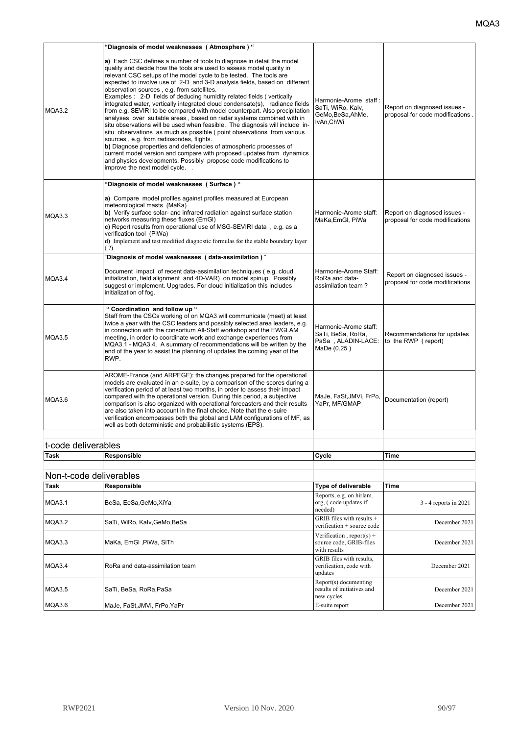| | | | |
|---|---|---|---|
| MQA3.2 | **"Diagnosis of model weaknesses ( Atmosphere ) "**<br><br>**a)** Each CSC defines a number of tools to diagnose in detail the model quality and decide how the tools are used to assess model quality in relevant CSC setups of the model cycle to be tested. The tools are expected to involve use of 2-D and 3-D analysis fields, based on different observation sources , e.g. from satellites.<br>Examples : 2-D fields of deducing humidity related fields ( vertically integrated water, vertically integrated cloud condensate(s), radiance fields from e.g. SEVIRI to be compared with model counterpart. Also precipitation analyses over suitable areas , based on radar systems combined with in situ observations will be used when feasible. The diagnosis will include in-situ observations as much as possible ( point observations from various sources , e.g. from radiosondes, flights.<br>**b)** Diagnose properties and deficiencies of atmospheric processes of current model version and compare with proposed updates from dynamics and physics developments. Possibly propose code modifications to improve the next model cycle. . | Harmonie-Arome staff : SaTi, WiRo, Kalv, GeMo,BeSa,AhMe, IvAn,ChWi | Report on diagnosed issues - proposal for code modifications . |
| MQA3.3 | **"Diagnosis of model weaknesses ( Surface ) "**<br><br>**a)** Compare model profiles against profiles measured at European meteorological masts (MaKa)<br>**b)** Verify surface solar- and infrared radiation against surface station networks measuring these fluxes (EmGl)<br>**c)** Report results from operational use of MSG-SEVIRI data , e.g. as a verification tool (PiWa)<br>**d)** Implement and test modified diagnostic formulas for the stable boundary layer ( ?) | Harmonie-Arome staff: MaKa,EmGl, PiWa | Report on diagnosed issues - proposal for code modifications |
| MQA3.4 | "**Diagnosis of model weaknesses ( data-assimilation )** "<br><br>Document impact of recent data-assimilation techniques ( e.g. cloud initialization, field alignment and 4D-VAR) on model spinup. Possibly suggest or implement. Upgrades. For cloud initialization this includes initialization of fog. | Harmonie-Arome Staff: RoRa and data-assimilation team ? | Report on diagnosed issues - proposal for code modifications |
| MQA3.5 | **" Coordination and follow up "**<br>Staff from the CSCs working of on MQA3 will communicate (meet) at least twice a year with the CSC leaders and possibly selected area leaders, e.g. in connection with the consortium All-Staff workshop and the EWGLAM meeting, in order to coordinate work and exchange experiences from MQA3.1 - MQA3.4. A summary of recommendations will be written by the end of the year to assist the planning of updates the coming year of the RWP. | Harmonie-Arome staff: SaTi, BeSa, RoRa, PaSa , ALADIN-LACE: MaDe (0.25 ) | Recommendations for updates to the RWP ( report) |
| MQA3.6 | AROME-France (and ARPEGE): the changes prepared for the operational models are evaluated in an e-suite, by a comparison of the scores during a verification period of at least two months, in order to assess their impact compared with the operational version. During this period, a subjective comparison is also organized with operational forecasters and their results are also taken into account in the final choice. Note that the e-suire verification encompasses both the global and LAM configurations of MF, as well as both deterministic and probabilistic systems (EPS). | MaJe, FaSt,JMVi, FrPo, YaPr, MF/GMAP | Documentation (report) |

## t-code deliverables

| Task | Responsible | Cycle | Time |
|---|---|---|---|

## Non-t-code deliverables

| Task | Responsible | Type of deliverable | Time |
|---|---|---|---|
| MQA3.1 | BeSa, EeSa,GeMo,XiYa | Reports, e.g. on hirlam. org, ( code updates if needed) | 3 - 4 reports in 2021 |
| MQA3.2 | SaTi, WiRo, Kalv,GeMo,BeSa | GRIB files with results + verification + source code | December 2021 |
| MQA3.3 | MaKa, EmGl ,PiWa, SiTh | Verification , report(s) + source code, GRIB-files with results | December 2021 |
| MQA3.4 | RoRa and data-assimilation team | GRIB files with results, verification, code with updates | December 2021 |
| MQA3.5 | SaTi, BeSa, RoRa,PaSa | Report(s) documenting results of initiatives and new cycles | December 2021 |
| MQA3.6 | MaJe, FaSt,JMVi, FrPo,YaPr | E-suite report | December 2021 |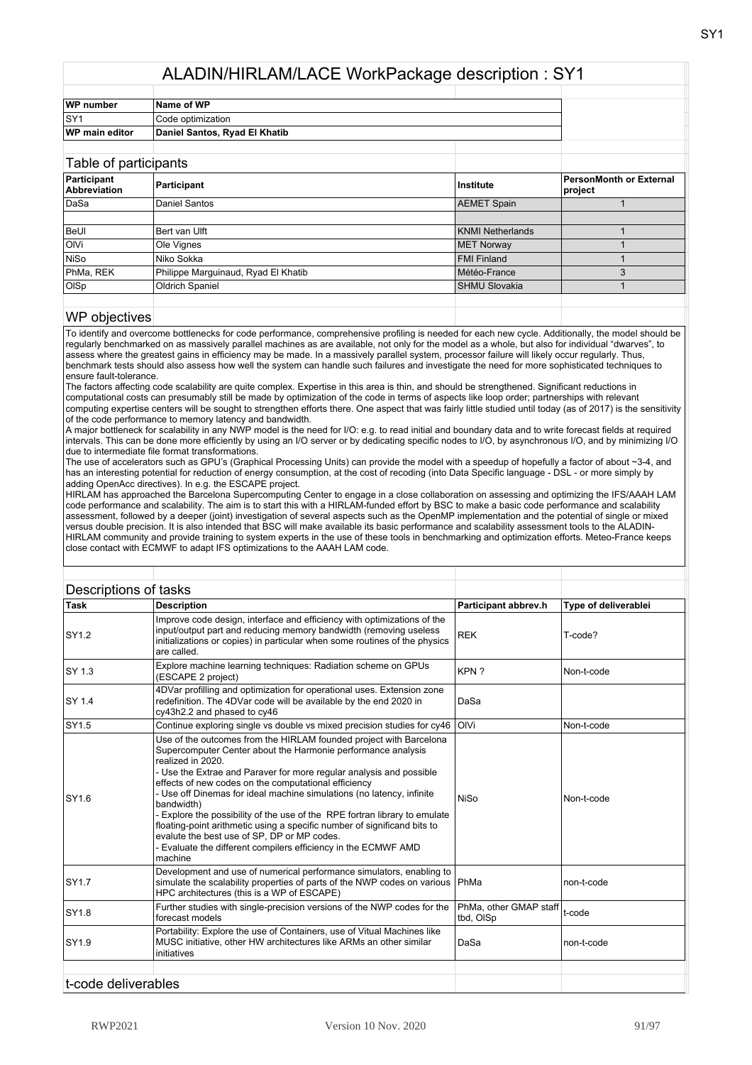# ALADIN/HIRLAM/LACE WorkPackage description : SY1

| WP number | Name of WP |
|---|---|
| SY1 | Code optimization |
| **WP main editor** | **Daniel Santos, Ryad El Khatib** |

## Table of participants

| Participant Abbreviation | Participant | Institute | PersonMonth or External project |
|---|---|---|---|
| DaSa | Daniel Santos | AEMET Spain | 1 |
| | | | |
| BeUl | Bert van Ulft | KNMI Netherlands | 1 |
| OlVi | Ole Vignes | MET Norway | 1 |
| NiSo | Niko Sokka | FMI Finland | 1 |
| PhMa, REK | Philippe Marguinaud, Ryad El Khatib | Météo-France | 3 |
| OlSp | Oldrich Spaniel | SHMU Slovakia | 1 |

## WP objectives

To identify and overcome bottlenecks for code performance, comprehensive profiling is needed for each new cycle. Additionally, the model should be regularly benchmarked on as massively parallel machines as are available, not only for the model as a whole, but also for individual "dwarves", to assess where the greatest gains in efficiency may be made. In a massively parallel system, processor failure will likely occur regularly. Thus, benchmark tests should also assess how well the system can handle such failures and investigate the need for more sophisticated techniques to ensure fault-tolerance.
The factors affecting code scalability are quite complex. Expertise in this area is thin, and should be strengthened. Significant reductions in computational costs can presumably still be made by optimization of the code in terms of aspects like loop order; partnerships with relevant computing expertise centers will be sought to strengthen efforts there. One aspect that was fairly little studied until today (as of 2017) is the sensitivity of the code performance to memory latency and bandwidth.
A major bottleneck for scalability in any NWP model is the need for I/O: e.g. to read initial and boundary data and to write forecast fields at required intervals. This can be done more efficiently by using an I/O server or by dedicating specific nodes to I/O, by asynchronous I/O, and by minimizing I/O due to intermediate file format transformations.
The use of accelerators such as GPU's (Graphical Processing Units) can provide the model with a speedup of hopefully a factor of about ~3-4, and has an interesting potential for reduction of energy consumption, at the cost of recoding (into Data Specific language - DSL - or more simply by adding OpenAcc directives). In e.g. the ESCAPE project.
HIRLAM has approached the Barcelona Supercomputing Center to engage in a close collaboration on assessing and optimizing the IFS/AAAH LAM code performance and scalability. The aim is to start this with a HIRLAM-funded effort by BSC to make a basic code performance and scalability assessment, followed by a deeper (joint) investigation of several aspects such as the OpenMP implementation and the potential of single or mixed versus double precision. It is also intended that BSC will make available its basic performance and scalability assessment tools to the ALADIN-HIRLAM community and provide training to system experts in the use of these tools in benchmarking and optimization efforts. Meteo-France keeps close contact with ECMWF to adapt IFS optimizations to the AAAH LAM code.

## Descriptions of tasks

| Task | Description | Participant abbrev.h | Type of deliverablei |
|---|---|---|---|
| SY1.2 | Improve code design, interface and efficiency with optimizations of the input/output part and reducing memory bandwidth (removing useless initializations or copies) in particular when some routines of the physics are called. | REK | T-code? |
| SY 1.3 | Explore machine learning techniques: Radiation scheme on GPUs (ESCAPE 2 project) | KPN ? | Non-t-code |
| SY 1.4 | 4DVar profilling and optimization for operational uses. Extension zone redefinition. The 4DVar code will be available by the end 2020 in cy43h2.2 and phased to cy46 | DaSa | |
| SY1.5 | Continue exploring single vs double vs mixed precision studies for cy46 | OlVi | Non-t-code |
| SY1.6 | Use of the outcomes from the HIRLAM founded project with Barcelona Supercomputer Center about the Harmonie performance analysis realized in 2020.<br>- Use the Extrae and Paraver for more regular analysis and possible effects of new codes on the computational efficiency<br>- Use off Dinemas for ideal machine simulations (no latency, infinite bandwidth)<br>- Explore the possibility of the use of the RPE fortran library to emulate floating-point arithmetic using a specific number of significand bits to evalute the best use of SP, DP or MP codes.<br>- Evaluate the different compilers efficiency in the ECMWF AMD machine | NiSo | Non-t-code |
| SY1.7 | Development and use of numerical performance simulators, enabling to simulate the scalability properties of parts of the NWP codes on various HPC architectures (this is a WP of ESCAPE) | PhMa | non-t-code |
| SY1.8 | Further studies with single-precision versions of the NWP codes for the forecast models | PhMa, other GMAP staff tbd, OlSp | t-code |
| SY1.9 | Portability: Explore the use of Containers, use of Vitual Machines like MUSC initiative, other HW architectures like ARMs an other similar initiatives | DaSa | non-t-code |

## t-code deliverables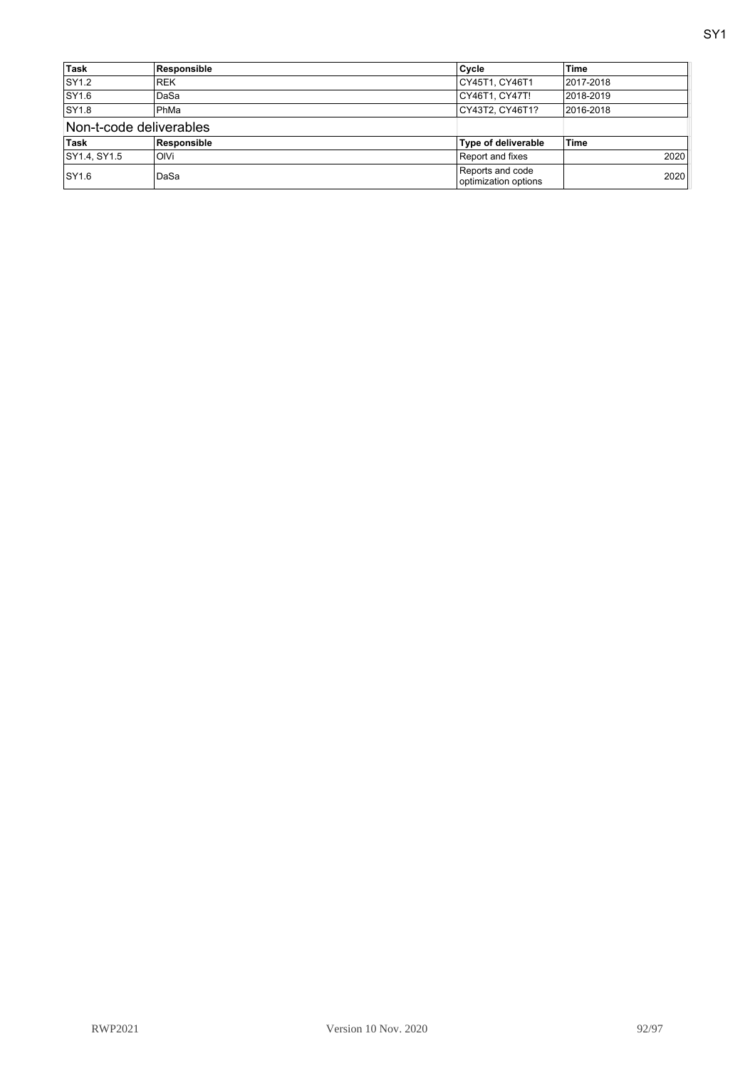| Task | Responsible | Cycle | Time |
|---|---|---|---|
| SY1.2 | REK | CY45T1, CY46T1 | 2017-2018 |
| SY1.6 | DaSa | CY46T1, CY47T! | 2018-2019 |
| SY1.8 | PhMa | CY43T2, CY46T1? | 2016-2018 |

## Non-t-code deliverables

| Task | Responsible | Type of deliverable | Time |
|---|---|---|---|
| SY1.4, SY1.5 | OlVi | Report and fixes | 2020 |
| SY1.6 | DaSa | Reports and code optimization options | 2020 |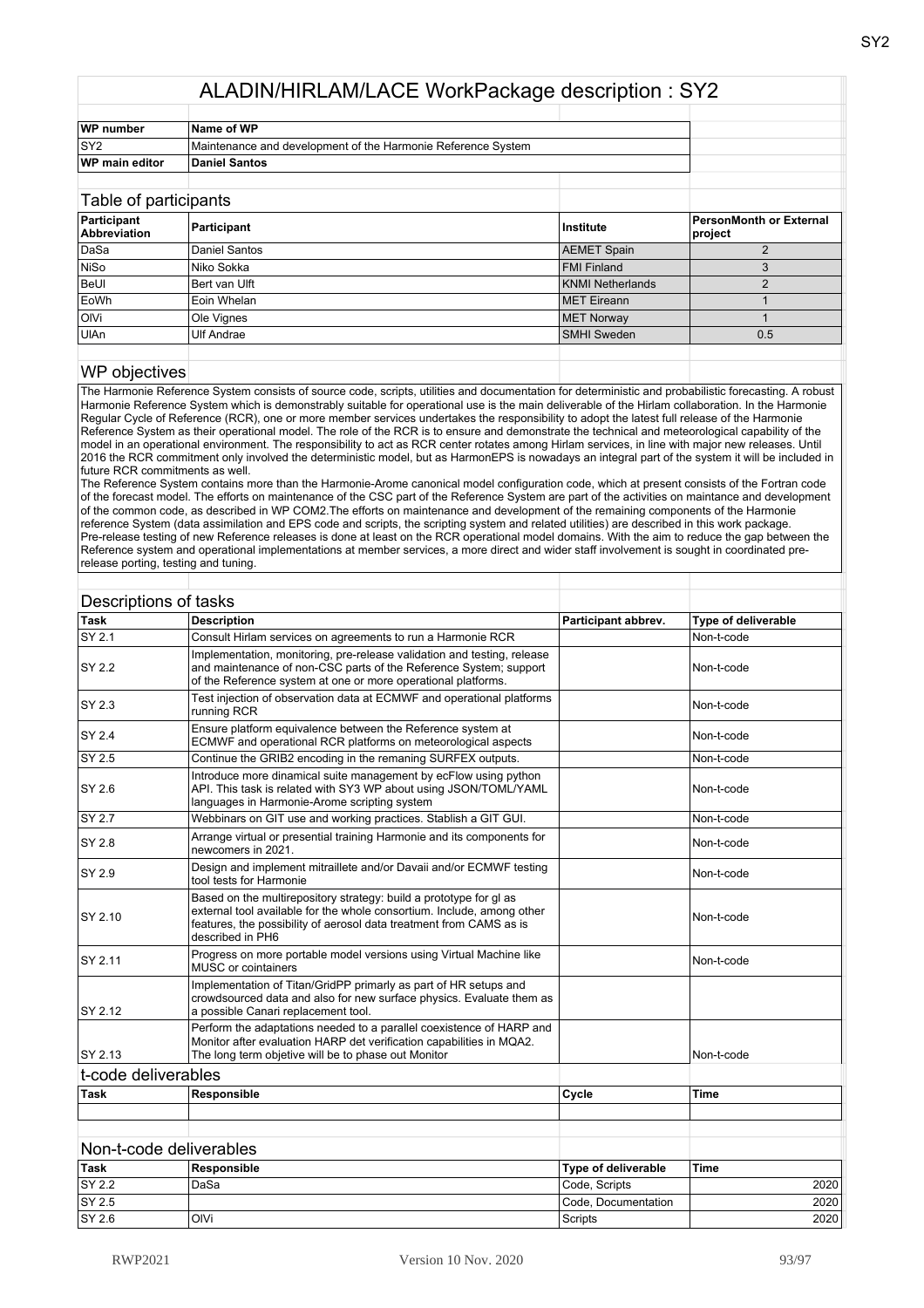# ALADIN/HIRLAM/LACE WorkPackage description : SY2

| WP number | Name of WP |
|---|---|
| SY2 | Maintenance and development of the Harmonie Reference System |
| **WP main editor** | **Daniel Santos** |

## Table of participants

| Participant Abbreviation | Participant | Institute | PersonMonth or External project |
|---|---|---|---|
| DaSa | Daniel Santos | AEMET Spain | 2 |
| NiSo | Niko Sokka | FMI Finland | 3 |
| BeUl | Bert van Ulft | KNMI Netherlands | 2 |
| EoWh | Eoin Whelan | MET Eireann | 1 |
| OlVi | Ole Vignes | MET Norway | 1 |
| UlAn | Ulf Andrae | SMHI Sweden | 0.5 |

## WP objectives

The Harmonie Reference System consists of source code, scripts, utilities and documentation for deterministic and probabilistic forecasting. A robust Harmonie Reference System which is demonstrably suitable for operational use is the main deliverable of the Hirlam collaboration. In the Harmonie Regular Cycle of Reference (RCR), one or more member services undertakes the responsibility to adopt the latest full release of the Harmonie Reference System as their operational model. The role of the RCR is to ensure and demonstrate the technical and meteorological capability of the model in an operational environment. The responsibility to act as RCR center rotates among Hirlam services, in line with major new releases. Until 2016 the RCR commitment only involved the deterministic model, but as HarmonEPS is nowadays an integral part of the system it will be included in future RCR commitments as well.
The Reference System contains more than the Harmonie-Arome canonical model configuration code, which at present consists of the Fortran code of the forecast model. The efforts on maintenance of the CSC part of the Reference System are part of the activities on maintance and development of the common code, as described in WP COM2.The efforts on maintenance and development of the remaining components of the Harmonie reference System (data assimilation and EPS code and scripts, the scripting system and related utilities) are described in this work package.
Pre-release testing of new Reference releases is done at least on the RCR operational model domains. With the aim to reduce the gap between the Reference system and operational implementations at member services, a more direct and wider staff involvement is sought in coordinated pre-release porting, testing and tuning.

## Descriptions of tasks

| Task | Description | Participant abbrev. | Type of deliverable |
|---|---|---|---|
| SY 2.1 | Consult Hirlam services on agreements to run a Harmonie RCR | | Non-t-code |
| SY 2.2 | Implementation, monitoring, pre-release validation and testing, release and maintenance of non-CSC parts of the Reference System; support of the Reference system at one or more operational platforms. | | Non-t-code |
| SY 2.3 | Test injection of observation data at ECMWF and operational platforms running RCR | | Non-t-code |
| SY 2.4 | Ensure platform equivalence between the Reference system at ECMWF and operational RCR platforms on meteorological aspects | | Non-t-code |
| SY 2.5 | Continue the GRIB2 encoding in the remaning SURFEX outputs. | | Non-t-code |
| SY 2.6 | Introduce more dinamical suite management by ecFlow using python API. This task is related with SY3 WP about using JSON/TOML/YAML languages in Harmonie-Arome scripting system | | Non-t-code |
| SY 2.7 | Webbinars on GIT use and working practices. Stablish a GIT GUI. | | Non-t-code |
| SY 2.8 | Arrange virtual or presential training Harmonie and its components for newcomers in 2021. | | Non-t-code |
| SY 2.9 | Design and implement mitraillete and/or Davaii and/or ECMWF testing tool tests for Harmonie | | Non-t-code |
| SY 2.10 | Based on the multirepository strategy: build a prototype for gl as external tool available for the whole consortium. Include, among other features, the possibility of aerosol data treatment from CAMS as is described in PH6 | | Non-t-code |
| SY 2.11 | Progress on more portable model versions using Virtual Machine like MUSC or cointainers | | Non-t-code |
| SY 2.12 | Implementation of Titan/GridPP primarly as part of HR setups and crowdsourced data and also for new surface physics. Evaluate them as a possible Canari replacement tool. | | |
| SY 2.13 | Perform the adaptations needed to a parallel coexistence of HARP and Monitor after evaluation HARP det verification capabilities in MQA2. The long term objetive will be to phase out Monitor | | Non-t-code |

## t-code deliverables

| Task | Responsible | Cycle | Time |
|---|---|---|---|
| | | | |

## Non-t-code deliverables

| Task | Responsible | Type of deliverable | Time |
|---|---|---|---|
| SY 2.2 | DaSa | Code, Scripts | 2020 |
| SY 2.5 | | Code, Documentation | 2020 |
| SY 2.6 | OlVi | Scripts | 2020 |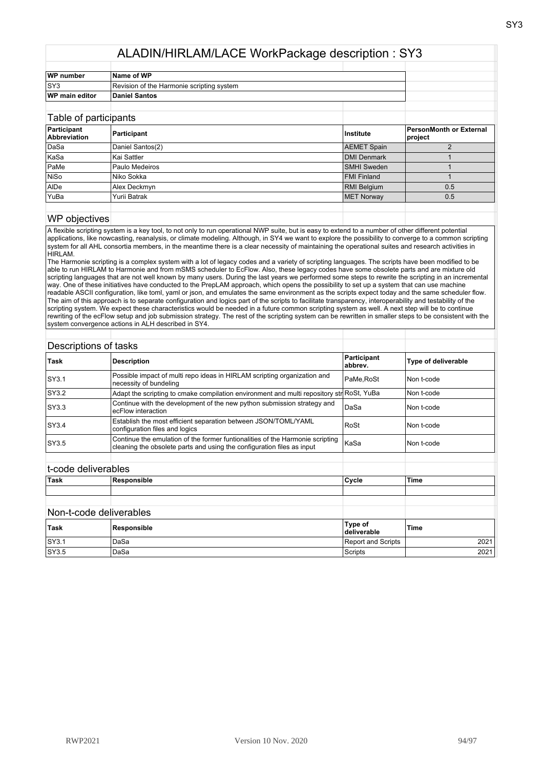# ALADIN/HIRLAM/LACE WorkPackage description : SY3

| WP number | Name of WP |
|---|---|
| SY3 | Revision of the Harmonie scripting system |
| **WP main editor** | **Daniel Santos** |

## Table of participants

| Participant Abbreviation | Participant | Institute | PersonMonth or External project |
|---|---|---|---|
| DaSa | Daniel Santos(2) | AEMET Spain | 2 |
| KaSa | Kai Sattler | DMI Denmark | 1 |
| PaMe | Paulo Medeiros | SMHI Sweden | 1 |
| NiSo | Niko Sokka | FMI Finland | 1 |
| AlDe | Alex Deckmyn | RMI Belgium | 0.5 |
| YuBa | Yurii Batrak | MET Norway | 0.5 |

## WP objectives

A flexible scripting system is a key tool, to not only to run operational NWP suite, but is easy to extend to a number of other different potential applications, like nowcasting, reanalysis, or climate modeling. Although, in SY4 we want to explore the possibility to converge to a common scripting system for all AHL consortia members, in the meantime there is a clear necessity of maintaining the operational suites and research activities in HIRLAM.
The Harmonie scripting is a complex system with a lot of legacy codes and a variety of scripting languages. The scripts have been modified to be able to run HIRLAM to Harmonie and from mSMS scheduler to EcFlow. Also, these legacy codes have some obsolete parts and are mixture old scripting languages that are not well known by many users. During the last years we performed some steps to rewrite the scripting in an incremental way. One of these initiatives have conducted to the PrepLAM approach, which opens the possibility to set up a system that can use machine readable ASCII configuration, like toml, yaml or json, and emulates the same environment as the scripts expect today and the same scheduler flow. The aim of this approach is to separate configuration and logics part of the scripts to facilitate transparency, interoperability and testability of the scripting system. We expect these characteristics would be needed in a future common scripting system as well. A next step will be to continue rewriting of the ecFlow setup and job submission strategy. The rest of the scripting system can be rewritten in smaller steps to be consistent with the system convergence actions in ALH described in SY4.

## Descriptions of tasks

| Task | Description | Participant abbrev. | Type of deliverable |
|---|---|---|---|
| SY3.1 | Possible impact of multi repo ideas in HIRLAM scripting organization and necessity of bundeling | PaMe,RoSt | Non t-code |
| SY3.2 | Adapt the scripting to cmake compilation environment and multi repository str | RoSt, YuBa | Non t-code |
| SY3.3 | Continue with the development of the new python submission strategy and ecFlow interaction | DaSa | Non t-code |
| SY3.4 | Establish the most efficient separation between JSON/TOML/YAML configuration files and logics | RoSt | Non t-code |
| SY3.5 | Continue the emulation of the former funtionalities of the Harmonie scripting cleaning the obsolete parts and using the configuration files as input | KaSa | Non t-code |

## t-code deliverables

| Task | Responsible | Cycle | Time |
|---|---|---|---|
| | | | |

## Non-t-code deliverables

| Task | Responsible | Type of deliverable | Time |
|---|---|---|---|
| SY3.1 | DaSa | Report and Scripts | 2021 |
| SY3.5 | DaSa | Scripts | 2021 |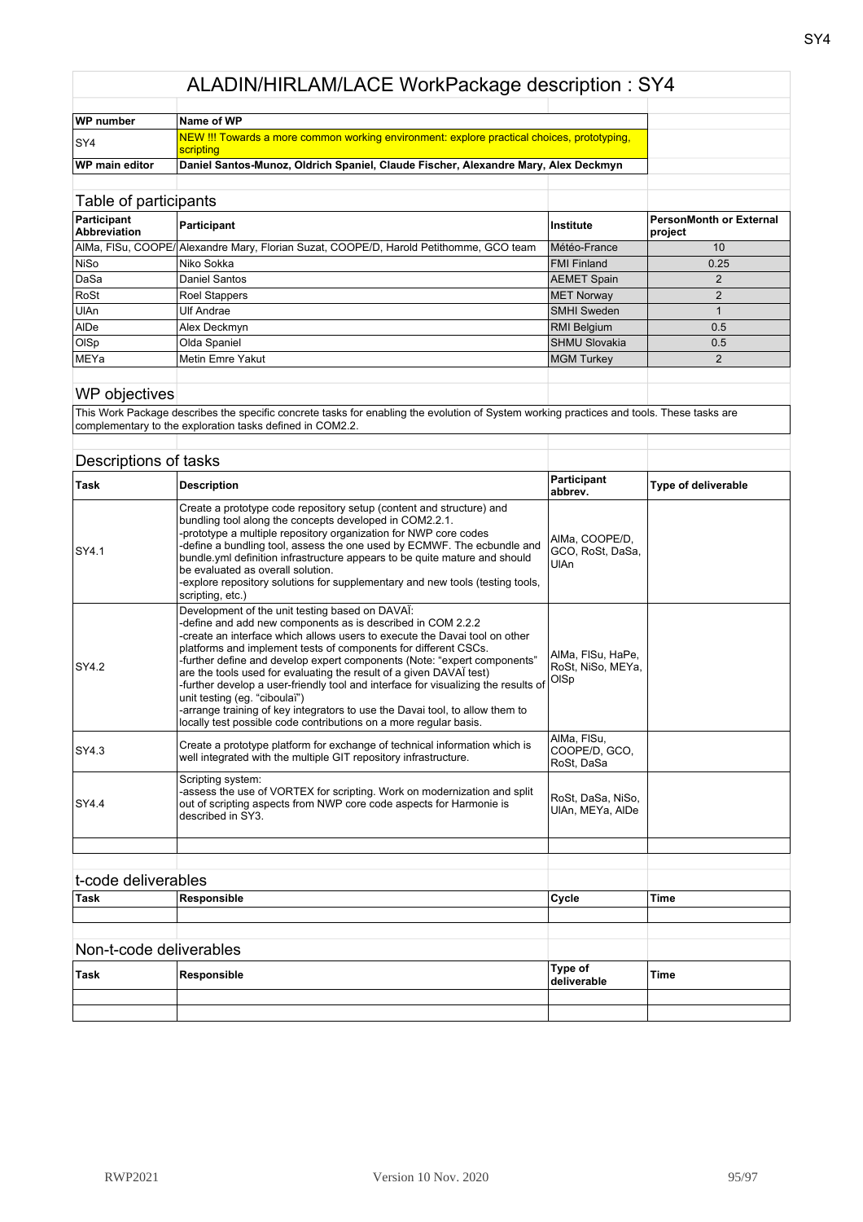# ALADIN/HIRLAM/LACE WorkPackage description : SY4

| WP number | Name of WP |
|---|---|
| SY4 | NEW !!! Towards a more common working environment: explore practical choices, prototyping, scripting |
| WP main editor | Daniel Santos-Munoz, Oldrich Spaniel, Claude Fischer, Alexandre Mary, Alex Deckmyn |

## Table of participants

| Participant Abbreviation | Participant | Institute | PersonMonth or External project |
|---|---|---|---|
| AlMa, FlSu, COOPE/ | Alexandre Mary, Florian Suzat, COOPE/D, Harold Petithomme, GCO team | Météo-France | 10 |
| NiSo | Niko Sokka | FMI Finland | 0.25 |
| DaSa | Daniel Santos | AEMET Spain | 2 |
| RoSt | Roel Stappers | MET Norway | 2 |
| UlAn | Ulf Andrae | SMHI Sweden | 1 |
| AlDe | Alex Deckmyn | RMI Belgium | 0.5 |
| OlSp | Olda Spaniel | SHMU Slovakia | 0.5 |
| MEYa | Metin Emre Yakut | MGM Turkey | 2 |

## WP objectives

This Work Package describes the specific concrete tasks for enabling the evolution of System working practices and tools. These tasks are complementary to the exploration tasks defined in COM2.2.

## Descriptions of tasks

| Task | Description | Participant abbrev. | Type of deliverable |
|---|---|---|---|
| SY4.1 | Create a prototype code repository setup (content and structure) and bundling tool along the concepts developed in COM2.2.1.<br>-prototype a multiple repository organization for NWP core codes<br>-define a bundling tool, assess the one used by ECMWF. The ecbundle and bundle.yml definition infrastructure appears to be quite mature and should be evaluated as overall solution.<br>-explore repository solutions for supplementary and new tools (testing tools, scripting, etc.) | AlMa, COOPE/D, GCO, RoSt, DaSa, UlAn | |
| SY4.2 | Development of the unit testing based on DAVAÏ:<br>-define and add new components as is described in COM 2.2.2<br>-create an interface which allows users to execute the Davai tool on other platforms and implement tests of components for different CSCs.<br>-further define and develop expert components (Note: "expert components" are the tools used for evaluating the result of a given DAVAÏ test)<br>-further develop a user-friendly tool and interface for visualizing the results of unit testing (eg. "ciboulaï")<br>-arrange training of key integrators to use the Davai tool, to allow them to locally test possible code contributions on a more regular basis. | AlMa, FlSu, HaPe, RoSt, NiSo, MEYa, OlSp | |
| SY4.3 | Create a prototype platform for exchange of technical information which is well integrated with the multiple GIT repository infrastructure. | AlMa, FlSu, COOPE/D, GCO, RoSt, DaSa | |
| SY4.4 | Scripting system:<br>-assess the use of VORTEX for scripting. Work on modernization and split out of scripting aspects from NWP core code aspects for Harmonie is described in SY3. | RoSt, DaSa, NiSo, UlAn, MEYa, AlDe | |
| | | | |

## t-code deliverables

| Task | Responsible | Cycle | Time |
|---|---|---|---|
| | | | |

## Non-t-code deliverables

| Task | Responsible | Type of deliverable | Time |
|---|---|---|---|
| | | | |
| | | | |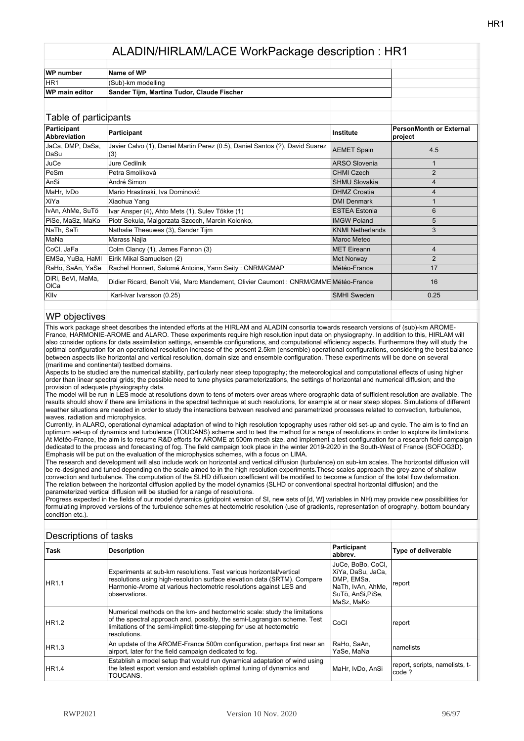# ALADIN/HIRLAM/LACE WorkPackage description : HR1

| WP number | Name of WP |
|---|---|
| HR1 | (Sub)-km modelling |
| WP main editor | Sander Tijm, Martina Tudor, Claude Fischer |

## Table of participants

| Participant Abbreviation | Participant | Institute | PersonMonth or External project |
|---|---|---|---|
| JaCa, DMP, DaSa, DaSu | Javier Calvo (1), Daniel Martin Perez (0.5), Daniel Santos (?), David Suarez (3) | AEMET Spain | 4.5 |
| JuCe | Jure Cedilnik | ARSO Slovenia | 1 |
| PeSm | Petra Smolíková | CHMI Czech | 2 |
| AnSi | André Simon | SHMU Slovakia | 4 |
| MaHr, IvDo | Mario Hrastinski, Iva Dominović | DHMZ Croatia | 4 |
| XiYa | Xiaohua Yang | DMI Denmark | 1 |
| IvAn, AhMe, SuTõ | Ivar Ansper (4), Ahto Mets (1), Sulev Tõkke (1) | ESTEA Estonia | 6 |
| PiSe, MaSz, MaKo | Piotr Sekula, Malgorzata Szczech, Marcin Kolonko, | IMGW Poland | 5 |
| NaTh, SaTi | Nathalie Theeuwes (3), Sander Tijm | KNMI Netherlands | 3 |
| MaNa | Marass Najla | Maroc Meteo | |
| CoCl, JaFa | Colm Clancy (1), James Fannon (3) | MET Eireann | 4 |
| EMSa, YuBa, HaMI | Eirik Mikal Samuelsen (2) | Met Norway | 2 |
| RaHo, SaAn, YaSe | Rachel Honnert, Salomé Antoine, Yann Seity : CNRM/GMAP | Météo-France | 17 |
| DiRi, BeVi, MaMa, OlCa | Didier Ricard, Benoît Vié, Marc Mandement, Olivier Caumont : CNRM/GMME | Météo-France | 16 |
| KIIv | Karl-Ivar Ivarsson (0.25) | SMHI Sweden | 0.25 |

## WP objectives

This work package sheet describes the intended efforts at the HIRLAM and ALADIN consortia towards research versions of (sub)-km AROME-France, HARMONIE-AROME and ALARO. These experiments require high resolution input data on physiography. In addition to this, HIRLAM will also consider options for data assimilation settings, ensemble configurations, and computational efficiency aspects. Furthermore they will study the optimal configuration for an operational resolution increase of the present 2.5km (ensemble) operational configurations, considering the best balance between aspects like horizontal and vertical resolution, domain size and ensemble configuration. These experiments will be done on several (maritime and continental) testbed domains.

Aspects to be studied are the numerical stability, particularly near steep topography; the meteorological and computational effects of using higher order than linear spectral grids; the possible need to tune physics parameterizations, the settings of horizontal and numerical diffusion; and the provision of adequate physiography data.

The model will be run in LES mode at resolutions down to tens of meters over areas where orographic data of sufficient resolution are available. The results should show if there are limitations in the spectral technique at such resolutions, for example at or near steep slopes. Simulations of different weather situations are needed in order to study the interactions between resolved and parametrized processes related to convection, turbulence, waves, radiation and microphysics.

Currently, in ALARO, operational dynamical adaptation of wind to high resolution topography uses rather old set-up and cycle. The aim is to find an optimum set-up of dynamics and turbulence (TOUCANS) scheme and to test the method for a range of resolutions in order to explore its limitations.

At Météo-France, the aim is to resume R&D efforts for AROME at 500m mesh size, and implement a test configuration for a research field campaign dedicated to the process and forecasting of fog. The field campaign took place in the winter 2019-2020 in the South-West of France (SOFOG3D). Emphasis will be put on the evaluation of the microphysics schemes, with a focus on LIMA.

The research and development will also include work on horizontal and vertical diffusion (turbulence) on sub-km scales. The horizontal diffusion will be re-designed and tuned depending on the scale aimed to in the high resolution experiments.These scales approach the grey-zone of shallow convection and turbulence. The computation of the SLHD diffusion coefficient will be modified to become a function of the total flow deformation. The relation between the horizontal diffusion applied by the model dynamics (SLHD or conventional spectral horizontal diffusion) and the parameterized vertical diffusion will be studied for a range of resolutions.

Progress expected in the fields of our model dynamics (gridpoint version of SI, new sets of [d, W] variables in NH) may provide new possibilities for formulating improved versions of the turbulence schemes at hectometric resolution (use of gradients, representation of orography, bottom boundary condition etc.).

## Descriptions of tasks

| Task | Description | Participant abbrev. | Type of deliverable |
|---|---|---|---|
| HR1.1 | Experiments at sub-km resolutions. Test various horizontal/vertical resolutions using high-resolution surface elevation data (SRTM). Compare Harmonie-Arome at various hectometric resolutions against LES and observations. | JuCe, BoBo, CoCl, XiYa, DaSu, JaCa, DMP, EMSa, NaTh, IvAn, AhMe, SuTö, AnSi,PiSe, MaSz, MaKo | report |
| HR1.2 | Numerical methods on the km- and hectometric scale: study the limitations of the spectral approach and, possibly, the semi-Lagrangian scheme. Test limitations of the semi-implicit time-stepping for use at hectometric resolutions. | CoCl | report |
| HR1.3 | An update of the AROME-France 500m configuration, perhaps first near an airport, later for the field campaign dedicated to fog. | RaHo, SaAn, YaSe, MaNa | namelists |
| HR1.4 | Establish a model setup that would run dynamical adaptation of wind using the latest export version and establish optimal tuning of dynamics and TOUCANS. | MaHr, IvDo, AnSi | report, scripts, namelists, t-code ? |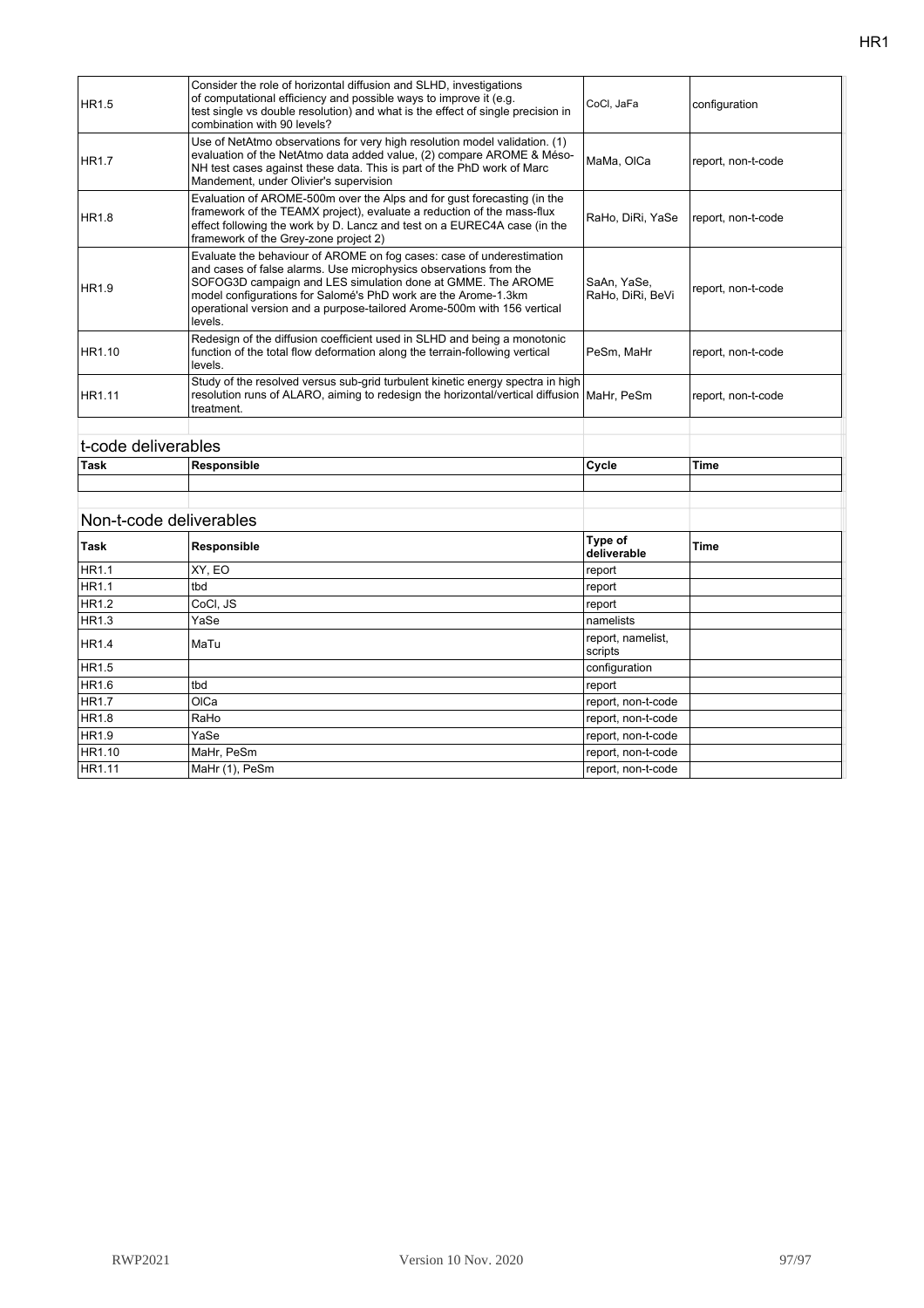| | | | |
|---|---|---|---|
| HR1.5 | Consider the role of horizontal diffusion and SLHD, investigations of computational efficiency and possible ways to improve it (e.g. test single vs double resolution) and what is the effect of single precision in combination with 90 levels? | CoCl, JaFa | configuration |
| HR1.7 | Use of NetAtmo observations for very high resolution model validation. (1) evaluation of the NetAtmo data added value, (2) compare AROME & Méso-NH test cases against these data. This is part of the PhD work of Marc Mandement, under Olivier's supervision | MaMa, OlCa | report, non-t-code |
| HR1.8 | Evaluation of AROME-500m over the Alps and for gust forecasting (in the framework of the TEAMX project), evaluate a reduction of the mass-flux effect following the work by D. Lancz and test on a EUREC4A case (in the framework of the Grey-zone project 2) | RaHo, DiRi, YaSe | report, non-t-code |
| HR1.9 | Evaluate the behaviour of AROME on fog cases: case of underestimation and cases of false alarms. Use microphysics observations from the SOFOG3D campaign and LES simulation done at GMME. The AROME model configurations for Salomé's PhD work are the Arome-1.3km operational version and a purpose-tailored Arome-500m with 156 vertical levels. | SaAn, YaSe, RaHo, DiRi, BeVi | report, non-t-code |
| HR1.10 | Redesign of the diffusion coefficient used in SLHD and being a monotonic function of the total flow deformation along the terrain-following vertical levels. | PeSm, MaHr | report, non-t-code |
| HR1.11 | Study of the resolved versus sub-grid turbulent kinetic energy spectra in high resolution runs of ALARO, aiming to redesign the horizontal/vertical diffusion treatment. | MaHr, PeSm | report, non-t-code |

## t-code deliverables

| Task | Responsible | Cycle | Time |
|---|---|---|---|
| | | | |

## Non-t-code deliverables

| Task | Responsible | Type of deliverable | Time |
|---|---|---|---|
| HR1.1 | XY, EO | report | |
| HR1.1 | tbd | report | |
| HR1.2 | CoCl, JS | report | |
| HR1.3 | YaSe | namelists | |
| HR1.4 | MaTu | report, namelist, scripts | |
| HR1.5 | | configuration | |
| HR1.6 | tbd | report | |
| HR1.7 | OlCa | report, non-t-code | |
| HR1.8 | RaHo | report, non-t-code | |
| HR1.9 | YaSe | report, non-t-code | |
| HR1.10 | MaHr, PeSm | report, non-t-code | |
| HR1.11 | MaHr (1), PeSm | report, non-t-code | |